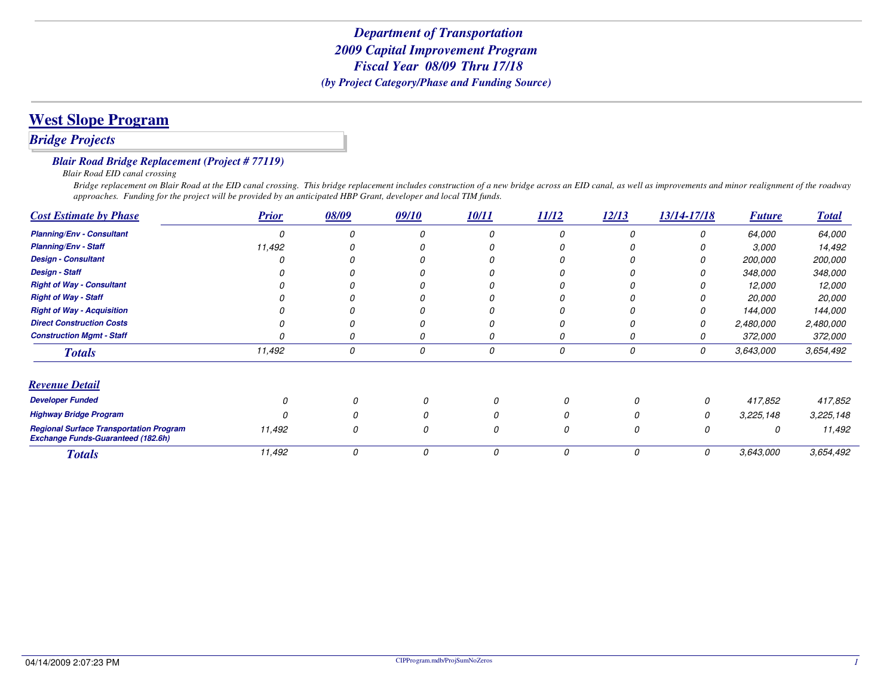# *Department of Transportation*
# *2009 Capital Improvement Program*
# *Fiscal Year 08/09 Thru 17/18*
### *(by Project Category/Phase and Funding Source)*

## West Slope Program

### *Bridge Projects*

#### *Blair Road Bridge Replacement (Project # 77119)*

*Blair Road EID canal crossing*

*Bridge replacement on Blair Road at the EID canal crossing. This bridge replacement includes construction of a new bridge across an EID canal, as well as improvements and minor realignment of the roadway approaches. Funding for the project will be provided by an anticipated HBP Grant, developer and local TIM funds.*

| Cost Estimate by Phase | Prior | 08/09 | 09/10 | 10/11 | 11/12 | 12/13 | 13/14-17/18 | Future | Total |
|---|---|---|---|---|---|---|---|---|---|
| Planning/Env - Consultant | 0 | 0 | 0 | 0 | 0 | 0 | 0 | 64,000 | 64,000 |
| Planning/Env - Staff | 11,492 | 0 | 0 | 0 | 0 | 0 | 0 | 3,000 | 14,492 |
| Design - Consultant | 0 | 0 | 0 | 0 | 0 | 0 | 0 | 200,000 | 200,000 |
| Design - Staff | 0 | 0 | 0 | 0 | 0 | 0 | 0 | 348,000 | 348,000 |
| Right of Way - Consultant | 0 | 0 | 0 | 0 | 0 | 0 | 0 | 12,000 | 12,000 |
| Right of Way - Staff | 0 | 0 | 0 | 0 | 0 | 0 | 0 | 20,000 | 20,000 |
| Right of Way - Acquisition | 0 | 0 | 0 | 0 | 0 | 0 | 0 | 144,000 | 144,000 |
| Direct Construction Costs | 0 | 0 | 0 | 0 | 0 | 0 | 0 | 2,480,000 | 2,480,000 |
| Construction Mgmt - Staff | 0 | 0 | 0 | 0 | 0 | 0 | 0 | 372,000 | 372,000 |
| **Totals** | 11,492 | 0 | 0 | 0 | 0 | 0 | 0 | 3,643,000 | 3,654,492 |

| Revenue Detail | Prior | 08/09 | 09/10 | 10/11 | 11/12 | 12/13 | 13/14-17/18 | Future | Total |
|---|---|---|---|---|---|---|---|---|---|
| Developer Funded | 0 | 0 | 0 | 0 | 0 | 0 | 0 | 417,852 | 417,852 |
| Highway Bridge Program | 0 | 0 | 0 | 0 | 0 | 0 | 0 | 3,225,148 | 3,225,148 |
| Regional Surface Transportation Program Exchange Funds-Guaranteed (182.6h) | 11,492 | 0 | 0 | 0 | 0 | 0 | 0 | 0 | 11,492 |
| **Totals** | 11,492 | 0 | 0 | 0 | 0 | 0 | 0 | 3,643,000 | 3,654,492 |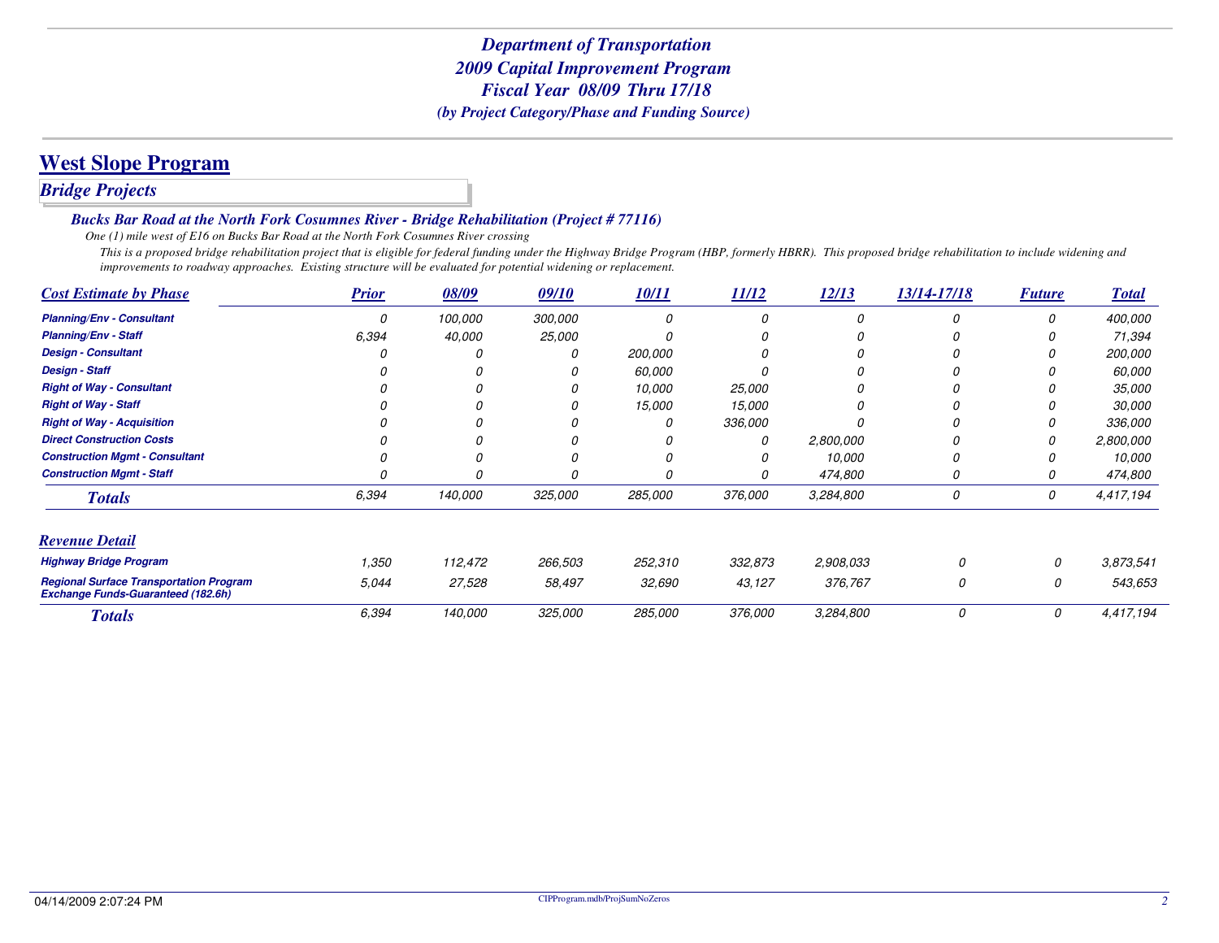# Department of Transportation
# 2009 Capital Improvement Program
# Fiscal Year 08/09 Thru 17/18
### *(by Project Category/Phase and Funding Source)*

## West Slope Program

### *Bridge Projects*

#### *Bucks Bar Road at the North Fork Cosumnes River - Bridge Rehabilitation (Project # 77116)*

*One (1) mile west of E16 on Bucks Bar Road at the North Fork Cosumnes River crossing*

*This is a proposed bridge rehabilitation project that is eligible for federal funding under the Highway Bridge Program (HBP, formerly HBRR). This proposed bridge rehabilitation to include widening and improvements to roadway approaches. Existing structure will be evaluated for potential widening or replacement.*

| Cost Estimate by Phase | Prior | 08/09 | 09/10 | 10/11 | 11/12 | 12/13 | 13/14-17/18 | Future | Total |
|---|---|---|---|---|---|---|---|---|---|
| Planning/Env - Consultant | 0 | 100,000 | 300,000 | 0 | 0 | 0 | 0 | 0 | 400,000 |
| Planning/Env - Staff | 6,394 | 40,000 | 25,000 | 0 | 0 | 0 | 0 | 0 | 71,394 |
| Design - Consultant | 0 | 0 | 0 | 200,000 | 0 | 0 | 0 | 0 | 200,000 |
| Design - Staff | 0 | 0 | 0 | 60,000 | 0 | 0 | 0 | 0 | 60,000 |
| Right of Way - Consultant | 0 | 0 | 0 | 10,000 | 25,000 | 0 | 0 | 0 | 35,000 |
| Right of Way - Staff | 0 | 0 | 0 | 15,000 | 15,000 | 0 | 0 | 0 | 30,000 |
| Right of Way - Acquisition | 0 | 0 | 0 | 0 | 336,000 | 0 | 0 | 0 | 336,000 |
| Direct Construction Costs | 0 | 0 | 0 | 0 | 0 | 2,800,000 | 0 | 0 | 2,800,000 |
| Construction Mgmt - Consultant | 0 | 0 | 0 | 0 | 0 | 10,000 | 0 | 0 | 10,000 |
| Construction Mgmt - Staff | 0 | 0 | 0 | 0 | 0 | 474,800 | 0 | 0 | 474,800 |
| **Totals** | 6,394 | 140,000 | 325,000 | 285,000 | 376,000 | 3,284,800 | 0 | 0 | 4,417,194 |

| Revenue Detail | Prior | 08/09 | 09/10 | 10/11 | 11/12 | 12/13 | 13/14-17/18 | Future | Total |
|---|---|---|---|---|---|---|---|---|---|
| Highway Bridge Program | 1,350 | 112,472 | 266,503 | 252,310 | 332,873 | 2,908,033 | 0 | 0 | 3,873,541 |
| Regional Surface Transportation Program Exchange Funds-Guaranteed (182.6h) | 5,044 | 27,528 | 58,497 | 32,690 | 43,127 | 376,767 | 0 | 0 | 543,653 |
| **Totals** | 6,394 | 140,000 | 325,000 | 285,000 | 376,000 | 3,284,800 | 0 | 0 | 4,417,194 |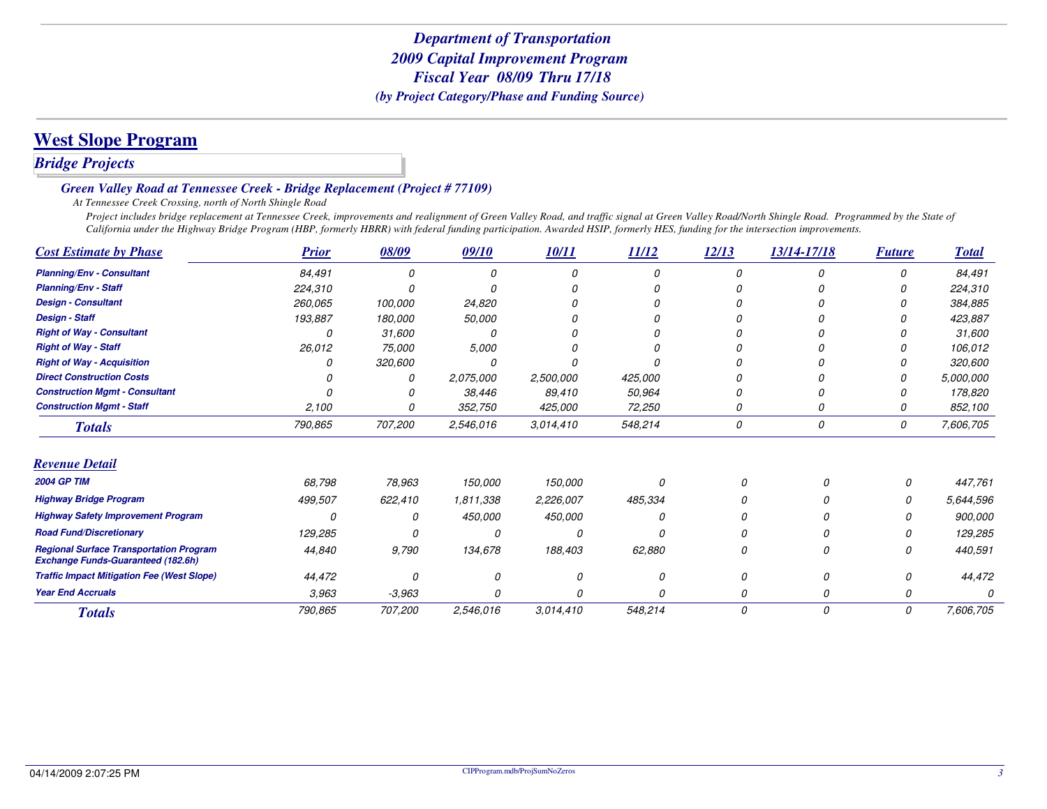# Department of Transportation
## 2009 Capital Improvement Program
## Fiscal Year 08/09 Thru 17/18
*(by Project Category/Phase and Funding Source)*

## West Slope Program

### *Bridge Projects*

#### *Green Valley Road at Tennessee Creek - Bridge Replacement (Project # 77109)*

*At Tennessee Creek Crossing, north of North Shingle Road*

*Project includes bridge replacement at Tennessee Creek, improvements and realignment of Green Valley Road, and traffic signal at Green Valley Road/North Shingle Road. Programmed by the State of California under the Highway Bridge Program (HBP, formerly HBRR) with federal funding participation. Awarded HSIP, formerly HES, funding for the intersection improvements.*

| Cost Estimate by Phase | Prior | 08/09 | 09/10 | 10/11 | 11/12 | 12/13 | 13/14-17/18 | Future | Total |
|---|---|---|---|---|---|---|---|---|---|
| Planning/Env - Consultant | 84,491 | 0 | 0 | 0 | 0 | 0 | 0 | 0 | 84,491 |
| Planning/Env - Staff | 224,310 | 0 | 0 | 0 | 0 | 0 | 0 | 0 | 224,310 |
| Design - Consultant | 260,065 | 100,000 | 24,820 | 0 | 0 | 0 | 0 | 0 | 384,885 |
| Design - Staff | 193,887 | 180,000 | 50,000 | 0 | 0 | 0 | 0 | 0 | 423,887 |
| Right of Way - Consultant | 0 | 31,600 | 0 | 0 | 0 | 0 | 0 | 0 | 31,600 |
| Right of Way - Staff | 26,012 | 75,000 | 5,000 | 0 | 0 | 0 | 0 | 0 | 106,012 |
| Right of Way - Acquisition | 0 | 320,600 | 0 | 0 | 0 | 0 | 0 | 0 | 320,600 |
| Direct Construction Costs | 0 | 0 | 2,075,000 | 2,500,000 | 425,000 | 0 | 0 | 0 | 5,000,000 |
| Construction Mgmt - Consultant | 0 | 0 | 38,446 | 89,410 | 50,964 | 0 | 0 | 0 | 178,820 |
| Construction Mgmt - Staff | 2,100 | 0 | 352,750 | 425,000 | 72,250 | 0 | 0 | 0 | 852,100 |
| **Totals** | 790,865 | 707,200 | 2,546,016 | 3,014,410 | 548,214 | 0 | 0 | 0 | 7,606,705 |

| Revenue Detail | Prior | 08/09 | 09/10 | 10/11 | 11/12 | 12/13 | 13/14-17/18 | Future | Total |
|---|---|---|---|---|---|---|---|---|---|
| 2004 GP TIM | 68,798 | 78,963 | 150,000 | 150,000 | 0 | 0 | 0 | 0 | 447,761 |
| Highway Bridge Program | 499,507 | 622,410 | 1,811,338 | 2,226,007 | 485,334 | 0 | 0 | 0 | 5,644,596 |
| Highway Safety Improvement Program | 0 | 0 | 450,000 | 450,000 | 0 | 0 | 0 | 0 | 900,000 |
| Road Fund/Discretionary | 129,285 | 0 | 0 | 0 | 0 | 0 | 0 | 0 | 129,285 |
| Regional Surface Transportation Program Exchange Funds-Guaranteed (182.6h) | 44,840 | 9,790 | 134,678 | 188,403 | 62,880 | 0 | 0 | 0 | 440,591 |
| Traffic Impact Mitigation Fee (West Slope) | 44,472 | 0 | 0 | 0 | 0 | 0 | 0 | 0 | 44,472 |
| Year End Accruals | 3,963 | -3,963 | 0 | 0 | 0 | 0 | 0 | 0 | 0 |
| **Totals** | 790,865 | 707,200 | 2,546,016 | 3,014,410 | 548,214 | 0 | 0 | 0 | 7,606,705 |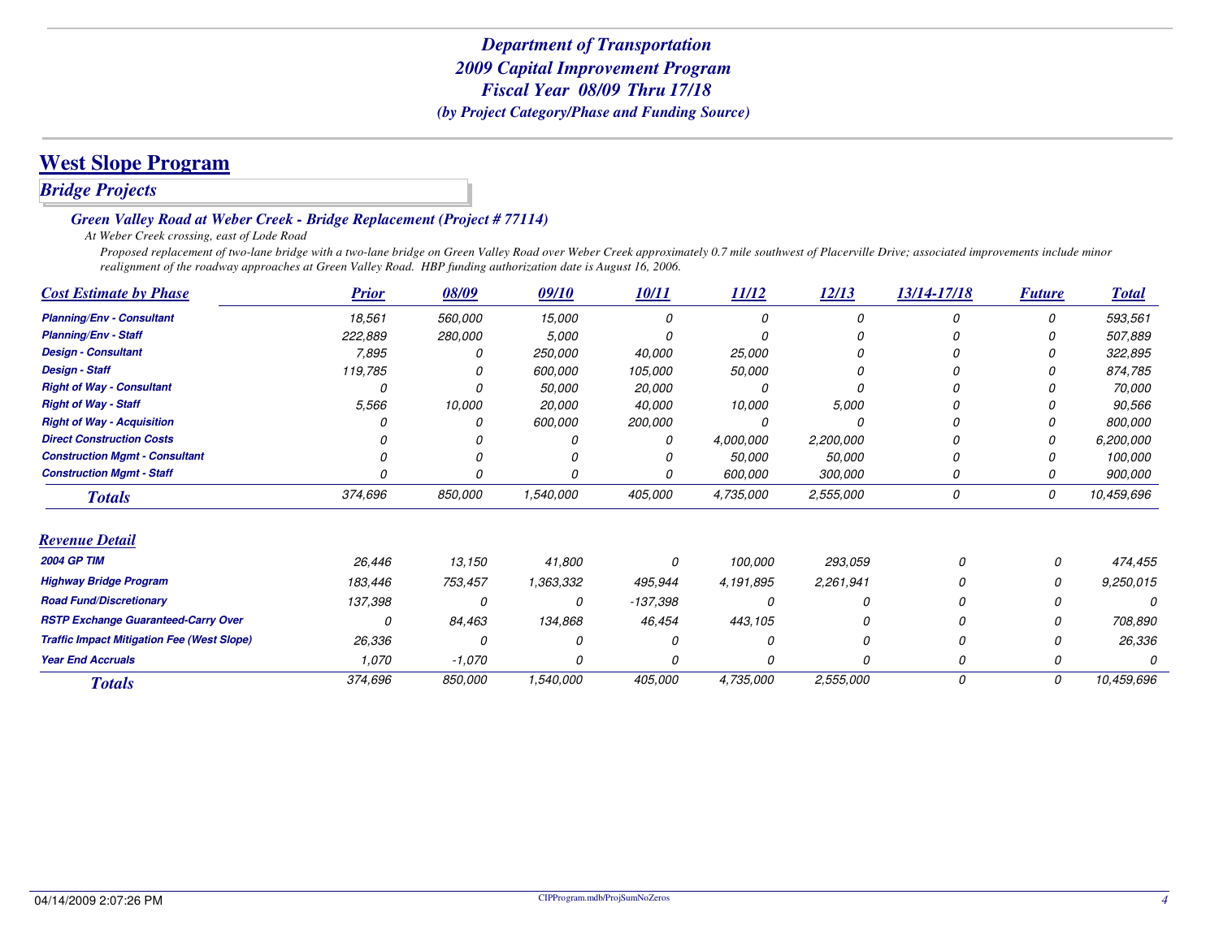*Department of Transportation*
*2009 Capital Improvement Program*
*Fiscal Year 08/09 Thru 17/18*
*(by Project Category/Phase and Funding Source)*

# West Slope Program

## *Bridge Projects*

### *Green Valley Road at Weber Creek - Bridge Replacement (Project # 77114)*

*At Weber Creek crossing, east of Lode Road*

*Proposed replacement of two-lane bridge with a two-lane bridge on Green Valley Road over Weber Creek approximately 0.7 mile southwest of Placerville Drive; associated improvements include minor realignment of the roadway approaches at Green Valley Road. HBP funding authorization date is August 16, 2006.*

| Cost Estimate by Phase | Prior | 08/09 | 09/10 | 10/11 | 11/12 | 12/13 | 13/14-17/18 | Future | Total |
|---|---|---|---|---|---|---|---|---|---|
| Planning/Env - Consultant | 18,561 | 560,000 | 15,000 | 0 | 0 | 0 | 0 | 0 | 593,561 |
| Planning/Env - Staff | 222,889 | 280,000 | 5,000 | 0 | 0 | 0 | 0 | 0 | 507,889 |
| Design - Consultant | 7,895 | 0 | 250,000 | 40,000 | 25,000 | 0 | 0 | 0 | 322,895 |
| Design - Staff | 119,785 | 0 | 600,000 | 105,000 | 50,000 | 0 | 0 | 0 | 874,785 |
| Right of Way - Consultant | 0 | 0 | 50,000 | 20,000 | 0 | 0 | 0 | 0 | 70,000 |
| Right of Way - Staff | 5,566 | 10,000 | 20,000 | 40,000 | 10,000 | 5,000 | 0 | 0 | 90,566 |
| Right of Way - Acquisition | 0 | 0 | 600,000 | 200,000 | 0 | 0 | 0 | 0 | 800,000 |
| Direct Construction Costs | 0 | 0 | 0 | 0 | 4,000,000 | 2,200,000 | 0 | 0 | 6,200,000 |
| Construction Mgmt - Consultant | 0 | 0 | 0 | 0 | 50,000 | 50,000 | 0 | 0 | 100,000 |
| Construction Mgmt - Staff | 0 | 0 | 0 | 0 | 600,000 | 300,000 | 0 | 0 | 900,000 |
| **Totals** | 374,696 | 850,000 | 1,540,000 | 405,000 | 4,735,000 | 2,555,000 | 0 | 0 | 10,459,696 |

| Revenue Detail | Prior | 08/09 | 09/10 | 10/11 | 11/12 | 12/13 | 13/14-17/18 | Future | Total |
|---|---|---|---|---|---|---|---|---|---|
| 2004 GP TIM | 26,446 | 13,150 | 41,800 | 0 | 100,000 | 293,059 | 0 | 0 | 474,455 |
| Highway Bridge Program | 183,446 | 753,457 | 1,363,332 | 495,944 | 4,191,895 | 2,261,941 | 0 | 0 | 9,250,015 |
| Road Fund/Discretionary | 137,398 | 0 | 0 | -137,398 | 0 | 0 | 0 | 0 | 0 |
| RSTP Exchange Guaranteed-Carry Over | 0 | 84,463 | 134,868 | 46,454 | 443,105 | 0 | 0 | 0 | 708,890 |
| Traffic Impact Mitigation Fee (West Slope) | 26,336 | 0 | 0 | 0 | 0 | 0 | 0 | 0 | 26,336 |
| Year End Accruals | 1,070 | -1,070 | 0 | 0 | 0 | 0 | 0 | 0 | 0 |
| **Totals** | 374,696 | 850,000 | 1,540,000 | 405,000 | 4,735,000 | 2,555,000 | 0 | 0 | 10,459,696 |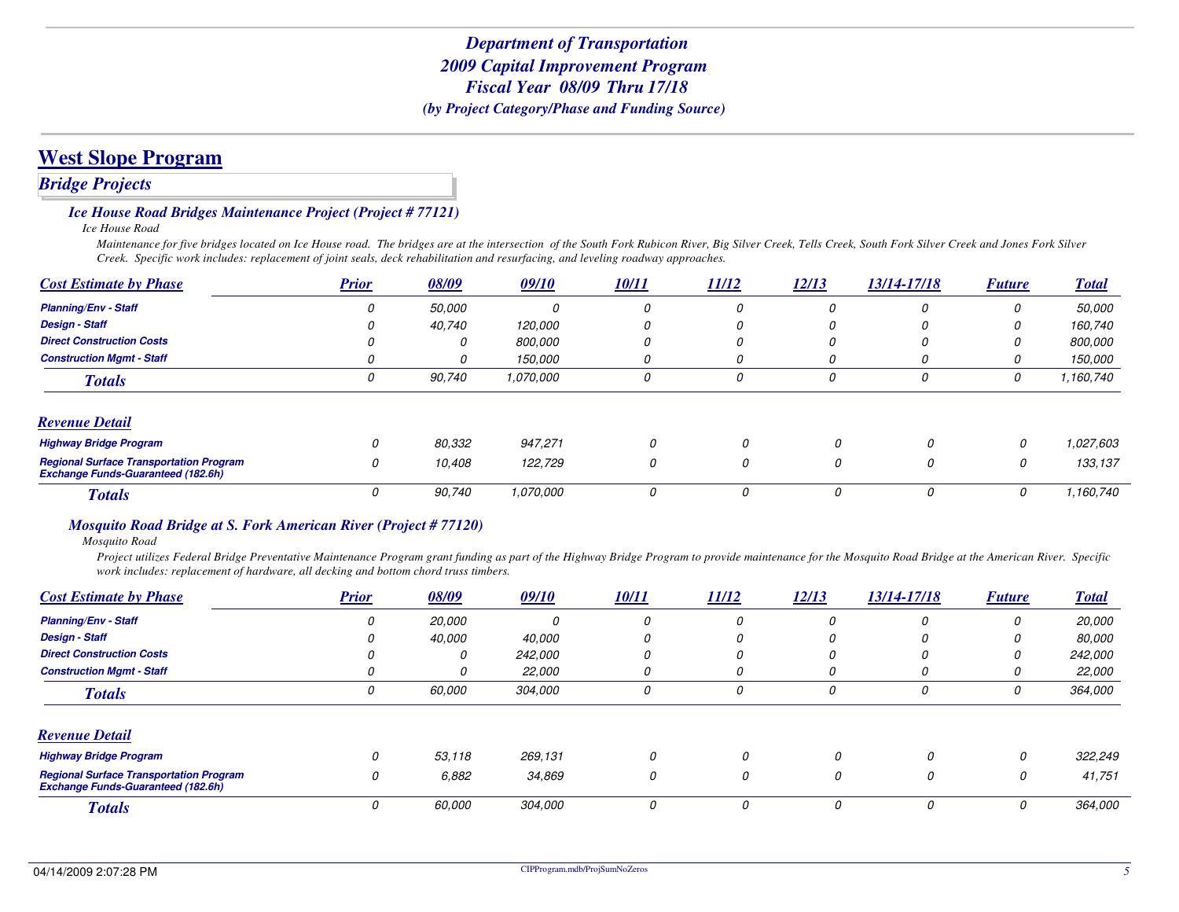# Department of Transportation
# 2009 Capital Improvement Program
# Fiscal Year 08/09 Thru 17/18
*(by Project Category/Phase and Funding Source)*

## West Slope Program

### Bridge Projects

#### Ice House Road Bridges Maintenance Project (Project # 77121)

*Ice House Road*

*Maintenance for five bridges located on Ice House road. The bridges are at the intersection of the South Fork Rubicon River, Big Silver Creek, Tells Creek, South Fork Silver Creek and Jones Fork Silver Creek. Specific work includes: replacement of joint seals, deck rehabilitation and resurfacing, and leveling roadway approaches.*

| Cost Estimate by Phase | Prior | 08/09 | 09/10 | 10/11 | 11/12 | 12/13 | 13/14-17/18 | Future | Total |
|---|---|---|---|---|---|---|---|---|---|
| Planning/Env - Staff | 0 | 50,000 | 0 | 0 | 0 | 0 | 0 | 0 | 50,000 |
| Design - Staff | 0 | 40,740 | 120,000 | 0 | 0 | 0 | 0 | 0 | 160,740 |
| Direct Construction Costs | 0 | 0 | 800,000 | 0 | 0 | 0 | 0 | 0 | 800,000 |
| Construction Mgmt - Staff | 0 | 0 | 150,000 | 0 | 0 | 0 | 0 | 0 | 150,000 |
| **Totals** | 0 | 90,740 | 1,070,000 | 0 | 0 | 0 | 0 | 0 | 1,160,740 |

| Revenue Detail | Prior | 08/09 | 09/10 | 10/11 | 11/12 | 12/13 | 13/14-17/18 | Future | Total |
|---|---|---|---|---|---|---|---|---|---|
| Highway Bridge Program | 0 | 80,332 | 947,271 | 0 | 0 | 0 | 0 | 0 | 1,027,603 |
| Regional Surface Transportation Program Exchange Funds-Guaranteed (182.6h) | 0 | 10,408 | 122,729 | 0 | 0 | 0 | 0 | 0 | 133,137 |
| **Totals** | 0 | 90,740 | 1,070,000 | 0 | 0 | 0 | 0 | 0 | 1,160,740 |

#### Mosquito Road Bridge at S. Fork American River (Project # 77120)

*Mosquito Road*

*Project utilizes Federal Bridge Preventative Maintenance Program grant funding as part of the Highway Bridge Program to provide maintenance for the Mosquito Road Bridge at the American River. Specific work includes: replacement of hardware, all decking and bottom chord truss timbers.*

| Cost Estimate by Phase | Prior | 08/09 | 09/10 | 10/11 | 11/12 | 12/13 | 13/14-17/18 | Future | Total |
|---|---|---|---|---|---|---|---|---|---|
| Planning/Env - Staff | 0 | 20,000 | 0 | 0 | 0 | 0 | 0 | 0 | 20,000 |
| Design - Staff | 0 | 40,000 | 40,000 | 0 | 0 | 0 | 0 | 0 | 80,000 |
| Direct Construction Costs | 0 | 0 | 242,000 | 0 | 0 | 0 | 0 | 0 | 242,000 |
| Construction Mgmt - Staff | 0 | 0 | 22,000 | 0 | 0 | 0 | 0 | 0 | 22,000 |
| **Totals** | 0 | 60,000 | 304,000 | 0 | 0 | 0 | 0 | 0 | 364,000 |

| Revenue Detail | Prior | 08/09 | 09/10 | 10/11 | 11/12 | 12/13 | 13/14-17/18 | Future | Total |
|---|---|---|---|---|---|---|---|---|---|
| Highway Bridge Program | 0 | 53,118 | 269,131 | 0 | 0 | 0 | 0 | 0 | 322,249 |
| Regional Surface Transportation Program Exchange Funds-Guaranteed (182.6h) | 0 | 6,882 | 34,869 | 0 | 0 | 0 | 0 | 0 | 41,751 |
| **Totals** | 0 | 60,000 | 304,000 | 0 | 0 | 0 | 0 | 0 | 364,000 |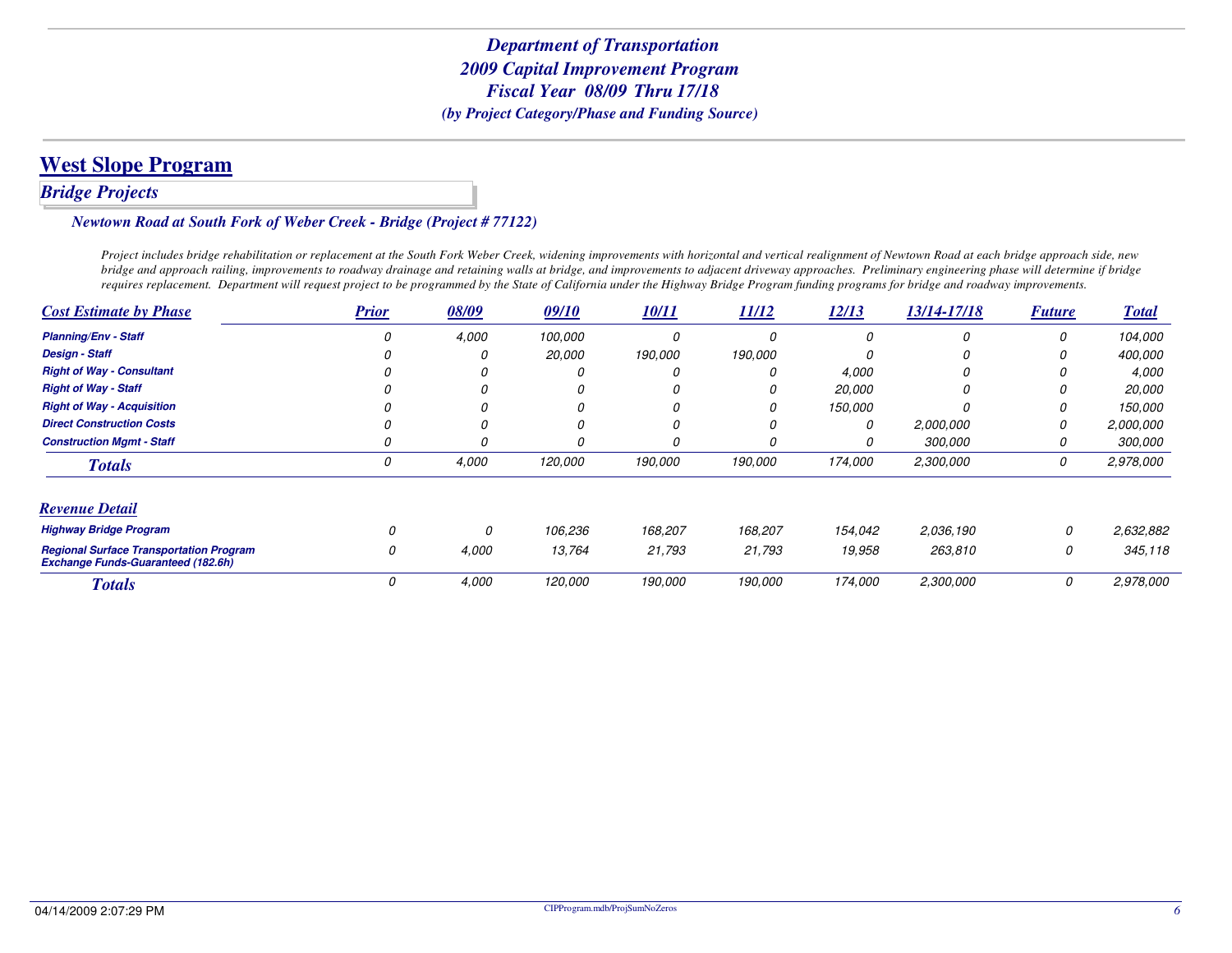# Department of Transportation
## 2009 Capital Improvement Program
## Fiscal Year 08/09 Thru 17/18
*(by Project Category/Phase and Funding Source)*

## West Slope Program

### *Bridge Projects*

#### *Newtown Road at South Fork of Weber Creek - Bridge (Project # 77122)*

*Project includes bridge rehabilitation or replacement at the South Fork Weber Creek, widening improvements with horizontal and vertical realignment of Newtown Road at each bridge approach side, new bridge and approach railing, improvements to roadway drainage and retaining walls at bridge, and improvements to adjacent driveway approaches. Preliminary engineering phase will determine if bridge requires replacement. Department will request project to be programmed by the State of California under the Highway Bridge Program funding programs for bridge and roadway improvements.*

| Cost Estimate by Phase | Prior | 08/09 | 09/10 | 10/11 | 11/12 | 12/13 | 13/14-17/18 | Future | Total |
|---|---|---|---|---|---|---|---|---|---|
| Planning/Env - Staff | 0 | 4,000 | 100,000 | 0 | 0 | 0 | 0 | 0 | 104,000 |
| Design - Staff | 0 | 0 | 20,000 | 190,000 | 190,000 | 0 | 0 | 0 | 400,000 |
| Right of Way - Consultant | 0 | 0 | 0 | 0 | 0 | 4,000 | 0 | 0 | 4,000 |
| Right of Way - Staff | 0 | 0 | 0 | 0 | 0 | 20,000 | 0 | 0 | 20,000 |
| Right of Way - Acquisition | 0 | 0 | 0 | 0 | 0 | 150,000 | 0 | 0 | 150,000 |
| Direct Construction Costs | 0 | 0 | 0 | 0 | 0 | 0 | 2,000,000 | 0 | 2,000,000 |
| Construction Mgmt - Staff | 0 | 0 | 0 | 0 | 0 | 0 | 300,000 | 0 | 300,000 |
| **Totals** | 0 | 4,000 | 120,000 | 190,000 | 190,000 | 174,000 | 2,300,000 | 0 | 2,978,000 |

| Revenue Detail | Prior | 08/09 | 09/10 | 10/11 | 11/12 | 12/13 | 13/14-17/18 | Future | Total |
|---|---|---|---|---|---|---|---|---|---|
| Highway Bridge Program | 0 | 0 | 106,236 | 168,207 | 168,207 | 154,042 | 2,036,190 | 0 | 2,632,882 |
| Regional Surface Transportation Program Exchange Funds-Guaranteed (182.6h) | 0 | 4,000 | 13,764 | 21,793 | 21,793 | 19,958 | 263,810 | 0 | 345,118 |
| **Totals** | 0 | 4,000 | 120,000 | 190,000 | 190,000 | 174,000 | 2,300,000 | 0 | 2,978,000 |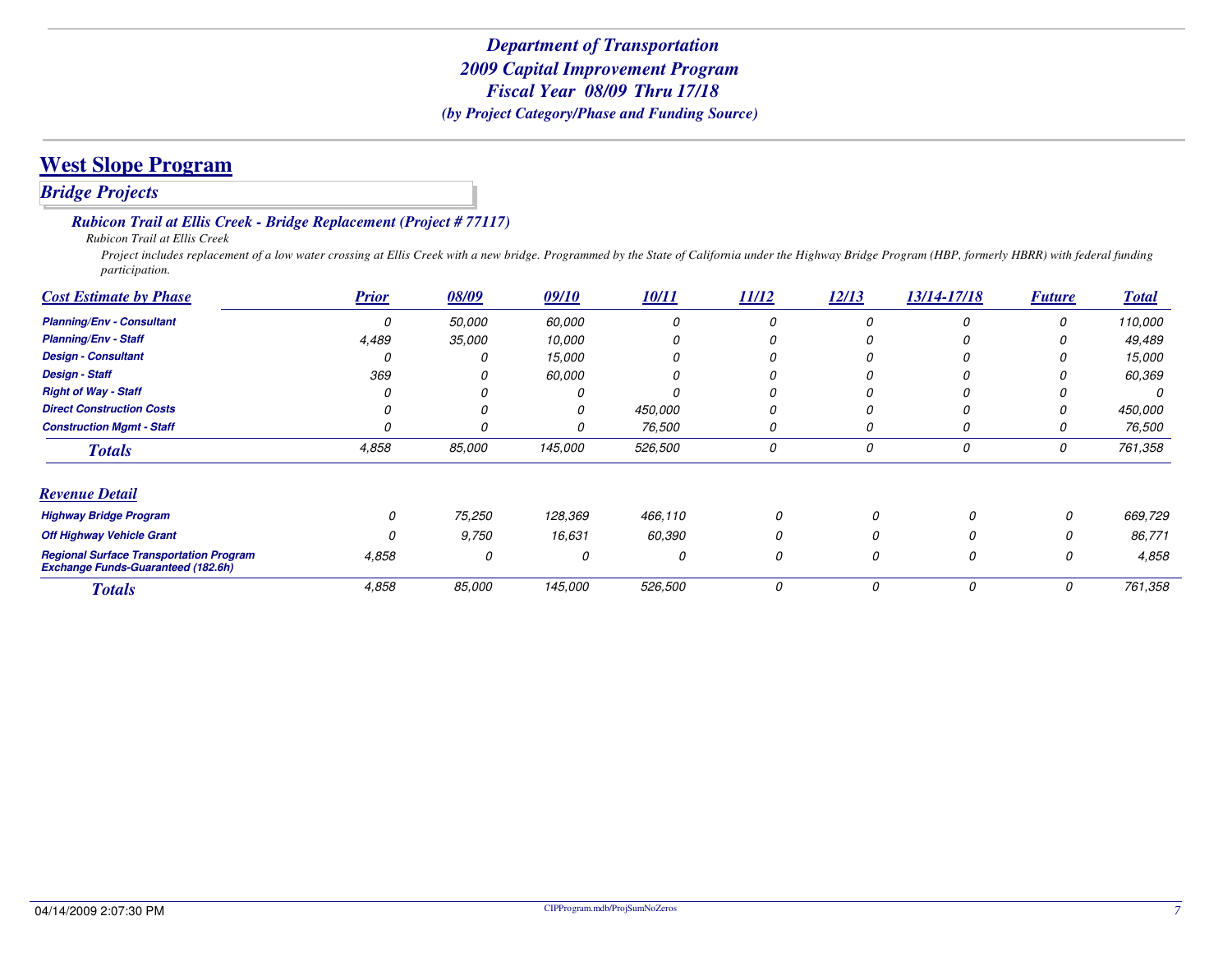*Department of Transportation*
*2009 Capital Improvement Program*
*Fiscal Year 08/09 Thru 17/18*
*(by Project Category/Phase and Funding Source)*

## West Slope Program

### *Bridge Projects*

#### *Rubicon Trail at Ellis Creek - Bridge Replacement (Project # 77117)*

*Rubicon Trail at Ellis Creek*

*Project includes replacement of a low water crossing at Ellis Creek with a new bridge. Programmed by the State of California under the Highway Bridge Program (HBP, formerly HBRR) with federal funding participation.*

| Cost Estimate by Phase | Prior | 08/09 | 09/10 | 10/11 | 11/12 | 12/13 | 13/14-17/18 | Future | Total |
|---|---|---|---|---|---|---|---|---|---|
| Planning/Env - Consultant | 0 | 50,000 | 60,000 | 0 | 0 | 0 | 0 | 0 | 110,000 |
| Planning/Env - Staff | 4,489 | 35,000 | 10,000 | 0 | 0 | 0 | 0 | 0 | 49,489 |
| Design - Consultant | 0 | 0 | 15,000 | 0 | 0 | 0 | 0 | 0 | 15,000 |
| Design - Staff | 369 | 0 | 60,000 | 0 | 0 | 0 | 0 | 0 | 60,369 |
| Right of Way - Staff | 0 | 0 | 0 | 0 | 0 | 0 | 0 | 0 | 0 |
| Direct Construction Costs | 0 | 0 | 0 | 450,000 | 0 | 0 | 0 | 0 | 450,000 |
| Construction Mgmt - Staff | 0 | 0 | 0 | 76,500 | 0 | 0 | 0 | 0 | 76,500 |
| **Totals** | 4,858 | 85,000 | 145,000 | 526,500 | 0 | 0 | 0 | 0 | 761,358 |

| Revenue Detail | Prior | 08/09 | 09/10 | 10/11 | 11/12 | 12/13 | 13/14-17/18 | Future | Total |
|---|---|---|---|---|---|---|---|---|---|
| Highway Bridge Program | 0 | 75,250 | 128,369 | 466,110 | 0 | 0 | 0 | 0 | 669,729 |
| Off Highway Vehicle Grant | 0 | 9,750 | 16,631 | 60,390 | 0 | 0 | 0 | 0 | 86,771 |
| Regional Surface Transportation Program Exchange Funds-Guaranteed (182.6h) | 4,858 | 0 | 0 | 0 | 0 | 0 | 0 | 0 | 4,858 |
| **Totals** | 4,858 | 85,000 | 145,000 | 526,500 | 0 | 0 | 0 | 0 | 761,358 |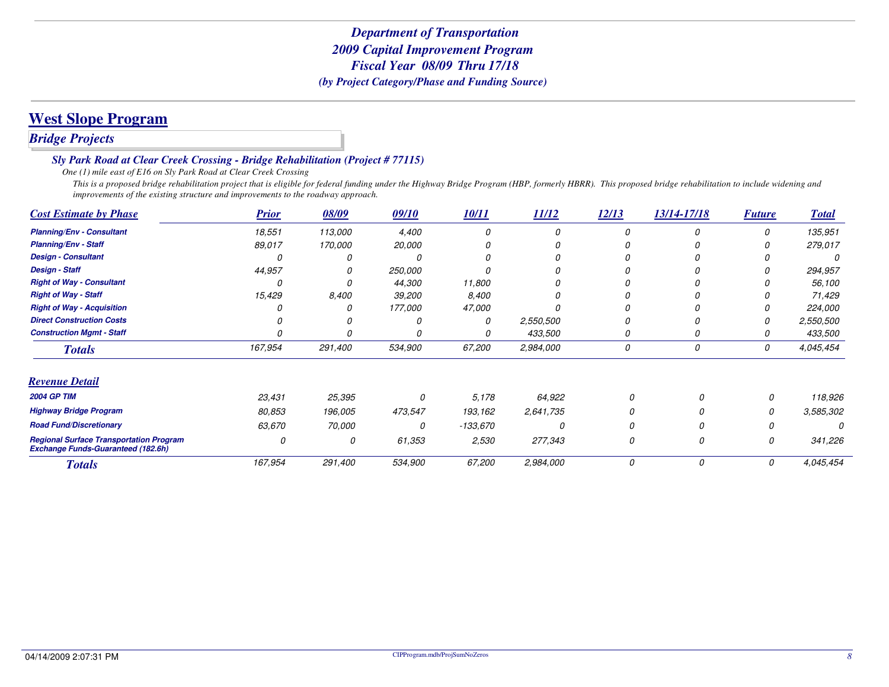*Department of Transportation*
*2009 Capital Improvement Program*
*Fiscal Year 08/09 Thru 17/18*
*(by Project Category/Phase and Funding Source)*

# West Slope Program

## Bridge Projects

### Sly Park Road at Clear Creek Crossing - Bridge Rehabilitation (Project # 77115)

*One (1) mile east of E16 on Sly Park Road at Clear Creek Crossing*

*This is a proposed bridge rehabilitation project that is eligible for federal funding under the Highway Bridge Program (HBP, formerly HBRR). This proposed bridge rehabilitation to include widening and improvements of the existing structure and improvements to the roadway approach.*

| Cost Estimate by Phase | Prior | 08/09 | 09/10 | 10/11 | 11/12 | 12/13 | 13/14-17/18 | Future | Total |
|---|---|---|---|---|---|---|---|---|---|
| Planning/Env - Consultant | 18,551 | 113,000 | 4,400 | 0 | 0 | 0 | 0 | 0 | 135,951 |
| Planning/Env - Staff | 89,017 | 170,000 | 20,000 | 0 | 0 | 0 | 0 | 0 | 279,017 |
| Design - Consultant | 0 | 0 | 0 | 0 | 0 | 0 | 0 | 0 | 0 |
| Design - Staff | 44,957 | 0 | 250,000 | 0 | 0 | 0 | 0 | 0 | 294,957 |
| Right of Way - Consultant | 0 | 0 | 44,300 | 11,800 | 0 | 0 | 0 | 0 | 56,100 |
| Right of Way - Staff | 15,429 | 8,400 | 39,200 | 8,400 | 0 | 0 | 0 | 0 | 71,429 |
| Right of Way - Acquisition | 0 | 0 | 177,000 | 47,000 | 0 | 0 | 0 | 0 | 224,000 |
| Direct Construction Costs | 0 | 0 | 0 | 0 | 2,550,500 | 0 | 0 | 0 | 2,550,500 |
| Construction Mgmt - Staff | 0 | 0 | 0 | 0 | 433,500 | 0 | 0 | 0 | 433,500 |
| **Totals** | 167,954 | 291,400 | 534,900 | 67,200 | 2,984,000 | 0 | 0 | 0 | 4,045,454 |

| Revenue Detail | Prior | 08/09 | 09/10 | 10/11 | 11/12 | 12/13 | 13/14-17/18 | Future | Total |
|---|---|---|---|---|---|---|---|---|---|
| 2004 GP TIM | 23,431 | 25,395 | 0 | 5,178 | 64,922 | 0 | 0 | 0 | 118,926 |
| Highway Bridge Program | 80,853 | 196,005 | 473,547 | 193,162 | 2,641,735 | 0 | 0 | 0 | 3,585,302 |
| Road Fund/Discretionary | 63,670 | 70,000 | 0 | -133,670 | 0 | 0 | 0 | 0 | 0 |
| Regional Surface Transportation Program Exchange Funds-Guaranteed (182.6h) | 0 | 0 | 61,353 | 2,530 | 277,343 | 0 | 0 | 0 | 341,226 |
| **Totals** | 167,954 | 291,400 | 534,900 | 67,200 | 2,984,000 | 0 | 0 | 0 | 4,045,454 |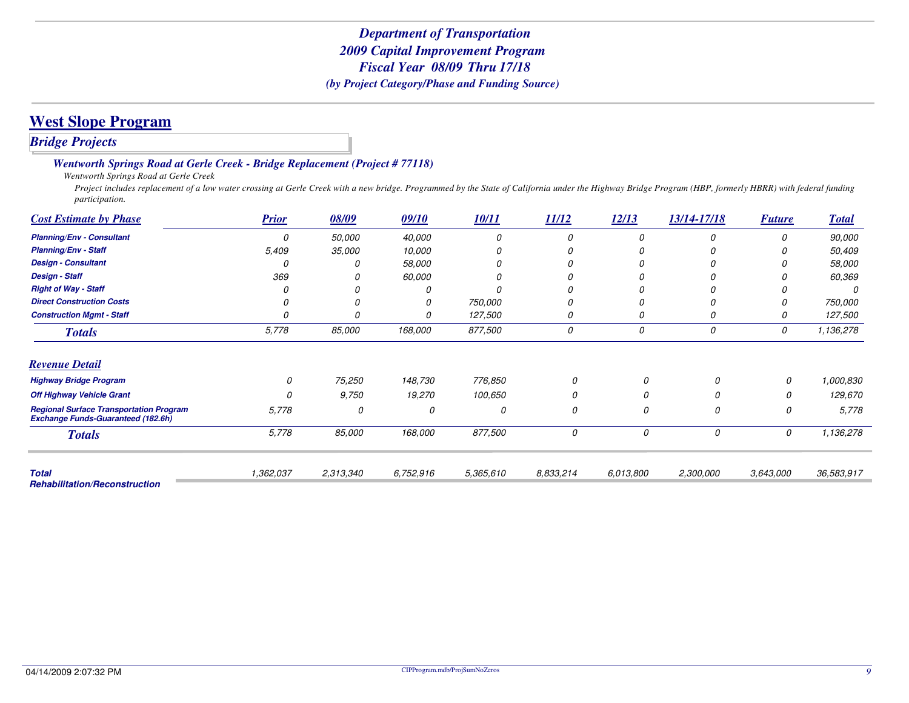# Department of Transportation
## 2009 Capital Improvement Program
## Fiscal Year 08/09 Thru 17/18
*(by Project Category/Phase and Funding Source)*

## West Slope Program

### *Bridge Projects*

#### *Wentworth Springs Road at Gerle Creek - Bridge Replacement (Project # 77118)*

*Wentworth Springs Road at Gerle Creek*

*Project includes replacement of a low water crossing at Gerle Creek with a new bridge. Programmed by the State of California under the Highway Bridge Program (HBP, formerly HBRR) with federal funding participation.*

| Cost Estimate by Phase | Prior | 08/09 | 09/10 | 10/11 | 11/12 | 12/13 | 13/14-17/18 | Future | Total |
|---|---|---|---|---|---|---|---|---|---|
| Planning/Env - Consultant | 0 | 50,000 | 40,000 | 0 | 0 | 0 | 0 | 0 | 90,000 |
| Planning/Env - Staff | 5,409 | 35,000 | 10,000 | 0 | 0 | 0 | 0 | 0 | 50,409 |
| Design - Consultant | 0 | 0 | 58,000 | 0 | 0 | 0 | 0 | 0 | 58,000 |
| Design - Staff | 369 | 0 | 60,000 | 0 | 0 | 0 | 0 | 0 | 60,369 |
| Right of Way - Staff | 0 | 0 | 0 | 0 | 0 | 0 | 0 | 0 | 0 |
| Direct Construction Costs | 0 | 0 | 0 | 750,000 | 0 | 0 | 0 | 0 | 750,000 |
| Construction Mgmt - Staff | 0 | 0 | 0 | 127,500 | 0 | 0 | 0 | 0 | 127,500 |
| **Totals** | 5,778 | 85,000 | 168,000 | 877,500 | 0 | 0 | 0 | 0 | 1,136,278 |

| Revenue Detail | Prior | 08/09 | 09/10 | 10/11 | 11/12 | 12/13 | 13/14-17/18 | Future | Total |
|---|---|---|---|---|---|---|---|---|---|
| Highway Bridge Program | 0 | 75,250 | 148,730 | 776,850 | 0 | 0 | 0 | 0 | 1,000,830 |
| Off Highway Vehicle Grant | 0 | 9,750 | 19,270 | 100,650 | 0 | 0 | 0 | 0 | 129,670 |
| Regional Surface Transportation Program Exchange Funds-Guaranteed (182.6h) | 5,778 | 0 | 0 | 0 | 0 | 0 | 0 | 0 | 5,778 |
| **Totals** | 5,778 | 85,000 | 168,000 | 877,500 | 0 | 0 | 0 | 0 | 1,136,278 |

| | Prior | 08/09 | 09/10 | 10/11 | 11/12 | 12/13 | 13/14-17/18 | Future | Total |
|---|---|---|---|---|---|---|---|---|---|
| **Total Rehabilitation/Reconstruction** | 1,362,037 | 2,313,340 | 6,752,916 | 5,365,610 | 8,833,214 | 6,013,800 | 2,300,000 | 3,643,000 | 36,583,917 |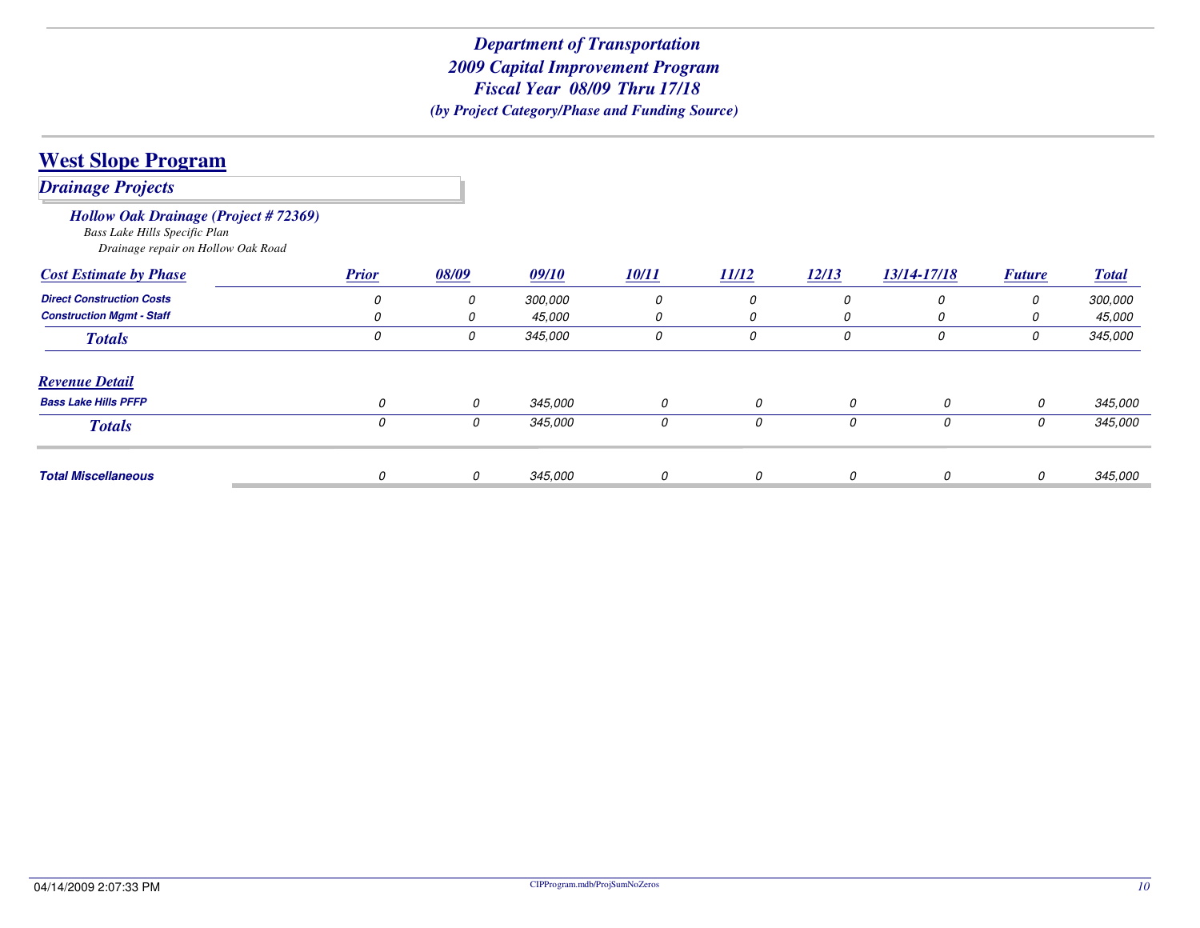# Department of Transportation
## 2009 Capital Improvement Program
## Fiscal Year 08/09 Thru 17/18
*(by Project Category/Phase and Funding Source)*

## West Slope Program

### *Drainage Projects*

#### *Hollow Oak Drainage (Project # 72369)*
*Bass Lake Hills Specific Plan*
*Drainage repair on Hollow Oak Road*

| Cost Estimate by Phase | Prior | 08/09 | 09/10 | 10/11 | 11/12 | 12/13 | 13/14-17/18 | Future | Total |
|---|---|---|---|---|---|---|---|---|---|
| Direct Construction Costs | 0 | 0 | 300,000 | 0 | 0 | 0 | 0 | 0 | 300,000 |
| Construction Mgmt - Staff | 0 | 0 | 45,000 | 0 | 0 | 0 | 0 | 0 | 45,000 |
| **Totals** | 0 | 0 | 345,000 | 0 | 0 | 0 | 0 | 0 | 345,000 |

| Revenue Detail | Prior | 08/09 | 09/10 | 10/11 | 11/12 | 12/13 | 13/14-17/18 | Future | Total |
|---|---|---|---|---|---|---|---|---|---|
| Bass Lake Hills PFFP | 0 | 0 | 345,000 | 0 | 0 | 0 | 0 | 0 | 345,000 |
| **Totals** | 0 | 0 | 345,000 | 0 | 0 | 0 | 0 | 0 | 345,000 |

| | Prior | 08/09 | 09/10 | 10/11 | 11/12 | 12/13 | 13/14-17/18 | Future | Total |
|---|---|---|---|---|---|---|---|---|---|
| **Total Miscellaneous** | 0 | 0 | 345,000 | 0 | 0 | 0 | 0 | 0 | 345,000 |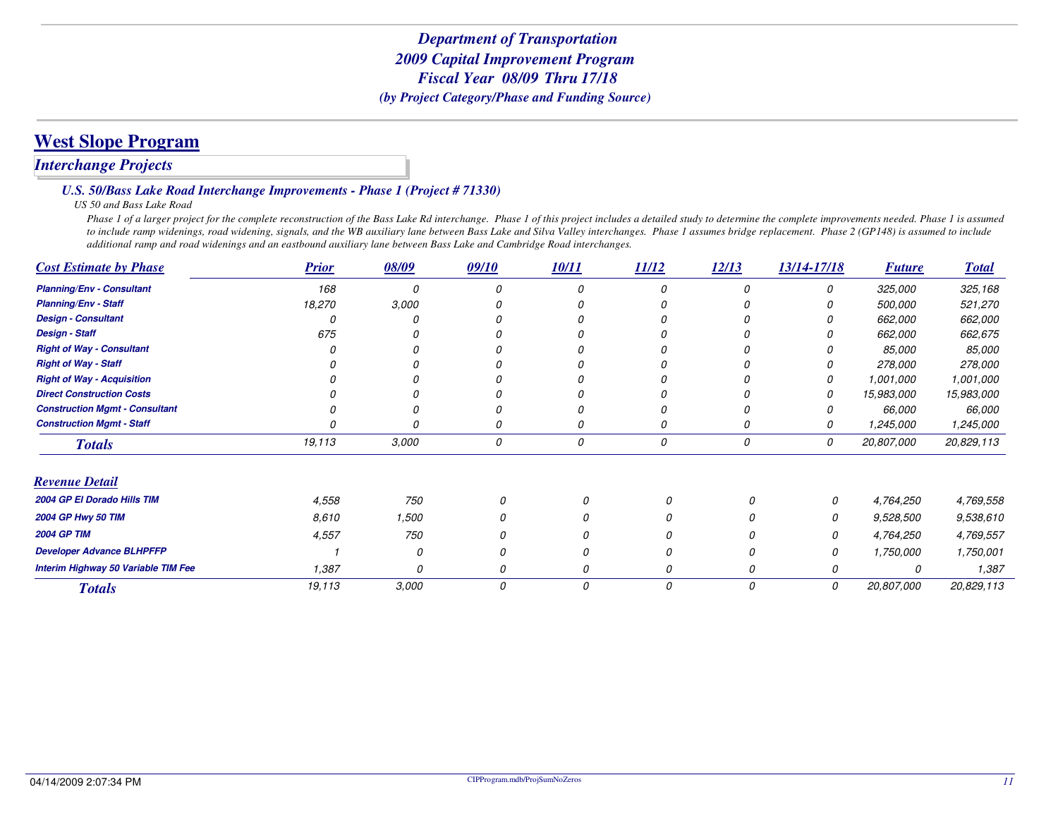# Department of Transportation
# 2009 Capital Improvement Program
# Fiscal Year 08/09 Thru 17/18
### *(by Project Category/Phase and Funding Source)*

## West Slope Program

### *Interchange Projects*

#### *U.S. 50/Bass Lake Road Interchange Improvements - Phase 1 (Project # 71330)*

*US 50 and Bass Lake Road*

*Phase 1 of a larger project for the complete reconstruction of the Bass Lake Rd interchange. Phase 1 of this project includes a detailed study to determine the complete improvements needed. Phase 1 is assumed to include ramp widenings, road widening, signals, and the WB auxiliary lane between Bass Lake and Silva Valley interchanges. Phase 1 assumes bridge replacement. Phase 2 (GP148) is assumed to include additional ramp and road widenings and an eastbound auxiliary lane between Bass Lake and Cambridge Road interchanges.*

| Cost Estimate by Phase | Prior | 08/09 | 09/10 | 10/11 | 11/12 | 12/13 | 13/14-17/18 | Future | Total |
|---|---|---|---|---|---|---|---|---|---|
| Planning/Env - Consultant | 168 | 0 | 0 | 0 | 0 | 0 | 0 | 325,000 | 325,168 |
| Planning/Env - Staff | 18,270 | 3,000 | 0 | 0 | 0 | 0 | 0 | 500,000 | 521,270 |
| Design - Consultant | 0 | 0 | 0 | 0 | 0 | 0 | 0 | 662,000 | 662,000 |
| Design - Staff | 675 | 0 | 0 | 0 | 0 | 0 | 0 | 662,000 | 662,675 |
| Right of Way - Consultant | 0 | 0 | 0 | 0 | 0 | 0 | 0 | 85,000 | 85,000 |
| Right of Way - Staff | 0 | 0 | 0 | 0 | 0 | 0 | 0 | 278,000 | 278,000 |
| Right of Way - Acquisition | 0 | 0 | 0 | 0 | 0 | 0 | 0 | 1,001,000 | 1,001,000 |
| Direct Construction Costs | 0 | 0 | 0 | 0 | 0 | 0 | 0 | 15,983,000 | 15,983,000 |
| Construction Mgmt - Consultant | 0 | 0 | 0 | 0 | 0 | 0 | 0 | 66,000 | 66,000 |
| Construction Mgmt - Staff | 0 | 0 | 0 | 0 | 0 | 0 | 0 | 1,245,000 | 1,245,000 |
| **Totals** | 19,113 | 3,000 | 0 | 0 | 0 | 0 | 0 | 20,807,000 | 20,829,113 |

| Revenue Detail | Prior | 08/09 | 09/10 | 10/11 | 11/12 | 12/13 | 13/14-17/18 | Future | Total |
|---|---|---|---|---|---|---|---|---|---|
| 2004 GP El Dorado Hills TIM | 4,558 | 750 | 0 | 0 | 0 | 0 | 0 | 4,764,250 | 4,769,558 |
| 2004 GP Hwy 50 TIM | 8,610 | 1,500 | 0 | 0 | 0 | 0 | 0 | 9,528,500 | 9,538,610 |
| 2004 GP TIM | 4,557 | 750 | 0 | 0 | 0 | 0 | 0 | 4,764,250 | 4,769,557 |
| Developer Advance BLHPFFP | 1 | 0 | 0 | 0 | 0 | 0 | 0 | 1,750,000 | 1,750,001 |
| Interim Highway 50 Variable TIM Fee | 1,387 | 0 | 0 | 0 | 0 | 0 | 0 | 0 | 1,387 |
| **Totals** | 19,113 | 3,000 | 0 | 0 | 0 | 0 | 0 | 20,807,000 | 20,829,113 |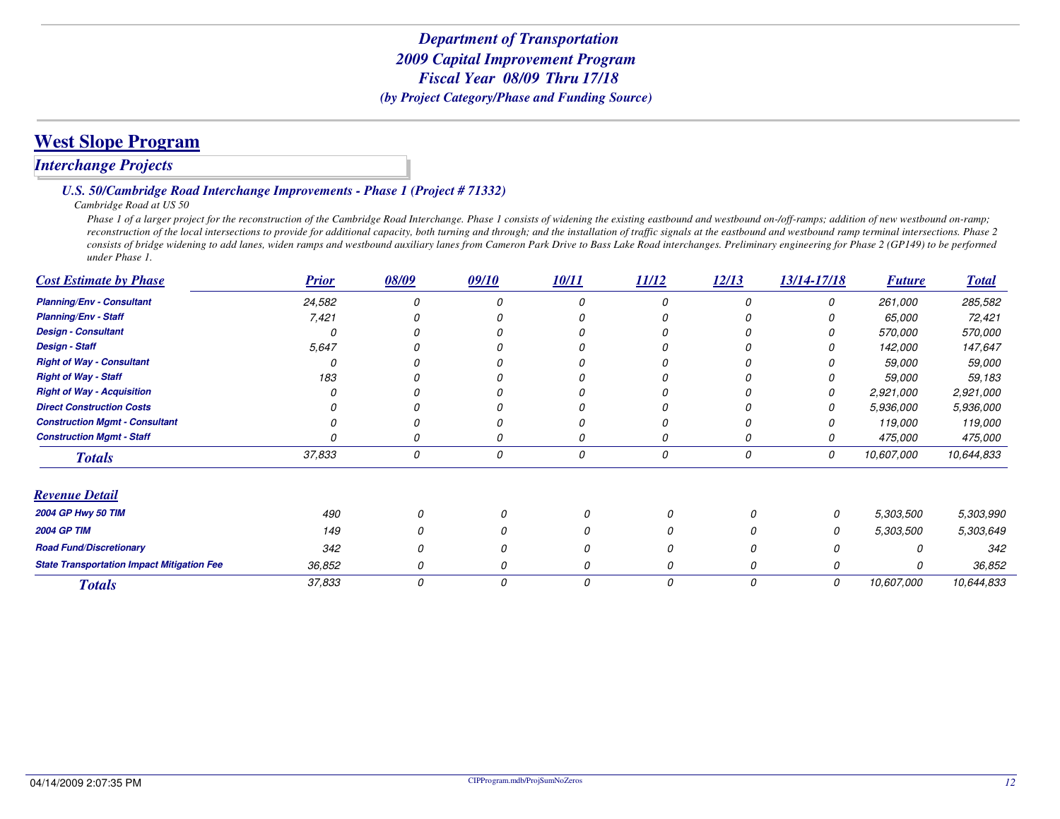*Department of Transportation*
*2009 Capital Improvement Program*
*Fiscal Year 08/09 Thru 17/18*
*(by Project Category/Phase and Funding Source)*

# West Slope Program

## *Interchange Projects*

### *U.S. 50/Cambridge Road Interchange Improvements - Phase 1 (Project # 71332)*

*Cambridge Road at US 50*

*Phase 1 of a larger project for the reconstruction of the Cambridge Road Interchange. Phase 1 consists of widening the existing eastbound and westbound on-/off-ramps; addition of new westbound on-ramp; reconstruction of the local intersections to provide for additional capacity, both turning and through; and the installation of traffic signals at the eastbound and westbound ramp terminal intersections. Phase 2 consists of bridge widening to add lanes, widen ramps and westbound auxiliary lanes from Cameron Park Drive to Bass Lake Road interchanges. Preliminary engineering for Phase 2 (GP149) to be performed under Phase 1.*

| Cost Estimate by Phase | Prior | 08/09 | 09/10 | 10/11 | 11/12 | 12/13 | 13/14-17/18 | Future | Total |
|---|---|---|---|---|---|---|---|---|---|
| Planning/Env - Consultant | 24,582 | 0 | 0 | 0 | 0 | 0 | 0 | 261,000 | 285,582 |
| Planning/Env - Staff | 7,421 | 0 | 0 | 0 | 0 | 0 | 0 | 65,000 | 72,421 |
| Design - Consultant | 0 | 0 | 0 | 0 | 0 | 0 | 0 | 570,000 | 570,000 |
| Design - Staff | 5,647 | 0 | 0 | 0 | 0 | 0 | 0 | 142,000 | 147,647 |
| Right of Way - Consultant | 0 | 0 | 0 | 0 | 0 | 0 | 0 | 59,000 | 59,000 |
| Right of Way - Staff | 183 | 0 | 0 | 0 | 0 | 0 | 0 | 59,000 | 59,183 |
| Right of Way - Acquisition | 0 | 0 | 0 | 0 | 0 | 0 | 0 | 2,921,000 | 2,921,000 |
| Direct Construction Costs | 0 | 0 | 0 | 0 | 0 | 0 | 0 | 5,936,000 | 5,936,000 |
| Construction Mgmt - Consultant | 0 | 0 | 0 | 0 | 0 | 0 | 0 | 119,000 | 119,000 |
| Construction Mgmt - Staff | 0 | 0 | 0 | 0 | 0 | 0 | 0 | 475,000 | 475,000 |
| **Totals** | 37,833 | 0 | 0 | 0 | 0 | 0 | 0 | 10,607,000 | 10,644,833 |

| Revenue Detail | Prior | 08/09 | 09/10 | 10/11 | 11/12 | 12/13 | 13/14-17/18 | Future | Total |
|---|---|---|---|---|---|---|---|---|---|
| 2004 GP Hwy 50 TIM | 490 | 0 | 0 | 0 | 0 | 0 | 0 | 5,303,500 | 5,303,990 |
| 2004 GP TIM | 149 | 0 | 0 | 0 | 0 | 0 | 0 | 5,303,500 | 5,303,649 |
| Road Fund/Discretionary | 342 | 0 | 0 | 0 | 0 | 0 | 0 | 0 | 342 |
| State Transportation Impact Mitigation Fee | 36,852 | 0 | 0 | 0 | 0 | 0 | 0 | 0 | 36,852 |
| **Totals** | 37,833 | 0 | 0 | 0 | 0 | 0 | 0 | 10,607,000 | 10,644,833 |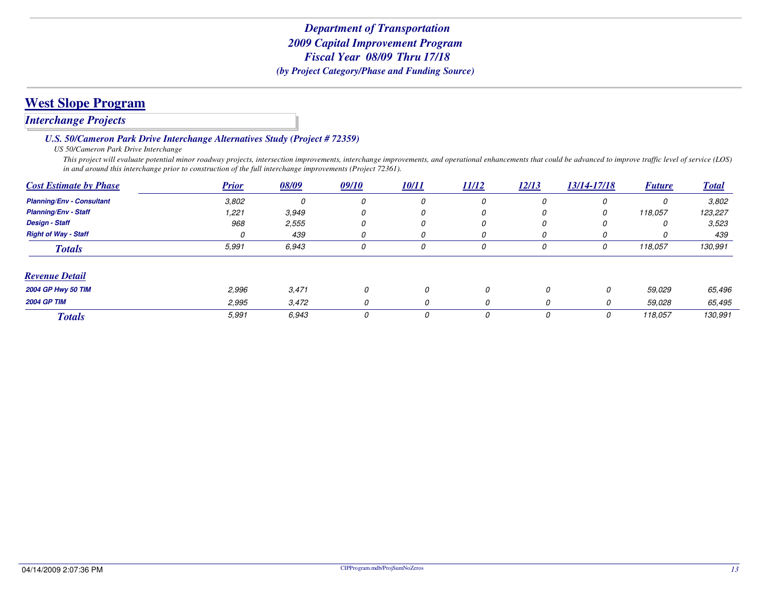# *Department of Transportation*
# *2009 Capital Improvement Program*
# *Fiscal Year 08/09 Thru 17/18*
### *(by Project Category/Phase and Funding Source)*

## West Slope Program

### *Interchange Projects*

#### *U.S. 50/Cameron Park Drive Interchange Alternatives Study (Project # 72359)*

*US 50/Cameron Park Drive Interchange*

*This project will evaluate potential minor roadway projects, intersection improvements, interchange improvements, and operational enhancements that could be advanced to improve traffic level of service (LOS) in and around this interchange prior to construction of the full interchange improvements (Project 72361).*

| Cost Estimate by Phase | Prior | 08/09 | 09/10 | 10/11 | 11/12 | 12/13 | 13/14-17/18 | Future | Total |
|---|---|---|---|---|---|---|---|---|---|
| Planning/Env - Consultant | 3,802 | 0 | 0 | 0 | 0 | 0 | 0 | 0 | 3,802 |
| Planning/Env - Staff | 1,221 | 3,949 | 0 | 0 | 0 | 0 | 0 | 118,057 | 123,227 |
| Design - Staff | 968 | 2,555 | 0 | 0 | 0 | 0 | 0 | 0 | 3,523 |
| Right of Way - Staff | 0 | 439 | 0 | 0 | 0 | 0 | 0 | 0 | 439 |
| **Totals** | 5,991 | 6,943 | 0 | 0 | 0 | 0 | 0 | 118,057 | 130,991 |

| Revenue Detail | Prior | 08/09 | 09/10 | 10/11 | 11/12 | 12/13 | 13/14-17/18 | Future | Total |
|---|---|---|---|---|---|---|---|---|---|
| 2004 GP Hwy 50 TIM | 2,996 | 3,471 | 0 | 0 | 0 | 0 | 0 | 59,029 | 65,496 |
| 2004 GP TIM | 2,995 | 3,472 | 0 | 0 | 0 | 0 | 0 | 59,028 | 65,495 |
| **Totals** | 5,991 | 6,943 | 0 | 0 | 0 | 0 | 0 | 118,057 | 130,991 |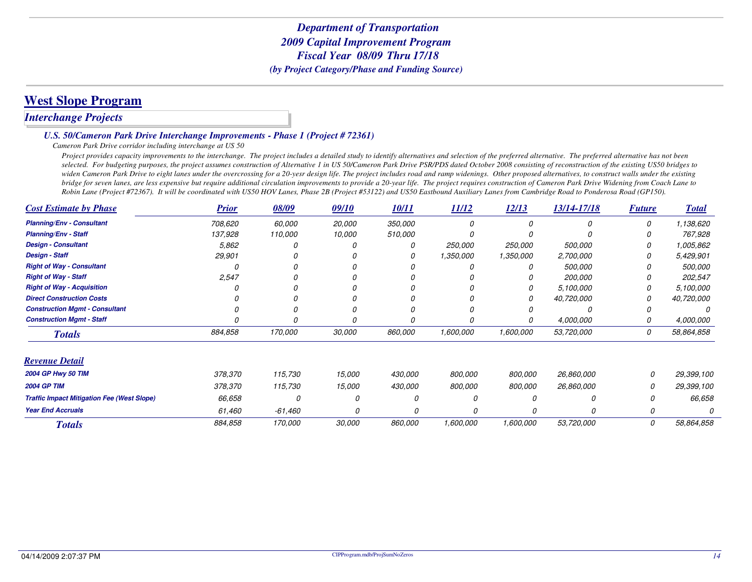# Department of Transportation
## 2009 Capital Improvement Program
## Fiscal Year 08/09 Thru 17/18
*(by Project Category/Phase and Funding Source)*

# West Slope Program

## *Interchange Projects*

### *U.S. 50/Cameron Park Drive Interchange Improvements - Phase 1 (Project # 72361)*

*Cameron Park Drive corridor including interchange at US 50*

*Project provides capacity improvements to the interchange. The project includes a detailed study to identify alternatives and selection of the preferred alternative. The preferred alternative has not been selected. For budgeting purposes, the project assumes construction of Alternative 1 in US 50/Cameron Park Drive PSR/PDS dated October 2008 consisting of reconstruction of the existing US50 bridges to widen Cameron Park Drive to eight lanes under the overcrossing for a 20-yesr design life. The project includes road and ramp widenings. Other proposed alternatives, to construct walls under the existing bridge for seven lanes, are less expensive but require additional circulation improvements to provide a 20-year life. The project requires construction of Cameron Park Drive Widening from Coach Lane to Robin Lane (Project #72367). It will be coordinated with US50 HOV Lanes, Phase 2B (Project #53122) and US50 Eastbound Auxiliary Lanes from Cambridge Road to Ponderosa Road (GP150).*

| Cost Estimate by Phase | Prior | 08/09 | 09/10 | 10/11 | 11/12 | 12/13 | 13/14-17/18 | Future | Total |
|---|---|---|---|---|---|---|---|---|---|
| Planning/Env - Consultant | 708,620 | 60,000 | 20,000 | 350,000 | 0 | 0 | 0 | 0 | 1,138,620 |
| Planning/Env - Staff | 137,928 | 110,000 | 10,000 | 510,000 | 0 | 0 | 0 | 0 | 767,928 |
| Design - Consultant | 5,862 | 0 | 0 | 0 | 250,000 | 250,000 | 500,000 | 0 | 1,005,862 |
| Design - Staff | 29,901 | 0 | 0 | 0 | 1,350,000 | 1,350,000 | 2,700,000 | 0 | 5,429,901 |
| Right of Way - Consultant | 0 | 0 | 0 | 0 | 0 | 0 | 500,000 | 0 | 500,000 |
| Right of Way - Staff | 2,547 | 0 | 0 | 0 | 0 | 0 | 200,000 | 0 | 202,547 |
| Right of Way - Acquisition | 0 | 0 | 0 | 0 | 0 | 0 | 5,100,000 | 0 | 5,100,000 |
| Direct Construction Costs | 0 | 0 | 0 | 0 | 0 | 0 | 40,720,000 | 0 | 40,720,000 |
| Construction Mgmt - Consultant | 0 | 0 | 0 | 0 | 0 | 0 | 0 | 0 | 0 |
| Construction Mgmt - Staff | 0 | 0 | 0 | 0 | 0 | 0 | 4,000,000 | 0 | 4,000,000 |
| **Totals** | 884,858 | 170,000 | 30,000 | 860,000 | 1,600,000 | 1,600,000 | 53,720,000 | 0 | 58,864,858 |

| Revenue Detail | Prior | 08/09 | 09/10 | 10/11 | 11/12 | 12/13 | 13/14-17/18 | Future | Total |
|---|---|---|---|---|---|---|---|---|---|
| 2004 GP Hwy 50 TIM | 378,370 | 115,730 | 15,000 | 430,000 | 800,000 | 800,000 | 26,860,000 | 0 | 29,399,100 |
| 2004 GP TIM | 378,370 | 115,730 | 15,000 | 430,000 | 800,000 | 800,000 | 26,860,000 | 0 | 29,399,100 |
| Traffic Impact Mitigation Fee (West Slope) | 66,658 | 0 | 0 | 0 | 0 | 0 | 0 | 0 | 66,658 |
| Year End Accruals | 61,460 | -61,460 | 0 | 0 | 0 | 0 | 0 | 0 | 0 |
| **Totals** | 884,858 | 170,000 | 30,000 | 860,000 | 1,600,000 | 1,600,000 | 53,720,000 | 0 | 58,864,858 |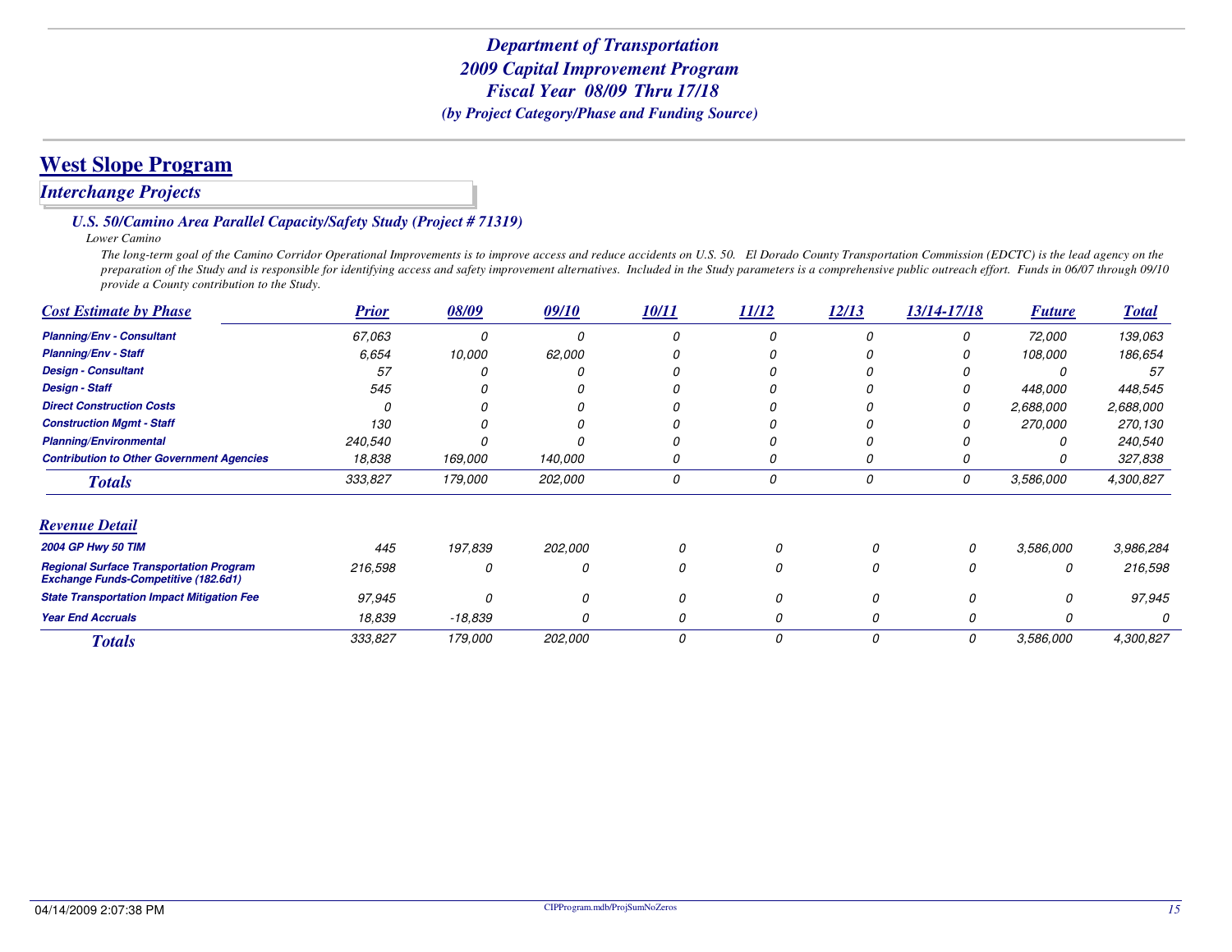# Department of Transportation
## 2009 Capital Improvement Program
## Fiscal Year 08/09 Thru 17/18
### (by Project Category/Phase and Funding Source)

## West Slope Program

### *Interchange Projects*

#### *U.S. 50/Camino Area Parallel Capacity/Safety Study (Project # 71319)*

*Lower Camino*

*The long-term goal of the Camino Corridor Operational Improvements is to improve access and reduce accidents on U.S. 50. El Dorado County Transportation Commission (EDCTC) is the lead agency on the preparation of the Study and is responsible for identifying access and safety improvement alternatives. Included in the Study parameters is a comprehensive public outreach effort. Funds in 06/07 through 09/10 provide a County contribution to the Study.*

| Cost Estimate by Phase | Prior | 08/09 | 09/10 | 10/11 | 11/12 | 12/13 | 13/14-17/18 | Future | Total |
|---|---|---|---|---|---|---|---|---|---|
| Planning/Env - Consultant | 67,063 | 0 | 0 | 0 | 0 | 0 | 0 | 72,000 | 139,063 |
| Planning/Env - Staff | 6,654 | 10,000 | 62,000 | 0 | 0 | 0 | 0 | 108,000 | 186,654 |
| Design - Consultant | 57 | 0 | 0 | 0 | 0 | 0 | 0 | 0 | 57 |
| Design - Staff | 545 | 0 | 0 | 0 | 0 | 0 | 0 | 448,000 | 448,545 |
| Direct Construction Costs | 0 | 0 | 0 | 0 | 0 | 0 | 0 | 2,688,000 | 2,688,000 |
| Construction Mgmt - Staff | 130 | 0 | 0 | 0 | 0 | 0 | 0 | 270,000 | 270,130 |
| Planning/Environmental | 240,540 | 0 | 0 | 0 | 0 | 0 | 0 | 0 | 240,540 |
| Contribution to Other Government Agencies | 18,838 | 169,000 | 140,000 | 0 | 0 | 0 | 0 | 0 | 327,838 |
| **Totals** | 333,827 | 179,000 | 202,000 | 0 | 0 | 0 | 0 | 3,586,000 | 4,300,827 |

| Revenue Detail | Prior | 08/09 | 09/10 | 10/11 | 11/12 | 12/13 | 13/14-17/18 | Future | Total |
|---|---|---|---|---|---|---|---|---|---|
| 2004 GP Hwy 50 TIM | 445 | 197,839 | 202,000 | 0 | 0 | 0 | 0 | 3,586,000 | 3,986,284 |
| Regional Surface Transportation Program Exchange Funds-Competitive (182.6d1) | 216,598 | 0 | 0 | 0 | 0 | 0 | 0 | 0 | 216,598 |
| State Transportation Impact Mitigation Fee | 97,945 | 0 | 0 | 0 | 0 | 0 | 0 | 0 | 97,945 |
| Year End Accruals | 18,839 | -18,839 | 0 | 0 | 0 | 0 | 0 | 0 | 0 |
| **Totals** | 333,827 | 179,000 | 202,000 | 0 | 0 | 0 | 0 | 3,586,000 | 4,300,827 |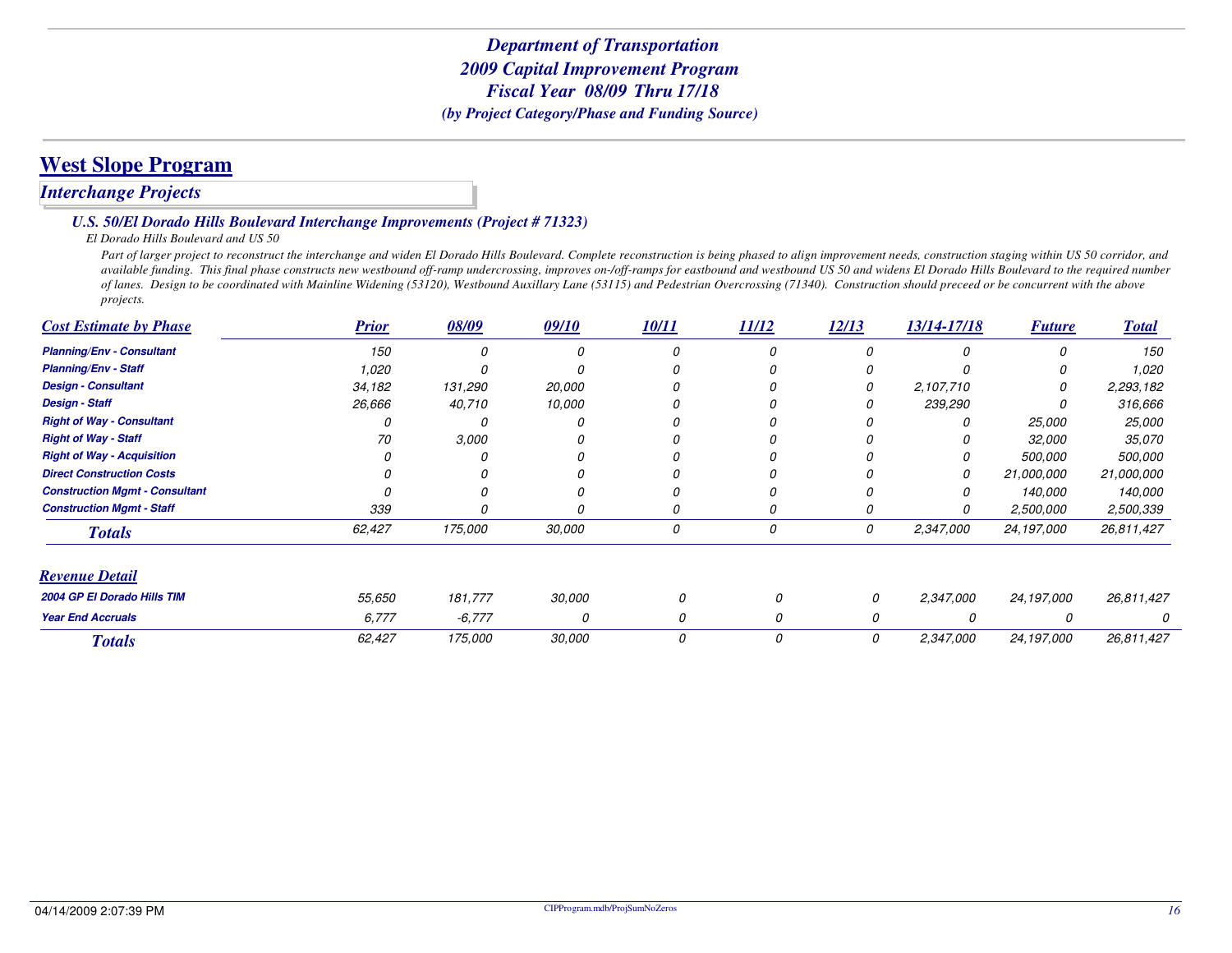# Department of Transportation
## 2009 Capital Improvement Program
## Fiscal Year 08/09 Thru 17/18
*(by Project Category/Phase and Funding Source)*

## West Slope Program

### *Interchange Projects*

#### *U.S. 50/El Dorado Hills Boulevard Interchange Improvements (Project # 71323)*

*El Dorado Hills Boulevard and US 50*

*Part of larger project to reconstruct the interchange and widen El Dorado Hills Boulevard. Complete reconstruction is being phased to align improvement needs, construction staging within US 50 corridor, and available funding. This final phase constructs new westbound off-ramp undercrossing, improves on-/off-ramps for eastbound and westbound US 50 and widens El Dorado Hills Boulevard to the required number of lanes. Design to be coordinated with Mainline Widening (53120), Westbound Auxillary Lane (53115) and Pedestrian Overcrossing (71340). Construction should preceed or be concurrent with the above projects.*

| Cost Estimate by Phase | Prior | 08/09 | 09/10 | 10/11 | 11/12 | 12/13 | 13/14-17/18 | Future | Total |
|---|---|---|---|---|---|---|---|---|---|
| Planning/Env - Consultant | 150 | 0 | 0 | 0 | 0 | 0 | 0 | 0 | 150 |
| Planning/Env - Staff | 1,020 | 0 | 0 | 0 | 0 | 0 | 0 | 0 | 1,020 |
| Design - Consultant | 34,182 | 131,290 | 20,000 | 0 | 0 | 0 | 2,107,710 | 0 | 2,293,182 |
| Design - Staff | 26,666 | 40,710 | 10,000 | 0 | 0 | 0 | 239,290 | 0 | 316,666 |
| Right of Way - Consultant | 0 | 0 | 0 | 0 | 0 | 0 | 0 | 25,000 | 25,000 |
| Right of Way - Staff | 70 | 3,000 | 0 | 0 | 0 | 0 | 0 | 32,000 | 35,070 |
| Right of Way - Acquisition | 0 | 0 | 0 | 0 | 0 | 0 | 0 | 500,000 | 500,000 |
| Direct Construction Costs | 0 | 0 | 0 | 0 | 0 | 0 | 0 | 21,000,000 | 21,000,000 |
| Construction Mgmt - Consultant | 0 | 0 | 0 | 0 | 0 | 0 | 0 | 140,000 | 140,000 |
| Construction Mgmt - Staff | 339 | 0 | 0 | 0 | 0 | 0 | 0 | 2,500,000 | 2,500,339 |
| **Totals** | 62,427 | 175,000 | 30,000 | 0 | 0 | 0 | 2,347,000 | 24,197,000 | 26,811,427 |

| Revenue Detail | Prior | 08/09 | 09/10 | 10/11 | 11/12 | 12/13 | 13/14-17/18 | Future | Total |
|---|---|---|---|---|---|---|---|---|---|
| 2004 GP El Dorado Hills TIM | 55,650 | 181,777 | 30,000 | 0 | 0 | 0 | 2,347,000 | 24,197,000 | 26,811,427 |
| Year End Accruals | 6,777 | -6,777 | 0 | 0 | 0 | 0 | 0 | 0 | 0 |
| **Totals** | 62,427 | 175,000 | 30,000 | 0 | 0 | 0 | 2,347,000 | 24,197,000 | 26,811,427 |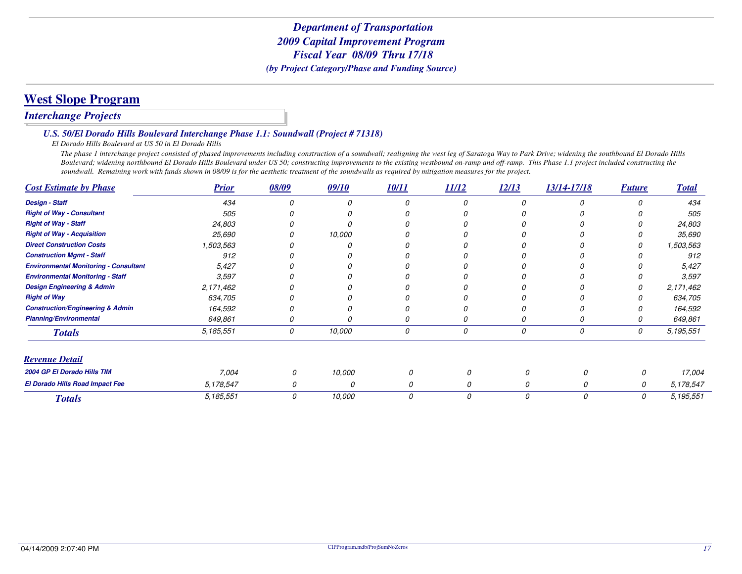# *Department of Transportation*
# *2009 Capital Improvement Program*
# *Fiscal Year 08/09 Thru 17/18*
### *(by Project Category/Phase and Funding Source)*

## West Slope Program

### *Interchange Projects*

#### *U.S. 50/El Dorado Hills Boulevard Interchange Phase 1.1: Soundwall (Project # 71318)*

*El Dorado Hills Boulevard at US 50 in El Dorado Hills*

*The phase 1 interchange project consisted of phased improvements including construction of a soundwall; realigning the west leg of Saratoga Way to Park Drive; widening the southbound El Dorado Hills Boulevard; widening northbound El Dorado Hills Boulevard under US 50; constructing improvements to the existing westbound on-ramp and off-ramp. This Phase 1.1 project included constructing the soundwall. Remaining work with funds shown in 08/09 is for the aesthetic treatment of the soundwalls as required by mitigation measures for the project.*

| Cost Estimate by Phase | Prior | 08/09 | 09/10 | 10/11 | 11/12 | 12/13 | 13/14-17/18 | Future | Total |
|---|---|---|---|---|---|---|---|---|---|
| Design - Staff | 434 | 0 | 0 | 0 | 0 | 0 | 0 | 0 | 434 |
| Right of Way - Consultant | 505 | 0 | 0 | 0 | 0 | 0 | 0 | 0 | 505 |
| Right of Way - Staff | 24,803 | 0 | 0 | 0 | 0 | 0 | 0 | 0 | 24,803 |
| Right of Way - Acquisition | 25,690 | 0 | 10,000 | 0 | 0 | 0 | 0 | 0 | 35,690 |
| Direct Construction Costs | 1,503,563 | 0 | 0 | 0 | 0 | 0 | 0 | 0 | 1,503,563 |
| Construction Mgmt - Staff | 912 | 0 | 0 | 0 | 0 | 0 | 0 | 0 | 912 |
| Environmental Monitoring - Consultant | 5,427 | 0 | 0 | 0 | 0 | 0 | 0 | 0 | 5,427 |
| Environmental Monitoring - Staff | 3,597 | 0 | 0 | 0 | 0 | 0 | 0 | 0 | 3,597 |
| Design Engineering & Admin | 2,171,462 | 0 | 0 | 0 | 0 | 0 | 0 | 0 | 2,171,462 |
| Right of Way | 634,705 | 0 | 0 | 0 | 0 | 0 | 0 | 0 | 634,705 |
| Construction/Engineering & Admin | 164,592 | 0 | 0 | 0 | 0 | 0 | 0 | 0 | 164,592 |
| Planning/Environmental | 649,861 | 0 | 0 | 0 | 0 | 0 | 0 | 0 | 649,861 |
| **Totals** | 5,185,551 | 0 | 10,000 | 0 | 0 | 0 | 0 | 0 | 5,195,551 |

| Revenue Detail | Prior | 08/09 | 09/10 | 10/11 | 11/12 | 12/13 | 13/14-17/18 | Future | Total |
|---|---|---|---|---|---|---|---|---|---|
| 2004 GP El Dorado Hills TIM | 7,004 | 0 | 10,000 | 0 | 0 | 0 | 0 | 0 | 17,004 |
| El Dorado Hills Road Impact Fee | 5,178,547 | 0 | 0 | 0 | 0 | 0 | 0 | 0 | 5,178,547 |
| **Totals** | 5,185,551 | 0 | 10,000 | 0 | 0 | 0 | 0 | 0 | 5,195,551 |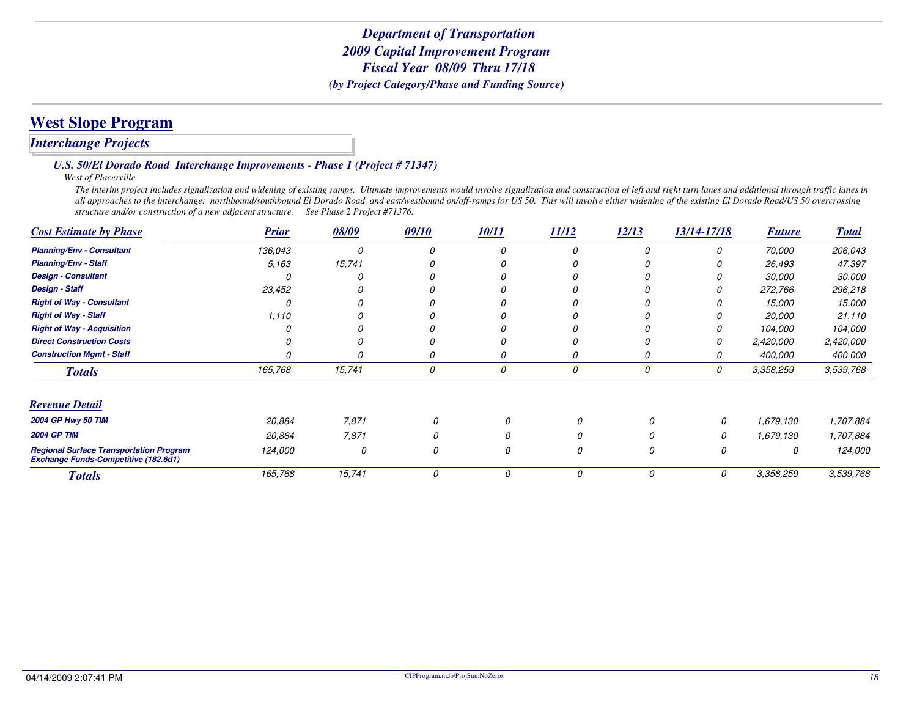# Department of Transportation
## 2009 Capital Improvement Program
## Fiscal Year 08/09 Thru 17/18
*(by Project Category/Phase and Funding Source)*

## West Slope Program

### Interchange Projects

#### U.S. 50/El Dorado Road Interchange Improvements - Phase 1 (Project # 71347)

*West of Placerville*

*The interim project includes signalization and widening of existing ramps. Ultimate improvements would involve signalization and construction of left and right turn lanes and additional through traffic lanes in all approaches to the interchange: northbound/southbound El Dorado Road, and east/westbound on/off-ramps for US 50. This will involve either widening of the existing El Dorado Road/US 50 overcrossing structure and/or construction of a new adjacent structure. See Phase 2 Project #71376.*

| Cost Estimate by Phase | Prior | 08/09 | 09/10 | 10/11 | 11/12 | 12/13 | 13/14-17/18 | Future | Total |
|---|---|---|---|---|---|---|---|---|---|
| Planning/Env - Consultant | 136,043 | 0 | 0 | 0 | 0 | 0 | 0 | 70,000 | 206,043 |
| Planning/Env - Staff | 5,163 | 15,741 | 0 | 0 | 0 | 0 | 0 | 26,493 | 47,397 |
| Design - Consultant | 0 | 0 | 0 | 0 | 0 | 0 | 0 | 30,000 | 30,000 |
| Design - Staff | 23,452 | 0 | 0 | 0 | 0 | 0 | 0 | 272,766 | 296,218 |
| Right of Way - Consultant | 0 | 0 | 0 | 0 | 0 | 0 | 0 | 15,000 | 15,000 |
| Right of Way - Staff | 1,110 | 0 | 0 | 0 | 0 | 0 | 0 | 20,000 | 21,110 |
| Right of Way - Acquisition | 0 | 0 | 0 | 0 | 0 | 0 | 0 | 104,000 | 104,000 |
| Direct Construction Costs | 0 | 0 | 0 | 0 | 0 | 0 | 0 | 2,420,000 | 2,420,000 |
| Construction Mgmt - Staff | 0 | 0 | 0 | 0 | 0 | 0 | 0 | 400,000 | 400,000 |
| **Totals** | 165,768 | 15,741 | 0 | 0 | 0 | 0 | 0 | 3,358,259 | 3,539,768 |

| Revenue Detail | Prior | 08/09 | 09/10 | 10/11 | 11/12 | 12/13 | 13/14-17/18 | Future | Total |
|---|---|---|---|---|---|---|---|---|---|
| 2004 GP Hwy 50 TIM | 20,884 | 7,871 | 0 | 0 | 0 | 0 | 0 | 1,679,130 | 1,707,884 |
| 2004 GP TIM | 20,884 | 7,871 | 0 | 0 | 0 | 0 | 0 | 1,679,130 | 1,707,884 |
| Regional Surface Transportation Program Exchange Funds-Competitive (182.6d1) | 124,000 | 0 | 0 | 0 | 0 | 0 | 0 | 0 | 124,000 |
| **Totals** | 165,768 | 15,741 | 0 | 0 | 0 | 0 | 0 | 3,358,259 | 3,539,768 |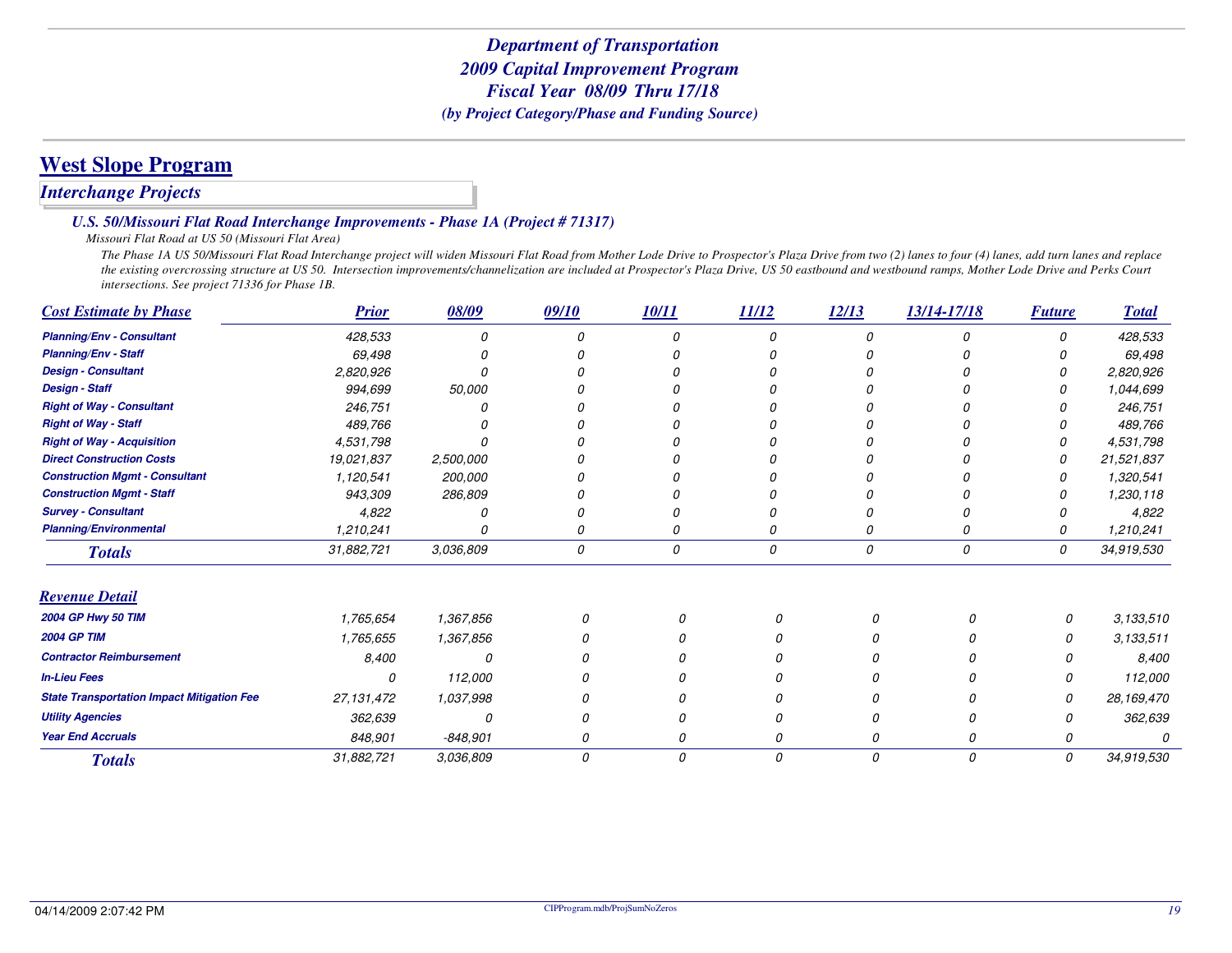# Department of Transportation
# 2009 Capital Improvement Program
# Fiscal Year 08/09 Thru 17/18
### *(by Project Category/Phase and Funding Source)*

## West Slope Program

### *Interchange Projects*

#### *U.S. 50/Missouri Flat Road Interchange Improvements - Phase 1A (Project # 71317)*

*Missouri Flat Road at US 50 (Missouri Flat Area)*

*The Phase 1A US 50/Missouri Flat Road Interchange project will widen Missouri Flat Road from Mother Lode Drive to Prospector's Plaza Drive from two (2) lanes to four (4) lanes, add turn lanes and replace the existing overcrossing structure at US 50. Intersection improvements/channelization are included at Prospector's Plaza Drive, US 50 eastbound and westbound ramps, Mother Lode Drive and Perks Court intersections. See project 71336 for Phase 1B.*

| Cost Estimate by Phase | Prior | 08/09 | 09/10 | 10/11 | 11/12 | 12/13 | 13/14-17/18 | Future | Total |
|---|---|---|---|---|---|---|---|---|---|
| Planning/Env - Consultant | 428,533 | 0 | 0 | 0 | 0 | 0 | 0 | 0 | 428,533 |
| Planning/Env - Staff | 69,498 | 0 | 0 | 0 | 0 | 0 | 0 | 0 | 69,498 |
| Design - Consultant | 2,820,926 | 0 | 0 | 0 | 0 | 0 | 0 | 0 | 2,820,926 |
| Design - Staff | 994,699 | 50,000 | 0 | 0 | 0 | 0 | 0 | 0 | 1,044,699 |
| Right of Way - Consultant | 246,751 | 0 | 0 | 0 | 0 | 0 | 0 | 0 | 246,751 |
| Right of Way - Staff | 489,766 | 0 | 0 | 0 | 0 | 0 | 0 | 0 | 489,766 |
| Right of Way - Acquisition | 4,531,798 | 0 | 0 | 0 | 0 | 0 | 0 | 0 | 4,531,798 |
| Direct Construction Costs | 19,021,837 | 2,500,000 | 0 | 0 | 0 | 0 | 0 | 0 | 21,521,837 |
| Construction Mgmt - Consultant | 1,120,541 | 200,000 | 0 | 0 | 0 | 0 | 0 | 0 | 1,320,541 |
| Construction Mgmt - Staff | 943,309 | 286,809 | 0 | 0 | 0 | 0 | 0 | 0 | 1,230,118 |
| Survey - Consultant | 4,822 | 0 | 0 | 0 | 0 | 0 | 0 | 0 | 4,822 |
| Planning/Environmental | 1,210,241 | 0 | 0 | 0 | 0 | 0 | 0 | 0 | 1,210,241 |
| **Totals** | 31,882,721 | 3,036,809 | 0 | 0 | 0 | 0 | 0 | 0 | 34,919,530 |

| Revenue Detail | Prior | 08/09 | 09/10 | 10/11 | 11/12 | 12/13 | 13/14-17/18 | Future | Total |
|---|---|---|---|---|---|---|---|---|---|
| 2004 GP Hwy 50 TIM | 1,765,654 | 1,367,856 | 0 | 0 | 0 | 0 | 0 | 0 | 3,133,510 |
| 2004 GP TIM | 1,765,655 | 1,367,856 | 0 | 0 | 0 | 0 | 0 | 0 | 3,133,511 |
| Contractor Reimbursement | 8,400 | 0 | 0 | 0 | 0 | 0 | 0 | 0 | 8,400 |
| In-Lieu Fees | 0 | 112,000 | 0 | 0 | 0 | 0 | 0 | 0 | 112,000 |
| State Transportation Impact Mitigation Fee | 27,131,472 | 1,037,998 | 0 | 0 | 0 | 0 | 0 | 0 | 28,169,470 |
| Utility Agencies | 362,639 | 0 | 0 | 0 | 0 | 0 | 0 | 0 | 362,639 |
| Year End Accruals | 848,901 | -848,901 | 0 | 0 | 0 | 0 | 0 | 0 | 0 |
| **Totals** | 31,882,721 | 3,036,809 | 0 | 0 | 0 | 0 | 0 | 0 | 34,919,530 |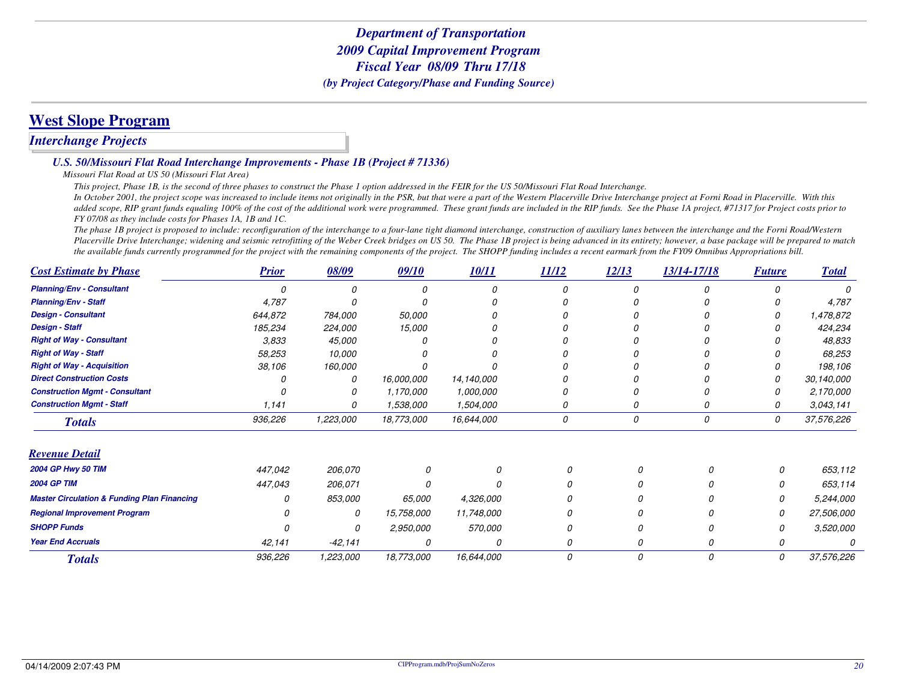# Department of Transportation
# 2009 Capital Improvement Program
# Fiscal Year 08/09 Thru 17/18
*(by Project Category/Phase and Funding Source)*

## West Slope Program

### *Interchange Projects*

#### *U.S. 50/Missouri Flat Road Interchange Improvements - Phase 1B (Project # 71336)*

*Missouri Flat Road at US 50 (Missouri Flat Area)*

*This project, Phase 1B, is the second of three phases to construct the Phase 1 option addressed in the FEIR for the US 50/Missouri Flat Road Interchange.*

*In October 2001, the project scope was increased to include items not originally in the PSR, but that were a part of the Western Placerville Drive Interchange project at Forni Road in Placerville. With this added scope, RIP grant funds equaling 100% of the cost of the additional work were programmed. These grant funds are included in the RIP funds. See the Phase 1A project, #71317 for Project costs prior to FY 07/08 as they include costs for Phases 1A, 1B and 1C.*

*The phase 1B project is proposed to include: reconfiguration of the interchange to a four-lane tight diamond interchange, construction of auxiliary lanes between the interchange and the Forni Road/Western Placerville Drive Interchange; widening and seismic retrofitting of the Weber Creek bridges on US 50. The Phase 1B project is being advanced in its entirety; however, a base package will be prepared to match the available funds currently programmed for the project with the remaining components of the project. The SHOPP funding includes a recent earmark from the FY09 Omnibus Appropriations bill.*

| Cost Estimate by Phase | Prior | 08/09 | 09/10 | 10/11 | 11/12 | 12/13 | 13/14-17/18 | Future | Total |
|---|---|---|---|---|---|---|---|---|---|
| Planning/Env - Consultant | 0 | 0 | 0 | 0 | 0 | 0 | 0 | 0 | 0 |
| Planning/Env - Staff | 4,787 | 0 | 0 | 0 | 0 | 0 | 0 | 0 | 4,787 |
| Design - Consultant | 644,872 | 784,000 | 50,000 | 0 | 0 | 0 | 0 | 0 | 1,478,872 |
| Design - Staff | 185,234 | 224,000 | 15,000 | 0 | 0 | 0 | 0 | 0 | 424,234 |
| Right of Way - Consultant | 3,833 | 45,000 | 0 | 0 | 0 | 0 | 0 | 0 | 48,833 |
| Right of Way - Staff | 58,253 | 10,000 | 0 | 0 | 0 | 0 | 0 | 0 | 68,253 |
| Right of Way - Acquisition | 38,106 | 160,000 | 0 | 0 | 0 | 0 | 0 | 0 | 198,106 |
| Direct Construction Costs | 0 | 0 | 16,000,000 | 14,140,000 | 0 | 0 | 0 | 0 | 30,140,000 |
| Construction Mgmt - Consultant | 0 | 0 | 1,170,000 | 1,000,000 | 0 | 0 | 0 | 0 | 2,170,000 |
| Construction Mgmt - Staff | 1,141 | 0 | 1,538,000 | 1,504,000 | 0 | 0 | 0 | 0 | 3,043,141 |
| **Totals** | 936,226 | 1,223,000 | 18,773,000 | 16,644,000 | 0 | 0 | 0 | 0 | 37,576,226 |

| Revenue Detail | Prior | 08/09 | 09/10 | 10/11 | 11/12 | 12/13 | 13/14-17/18 | Future | Total |
|---|---|---|---|---|---|---|---|---|---|
| 2004 GP Hwy 50 TIM | 447,042 | 206,070 | 0 | 0 | 0 | 0 | 0 | 0 | 653,112 |
| 2004 GP TIM | 447,043 | 206,071 | 0 | 0 | 0 | 0 | 0 | 0 | 653,114 |
| Master Circulation & Funding Plan Financing | 0 | 853,000 | 65,000 | 4,326,000 | 0 | 0 | 0 | 0 | 5,244,000 |
| Regional Improvement Program | 0 | 0 | 15,758,000 | 11,748,000 | 0 | 0 | 0 | 0 | 27,506,000 |
| SHOPP Funds | 0 | 0 | 2,950,000 | 570,000 | 0 | 0 | 0 | 0 | 3,520,000 |
| Year End Accruals | 42,141 | -42,141 | 0 | 0 | 0 | 0 | 0 | 0 | 0 |
| **Totals** | 936,226 | 1,223,000 | 18,773,000 | 16,644,000 | 0 | 0 | 0 | 0 | 37,576,226 |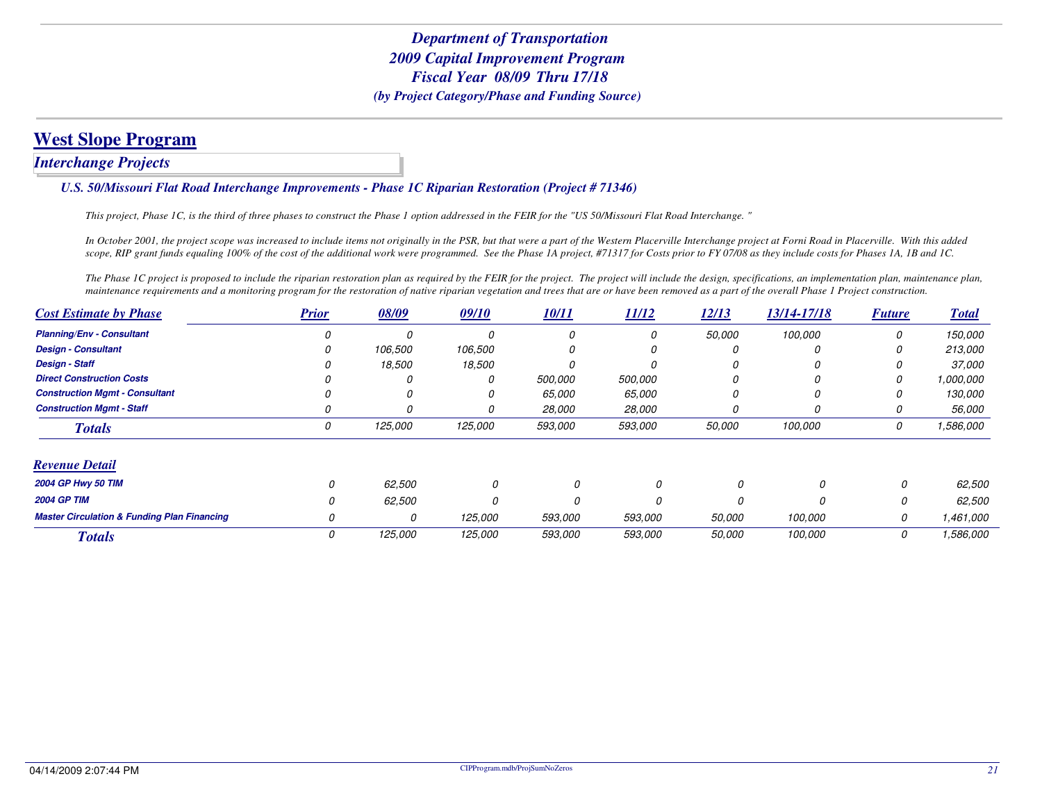# Department of Transportation
# 2009 Capital Improvement Program
# Fiscal Year 08/09 Thru 17/18
*(by Project Category/Phase and Funding Source)*

## West Slope Program

### *Interchange Projects*

#### *U.S. 50/Missouri Flat Road Interchange Improvements - Phase 1C Riparian Restoration (Project # 71346)*

*This project, Phase 1C, is the third of three phases to construct the Phase 1 option addressed in the FEIR for the "US 50/Missouri Flat Road Interchange. "*

*In October 2001, the project scope was increased to include items not originally in the PSR, but that were a part of the Western Placerville Interchange project at Forni Road in Placerville. With this added scope, RIP grant funds equaling 100% of the cost of the additional work were programmed. See the Phase 1A project, #71317 for Costs prior to FY 07/08 as they include costs for Phases 1A, 1B and 1C.*

*The Phase 1C project is proposed to include the riparian restoration plan as required by the FEIR for the project. The project will include the design, specifications, an implementation plan, maintenance plan, maintenance requirements and a monitoring program for the restoration of native riparian vegetation and trees that are or have been removed as a part of the overall Phase 1 Project construction.*

| Cost Estimate by Phase | Prior | 08/09 | 09/10 | 10/11 | 11/12 | 12/13 | 13/14-17/18 | Future | Total |
|---|---|---|---|---|---|---|---|---|---|
| Planning/Env - Consultant | 0 | 0 | 0 | 0 | 0 | 50,000 | 100,000 | 0 | 150,000 |
| Design - Consultant | 0 | 106,500 | 106,500 | 0 | 0 | 0 | 0 | 0 | 213,000 |
| Design - Staff | 0 | 18,500 | 18,500 | 0 | 0 | 0 | 0 | 0 | 37,000 |
| Direct Construction Costs | 0 | 0 | 0 | 500,000 | 500,000 | 0 | 0 | 0 | 1,000,000 |
| Construction Mgmt - Consultant | 0 | 0 | 0 | 65,000 | 65,000 | 0 | 0 | 0 | 130,000 |
| Construction Mgmt - Staff | 0 | 0 | 0 | 28,000 | 28,000 | 0 | 0 | 0 | 56,000 |
| **Totals** | 0 | 125,000 | 125,000 | 593,000 | 593,000 | 50,000 | 100,000 | 0 | 1,586,000 |

| Revenue Detail | Prior | 08/09 | 09/10 | 10/11 | 11/12 | 12/13 | 13/14-17/18 | Future | Total |
|---|---|---|---|---|---|---|---|---|---|
| 2004 GP Hwy 50 TIM | 0 | 62,500 | 0 | 0 | 0 | 0 | 0 | 0 | 62,500 |
| 2004 GP TIM | 0 | 62,500 | 0 | 0 | 0 | 0 | 0 | 0 | 62,500 |
| Master Circulation & Funding Plan Financing | 0 | 0 | 125,000 | 593,000 | 593,000 | 50,000 | 100,000 | 0 | 1,461,000 |
| **Totals** | 0 | 125,000 | 125,000 | 593,000 | 593,000 | 50,000 | 100,000 | 0 | 1,586,000 |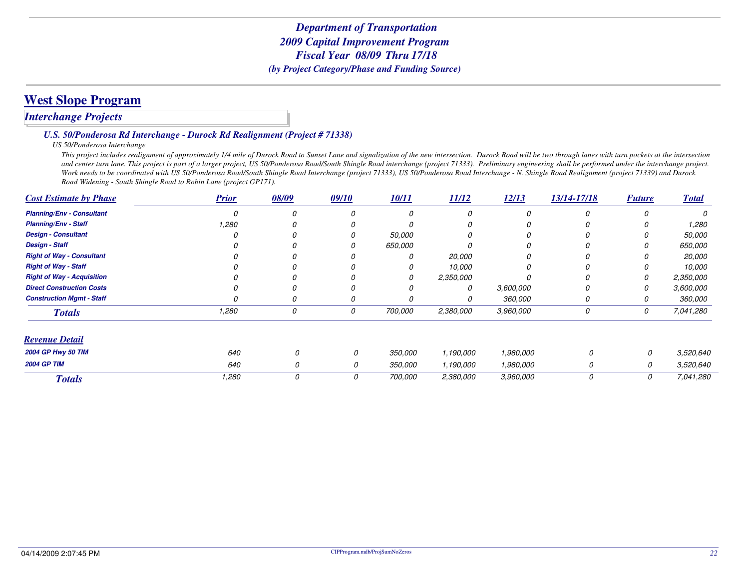# *Department of Transportation*
# *2009 Capital Improvement Program*
# *Fiscal Year 08/09 Thru 17/18*
### *(by Project Category/Phase and Funding Source)*

## West Slope Program

### *Interchange Projects*

#### *U.S. 50/Ponderosa Rd Interchange - Durock Rd Realignment (Project # 71338)*

*US 50/Ponderosa Interchange*

*This project includes realignment of approximately 1/4 mile of Durock Road to Sunset Lane and signalization of the new intersection. Durock Road will be two through lanes with turn pockets at the intersection and center turn lane. This project is part of a larger project, US 50/Ponderosa Road/South Shingle Road interchange (project 71333). Preliminary engineering shall be performed under the interchange project. Work needs to be coordinated with US 50/Ponderosa Road/South Shingle Road Interchange (project 71333), US 50/Ponderosa Road Interchange - N. Shingle Road Realignment (project 71339) and Durock Road Widening - South Shingle Road to Robin Lane (project GP171).*

| Cost Estimate by Phase | Prior | 08/09 | 09/10 | 10/11 | 11/12 | 12/13 | 13/14-17/18 | Future | Total |
|---|---|---|---|---|---|---|---|---|---|
| Planning/Env - Consultant | 0 | 0 | 0 | 0 | 0 | 0 | 0 | 0 | 0 |
| Planning/Env - Staff | 1,280 | 0 | 0 | 0 | 0 | 0 | 0 | 0 | 1,280 |
| Design - Consultant | 0 | 0 | 0 | 50,000 | 0 | 0 | 0 | 0 | 50,000 |
| Design - Staff | 0 | 0 | 0 | 650,000 | 0 | 0 | 0 | 0 | 650,000 |
| Right of Way - Consultant | 0 | 0 | 0 | 0 | 20,000 | 0 | 0 | 0 | 20,000 |
| Right of Way - Staff | 0 | 0 | 0 | 0 | 10,000 | 0 | 0 | 0 | 10,000 |
| Right of Way - Acquisition | 0 | 0 | 0 | 0 | 2,350,000 | 0 | 0 | 0 | 2,350,000 |
| Direct Construction Costs | 0 | 0 | 0 | 0 | 0 | 3,600,000 | 0 | 0 | 3,600,000 |
| Construction Mgmt - Staff | 0 | 0 | 0 | 0 | 0 | 360,000 | 0 | 0 | 360,000 |
| **Totals** | 1,280 | 0 | 0 | 700,000 | 2,380,000 | 3,960,000 | 0 | 0 | 7,041,280 |

| Revenue Detail | Prior | 08/09 | 09/10 | 10/11 | 11/12 | 12/13 | 13/14-17/18 | Future | Total |
|---|---|---|---|---|---|---|---|---|---|
| 2004 GP Hwy 50 TIM | 640 | 0 | 0 | 350,000 | 1,190,000 | 1,980,000 | 0 | 0 | 3,520,640 |
| 2004 GP TIM | 640 | 0 | 0 | 350,000 | 1,190,000 | 1,980,000 | 0 | 0 | 3,520,640 |
| **Totals** | 1,280 | 0 | 0 | 700,000 | 2,380,000 | 3,960,000 | 0 | 0 | 7,041,280 |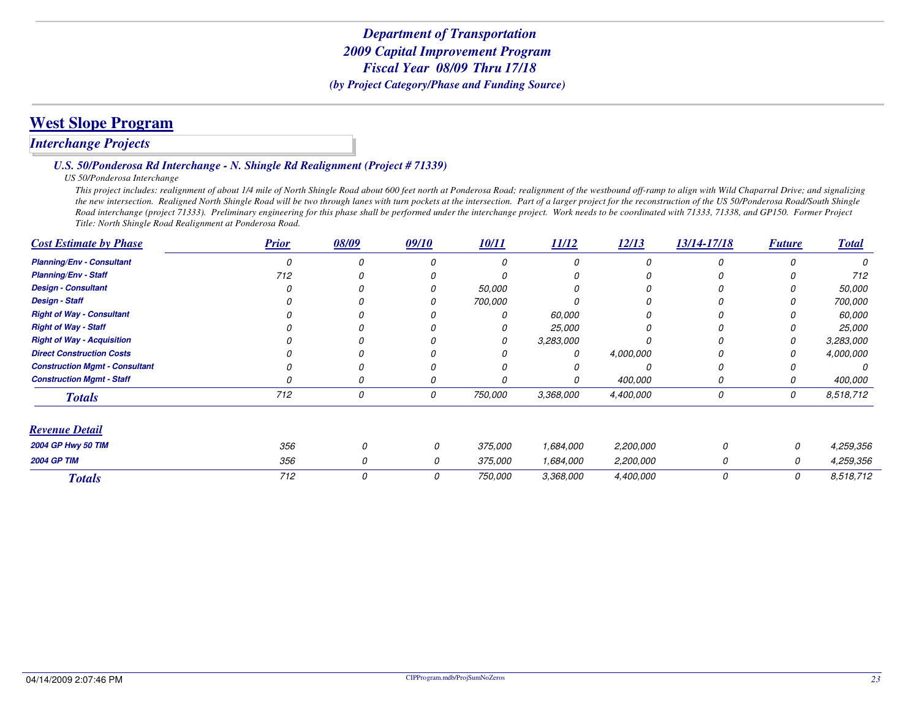# West Slope Program

## Interchange Projects

### U.S. 50/Ponderosa Rd Interchange - N. Shingle Rd Realignment (Project # 71339)

*US 50/Ponderosa Interchange*

*This project includes: realignment of about 1/4 mile of North Shingle Road about 600 feet north at Ponderosa Road; realignment of the westbound off-ramp to align with Wild Chaparral Drive; and signalizing the new intersection. Realigned North Shingle Road will be two through lanes with turn pockets at the intersection. Part of a larger project for the reconstruction of the US 50/Ponderosa Road/South Shingle Road interchange (project 71333). Preliminary engineering for this phase shall be performed under the interchange project. Work needs to be coordinated with 71333, 71338, and GP150. Former Project Title: North Shingle Road Realignment at Ponderosa Road.*

| Cost Estimate by Phase | Prior | 08/09 | 09/10 | 10/11 | 11/12 | 12/13 | 13/14-17/18 | Future | Total |
|---|---|---|---|---|---|---|---|---|---|
| Planning/Env - Consultant | 0 | 0 | 0 | 0 | 0 | 0 | 0 | 0 | 0 |
| Planning/Env - Staff | 712 | 0 | 0 | 0 | 0 | 0 | 0 | 0 | 712 |
| Design - Consultant | 0 | 0 | 0 | 50,000 | 0 | 0 | 0 | 0 | 50,000 |
| Design - Staff | 0 | 0 | 0 | 700,000 | 0 | 0 | 0 | 0 | 700,000 |
| Right of Way - Consultant | 0 | 0 | 0 | 0 | 60,000 | 0 | 0 | 0 | 60,000 |
| Right of Way - Staff | 0 | 0 | 0 | 0 | 25,000 | 0 | 0 | 0 | 25,000 |
| Right of Way - Acquisition | 0 | 0 | 0 | 0 | 3,283,000 | 0 | 0 | 0 | 3,283,000 |
| Direct Construction Costs | 0 | 0 | 0 | 0 | 0 | 4,000,000 | 0 | 0 | 4,000,000 |
| Construction Mgmt - Consultant | 0 | 0 | 0 | 0 | 0 | 0 | 0 | 0 | 0 |
| Construction Mgmt - Staff | 0 | 0 | 0 | 0 | 0 | 400,000 | 0 | 0 | 400,000 |
| **Totals** | 712 | 0 | 0 | 750,000 | 3,368,000 | 4,400,000 | 0 | 0 | 8,518,712 |

| Revenue Detail | Prior | 08/09 | 09/10 | 10/11 | 11/12 | 12/13 | 13/14-17/18 | Future | Total |
|---|---|---|---|---|---|---|---|---|---|
| 2004 GP Hwy 50 TIM | 356 | 0 | 0 | 375,000 | 1,684,000 | 2,200,000 | 0 | 0 | 4,259,356 |
| 2004 GP TIM | 356 | 0 | 0 | 375,000 | 1,684,000 | 2,200,000 | 0 | 0 | 4,259,356 |
| **Totals** | 712 | 0 | 0 | 750,000 | 3,368,000 | 4,400,000 | 0 | 0 | 8,518,712 |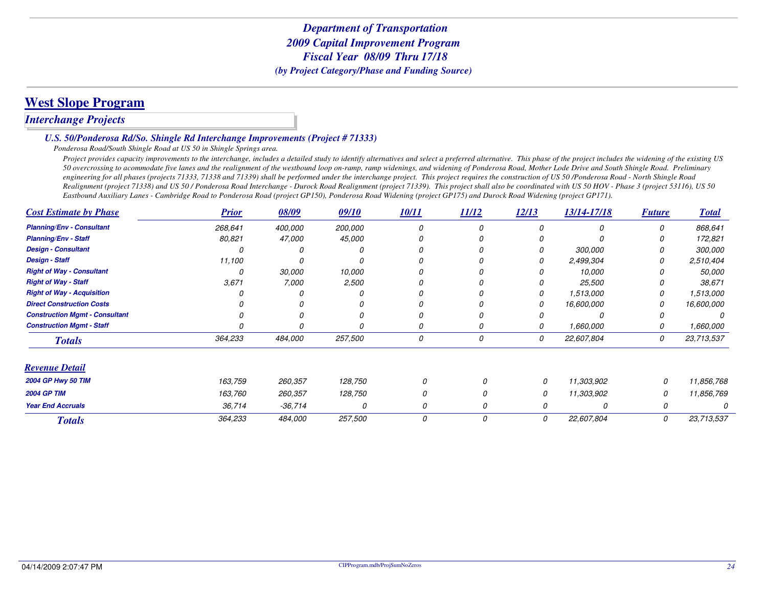# *Department of Transportation*
# *2009 Capital Improvement Program*
# *Fiscal Year 08/09 Thru 17/18*
### *(by Project Category/Phase and Funding Source)*

## West Slope Program

### *Interchange Projects*

#### *U.S. 50/Ponderosa Rd/So. Shingle Rd Interchange Improvements (Project # 71333)*

*Ponderosa Road/South Shingle Road at US 50 in Shingle Springs area.*

*Project provides capacity improvements to the interchange, includes a detailed study to identify alternatives and select a preferred alternative. This phase of the project includes the widening of the existing US 50 overcrossing to acommodate five lanes and the realignment of the westbound loop on-ramp, ramp widenings, and widening of Ponderosa Road, Mother Lode Drive and South Shingle Road. Preliminary engineering for all phases (projects 71333, 71338 and 71339) shall be performed under the interchange project. This project requires the construction of US 50 /Ponderosa Road - North Shingle Road Realignment (project 71338) and US 50 / Ponderosa Road Interchange - Durock Road Realignment (project 71339). This project shall also be coordinated with US 50 HOV - Phase 3 (project 53116), US 50 Eastbound Auxiliary Lanes - Cambridge Road to Ponderosa Road (project GP150), Ponderosa Road Widening (project GP175) and Durock Road Widening (project GP171).*

| Cost Estimate by Phase | Prior | 08/09 | 09/10 | 10/11 | 11/12 | 12/13 | 13/14-17/18 | Future | Total |
|---|---|---|---|---|---|---|---|---|---|
| Planning/Env - Consultant | 268,641 | 400,000 | 200,000 | 0 | 0 | 0 | 0 | 0 | 868,641 |
| Planning/Env - Staff | 80,821 | 47,000 | 45,000 | 0 | 0 | 0 | 0 | 0 | 172,821 |
| Design - Consultant | 0 | 0 | 0 | 0 | 0 | 0 | 300,000 | 0 | 300,000 |
| Design - Staff | 11,100 | 0 | 0 | 0 | 0 | 0 | 2,499,304 | 0 | 2,510,404 |
| Right of Way - Consultant | 0 | 30,000 | 10,000 | 0 | 0 | 0 | 10,000 | 0 | 50,000 |
| Right of Way - Staff | 3,671 | 7,000 | 2,500 | 0 | 0 | 0 | 25,500 | 0 | 38,671 |
| Right of Way - Acquisition | 0 | 0 | 0 | 0 | 0 | 0 | 1,513,000 | 0 | 1,513,000 |
| Direct Construction Costs | 0 | 0 | 0 | 0 | 0 | 0 | 16,600,000 | 0 | 16,600,000 |
| Construction Mgmt - Consultant | 0 | 0 | 0 | 0 | 0 | 0 | 0 | 0 | 0 |
| Construction Mgmt - Staff | 0 | 0 | 0 | 0 | 0 | 0 | 1,660,000 | 0 | 1,660,000 |
| **Totals** | 364,233 | 484,000 | 257,500 | 0 | 0 | 0 | 22,607,804 | 0 | 23,713,537 |

| Revenue Detail | Prior | 08/09 | 09/10 | 10/11 | 11/12 | 12/13 | 13/14-17/18 | Future | Total |
|---|---|---|---|---|---|---|---|---|---|
| 2004 GP Hwy 50 TIM | 163,759 | 260,357 | 128,750 | 0 | 0 | 0 | 11,303,902 | 0 | 11,856,768 |
| 2004 GP TIM | 163,760 | 260,357 | 128,750 | 0 | 0 | 0 | 11,303,902 | 0 | 11,856,769 |
| Year End Accruals | 36,714 | -36,714 | 0 | 0 | 0 | 0 | 0 | 0 | 0 |
| **Totals** | 364,233 | 484,000 | 257,500 | 0 | 0 | 0 | 22,607,804 | 0 | 23,713,537 |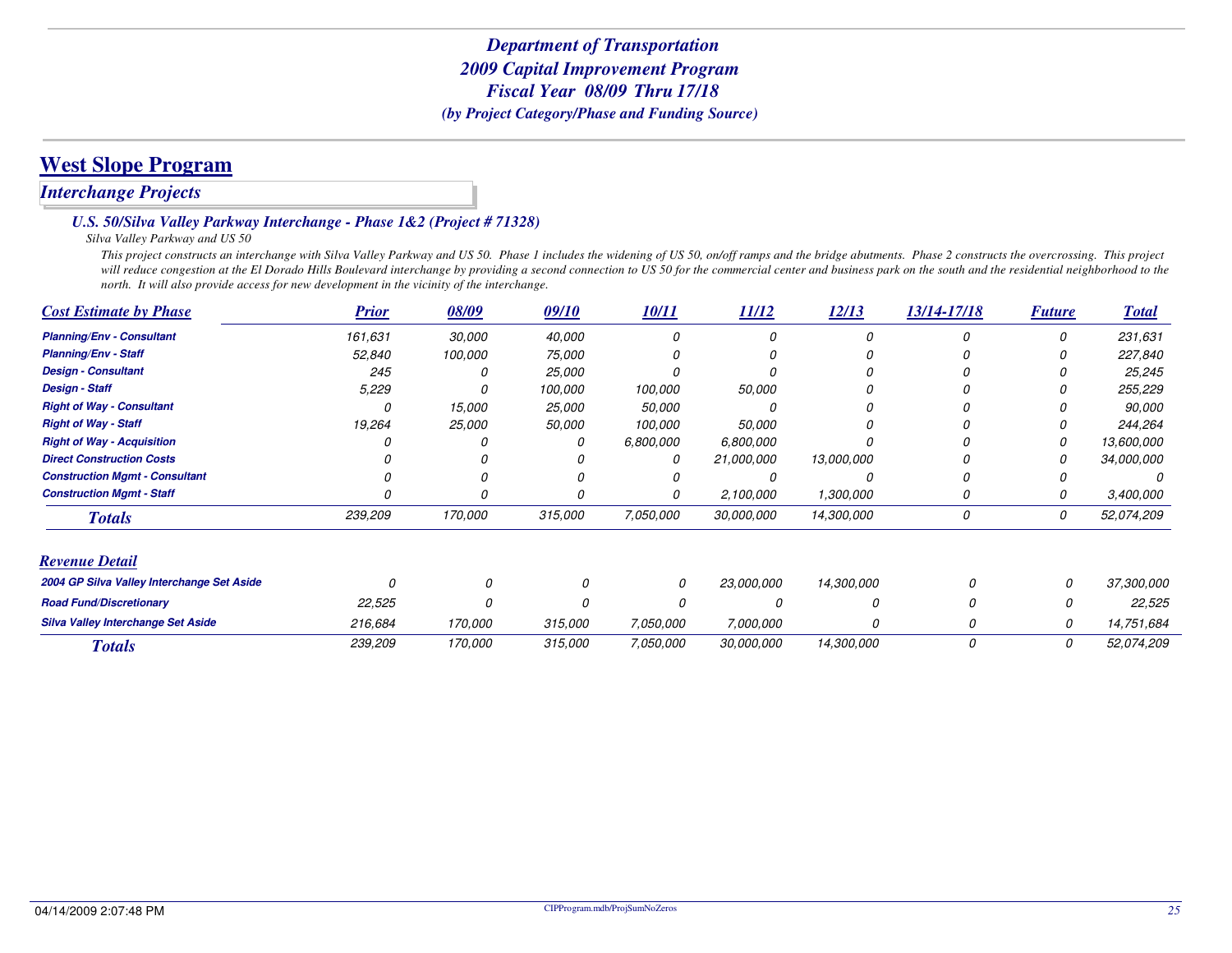# Department of Transportation
# 2009 Capital Improvement Program
# Fiscal Year 08/09 Thru 17/18
### *(by Project Category/Phase and Funding Source)*

## West Slope Program

### *Interchange Projects*

#### *U.S. 50/Silva Valley Parkway Interchange - Phase 1&2 (Project # 71328)*

*Silva Valley Parkway and US 50*

*This project constructs an interchange with Silva Valley Parkway and US 50. Phase 1 includes the widening of US 50, on/off ramps and the bridge abutments. Phase 2 constructs the overcrossing. This project will reduce congestion at the El Dorado Hills Boulevard interchange by providing a second connection to US 50 for the commercial center and business park on the south and the residential neighborhood to the north. It will also provide access for new development in the vicinity of the interchange.*

| Cost Estimate by Phase | Prior | 08/09 | 09/10 | 10/11 | 11/12 | 12/13 | 13/14-17/18 | Future | Total |
|---|---|---|---|---|---|---|---|---|---|
| Planning/Env - Consultant | 161,631 | 30,000 | 40,000 | 0 | 0 | 0 | 0 | 0 | 231,631 |
| Planning/Env - Staff | 52,840 | 100,000 | 75,000 | 0 | 0 | 0 | 0 | 0 | 227,840 |
| Design - Consultant | 245 | 0 | 25,000 | 0 | 0 | 0 | 0 | 0 | 25,245 |
| Design - Staff | 5,229 | 0 | 100,000 | 100,000 | 50,000 | 0 | 0 | 0 | 255,229 |
| Right of Way - Consultant | 0 | 15,000 | 25,000 | 50,000 | 0 | 0 | 0 | 0 | 90,000 |
| Right of Way - Staff | 19,264 | 25,000 | 50,000 | 100,000 | 50,000 | 0 | 0 | 0 | 244,264 |
| Right of Way - Acquisition | 0 | 0 | 0 | 6,800,000 | 6,800,000 | 0 | 0 | 0 | 13,600,000 |
| Direct Construction Costs | 0 | 0 | 0 | 0 | 21,000,000 | 13,000,000 | 0 | 0 | 34,000,000 |
| Construction Mgmt - Consultant | 0 | 0 | 0 | 0 | 0 | 0 | 0 | 0 | 0 |
| Construction Mgmt - Staff | 0 | 0 | 0 | 0 | 2,100,000 | 1,300,000 | 0 | 0 | 3,400,000 |
| **Totals** | 239,209 | 170,000 | 315,000 | 7,050,000 | 30,000,000 | 14,300,000 | 0 | 0 | 52,074,209 |

| Revenue Detail | Prior | 08/09 | 09/10 | 10/11 | 11/12 | 12/13 | 13/14-17/18 | Future | Total |
|---|---|---|---|---|---|---|---|---|---|
| 2004 GP Silva Valley Interchange Set Aside | 0 | 0 | 0 | 0 | 23,000,000 | 14,300,000 | 0 | 0 | 37,300,000 |
| Road Fund/Discretionary | 22,525 | 0 | 0 | 0 | 0 | 0 | 0 | 0 | 22,525 |
| Silva Valley Interchange Set Aside | 216,684 | 170,000 | 315,000 | 7,050,000 | 7,000,000 | 0 | 0 | 0 | 14,751,684 |
| **Totals** | 239,209 | 170,000 | 315,000 | 7,050,000 | 30,000,000 | 14,300,000 | 0 | 0 | 52,074,209 |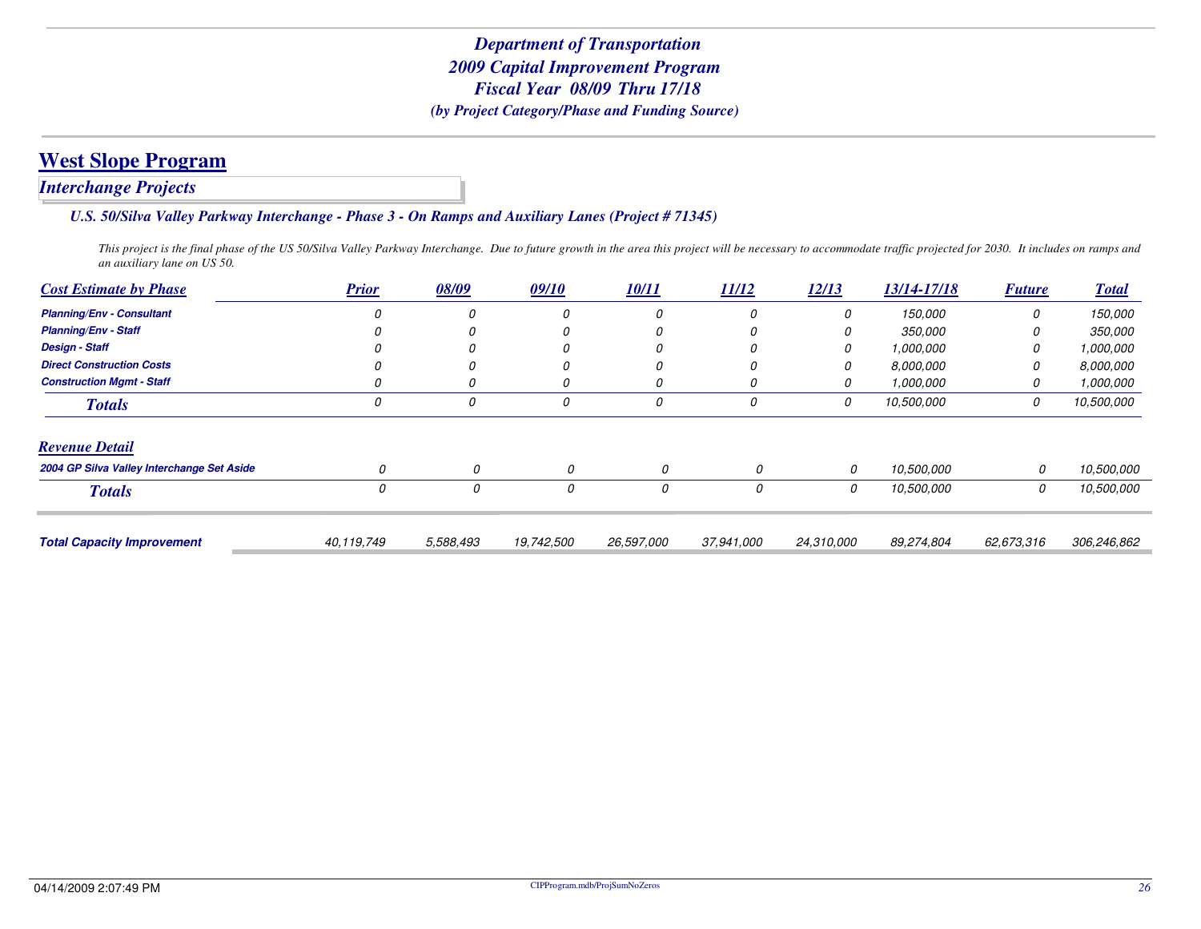# Department of Transportation
# 2009 Capital Improvement Program
# Fiscal Year 08/09 Thru 17/18
*(by Project Category/Phase and Funding Source)*

## West Slope Program

### *Interchange Projects*

#### *U.S. 50/Silva Valley Parkway Interchange - Phase 3 - On Ramps and Auxiliary Lanes (Project # 71345)*

*This project is the final phase of the US 50/Silva Valley Parkway Interchange. Due to future growth in the area this project will be necessary to accommodate traffic projected for 2030. It includes on ramps and an auxiliary lane on US 50.*

| Cost Estimate by Phase | Prior | 08/09 | 09/10 | 10/11 | 11/12 | 12/13 | 13/14-17/18 | Future | Total |
|---|---|---|---|---|---|---|---|---|---|
| Planning/Env - Consultant | 0 | 0 | 0 | 0 | 0 | 0 | 150,000 | 0 | 150,000 |
| Planning/Env - Staff | 0 | 0 | 0 | 0 | 0 | 0 | 350,000 | 0 | 350,000 |
| Design - Staff | 0 | 0 | 0 | 0 | 0 | 0 | 1,000,000 | 0 | 1,000,000 |
| Direct Construction Costs | 0 | 0 | 0 | 0 | 0 | 0 | 8,000,000 | 0 | 8,000,000 |
| Construction Mgmt - Staff | 0 | 0 | 0 | 0 | 0 | 0 | 1,000,000 | 0 | 1,000,000 |
| **Totals** | 0 | 0 | 0 | 0 | 0 | 0 | 10,500,000 | 0 | 10,500,000 |

| Revenue Detail | Prior | 08/09 | 09/10 | 10/11 | 11/12 | 12/13 | 13/14-17/18 | Future | Total |
|---|---|---|---|---|---|---|---|---|---|
| 2004 GP Silva Valley Interchange Set Aside | 0 | 0 | 0 | 0 | 0 | 0 | 10,500,000 | 0 | 10,500,000 |
| **Totals** | 0 | 0 | 0 | 0 | 0 | 0 | 10,500,000 | 0 | 10,500,000 |

| | Prior | 08/09 | 09/10 | 10/11 | 11/12 | 12/13 | 13/14-17/18 | Future | Total |
|---|---|---|---|---|---|---|---|---|---|
| **Total Capacity Improvement** | 40,119,749 | 5,588,493 | 19,742,500 | 26,597,000 | 37,941,000 | 24,310,000 | 89,274,804 | 62,673,316 | 306,246,862 |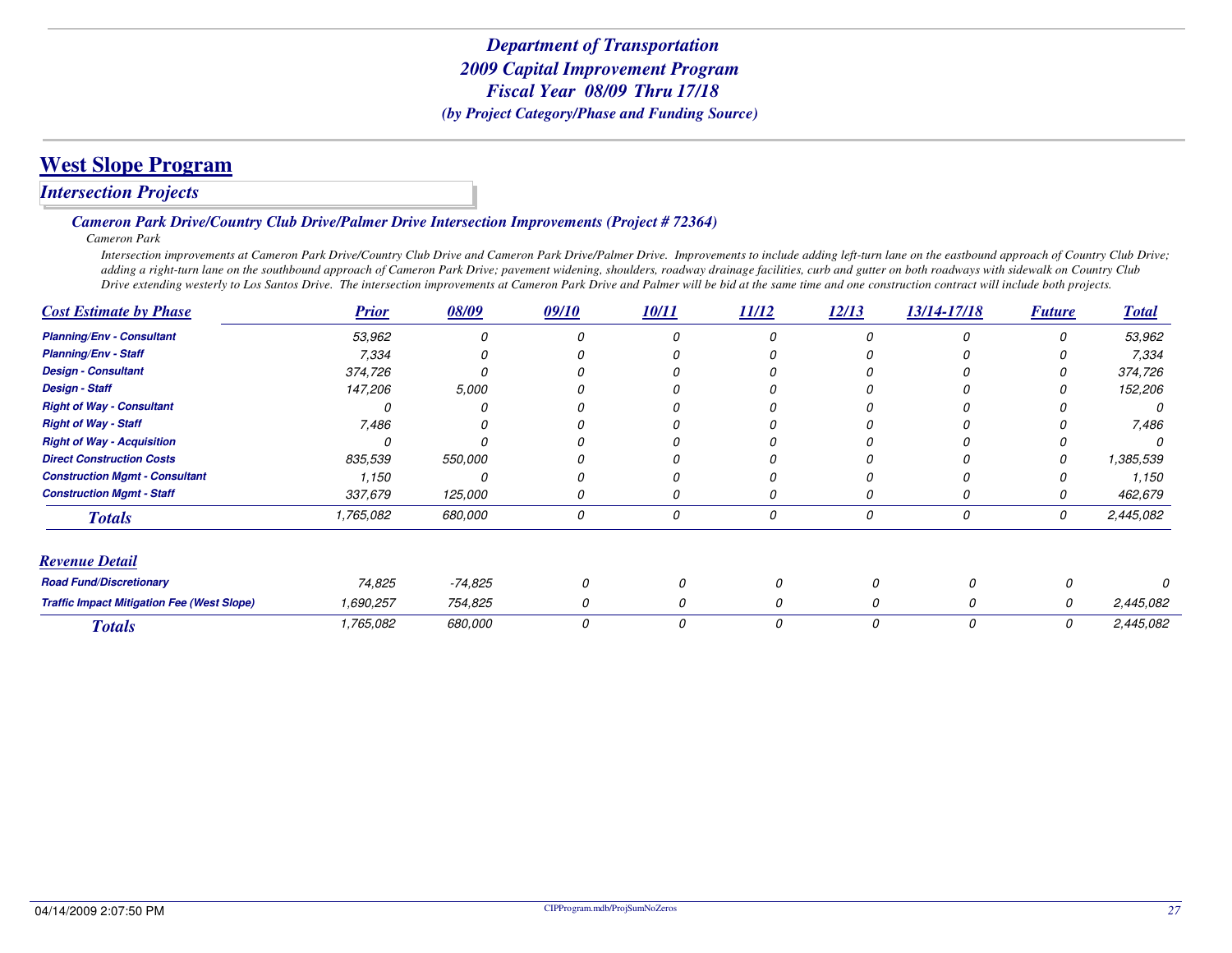*Department of Transportation*
*2009 Capital Improvement Program*
*Fiscal Year 08/09 Thru 17/18*
*(by Project Category/Phase and Funding Source)*

# West Slope Program

## *Intersection Projects*

### *Cameron Park Drive/Country Club Drive/Palmer Drive Intersection Improvements (Project # 72364)*

*Cameron Park*

*Intersection improvements at Cameron Park Drive/Country Club Drive and Cameron Park Drive/Palmer Drive. Improvements to include adding left-turn lane on the eastbound approach of Country Club Drive; adding a right-turn lane on the southbound approach of Cameron Park Drive; pavement widening, shoulders, roadway drainage facilities, curb and gutter on both roadways with sidewalk on Country Club Drive extending westerly to Los Santos Drive. The intersection improvements at Cameron Park Drive and Palmer will be bid at the same time and one construction contract will include both projects.*

| Cost Estimate by Phase | Prior | 08/09 | 09/10 | 10/11 | 11/12 | 12/13 | 13/14-17/18 | Future | Total |
|---|---|---|---|---|---|---|---|---|---|
| Planning/Env - Consultant | 53,962 | 0 | 0 | 0 | 0 | 0 | 0 | 0 | 53,962 |
| Planning/Env - Staff | 7,334 | 0 | 0 | 0 | 0 | 0 | 0 | 0 | 7,334 |
| Design - Consultant | 374,726 | 0 | 0 | 0 | 0 | 0 | 0 | 0 | 374,726 |
| Design - Staff | 147,206 | 5,000 | 0 | 0 | 0 | 0 | 0 | 0 | 152,206 |
| Right of Way - Consultant | 0 | 0 | 0 | 0 | 0 | 0 | 0 | 0 | 0 |
| Right of Way - Staff | 7,486 | 0 | 0 | 0 | 0 | 0 | 0 | 0 | 7,486 |
| Right of Way - Acquisition | 0 | 0 | 0 | 0 | 0 | 0 | 0 | 0 | 0 |
| Direct Construction Costs | 835,539 | 550,000 | 0 | 0 | 0 | 0 | 0 | 0 | 1,385,539 |
| Construction Mgmt - Consultant | 1,150 | 0 | 0 | 0 | 0 | 0 | 0 | 0 | 1,150 |
| Construction Mgmt - Staff | 337,679 | 125,000 | 0 | 0 | 0 | 0 | 0 | 0 | 462,679 |
| **Totals** | 1,765,082 | 680,000 | 0 | 0 | 0 | 0 | 0 | 0 | 2,445,082 |

| Revenue Detail | Prior | 08/09 | 09/10 | 10/11 | 11/12 | 12/13 | 13/14-17/18 | Future | Total |
|---|---|---|---|---|---|---|---|---|---|
| Road Fund/Discretionary | 74,825 | -74,825 | 0 | 0 | 0 | 0 | 0 | 0 | 0 |
| Traffic Impact Mitigation Fee (West Slope) | 1,690,257 | 754,825 | 0 | 0 | 0 | 0 | 0 | 0 | 2,445,082 |
| **Totals** | 1,765,082 | 680,000 | 0 | 0 | 0 | 0 | 0 | 0 | 2,445,082 |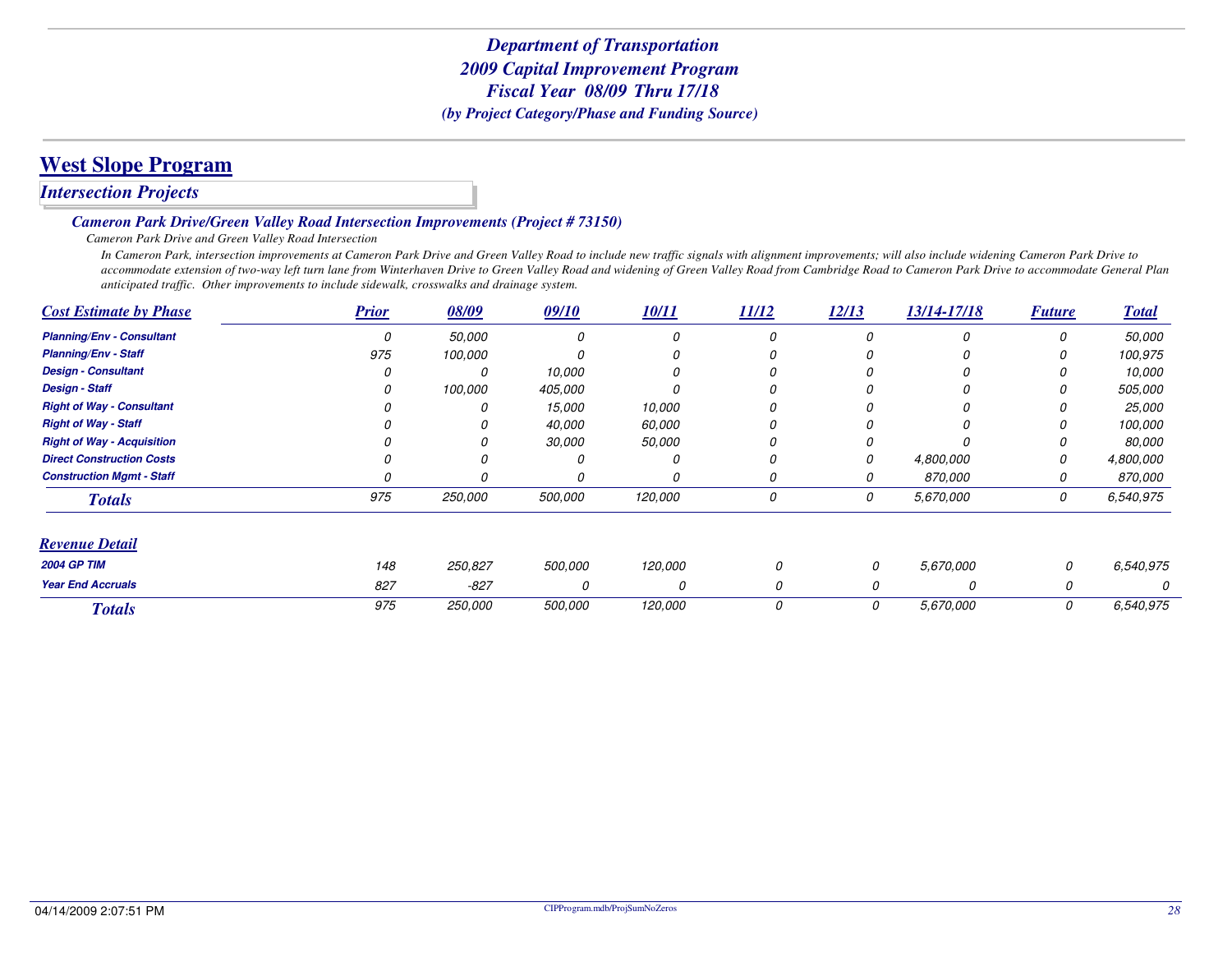# *Department of Transportation*
# *2009 Capital Improvement Program*
# *Fiscal Year 08/09 Thru 17/18*
### *(by Project Category/Phase and Funding Source)*

## West Slope Program

### *Intersection Projects*

#### *Cameron Park Drive/Green Valley Road Intersection Improvements (Project # 73150)*

*Cameron Park Drive and Green Valley Road Intersection*

*In Cameron Park, intersection improvements at Cameron Park Drive and Green Valley Road to include new traffic signals with alignment improvements; will also include widening Cameron Park Drive to accommodate extension of two-way left turn lane from Winterhaven Drive to Green Valley Road and widening of Green Valley Road from Cambridge Road to Cameron Park Drive to accommodate General Plan anticipated traffic. Other improvements to include sidewalk, crosswalks and drainage system.*

| Cost Estimate by Phase | Prior | 08/09 | 09/10 | 10/11 | 11/12 | 12/13 | 13/14-17/18 | Future | Total |
|---|---|---|---|---|---|---|---|---|---|
| Planning/Env - Consultant | 0 | 50,000 | 0 | 0 | 0 | 0 | 0 | 0 | 50,000 |
| Planning/Env - Staff | 975 | 100,000 | 0 | 0 | 0 | 0 | 0 | 0 | 100,975 |
| Design - Consultant | 0 | 0 | 10,000 | 0 | 0 | 0 | 0 | 0 | 10,000 |
| Design - Staff | 0 | 100,000 | 405,000 | 0 | 0 | 0 | 0 | 0 | 505,000 |
| Right of Way - Consultant | 0 | 0 | 15,000 | 10,000 | 0 | 0 | 0 | 0 | 25,000 |
| Right of Way - Staff | 0 | 0 | 40,000 | 60,000 | 0 | 0 | 0 | 0 | 100,000 |
| Right of Way - Acquisition | 0 | 0 | 30,000 | 50,000 | 0 | 0 | 0 | 0 | 80,000 |
| Direct Construction Costs | 0 | 0 | 0 | 0 | 0 | 0 | 4,800,000 | 0 | 4,800,000 |
| Construction Mgmt - Staff | 0 | 0 | 0 | 0 | 0 | 0 | 870,000 | 0 | 870,000 |
| **Totals** | 975 | 250,000 | 500,000 | 120,000 | 0 | 0 | 5,670,000 | 0 | 6,540,975 |

| Revenue Detail | Prior | 08/09 | 09/10 | 10/11 | 11/12 | 12/13 | 13/14-17/18 | Future | Total |
|---|---|---|---|---|---|---|---|---|---|
| 2004 GP TIM | 148 | 250,827 | 500,000 | 120,000 | 0 | 0 | 5,670,000 | 0 | 6,540,975 |
| Year End Accruals | 827 | -827 | 0 | 0 | 0 | 0 | 0 | 0 | 0 |
| **Totals** | 975 | 250,000 | 500,000 | 120,000 | 0 | 0 | 5,670,000 | 0 | 6,540,975 |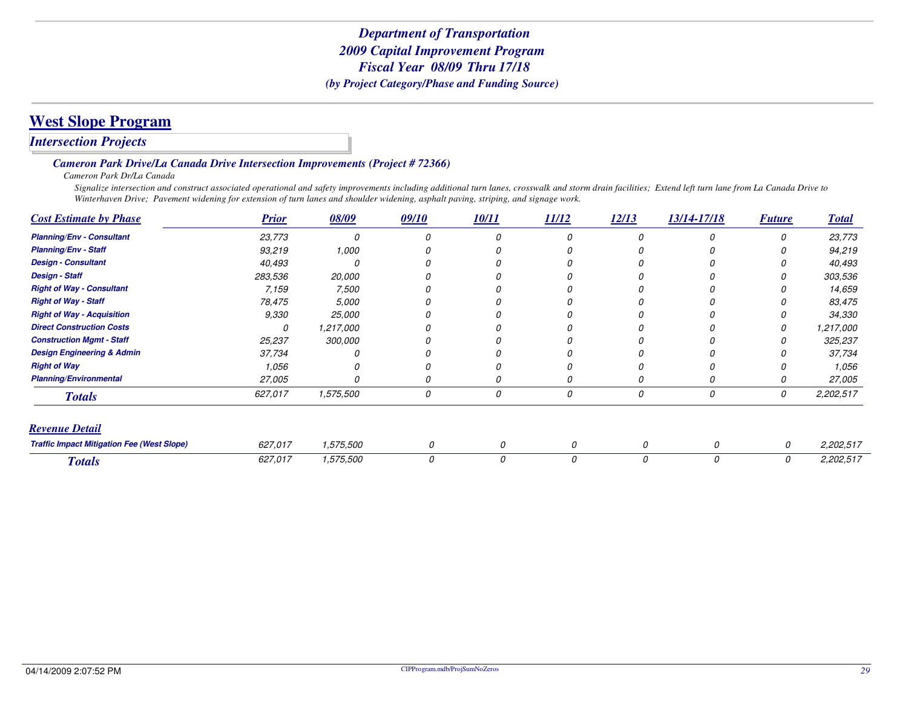# Department of Transportation
## 2009 Capital Improvement Program
## Fiscal Year 08/09 Thru 17/18
*(by Project Category/Phase and Funding Source)*

## West Slope Program

### *Intersection Projects*

#### *Cameron Park Drive/La Canada Drive Intersection Improvements (Project # 72366)*

*Cameron Park Dr/La Canada*

*Signalize intersection and construct associated operational and safety improvements including additional turn lanes, crosswalk and storm drain facilities; Extend left turn lane from La Canada Drive to Winterhaven Drive; Pavement widening for extension of turn lanes and shoulder widening, asphalt paving, striping, and signage work.*

| Cost Estimate by Phase | Prior | 08/09 | 09/10 | 10/11 | 11/12 | 12/13 | 13/14-17/18 | Future | Total |
|---|---|---|---|---|---|---|---|---|---|
| Planning/Env - Consultant | 23,773 | 0 | 0 | 0 | 0 | 0 | 0 | 0 | 23,773 |
| Planning/Env - Staff | 93,219 | 1,000 | 0 | 0 | 0 | 0 | 0 | 0 | 94,219 |
| Design - Consultant | 40,493 | 0 | 0 | 0 | 0 | 0 | 0 | 0 | 40,493 |
| Design - Staff | 283,536 | 20,000 | 0 | 0 | 0 | 0 | 0 | 0 | 303,536 |
| Right of Way - Consultant | 7,159 | 7,500 | 0 | 0 | 0 | 0 | 0 | 0 | 14,659 |
| Right of Way - Staff | 78,475 | 5,000 | 0 | 0 | 0 | 0 | 0 | 0 | 83,475 |
| Right of Way - Acquisition | 9,330 | 25,000 | 0 | 0 | 0 | 0 | 0 | 0 | 34,330 |
| Direct Construction Costs | 0 | 1,217,000 | 0 | 0 | 0 | 0 | 0 | 0 | 1,217,000 |
| Construction Mgmt - Staff | 25,237 | 300,000 | 0 | 0 | 0 | 0 | 0 | 0 | 325,237 |
| Design Engineering & Admin | 37,734 | 0 | 0 | 0 | 0 | 0 | 0 | 0 | 37,734 |
| Right of Way | 1,056 | 0 | 0 | 0 | 0 | 0 | 0 | 0 | 1,056 |
| Planning/Environmental | 27,005 | 0 | 0 | 0 | 0 | 0 | 0 | 0 | 27,005 |
| **Totals** | 627,017 | 1,575,500 | 0 | 0 | 0 | 0 | 0 | 0 | 2,202,517 |

| Revenue Detail | Prior | 08/09 | 09/10 | 10/11 | 11/12 | 12/13 | 13/14-17/18 | Future | Total |
|---|---|---|---|---|---|---|---|---|---|
| Traffic Impact Mitigation Fee (West Slope) | 627,017 | 1,575,500 | 0 | 0 | 0 | 0 | 0 | 0 | 2,202,517 |
| **Totals** | 627,017 | 1,575,500 | 0 | 0 | 0 | 0 | 0 | 0 | 2,202,517 |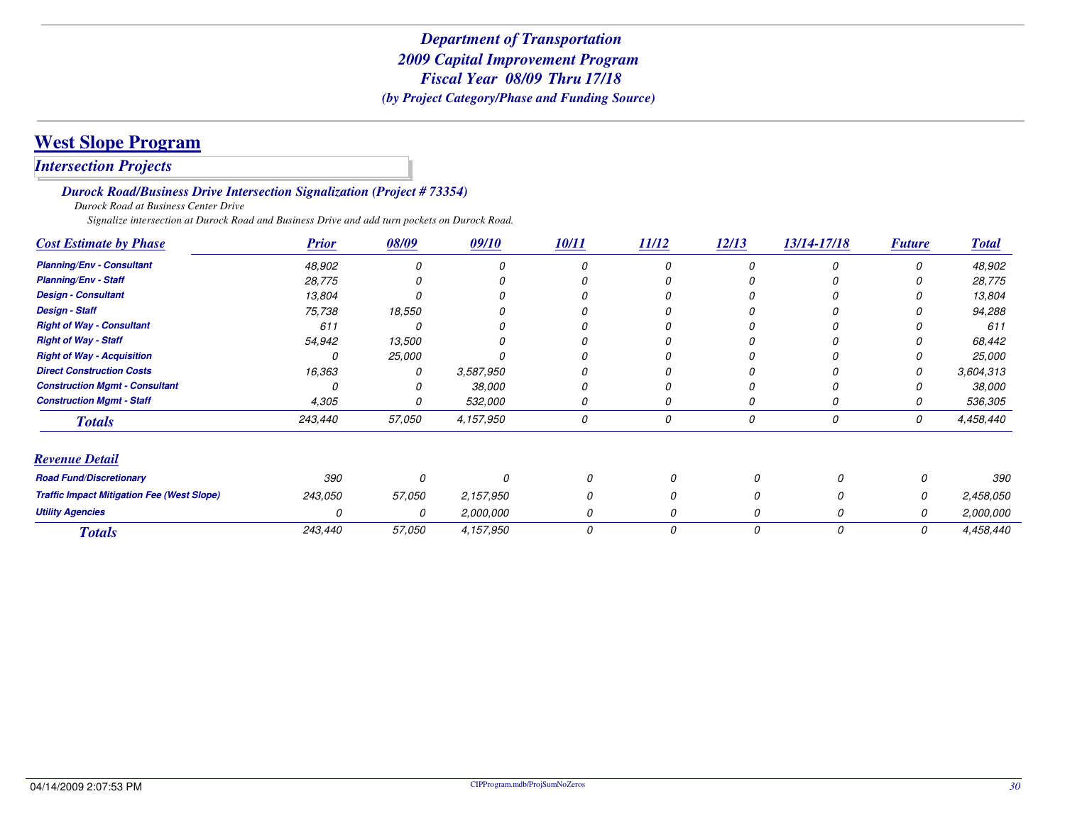# Department of Transportation
# 2009 Capital Improvement Program
# Fiscal Year 08/09 Thru 17/18
*(by Project Category/Phase and Funding Source)*

## West Slope Program

### Intersection Projects

#### Durock Road/Business Drive Intersection Signalization (Project # 73354)

*Durock Road at Business Center Drive*

*Signalize intersection at Durock Road and Business Drive and add turn pockets on Durock Road.*

| Cost Estimate by Phase | Prior | 08/09 | 09/10 | 10/11 | 11/12 | 12/13 | 13/14-17/18 | Future | Total |
|---|---|---|---|---|---|---|---|---|---|
| Planning/Env - Consultant | 48,902 | 0 | 0 | 0 | 0 | 0 | 0 | 0 | 48,902 |
| Planning/Env - Staff | 28,775 | 0 | 0 | 0 | 0 | 0 | 0 | 0 | 28,775 |
| Design - Consultant | 13,804 | 0 | 0 | 0 | 0 | 0 | 0 | 0 | 13,804 |
| Design - Staff | 75,738 | 18,550 | 0 | 0 | 0 | 0 | 0 | 0 | 94,288 |
| Right of Way - Consultant | 611 | 0 | 0 | 0 | 0 | 0 | 0 | 0 | 611 |
| Right of Way - Staff | 54,942 | 13,500 | 0 | 0 | 0 | 0 | 0 | 0 | 68,442 |
| Right of Way - Acquisition | 0 | 25,000 | 0 | 0 | 0 | 0 | 0 | 0 | 25,000 |
| Direct Construction Costs | 16,363 | 0 | 3,587,950 | 0 | 0 | 0 | 0 | 0 | 3,604,313 |
| Construction Mgmt - Consultant | 0 | 0 | 38,000 | 0 | 0 | 0 | 0 | 0 | 38,000 |
| Construction Mgmt - Staff | 4,305 | 0 | 532,000 | 0 | 0 | 0 | 0 | 0 | 536,305 |
| **Totals** | 243,440 | 57,050 | 4,157,950 | 0 | 0 | 0 | 0 | 0 | 4,458,440 |

| Revenue Detail | Prior | 08/09 | 09/10 | 10/11 | 11/12 | 12/13 | 13/14-17/18 | Future | Total |
|---|---|---|---|---|---|---|---|---|---|
| Road Fund/Discretionary | 390 | 0 | 0 | 0 | 0 | 0 | 0 | 0 | 390 |
| Traffic Impact Mitigation Fee (West Slope) | 243,050 | 57,050 | 2,157,950 | 0 | 0 | 0 | 0 | 0 | 2,458,050 |
| Utility Agencies | 0 | 0 | 2,000,000 | 0 | 0 | 0 | 0 | 0 | 2,000,000 |
| **Totals** | 243,440 | 57,050 | 4,157,950 | 0 | 0 | 0 | 0 | 0 | 4,458,440 |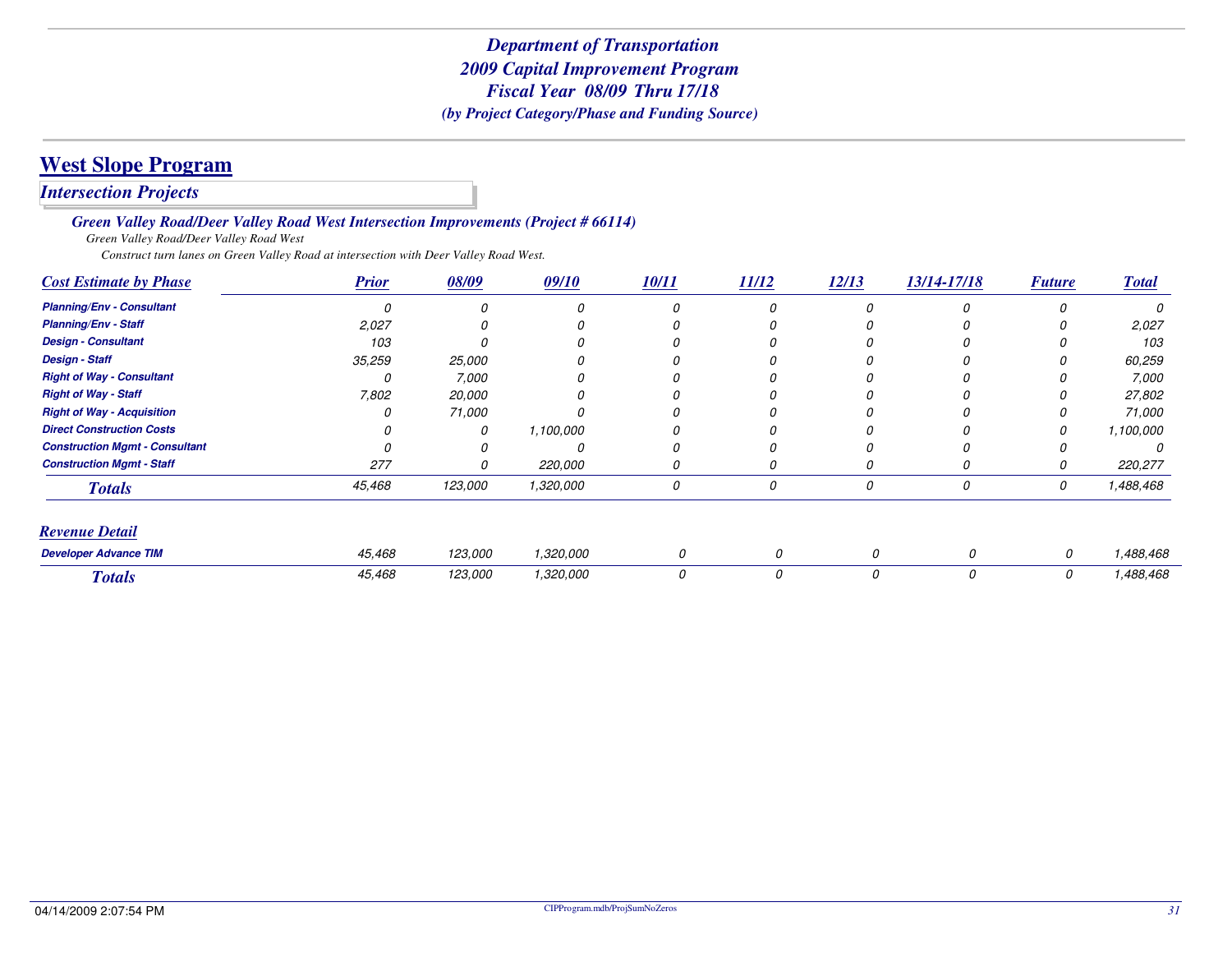# Department of Transportation
## 2009 Capital Improvement Program
## Fiscal Year 08/09 Thru 17/18
*(by Project Category/Phase and Funding Source)*

# West Slope Program

## *Intersection Projects*

### *Green Valley Road/Deer Valley Road West Intersection Improvements (Project # 66114)*

*Green Valley Road/Deer Valley Road West*

*Construct turn lanes on Green Valley Road at intersection with Deer Valley Road West.*

| Cost Estimate by Phase | Prior | 08/09 | 09/10 | 10/11 | 11/12 | 12/13 | 13/14-17/18 | Future | Total |
|---|---|---|---|---|---|---|---|---|---|
| Planning/Env - Consultant | 0 | 0 | 0 | 0 | 0 | 0 | 0 | 0 | 0 |
| Planning/Env - Staff | 2,027 | 0 | 0 | 0 | 0 | 0 | 0 | 0 | 2,027 |
| Design - Consultant | 103 | 0 | 0 | 0 | 0 | 0 | 0 | 0 | 103 |
| Design - Staff | 35,259 | 25,000 | 0 | 0 | 0 | 0 | 0 | 0 | 60,259 |
| Right of Way - Consultant | 0 | 7,000 | 0 | 0 | 0 | 0 | 0 | 0 | 7,000 |
| Right of Way - Staff | 7,802 | 20,000 | 0 | 0 | 0 | 0 | 0 | 0 | 27,802 |
| Right of Way - Acquisition | 0 | 71,000 | 0 | 0 | 0 | 0 | 0 | 0 | 71,000 |
| Direct Construction Costs | 0 | 0 | 1,100,000 | 0 | 0 | 0 | 0 | 0 | 1,100,000 |
| Construction Mgmt - Consultant | 0 | 0 | 0 | 0 | 0 | 0 | 0 | 0 | 0 |
| Construction Mgmt - Staff | 277 | 0 | 220,000 | 0 | 0 | 0 | 0 | 0 | 220,277 |
| **Totals** | 45,468 | 123,000 | 1,320,000 | 0 | 0 | 0 | 0 | 0 | 1,488,468 |

| Revenue Detail | Prior | 08/09 | 09/10 | 10/11 | 11/12 | 12/13 | 13/14-17/18 | Future | Total |
|---|---|---|---|---|---|---|---|---|---|
| Developer Advance TIM | 45,468 | 123,000 | 1,320,000 | 0 | 0 | 0 | 0 | 0 | 1,488,468 |
| **Totals** | 45,468 | 123,000 | 1,320,000 | 0 | 0 | 0 | 0 | 0 | 1,488,468 |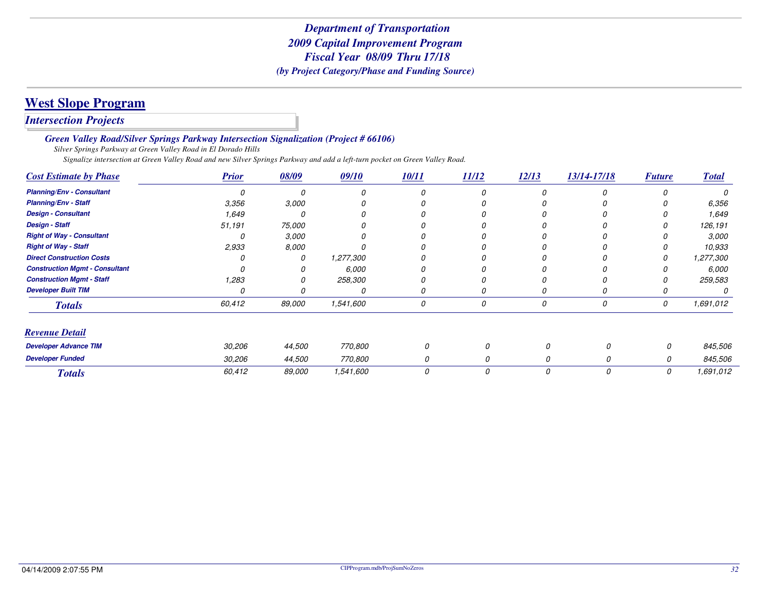# *Department of Transportation*
# *2009 Capital Improvement Program*
# *Fiscal Year 08/09 Thru 17/18*
### *(by Project Category/Phase and Funding Source)*

## West Slope Program

### *Intersection Projects*

#### *Green Valley Road/Silver Springs Parkway Intersection Signalization (Project # 66106)*

*Silver Springs Parkway at Green Valley Road in El Dorado Hills*

*Signalize intersection at Green Valley Road and new Silver Springs Parkway and add a left-turn pocket on Green Valley Road.*

| *Cost Estimate by Phase* | *Prior* | *08/09* | *09/10* | *10/11* | *11/12* | *12/13* | *13/14-17/18* | *Future* | *Total* |
|---|---|---|---|---|---|---|---|---|---|
| **Planning/Env - Consultant** | 0 | 0 | 0 | 0 | 0 | 0 | 0 | 0 | 0 |
| **Planning/Env - Staff** | 3,356 | 3,000 | 0 | 0 | 0 | 0 | 0 | 0 | 6,356 |
| **Design - Consultant** | 1,649 | 0 | 0 | 0 | 0 | 0 | 0 | 0 | 1,649 |
| **Design - Staff** | 51,191 | 75,000 | 0 | 0 | 0 | 0 | 0 | 0 | 126,191 |
| **Right of Way - Consultant** | 0 | 3,000 | 0 | 0 | 0 | 0 | 0 | 0 | 3,000 |
| **Right of Way - Staff** | 2,933 | 8,000 | 0 | 0 | 0 | 0 | 0 | 0 | 10,933 |
| **Direct Construction Costs** | 0 | 0 | 1,277,300 | 0 | 0 | 0 | 0 | 0 | 1,277,300 |
| **Construction Mgmt - Consultant** | 0 | 0 | 6,000 | 0 | 0 | 0 | 0 | 0 | 6,000 |
| **Construction Mgmt - Staff** | 1,283 | 0 | 258,300 | 0 | 0 | 0 | 0 | 0 | 259,583 |
| **Developer Built TIM** | 0 | 0 | 0 | 0 | 0 | 0 | 0 | 0 | 0 |
| ***Totals*** | 60,412 | 89,000 | 1,541,600 | 0 | 0 | 0 | 0 | 0 | 1,691,012 |

| *Revenue Detail* | *Prior* | *08/09* | *09/10* | *10/11* | *11/12* | *12/13* | *13/14-17/18* | *Future* | *Total* |
|---|---|---|---|---|---|---|---|---|---|
| **Developer Advance TIM** | 30,206 | 44,500 | 770,800 | 0 | 0 | 0 | 0 | 0 | 845,506 |
| **Developer Funded** | 30,206 | 44,500 | 770,800 | 0 | 0 | 0 | 0 | 0 | 845,506 |
| ***Totals*** | 60,412 | 89,000 | 1,541,600 | 0 | 0 | 0 | 0 | 0 | 1,691,012 |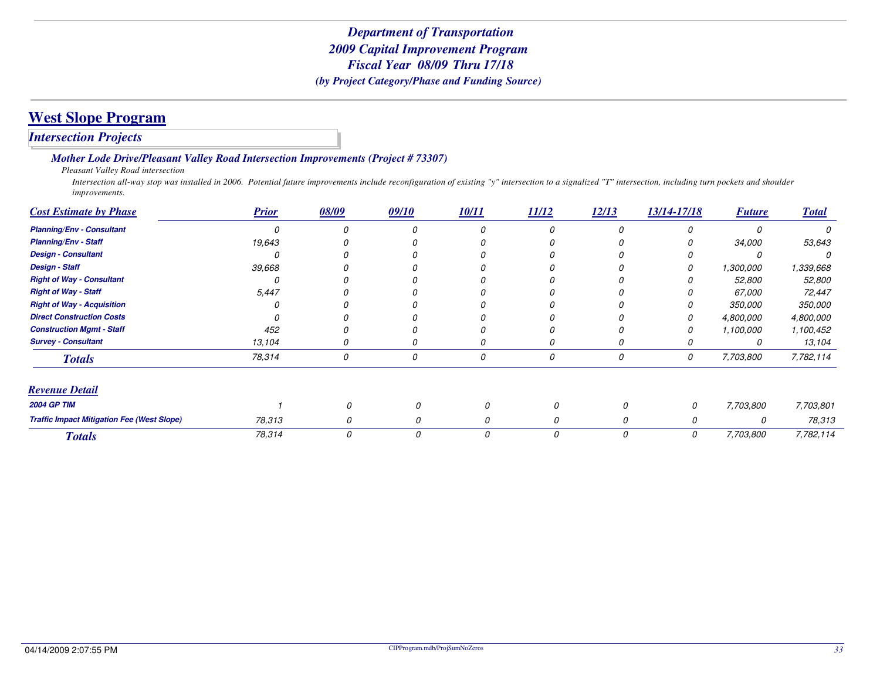# Department of Transportation
## 2009 Capital Improvement Program
## Fiscal Year 08/09 Thru 17/18
*(by Project Category/Phase and Funding Source)*

## West Slope Program

### *Intersection Projects*

#### *Mother Lode Drive/Pleasant Valley Road Intersection Improvements (Project # 73307)*

*Pleasant Valley Road intersection*

*Intersection all-way stop was installed in 2006. Potential future improvements include reconfiguration of existing "y" intersection to a signalized "T" intersection, including turn pockets and shoulder improvements.*

| Cost Estimate by Phase | Prior | 08/09 | 09/10 | 10/11 | 11/12 | 12/13 | 13/14-17/18 | Future | Total |
|---|---|---|---|---|---|---|---|---|---|
| Planning/Env - Consultant | 0 | 0 | 0 | 0 | 0 | 0 | 0 | 0 | 0 |
| Planning/Env - Staff | 19,643 | 0 | 0 | 0 | 0 | 0 | 0 | 34,000 | 53,643 |
| Design - Consultant | 0 | 0 | 0 | 0 | 0 | 0 | 0 | 0 | 0 |
| Design - Staff | 39,668 | 0 | 0 | 0 | 0 | 0 | 0 | 1,300,000 | 1,339,668 |
| Right of Way - Consultant | 0 | 0 | 0 | 0 | 0 | 0 | 0 | 52,800 | 52,800 |
| Right of Way - Staff | 5,447 | 0 | 0 | 0 | 0 | 0 | 0 | 67,000 | 72,447 |
| Right of Way - Acquisition | 0 | 0 | 0 | 0 | 0 | 0 | 0 | 350,000 | 350,000 |
| Direct Construction Costs | 0 | 0 | 0 | 0 | 0 | 0 | 0 | 4,800,000 | 4,800,000 |
| Construction Mgmt - Staff | 452 | 0 | 0 | 0 | 0 | 0 | 0 | 1,100,000 | 1,100,452 |
| Survey - Consultant | 13,104 | 0 | 0 | 0 | 0 | 0 | 0 | 0 | 13,104 |
| **Totals** | 78,314 | 0 | 0 | 0 | 0 | 0 | 0 | 7,703,800 | 7,782,114 |

| Revenue Detail | Prior | 08/09 | 09/10 | 10/11 | 11/12 | 12/13 | 13/14-17/18 | Future | Total |
|---|---|---|---|---|---|---|---|---|---|
| 2004 GP TIM | 1 | 0 | 0 | 0 | 0 | 0 | 0 | 7,703,800 | 7,703,801 |
| Traffic Impact Mitigation Fee (West Slope) | 78,313 | 0 | 0 | 0 | 0 | 0 | 0 | 0 | 78,313 |
| **Totals** | 78,314 | 0 | 0 | 0 | 0 | 0 | 0 | 7,703,800 | 7,782,114 |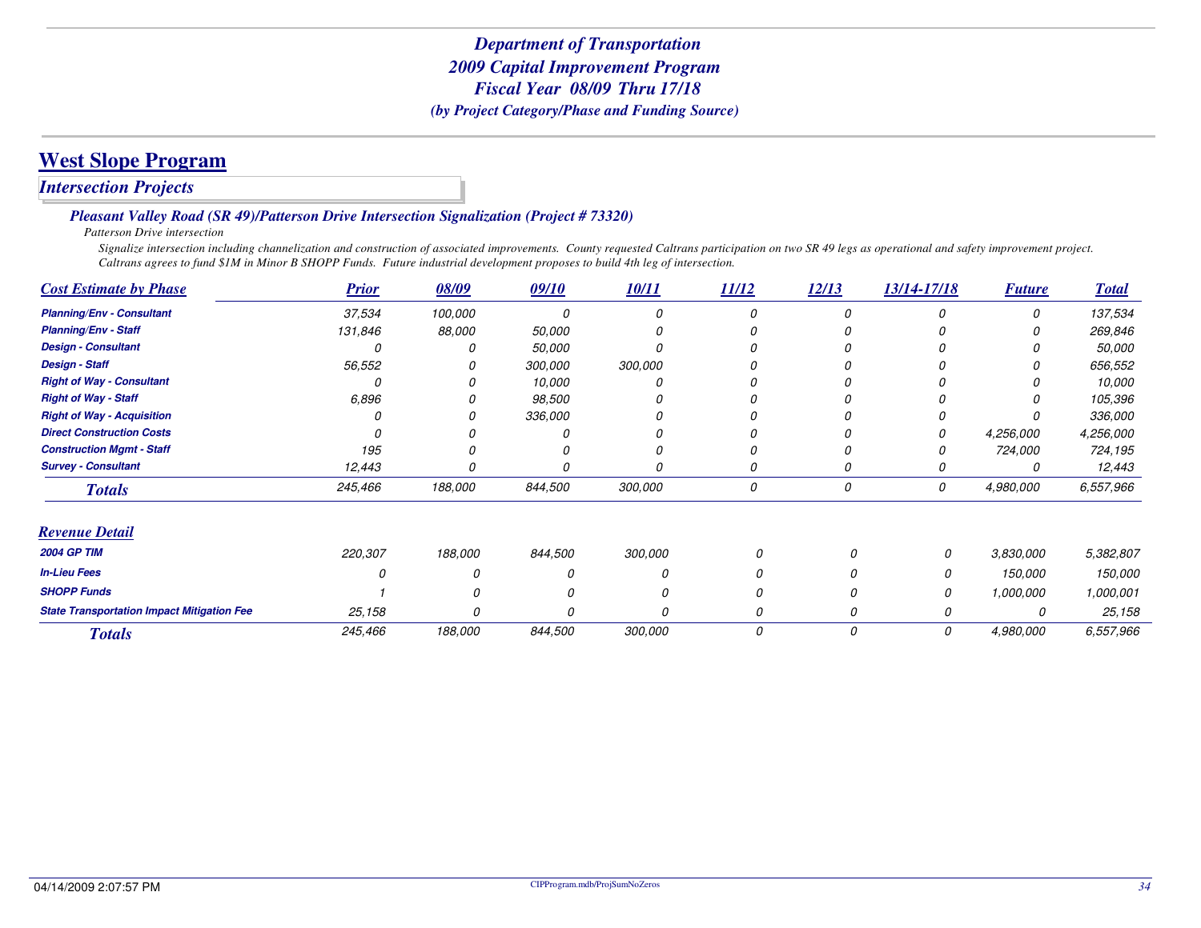# Department of Transportation
## 2009 Capital Improvement Program
## Fiscal Year 08/09 Thru 17/18
### (by Project Category/Phase and Funding Source)

## West Slope Program

### Intersection Projects

#### *Pleasant Valley Road (SR 49)/Patterson Drive Intersection Signalization (Project # 73320)*

*Patterson Drive intersection*

*Signalize intersection including channelization and construction of associated improvements. County requested Caltrans participation on two SR 49 legs as operational and safety improvement project. Caltrans agrees to fund $1M in Minor B SHOPP Funds. Future industrial development proposes to build 4th leg of intersection.*

| Cost Estimate by Phase | Prior | 08/09 | 09/10 | 10/11 | 11/12 | 12/13 | 13/14-17/18 | Future | Total |
|---|---|---|---|---|---|---|---|---|---|
| Planning/Env - Consultant | 37,534 | 100,000 | 0 | 0 | 0 | 0 | 0 | 0 | 137,534 |
| Planning/Env - Staff | 131,846 | 88,000 | 50,000 | 0 | 0 | 0 | 0 | 0 | 269,846 |
| Design - Consultant | 0 | 0 | 50,000 | 0 | 0 | 0 | 0 | 0 | 50,000 |
| Design - Staff | 56,552 | 0 | 300,000 | 300,000 | 0 | 0 | 0 | 0 | 656,552 |
| Right of Way - Consultant | 0 | 0 | 10,000 | 0 | 0 | 0 | 0 | 0 | 10,000 |
| Right of Way - Staff | 6,896 | 0 | 98,500 | 0 | 0 | 0 | 0 | 0 | 105,396 |
| Right of Way - Acquisition | 0 | 0 | 336,000 | 0 | 0 | 0 | 0 | 0 | 336,000 |
| Direct Construction Costs | 0 | 0 | 0 | 0 | 0 | 0 | 0 | 4,256,000 | 4,256,000 |
| Construction Mgmt - Staff | 195 | 0 | 0 | 0 | 0 | 0 | 0 | 724,000 | 724,195 |
| Survey - Consultant | 12,443 | 0 | 0 | 0 | 0 | 0 | 0 | 0 | 12,443 |
| **Totals** | 245,466 | 188,000 | 844,500 | 300,000 | 0 | 0 | 0 | 4,980,000 | 6,557,966 |

| Revenue Detail | Prior | 08/09 | 09/10 | 10/11 | 11/12 | 12/13 | 13/14-17/18 | Future | Total |
|---|---|---|---|---|---|---|---|---|---|
| 2004 GP TIM | 220,307 | 188,000 | 844,500 | 300,000 | 0 | 0 | 0 | 3,830,000 | 5,382,807 |
| In-Lieu Fees | 0 | 0 | 0 | 0 | 0 | 0 | 0 | 150,000 | 150,000 |
| SHOPP Funds | 1 | 0 | 0 | 0 | 0 | 0 | 0 | 1,000,000 | 1,000,001 |
| State Transportation Impact Mitigation Fee | 25,158 | 0 | 0 | 0 | 0 | 0 | 0 | 0 | 25,158 |
| **Totals** | 245,466 | 188,000 | 844,500 | 300,000 | 0 | 0 | 0 | 4,980,000 | 6,557,966 |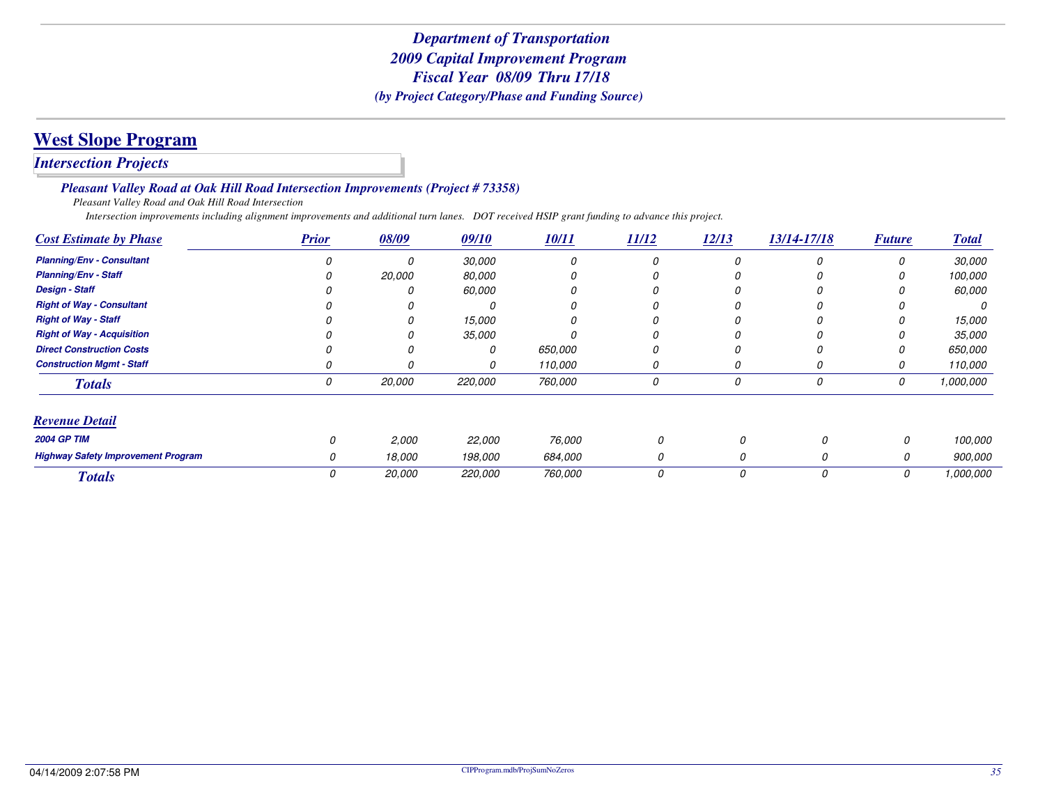# West Slope Program

## *Intersection Projects*

### *Pleasant Valley Road at Oak Hill Road Intersection Improvements (Project # 73358)*

*Pleasant Valley Road and Oak Hill Road Intersection*

*Intersection improvements including alignment improvements and additional turn lanes. DOT received HSIP grant funding to advance this project.*

| Cost Estimate by Phase | Prior | 08/09 | 09/10 | 10/11 | 11/12 | 12/13 | 13/14-17/18 | Future | Total |
|---|---|---|---|---|---|---|---|---|---|
| Planning/Env - Consultant | 0 | 0 | 30,000 | 0 | 0 | 0 | 0 | 0 | 30,000 |
| Planning/Env - Staff | 0 | 20,000 | 80,000 | 0 | 0 | 0 | 0 | 0 | 100,000 |
| Design - Staff | 0 | 0 | 60,000 | 0 | 0 | 0 | 0 | 0 | 60,000 |
| Right of Way - Consultant | 0 | 0 | 0 | 0 | 0 | 0 | 0 | 0 | 0 |
| Right of Way - Staff | 0 | 0 | 15,000 | 0 | 0 | 0 | 0 | 0 | 15,000 |
| Right of Way - Acquisition | 0 | 0 | 35,000 | 0 | 0 | 0 | 0 | 0 | 35,000 |
| Direct Construction Costs | 0 | 0 | 0 | 650,000 | 0 | 0 | 0 | 0 | 650,000 |
| Construction Mgmt - Staff | 0 | 0 | 0 | 110,000 | 0 | 0 | 0 | 0 | 110,000 |
| **Totals** | 0 | 20,000 | 220,000 | 760,000 | 0 | 0 | 0 | 0 | 1,000,000 |

| Revenue Detail | Prior | 08/09 | 09/10 | 10/11 | 11/12 | 12/13 | 13/14-17/18 | Future | Total |
|---|---|---|---|---|---|---|---|---|---|
| 2004 GP TIM | 0 | 2,000 | 22,000 | 76,000 | 0 | 0 | 0 | 0 | 100,000 |
| Highway Safety Improvement Program | 0 | 18,000 | 198,000 | 684,000 | 0 | 0 | 0 | 0 | 900,000 |
| **Totals** | 0 | 20,000 | 220,000 | 760,000 | 0 | 0 | 0 | 0 | 1,000,000 |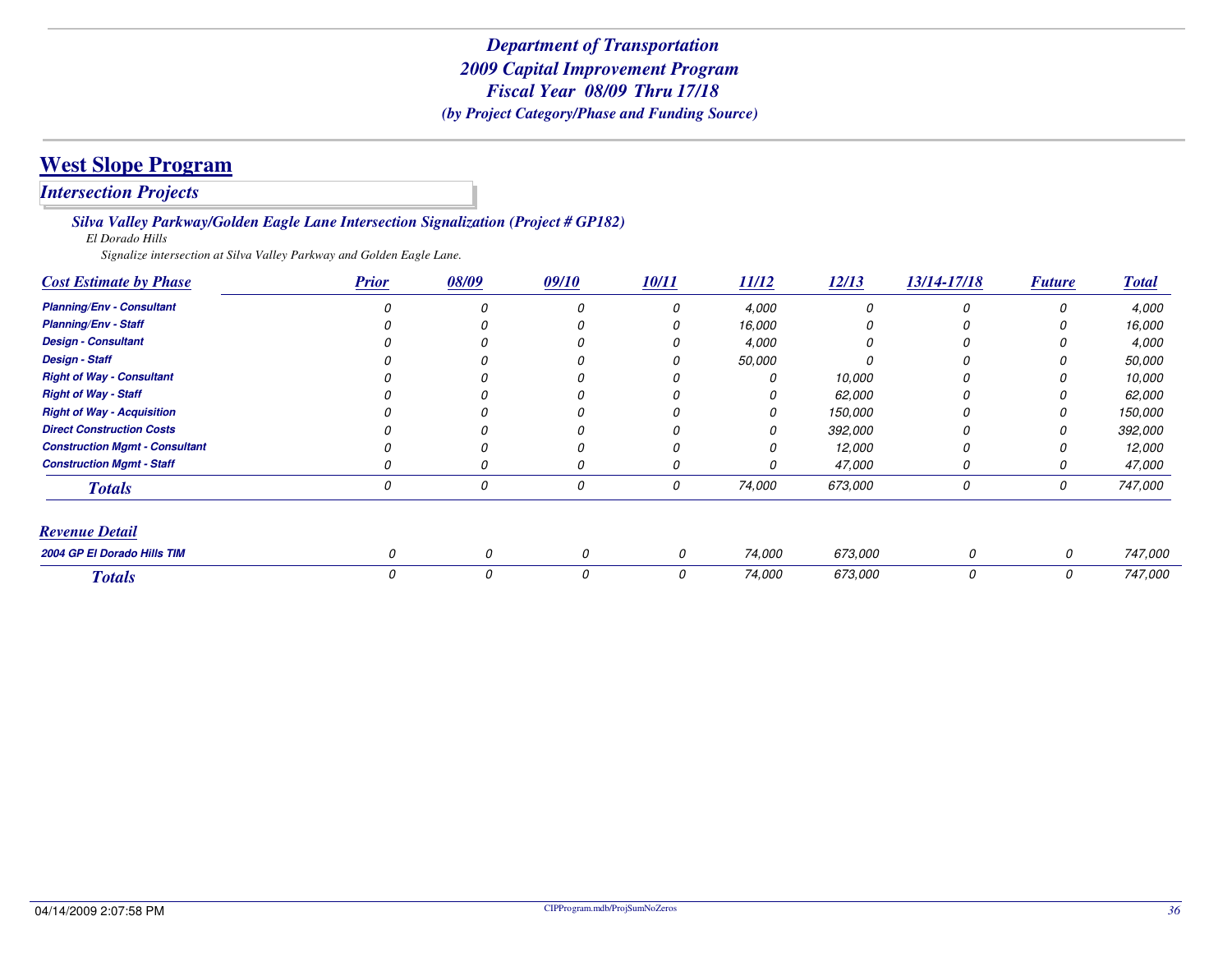# Department of Transportation
## 2009 Capital Improvement Program
## Fiscal Year 08/09 Thru 17/18
*(by Project Category/Phase and Funding Source)*

## West Slope Program

### *Intersection Projects*

#### *Silva Valley Parkway/Golden Eagle Lane Intersection Signalization (Project # GP182)*

*El Dorado Hills*

*Signalize intersection at Silva Valley Parkway and Golden Eagle Lane.*

| Cost Estimate by Phase | Prior | 08/09 | 09/10 | 10/11 | 11/12 | 12/13 | 13/14-17/18 | Future | Total |
|---|---|---|---|---|---|---|---|---|---|
| Planning/Env - Consultant | 0 | 0 | 0 | 0 | 4,000 | 0 | 0 | 0 | 4,000 |
| Planning/Env - Staff | 0 | 0 | 0 | 0 | 16,000 | 0 | 0 | 0 | 16,000 |
| Design - Consultant | 0 | 0 | 0 | 0 | 4,000 | 0 | 0 | 0 | 4,000 |
| Design - Staff | 0 | 0 | 0 | 0 | 50,000 | 0 | 0 | 0 | 50,000 |
| Right of Way - Consultant | 0 | 0 | 0 | 0 | 0 | 10,000 | 0 | 0 | 10,000 |
| Right of Way - Staff | 0 | 0 | 0 | 0 | 0 | 62,000 | 0 | 0 | 62,000 |
| Right of Way - Acquisition | 0 | 0 | 0 | 0 | 0 | 150,000 | 0 | 0 | 150,000 |
| Direct Construction Costs | 0 | 0 | 0 | 0 | 0 | 392,000 | 0 | 0 | 392,000 |
| Construction Mgmt - Consultant | 0 | 0 | 0 | 0 | 0 | 12,000 | 0 | 0 | 12,000 |
| Construction Mgmt - Staff | 0 | 0 | 0 | 0 | 0 | 47,000 | 0 | 0 | 47,000 |
| **Totals** | 0 | 0 | 0 | 0 | 74,000 | 673,000 | 0 | 0 | 747,000 |

| Revenue Detail | Prior | 08/09 | 09/10 | 10/11 | 11/12 | 12/13 | 13/14-17/18 | Future | Total |
|---|---|---|---|---|---|---|---|---|---|
| 2004 GP El Dorado Hills TIM | 0 | 0 | 0 | 0 | 74,000 | 673,000 | 0 | 0 | 747,000 |
| **Totals** | 0 | 0 | 0 | 0 | 74,000 | 673,000 | 0 | 0 | 747,000 |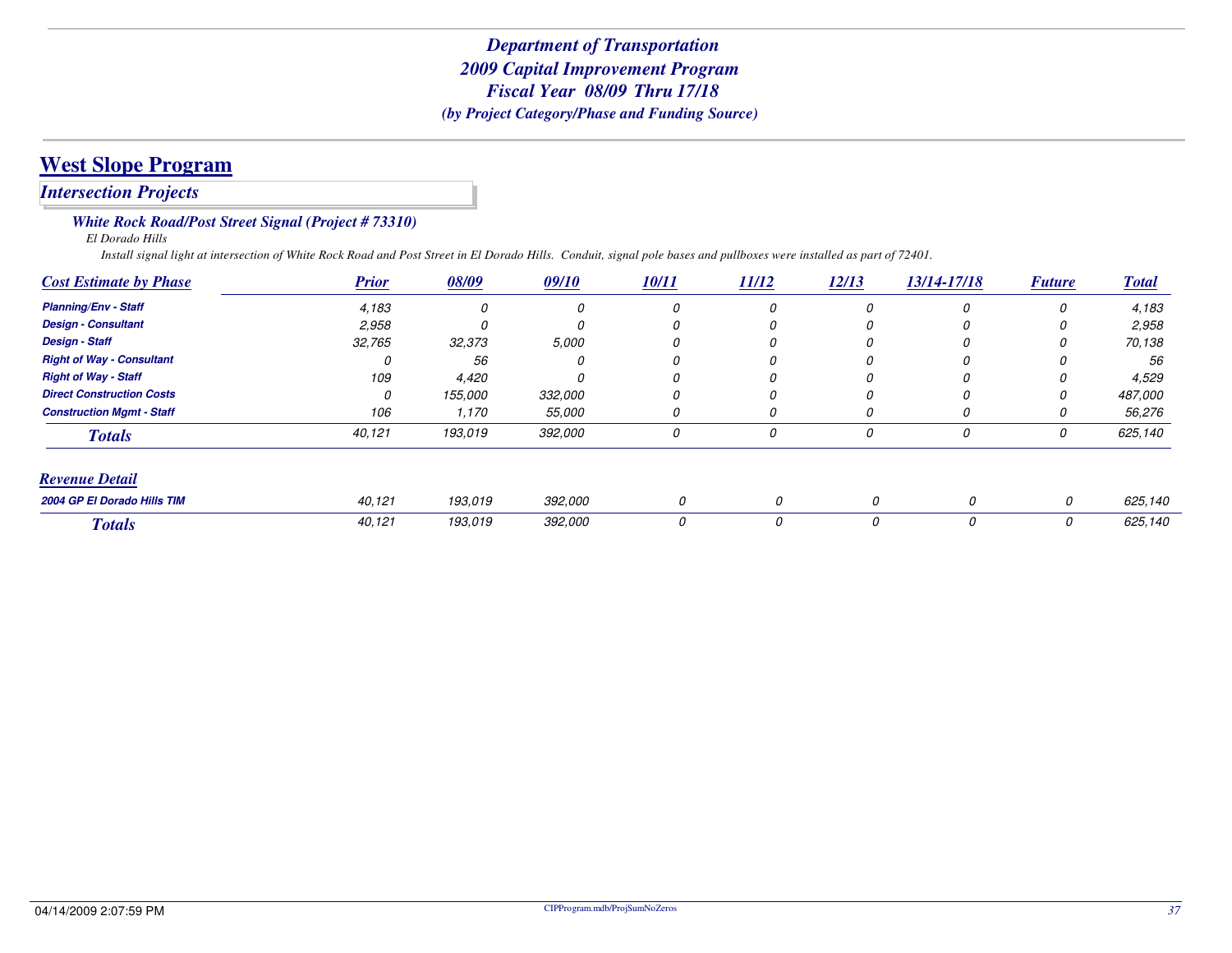# Department of Transportation
# 2009 Capital Improvement Program
# Fiscal Year 08/09 Thru 17/18
### *(by Project Category/Phase and Funding Source)*

## West Slope Program

### *Intersection Projects*

#### *White Rock Road/Post Street Signal (Project # 73310)*

*El Dorado Hills*

*Install signal light at intersection of White Rock Road and Post Street in El Dorado Hills. Conduit, signal pole bases and pullboxes were installed as part of 72401.*

| Cost Estimate by Phase | Prior | 08/09 | 09/10 | 10/11 | 11/12 | 12/13 | 13/14-17/18 | Future | Total |
|---|---|---|---|---|---|---|---|---|---|
| Planning/Env - Staff | 4,183 | 0 | 0 | 0 | 0 | 0 | 0 | 0 | 4,183 |
| Design - Consultant | 2,958 | 0 | 0 | 0 | 0 | 0 | 0 | 0 | 2,958 |
| Design - Staff | 32,765 | 32,373 | 5,000 | 0 | 0 | 0 | 0 | 0 | 70,138 |
| Right of Way - Consultant | 0 | 56 | 0 | 0 | 0 | 0 | 0 | 0 | 56 |
| Right of Way - Staff | 109 | 4,420 | 0 | 0 | 0 | 0 | 0 | 0 | 4,529 |
| Direct Construction Costs | 0 | 155,000 | 332,000 | 0 | 0 | 0 | 0 | 0 | 487,000 |
| Construction Mgmt - Staff | 106 | 1,170 | 55,000 | 0 | 0 | 0 | 0 | 0 | 56,276 |
| **Totals** | 40,121 | 193,019 | 392,000 | 0 | 0 | 0 | 0 | 0 | 625,140 |

| Revenue Detail | Prior | 08/09 | 09/10 | 10/11 | 11/12 | 12/13 | 13/14-17/18 | Future | Total |
|---|---|---|---|---|---|---|---|---|---|
| 2004 GP El Dorado Hills TIM | 40,121 | 193,019 | 392,000 | 0 | 0 | 0 | 0 | 0 | 625,140 |
| **Totals** | 40,121 | 193,019 | 392,000 | 0 | 0 | 0 | 0 | 0 | 625,140 |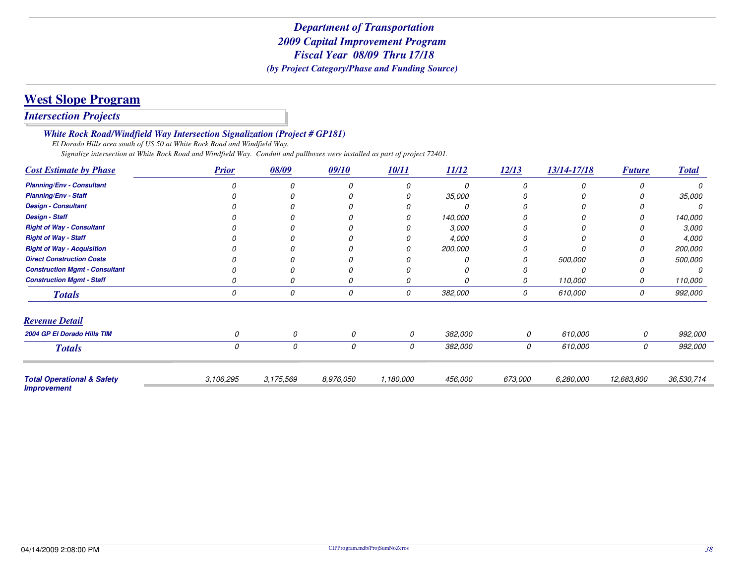### *Department of Transportation*
### *2009 Capital Improvement Program*
### *Fiscal Year 08/09 Thru 17/18*
*(by Project Category/Phase and Funding Source)*

# West Slope Program

## *Intersection Projects*

### *White Rock Road/Windfield Way Intersection Signalization (Project # GP181)*

*El Dorado Hills area south of US 50 at White Rock Road and Windfield Way.*

*Signalize intersection at White Rock Road and Windfield Way. Conduit and pullboxes were installed as part of project 72401.*

| Cost Estimate by Phase | Prior | 08/09 | 09/10 | 10/11 | 11/12 | 12/13 | 13/14-17/18 | Future | Total |
|---|---|---|---|---|---|---|---|---|---|
| **Planning/Env - Consultant** | 0 | 0 | 0 | 0 | 0 | 0 | 0 | 0 | 0 |
| **Planning/Env - Staff** | 0 | 0 | 0 | 0 | 35,000 | 0 | 0 | 0 | 35,000 |
| **Design - Consultant** | 0 | 0 | 0 | 0 | 0 | 0 | 0 | 0 | 0 |
| **Design - Staff** | 0 | 0 | 0 | 0 | 140,000 | 0 | 0 | 0 | 140,000 |
| **Right of Way - Consultant** | 0 | 0 | 0 | 0 | 3,000 | 0 | 0 | 0 | 3,000 |
| **Right of Way - Staff** | 0 | 0 | 0 | 0 | 4,000 | 0 | 0 | 0 | 4,000 |
| **Right of Way - Acquisition** | 0 | 0 | 0 | 0 | 200,000 | 0 | 0 | 0 | 200,000 |
| **Direct Construction Costs** | 0 | 0 | 0 | 0 | 0 | 0 | 500,000 | 0 | 500,000 |
| **Construction Mgmt - Consultant** | 0 | 0 | 0 | 0 | 0 | 0 | 0 | 0 | 0 |
| **Construction Mgmt - Staff** | 0 | 0 | 0 | 0 | 0 | 0 | 110,000 | 0 | 110,000 |
| ***Totals*** | 0 | 0 | 0 | 0 | 382,000 | 0 | 610,000 | 0 | 992,000 |

| Revenue Detail | Prior | 08/09 | 09/10 | 10/11 | 11/12 | 12/13 | 13/14-17/18 | Future | Total |
|---|---|---|---|---|---|---|---|---|---|
| **2004 GP El Dorado Hills TIM** | 0 | 0 | 0 | 0 | 382,000 | 0 | 610,000 | 0 | 992,000 |
| ***Totals*** | 0 | 0 | 0 | 0 | 382,000 | 0 | 610,000 | 0 | 992,000 |

| | Prior | 08/09 | 09/10 | 10/11 | 11/12 | 12/13 | 13/14-17/18 | Future | Total |
|---|---|---|---|---|---|---|---|---|---|
| **Total Operational & Safety Improvement** | 3,106,295 | 3,175,569 | 8,976,050 | 1,180,000 | 456,000 | 673,000 | 6,280,000 | 12,683,800 | 36,530,714 |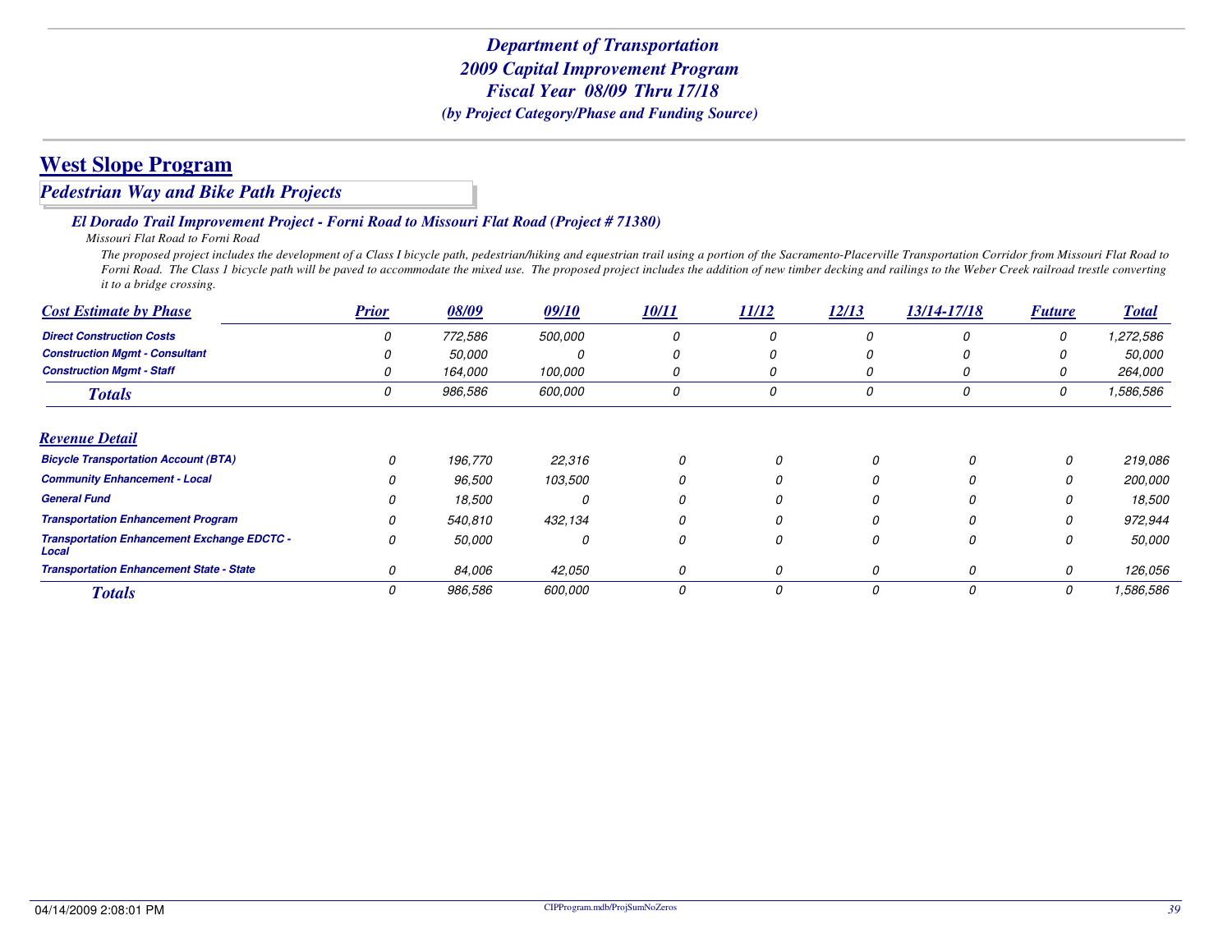*Department of Transportation*
*2009 Capital Improvement Program*
*Fiscal Year 08/09 Thru 17/18*
*(by Project Category/Phase and Funding Source)*

# West Slope Program

## *Pedestrian Way and Bike Path Projects*

### *El Dorado Trail Improvement Project - Forni Road to Missouri Flat Road (Project # 71380)*

*Missouri Flat Road to Forni Road*

*The proposed project includes the development of a Class I bicycle path, pedestrian/hiking and equestrian trail using a portion of the Sacramento-Placerville Transportation Corridor from Missouri Flat Road to Forni Road. The Class 1 bicycle path will be paved to accommodate the mixed use. The proposed project includes the addition of new timber decking and railings to the Weber Creek railroad trestle converting it to a bridge crossing.*

| Cost Estimate by Phase | Prior | 08/09 | 09/10 | 10/11 | 11/12 | 12/13 | 13/14-17/18 | Future | Total |
|---|---|---|---|---|---|---|---|---|---|
| Direct Construction Costs | 0 | 772,586 | 500,000 | 0 | 0 | 0 | 0 | 0 | 1,272,586 |
| Construction Mgmt - Consultant | 0 | 50,000 | 0 | 0 | 0 | 0 | 0 | 0 | 50,000 |
| Construction Mgmt - Staff | 0 | 164,000 | 100,000 | 0 | 0 | 0 | 0 | 0 | 264,000 |
| **Totals** | 0 | 986,586 | 600,000 | 0 | 0 | 0 | 0 | 0 | 1,586,586 |

| Revenue Detail | Prior | 08/09 | 09/10 | 10/11 | 11/12 | 12/13 | 13/14-17/18 | Future | Total |
|---|---|---|---|---|---|---|---|---|---|
| Bicycle Transportation Account (BTA) | 0 | 196,770 | 22,316 | 0 | 0 | 0 | 0 | 0 | 219,086 |
| Community Enhancement - Local | 0 | 96,500 | 103,500 | 0 | 0 | 0 | 0 | 0 | 200,000 |
| General Fund | 0 | 18,500 | 0 | 0 | 0 | 0 | 0 | 0 | 18,500 |
| Transportation Enhancement Program | 0 | 540,810 | 432,134 | 0 | 0 | 0 | 0 | 0 | 972,944 |
| Transportation Enhancement Exchange EDCTC - Local | 0 | 50,000 | 0 | 0 | 0 | 0 | 0 | 0 | 50,000 |
| Transportation Enhancement State - State | 0 | 84,006 | 42,050 | 0 | 0 | 0 | 0 | 0 | 126,056 |
| **Totals** | 0 | 986,586 | 600,000 | 0 | 0 | 0 | 0 | 0 | 1,586,586 |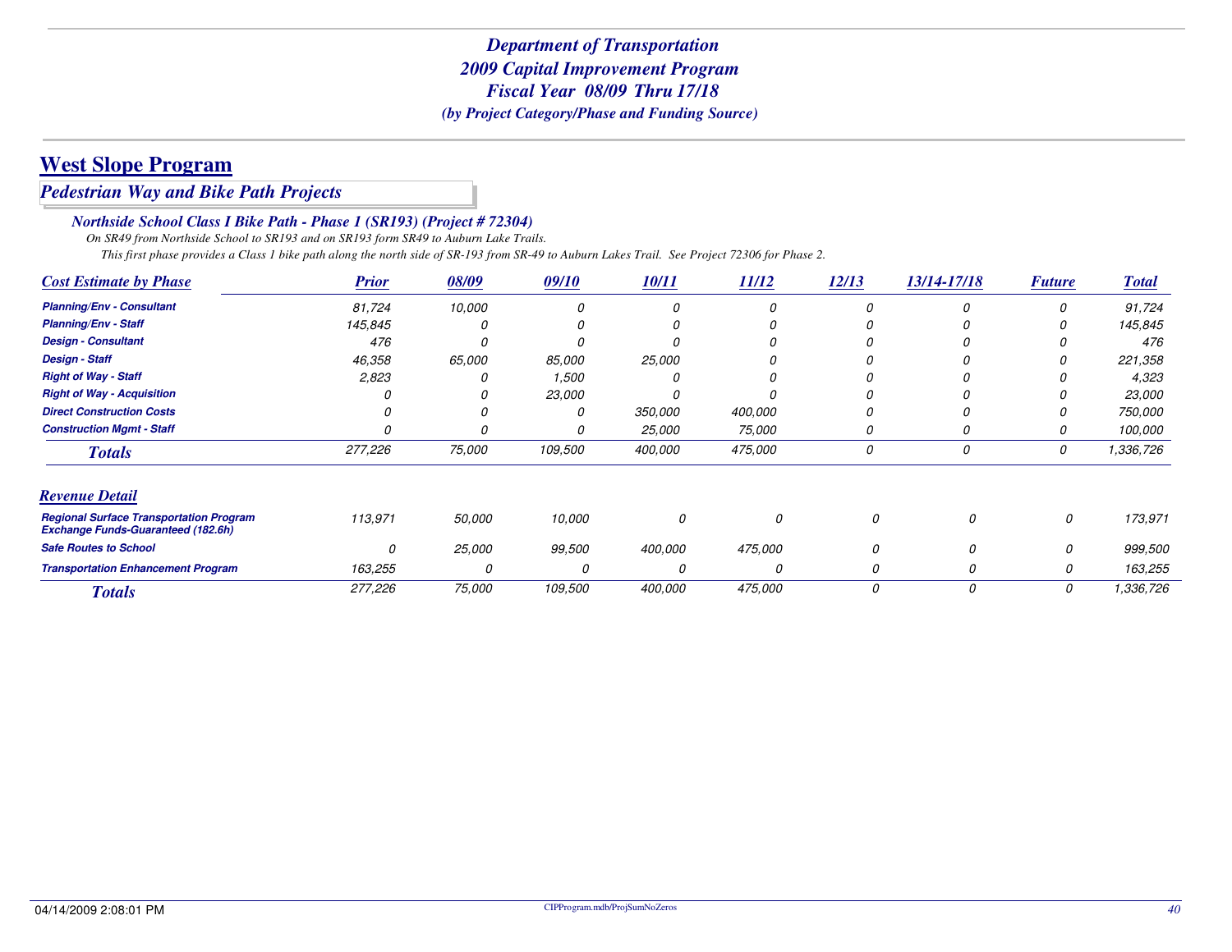*Department of Transportation*
*2009 Capital Improvement Program*
*Fiscal Year 08/09 Thru 17/18*
*(by Project Category/Phase and Funding Source)*

# West Slope Program

## Pedestrian Way and Bike Path Projects

### Northside School Class I Bike Path - Phase 1 (SR193) (Project # 72304)

*On SR49 from Northside School to SR193 and on SR193 form SR49 to Auburn Lake Trails.*

*This first phase provides a Class 1 bike path along the north side of SR-193 from SR-49 to Auburn Lakes Trail. See Project 72306 for Phase 2.*

| Cost Estimate by Phase | Prior | 08/09 | 09/10 | 10/11 | 11/12 | 12/13 | 13/14-17/18 | Future | Total |
|---|---|---|---|---|---|---|---|---|---|
| Planning/Env - Consultant | 81,724 | 10,000 | 0 | 0 | 0 | 0 | 0 | 0 | 91,724 |
| Planning/Env - Staff | 145,845 | 0 | 0 | 0 | 0 | 0 | 0 | 0 | 145,845 |
| Design - Consultant | 476 | 0 | 0 | 0 | 0 | 0 | 0 | 0 | 476 |
| Design - Staff | 46,358 | 65,000 | 85,000 | 25,000 | 0 | 0 | 0 | 0 | 221,358 |
| Right of Way - Staff | 2,823 | 0 | 1,500 | 0 | 0 | 0 | 0 | 0 | 4,323 |
| Right of Way - Acquisition | 0 | 0 | 23,000 | 0 | 0 | 0 | 0 | 0 | 23,000 |
| Direct Construction Costs | 0 | 0 | 0 | 350,000 | 400,000 | 0 | 0 | 0 | 750,000 |
| Construction Mgmt - Staff | 0 | 0 | 0 | 25,000 | 75,000 | 0 | 0 | 0 | 100,000 |
| **Totals** | 277,226 | 75,000 | 109,500 | 400,000 | 475,000 | 0 | 0 | 0 | 1,336,726 |

| Revenue Detail | Prior | 08/09 | 09/10 | 10/11 | 11/12 | 12/13 | 13/14-17/18 | Future | Total |
|---|---|---|---|---|---|---|---|---|---|
| Regional Surface Transportation Program Exchange Funds-Guaranteed (182.6h) | 113,971 | 50,000 | 10,000 | 0 | 0 | 0 | 0 | 0 | 173,971 |
| Safe Routes to School | 0 | 25,000 | 99,500 | 400,000 | 475,000 | 0 | 0 | 0 | 999,500 |
| Transportation Enhancement Program | 163,255 | 0 | 0 | 0 | 0 | 0 | 0 | 0 | 163,255 |
| **Totals** | 277,226 | 75,000 | 109,500 | 400,000 | 475,000 | 0 | 0 | 0 | 1,336,726 |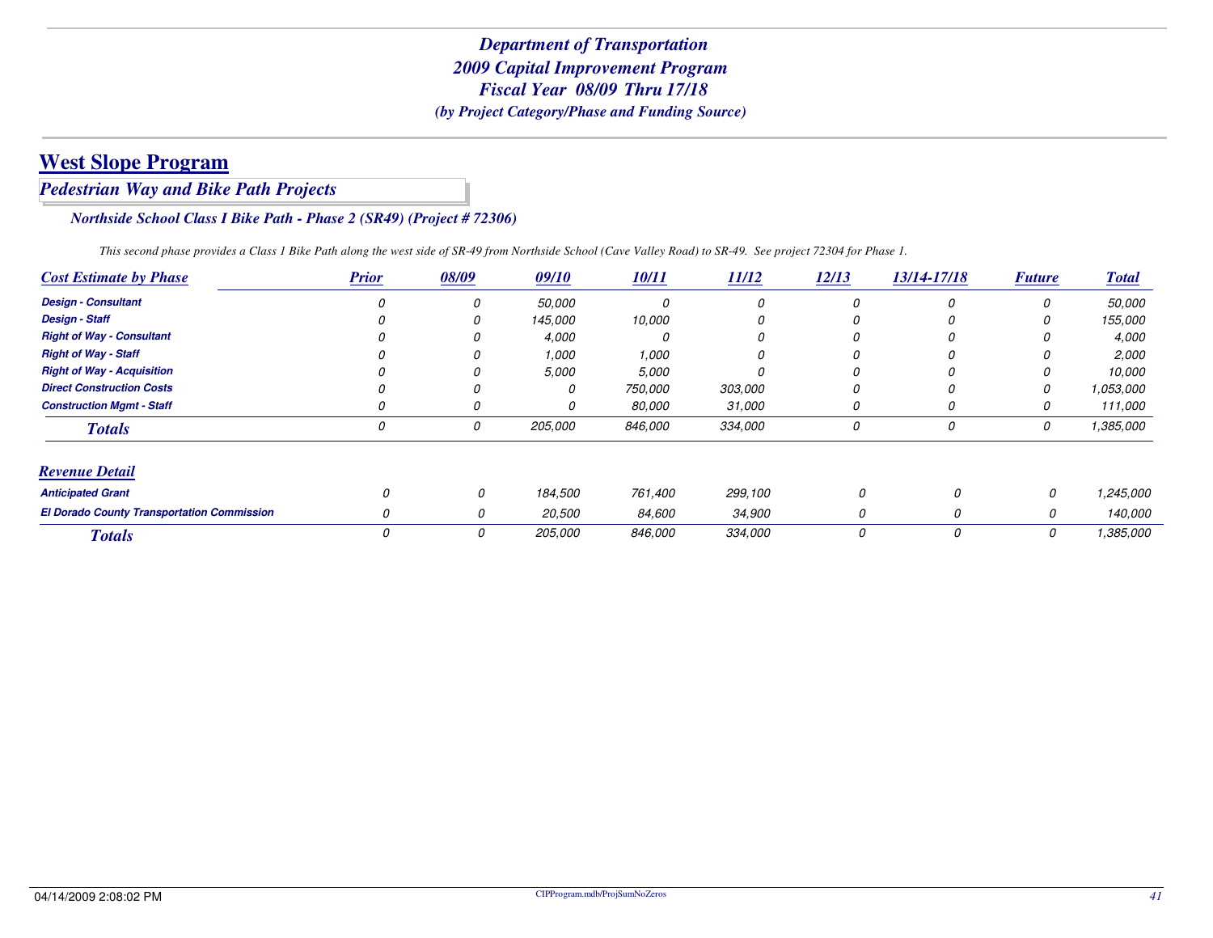# Department of Transportation
# 2009 Capital Improvement Program
# Fiscal Year 08/09 Thru 17/18
### *(by Project Category/Phase and Funding Source)*

## West Slope Program

### *Pedestrian Way and Bike Path Projects*

#### *Northside School Class I Bike Path - Phase 2 (SR49) (Project # 72306)*

*This second phase provides a Class 1 Bike Path along the west side of SR-49 from Northside School (Cave Valley Road) to SR-49. See project 72304 for Phase 1.*

| Cost Estimate by Phase | Prior | 08/09 | 09/10 | 10/11 | 11/12 | 12/13 | 13/14-17/18 | Future | Total |
|---|---|---|---|---|---|---|---|---|---|
| Design - Consultant | 0 | 0 | 50,000 | 0 | 0 | 0 | 0 | 0 | 50,000 |
| Design - Staff | 0 | 0 | 145,000 | 10,000 | 0 | 0 | 0 | 0 | 155,000 |
| Right of Way - Consultant | 0 | 0 | 4,000 | 0 | 0 | 0 | 0 | 0 | 4,000 |
| Right of Way - Staff | 0 | 0 | 1,000 | 1,000 | 0 | 0 | 0 | 0 | 2,000 |
| Right of Way - Acquisition | 0 | 0 | 5,000 | 5,000 | 0 | 0 | 0 | 0 | 10,000 |
| Direct Construction Costs | 0 | 0 | 0 | 750,000 | 303,000 | 0 | 0 | 0 | 1,053,000 |
| Construction Mgmt - Staff | 0 | 0 | 0 | 80,000 | 31,000 | 0 | 0 | 0 | 111,000 |
| **Totals** | 0 | 0 | 205,000 | 846,000 | 334,000 | 0 | 0 | 0 | 1,385,000 |

| Revenue Detail | Prior | 08/09 | 09/10 | 10/11 | 11/12 | 12/13 | 13/14-17/18 | Future | Total |
|---|---|---|---|---|---|---|---|---|---|
| Anticipated Grant | 0 | 0 | 184,500 | 761,400 | 299,100 | 0 | 0 | 0 | 1,245,000 |
| El Dorado County Transportation Commission | 0 | 0 | 20,500 | 84,600 | 34,900 | 0 | 0 | 0 | 140,000 |
| **Totals** | 0 | 0 | 205,000 | 846,000 | 334,000 | 0 | 0 | 0 | 1,385,000 |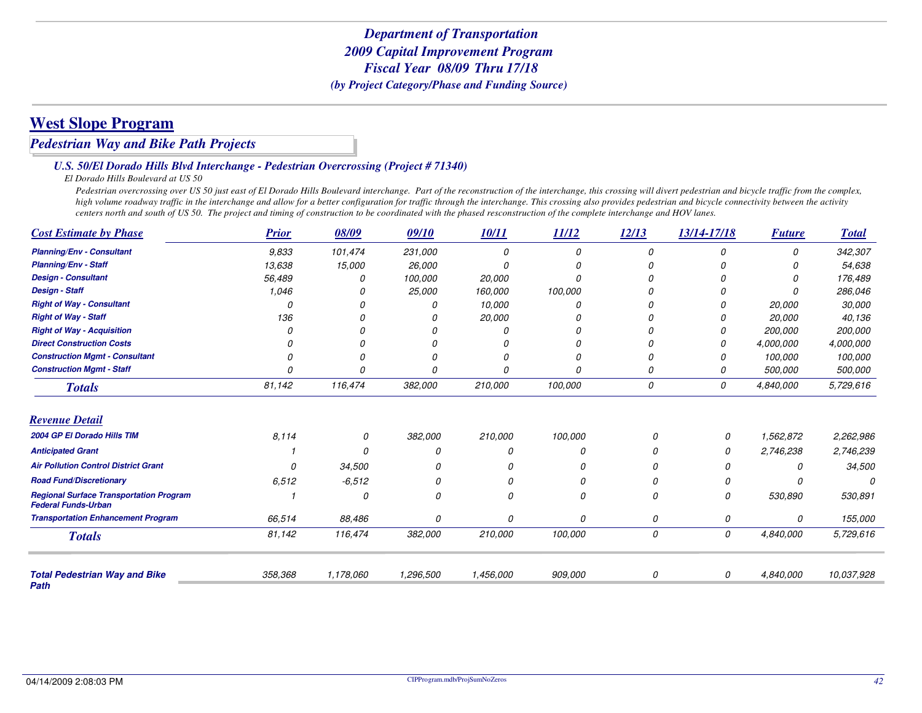# Department of Transportation
## 2009 Capital Improvement Program
## Fiscal Year 08/09 Thru 17/18
*(by Project Category/Phase and Funding Source)*

## West Slope Program

### *Pedestrian Way and Bike Path Projects*

#### *U.S. 50/El Dorado Hills Blvd Interchange - Pedestrian Overcrossing (Project # 71340)*

*El Dorado Hills Boulevard at US 50*

*Pedestrian overcrossing over US 50 just east of El Dorado Hills Boulevard interchange. Part of the reconstruction of the interchange, this crossing will divert pedestrian and bicycle traffic from the complex, high volume roadway traffic in the interchange and allow for a better configuration for traffic through the interchange. This crossing also provides pedestrian and bicycle connectivity between the activity centers north and south of US 50. The project and timing of construction to be coordinated with the phased resconstruction of the complete interchange and HOV lanes.*

| Cost Estimate by Phase | Prior | 08/09 | 09/10 | 10/11 | 11/12 | 12/13 | 13/14-17/18 | Future | Total |
|---|---|---|---|---|---|---|---|---|---|
| Planning/Env - Consultant | 9,833 | 101,474 | 231,000 | 0 | 0 | 0 | 0 | 0 | 342,307 |
| Planning/Env - Staff | 13,638 | 15,000 | 26,000 | 0 | 0 | 0 | 0 | 0 | 54,638 |
| Design - Consultant | 56,489 | 0 | 100,000 | 20,000 | 0 | 0 | 0 | 0 | 176,489 |
| Design - Staff | 1,046 | 0 | 25,000 | 160,000 | 100,000 | 0 | 0 | 0 | 286,046 |
| Right of Way - Consultant | 0 | 0 | 0 | 10,000 | 0 | 0 | 0 | 20,000 | 30,000 |
| Right of Way - Staff | 136 | 0 | 0 | 20,000 | 0 | 0 | 0 | 20,000 | 40,136 |
| Right of Way - Acquisition | 0 | 0 | 0 | 0 | 0 | 0 | 0 | 200,000 | 200,000 |
| Direct Construction Costs | 0 | 0 | 0 | 0 | 0 | 0 | 0 | 4,000,000 | 4,000,000 |
| Construction Mgmt - Consultant | 0 | 0 | 0 | 0 | 0 | 0 | 0 | 100,000 | 100,000 |
| Construction Mgmt - Staff | 0 | 0 | 0 | 0 | 0 | 0 | 0 | 500,000 | 500,000 |
| **Totals** | 81,142 | 116,474 | 382,000 | 210,000 | 100,000 | 0 | 0 | 4,840,000 | 5,729,616 |

| Revenue Detail | Prior | 08/09 | 09/10 | 10/11 | 11/12 | 12/13 | 13/14-17/18 | Future | Total |
|---|---|---|---|---|---|---|---|---|---|
| 2004 GP El Dorado Hills TIM | 8,114 | 0 | 382,000 | 210,000 | 100,000 | 0 | 0 | 1,562,872 | 2,262,986 |
| Anticipated Grant | 1 | 0 | 0 | 0 | 0 | 0 | 0 | 2,746,238 | 2,746,239 |
| Air Pollution Control District Grant | 0 | 34,500 | 0 | 0 | 0 | 0 | 0 | 0 | 34,500 |
| Road Fund/Discretionary | 6,512 | -6,512 | 0 | 0 | 0 | 0 | 0 | 0 | 0 |
| Regional Surface Transportation Program Federal Funds-Urban | 1 | 0 | 0 | 0 | 0 | 0 | 0 | 530,890 | 530,891 |
| Transportation Enhancement Program | 66,514 | 88,486 | 0 | 0 | 0 | 0 | 0 | 0 | 155,000 |
| **Totals** | 81,142 | 116,474 | 382,000 | 210,000 | 100,000 | 0 | 0 | 4,840,000 | 5,729,616 |

| | Prior | 08/09 | 09/10 | 10/11 | 11/12 | 12/13 | 13/14-17/18 | Future | Total |
|---|---|---|---|---|---|---|---|---|---|
| **Total Pedestrian Way and Bike Path** | 358,368 | 1,178,060 | 1,296,500 | 1,456,000 | 909,000 | 0 | 0 | 4,840,000 | 10,037,928 |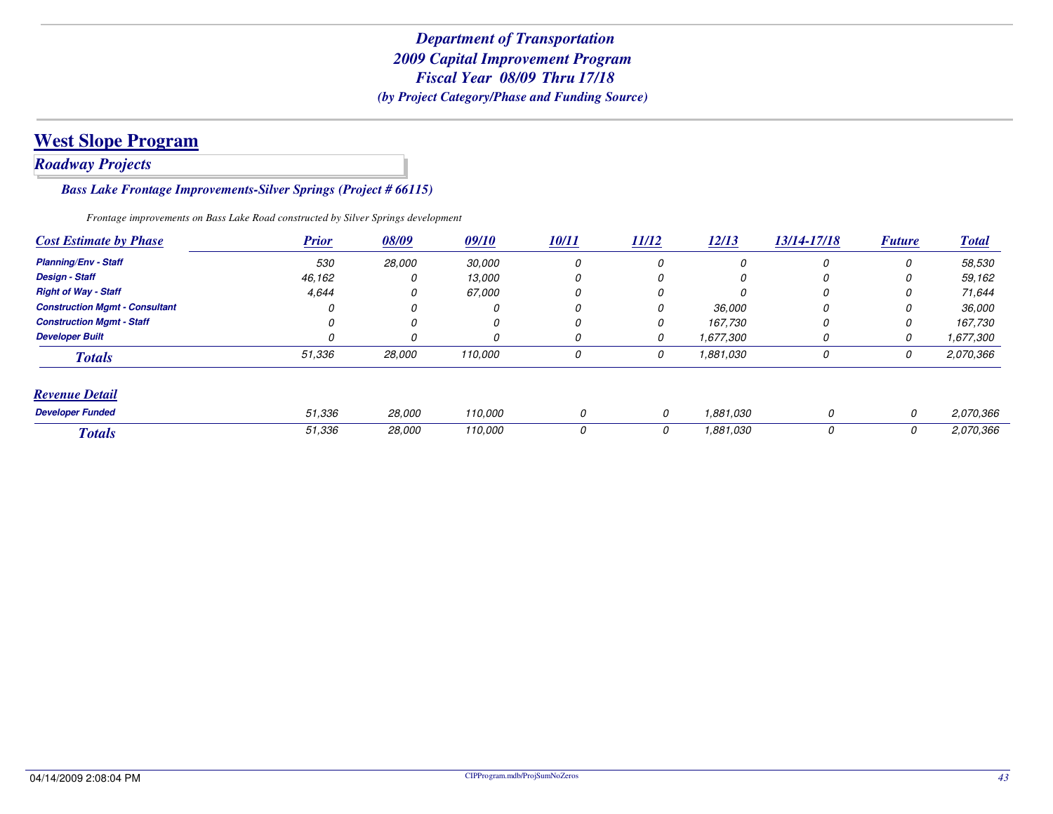*Department of Transportation*
*2009 Capital Improvement Program*
*Fiscal Year 08/09 Thru 17/18*
*(by Project Category/Phase and Funding Source)*

# West Slope Program

## *Roadway Projects*

### *Bass Lake Frontage Improvements-Silver Springs (Project # 66115)*

*Frontage improvements on Bass Lake Road constructed by Silver Springs development*

| Cost Estimate by Phase | Prior | 08/09 | 09/10 | 10/11 | 11/12 | 12/13 | 13/14-17/18 | Future | Total |
|---|---|---|---|---|---|---|---|---|---|
| Planning/Env - Staff | 530 | 28,000 | 30,000 | 0 | 0 | 0 | 0 | 0 | 58,530 |
| Design - Staff | 46,162 | 0 | 13,000 | 0 | 0 | 0 | 0 | 0 | 59,162 |
| Right of Way - Staff | 4,644 | 0 | 67,000 | 0 | 0 | 0 | 0 | 0 | 71,644 |
| Construction Mgmt - Consultant | 0 | 0 | 0 | 0 | 0 | 36,000 | 0 | 0 | 36,000 |
| Construction Mgmt - Staff | 0 | 0 | 0 | 0 | 0 | 167,730 | 0 | 0 | 167,730 |
| Developer Built | 0 | 0 | 0 | 0 | 0 | 1,677,300 | 0 | 0 | 1,677,300 |
| **Totals** | 51,336 | 28,000 | 110,000 | 0 | 0 | 1,881,030 | 0 | 0 | 2,070,366 |

| Revenue Detail | Prior | 08/09 | 09/10 | 10/11 | 11/12 | 12/13 | 13/14-17/18 | Future | Total |
|---|---|---|---|---|---|---|---|---|---|
| Developer Funded | 51,336 | 28,000 | 110,000 | 0 | 0 | 1,881,030 | 0 | 0 | 2,070,366 |
| **Totals** | 51,336 | 28,000 | 110,000 | 0 | 0 | 1,881,030 | 0 | 0 | 2,070,366 |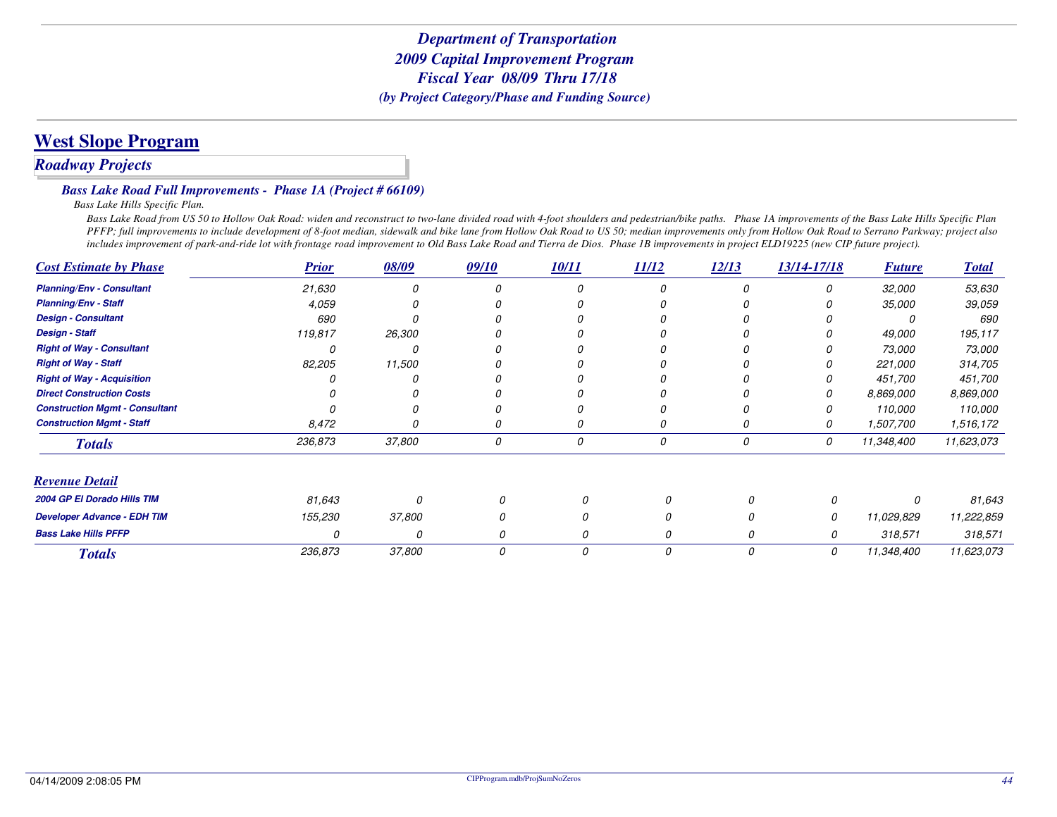# Department of Transportation
## 2009 Capital Improvement Program
## Fiscal Year 08/09 Thru 17/18
### (by Project Category/Phase and Funding Source)

## West Slope Program

### *Roadway Projects*

#### *Bass Lake Road Full Improvements - Phase 1A (Project # 66109)*

*Bass Lake Hills Specific Plan.*

*Bass Lake Road from US 50 to Hollow Oak Road: widen and reconstruct to two-lane divided road with 4-foot shoulders and pedestrian/bike paths. Phase 1A improvements of the Bass Lake Hills Specific Plan PFFP; full improvements to include development of 8-foot median, sidewalk and bike lane from Hollow Oak Road to US 50; median improvements only from Hollow Oak Road to Serrano Parkway; project also includes improvement of park-and-ride lot with frontage road improvement to Old Bass Lake Road and Tierra de Dios. Phase 1B improvements in project ELD19225 (new CIP future project).*

| Cost Estimate by Phase | Prior | 08/09 | 09/10 | 10/11 | 11/12 | 12/13 | 13/14-17/18 | Future | Total |
|---|---|---|---|---|---|---|---|---|---|
| Planning/Env - Consultant | 21,630 | 0 | 0 | 0 | 0 | 0 | 0 | 32,000 | 53,630 |
| Planning/Env - Staff | 4,059 | 0 | 0 | 0 | 0 | 0 | 0 | 35,000 | 39,059 |
| Design - Consultant | 690 | 0 | 0 | 0 | 0 | 0 | 0 | 0 | 690 |
| Design - Staff | 119,817 | 26,300 | 0 | 0 | 0 | 0 | 0 | 49,000 | 195,117 |
| Right of Way - Consultant | 0 | 0 | 0 | 0 | 0 | 0 | 0 | 73,000 | 73,000 |
| Right of Way - Staff | 82,205 | 11,500 | 0 | 0 | 0 | 0 | 0 | 221,000 | 314,705 |
| Right of Way - Acquisition | 0 | 0 | 0 | 0 | 0 | 0 | 0 | 451,700 | 451,700 |
| Direct Construction Costs | 0 | 0 | 0 | 0 | 0 | 0 | 0 | 8,869,000 | 8,869,000 |
| Construction Mgmt - Consultant | 0 | 0 | 0 | 0 | 0 | 0 | 0 | 110,000 | 110,000 |
| Construction Mgmt - Staff | 8,472 | 0 | 0 | 0 | 0 | 0 | 0 | 1,507,700 | 1,516,172 |
| **Totals** | 236,873 | 37,800 | 0 | 0 | 0 | 0 | 0 | 11,348,400 | 11,623,073 |

| Revenue Detail | Prior | 08/09 | 09/10 | 10/11 | 11/12 | 12/13 | 13/14-17/18 | Future | Total |
|---|---|---|---|---|---|---|---|---|---|
| 2004 GP El Dorado Hills TIM | 81,643 | 0 | 0 | 0 | 0 | 0 | 0 | 0 | 81,643 |
| Developer Advance - EDH TIM | 155,230 | 37,800 | 0 | 0 | 0 | 0 | 0 | 11,029,829 | 11,222,859 |
| Bass Lake Hills PFFP | 0 | 0 | 0 | 0 | 0 | 0 | 0 | 318,571 | 318,571 |
| **Totals** | 236,873 | 37,800 | 0 | 0 | 0 | 0 | 0 | 11,348,400 | 11,623,073 |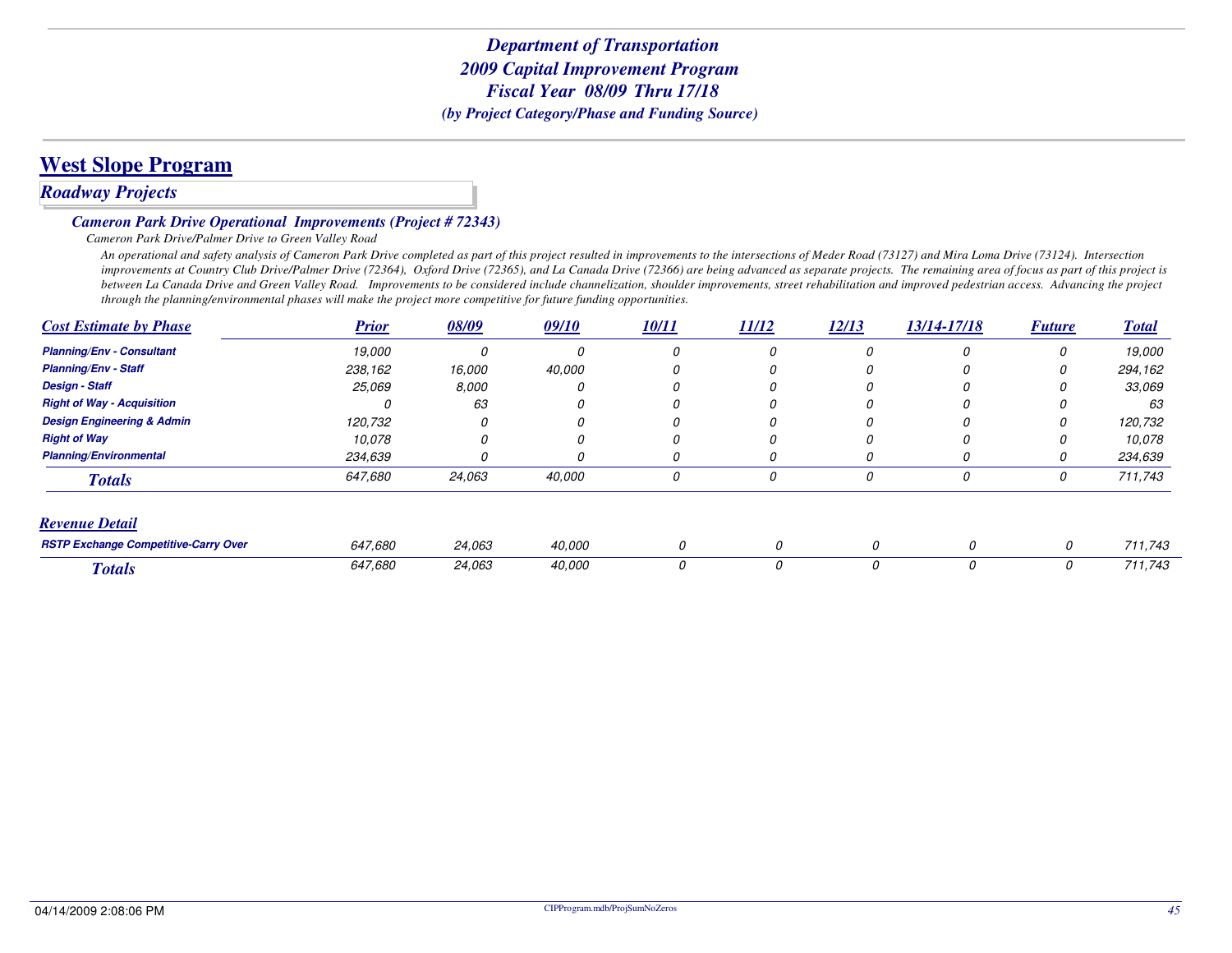*Department of Transportation*
*2009 Capital Improvement Program*
*Fiscal Year 08/09 Thru 17/18*
*(by Project Category/Phase and Funding Source)*

# West Slope Program

## *Roadway Projects*

### *Cameron Park Drive Operational Improvements (Project # 72343)*

*Cameron Park Drive/Palmer Drive to Green Valley Road*

*An operational and safety analysis of Cameron Park Drive completed as part of this project resulted in improvements to the intersections of Meder Road (73127) and Mira Loma Drive (73124). Intersection improvements at Country Club Drive/Palmer Drive (72364), Oxford Drive (72365), and La Canada Drive (72366) are being advanced as separate projects. The remaining area of focus as part of this project is between La Canada Drive and Green Valley Road. Improvements to be considered include channelization, shoulder improvements, street rehabilitation and improved pedestrian access. Advancing the project through the planning/environmental phases will make the project more competitive for future funding opportunities.*

| Cost Estimate by Phase | Prior | 08/09 | 09/10 | 10/11 | 11/12 | 12/13 | 13/14-17/18 | Future | Total |
|---|---|---|---|---|---|---|---|---|---|
| Planning/Env - Consultant | 19,000 | 0 | 0 | 0 | 0 | 0 | 0 | 0 | 19,000 |
| Planning/Env - Staff | 238,162 | 16,000 | 40,000 | 0 | 0 | 0 | 0 | 0 | 294,162 |
| Design - Staff | 25,069 | 8,000 | 0 | 0 | 0 | 0 | 0 | 0 | 33,069 |
| Right of Way - Acquisition | 0 | 63 | 0 | 0 | 0 | 0 | 0 | 0 | 63 |
| Design Engineering & Admin | 120,732 | 0 | 0 | 0 | 0 | 0 | 0 | 0 | 120,732 |
| Right of Way | 10,078 | 0 | 0 | 0 | 0 | 0 | 0 | 0 | 10,078 |
| Planning/Environmental | 234,639 | 0 | 0 | 0 | 0 | 0 | 0 | 0 | 234,639 |
| **Totals** | 647,680 | 24,063 | 40,000 | 0 | 0 | 0 | 0 | 0 | 711,743 |

| Revenue Detail | Prior | 08/09 | 09/10 | 10/11 | 11/12 | 12/13 | 13/14-17/18 | Future | Total |
|---|---|---|---|---|---|---|---|---|---|
| RSTP Exchange Competitive-Carry Over | 647,680 | 24,063 | 40,000 | 0 | 0 | 0 | 0 | 0 | 711,743 |
| **Totals** | 647,680 | 24,063 | 40,000 | 0 | 0 | 0 | 0 | 0 | 711,743 |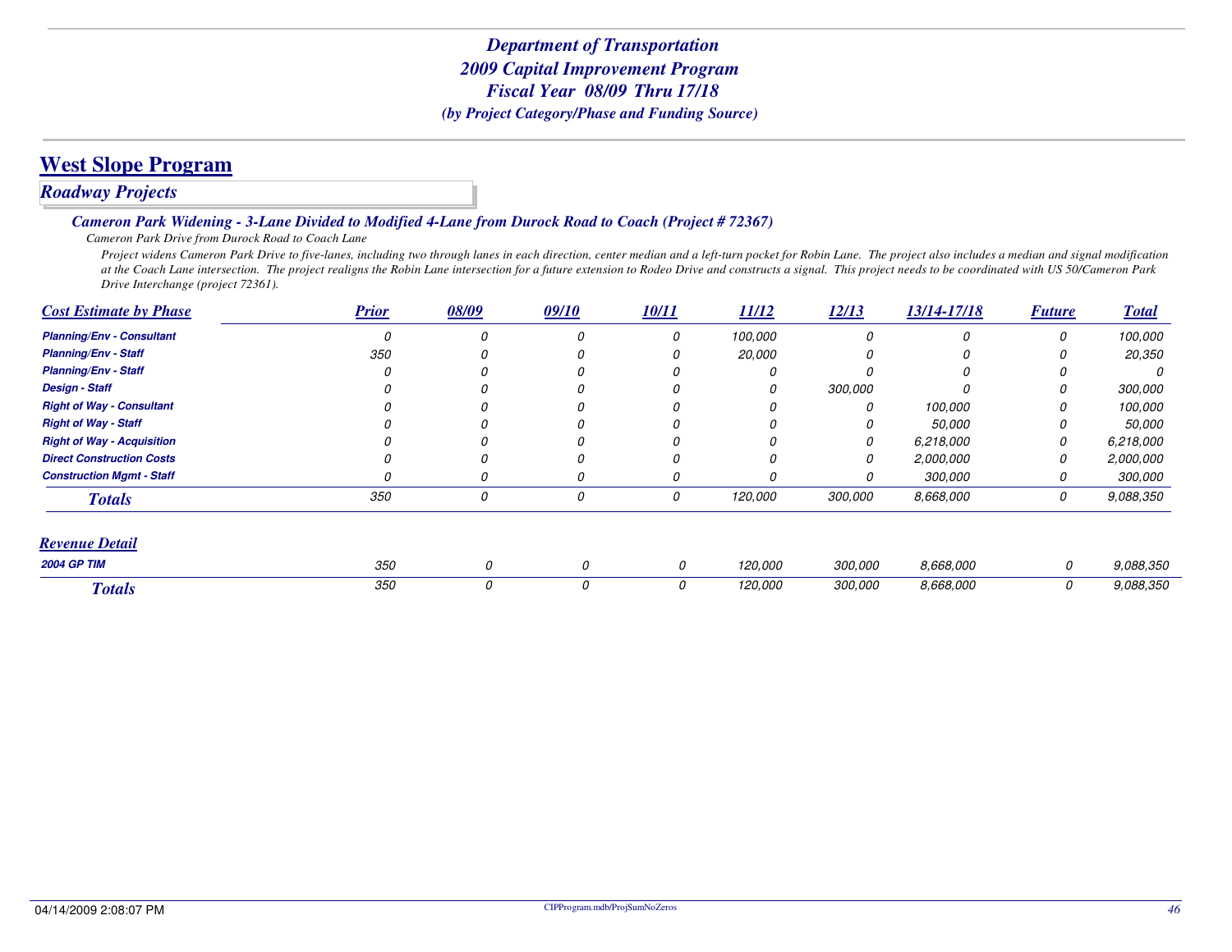# Department of Transportation
## 2009 Capital Improvement Program
## Fiscal Year 08/09 Thru 17/18
*(by Project Category/Phase and Funding Source)*

## West Slope Program

### *Roadway Projects*

#### *Cameron Park Widening - 3-Lane Divided to Modified 4-Lane from Durock Road to Coach (Project # 72367)*

*Cameron Park Drive from Durock Road to Coach Lane*

*Project widens Cameron Park Drive to five-lanes, including two through lanes in each direction, center median and a left-turn pocket for Robin Lane. The project also includes a median and signal modification at the Coach Lane intersection. The project realigns the Robin Lane intersection for a future extension to Rodeo Drive and constructs a signal. This project needs to be coordinated with US 50/Cameron Park Drive Interchange (project 72361).*

| Cost Estimate by Phase | Prior | 08/09 | 09/10 | 10/11 | 11/12 | 12/13 | 13/14-17/18 | Future | Total |
|---|---|---|---|---|---|---|---|---|---|
| Planning/Env - Consultant | 0 | 0 | 0 | 0 | 100,000 | 0 | 0 | 0 | 100,000 |
| Planning/Env - Staff | 350 | 0 | 0 | 0 | 20,000 | 0 | 0 | 0 | 20,350 |
| Planning/Env - Staff | 0 | 0 | 0 | 0 | 0 | 0 | 0 | 0 | 0 |
| Design - Staff | 0 | 0 | 0 | 0 | 0 | 300,000 | 0 | 0 | 300,000 |
| Right of Way - Consultant | 0 | 0 | 0 | 0 | 0 | 0 | 100,000 | 0 | 100,000 |
| Right of Way - Staff | 0 | 0 | 0 | 0 | 0 | 0 | 50,000 | 0 | 50,000 |
| Right of Way - Acquisition | 0 | 0 | 0 | 0 | 0 | 0 | 6,218,000 | 0 | 6,218,000 |
| Direct Construction Costs | 0 | 0 | 0 | 0 | 0 | 0 | 2,000,000 | 0 | 2,000,000 |
| Construction Mgmt - Staff | 0 | 0 | 0 | 0 | 0 | 0 | 300,000 | 0 | 300,000 |
| **Totals** | 350 | 0 | 0 | 0 | 120,000 | 300,000 | 8,668,000 | 0 | 9,088,350 |

| Revenue Detail | Prior | 08/09 | 09/10 | 10/11 | 11/12 | 12/13 | 13/14-17/18 | Future | Total |
|---|---|---|---|---|---|---|---|---|---|
| 2004 GP TIM | 350 | 0 | 0 | 0 | 120,000 | 300,000 | 8,668,000 | 0 | 9,088,350 |
| **Totals** | 350 | 0 | 0 | 0 | 120,000 | 300,000 | 8,668,000 | 0 | 9,088,350 |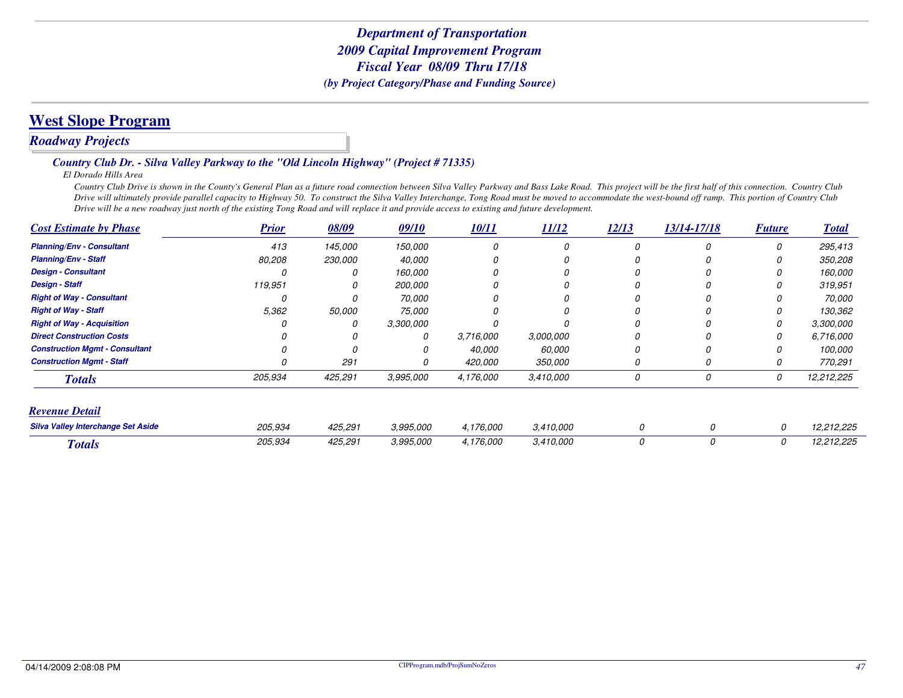# Department of Transportation
# 2009 Capital Improvement Program
# Fiscal Year 08/09 Thru 17/18
*(by Project Category/Phase and Funding Source)*

## West Slope Program

### *Roadway Projects*

#### *Country Club Dr. - Silva Valley Parkway to the "Old Lincoln Highway" (Project # 71335)*

*El Dorado Hills Area*

*Country Club Drive is shown in the County's General Plan as a future road connection between Silva Valley Parkway and Bass Lake Road. This project will be the first half of this connection. Country Club Drive will ultimately provide parallel capacity to Highway 50. To construct the Silva Valley Interchange, Tong Road must be moved to accommodate the west-bound off ramp. This portion of Country Club Drive will be a new roadway just north of the existing Tong Road and will replace it and provide access to existing and future development.*

| Cost Estimate by Phase | Prior | 08/09 | 09/10 | 10/11 | 11/12 | 12/13 | 13/14-17/18 | Future | Total |
|---|---|---|---|---|---|---|---|---|---|
| Planning/Env - Consultant | 413 | 145,000 | 150,000 | 0 | 0 | 0 | 0 | 0 | 295,413 |
| Planning/Env - Staff | 80,208 | 230,000 | 40,000 | 0 | 0 | 0 | 0 | 0 | 350,208 |
| Design - Consultant | 0 | 0 | 160,000 | 0 | 0 | 0 | 0 | 0 | 160,000 |
| Design - Staff | 119,951 | 0 | 200,000 | 0 | 0 | 0 | 0 | 0 | 319,951 |
| Right of Way - Consultant | 0 | 0 | 70,000 | 0 | 0 | 0 | 0 | 0 | 70,000 |
| Right of Way - Staff | 5,362 | 50,000 | 75,000 | 0 | 0 | 0 | 0 | 0 | 130,362 |
| Right of Way - Acquisition | 0 | 0 | 3,300,000 | 0 | 0 | 0 | 0 | 0 | 3,300,000 |
| Direct Construction Costs | 0 | 0 | 0 | 3,716,000 | 3,000,000 | 0 | 0 | 0 | 6,716,000 |
| Construction Mgmt - Consultant | 0 | 0 | 0 | 40,000 | 60,000 | 0 | 0 | 0 | 100,000 |
| Construction Mgmt - Staff | 0 | 291 | 0 | 420,000 | 350,000 | 0 | 0 | 0 | 770,291 |
| **Totals** | 205,934 | 425,291 | 3,995,000 | 4,176,000 | 3,410,000 | 0 | 0 | 0 | 12,212,225 |

| Revenue Detail | Prior | 08/09 | 09/10 | 10/11 | 11/12 | 12/13 | 13/14-17/18 | Future | Total |
|---|---|---|---|---|---|---|---|---|---|
| Silva Valley Interchange Set Aside | 205,934 | 425,291 | 3,995,000 | 4,176,000 | 3,410,000 | 0 | 0 | 0 | 12,212,225 |
| **Totals** | 205,934 | 425,291 | 3,995,000 | 4,176,000 | 3,410,000 | 0 | 0 | 0 | 12,212,225 |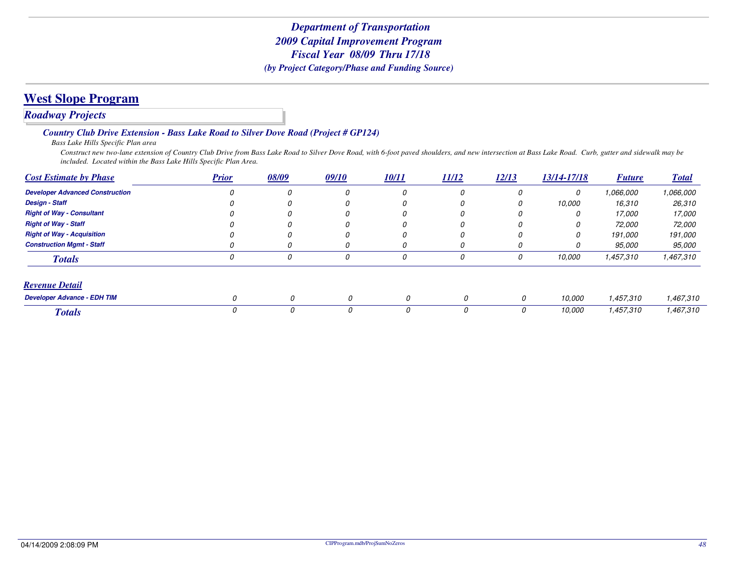# Department of Transportation
## 2009 Capital Improvement Program
## Fiscal Year 08/09 Thru 17/18
### *(by Project Category/Phase and Funding Source)*

## West Slope Program

### *Roadway Projects*

#### *Country Club Drive Extension - Bass Lake Road to Silver Dove Road (Project # GP124)*

*Bass Lake Hills Specific Plan area*

*Construct new two-lane extension of Country Club Drive from Bass Lake Road to Silver Dove Road, with 6-foot paved shoulders, and new intersection at Bass Lake Road. Curb, gutter and sidewalk may be included. Located within the Bass Lake Hills Specific Plan Area.*

| Cost Estimate by Phase | Prior | 08/09 | 09/10 | 10/11 | 11/12 | 12/13 | 13/14-17/18 | Future | Total |
|---|---|---|---|---|---|---|---|---|---|
| Developer Advanced Construction | 0 | 0 | 0 | 0 | 0 | 0 | 0 | 1,066,000 | 1,066,000 |
| Design - Staff | 0 | 0 | 0 | 0 | 0 | 0 | 10,000 | 16,310 | 26,310 |
| Right of Way - Consultant | 0 | 0 | 0 | 0 | 0 | 0 | 0 | 17,000 | 17,000 |
| Right of Way - Staff | 0 | 0 | 0 | 0 | 0 | 0 | 0 | 72,000 | 72,000 |
| Right of Way - Acquisition | 0 | 0 | 0 | 0 | 0 | 0 | 0 | 191,000 | 191,000 |
| Construction Mgmt - Staff | 0 | 0 | 0 | 0 | 0 | 0 | 0 | 95,000 | 95,000 |
| **Totals** | 0 | 0 | 0 | 0 | 0 | 0 | 10,000 | 1,457,310 | 1,467,310 |

| Revenue Detail | Prior | 08/09 | 09/10 | 10/11 | 11/12 | 12/13 | 13/14-17/18 | Future | Total |
|---|---|---|---|---|---|---|---|---|---|
| Developer Advance - EDH TIM | 0 | 0 | 0 | 0 | 0 | 0 | 10,000 | 1,457,310 | 1,467,310 |
| **Totals** | 0 | 0 | 0 | 0 | 0 | 0 | 10,000 | 1,457,310 | 1,467,310 |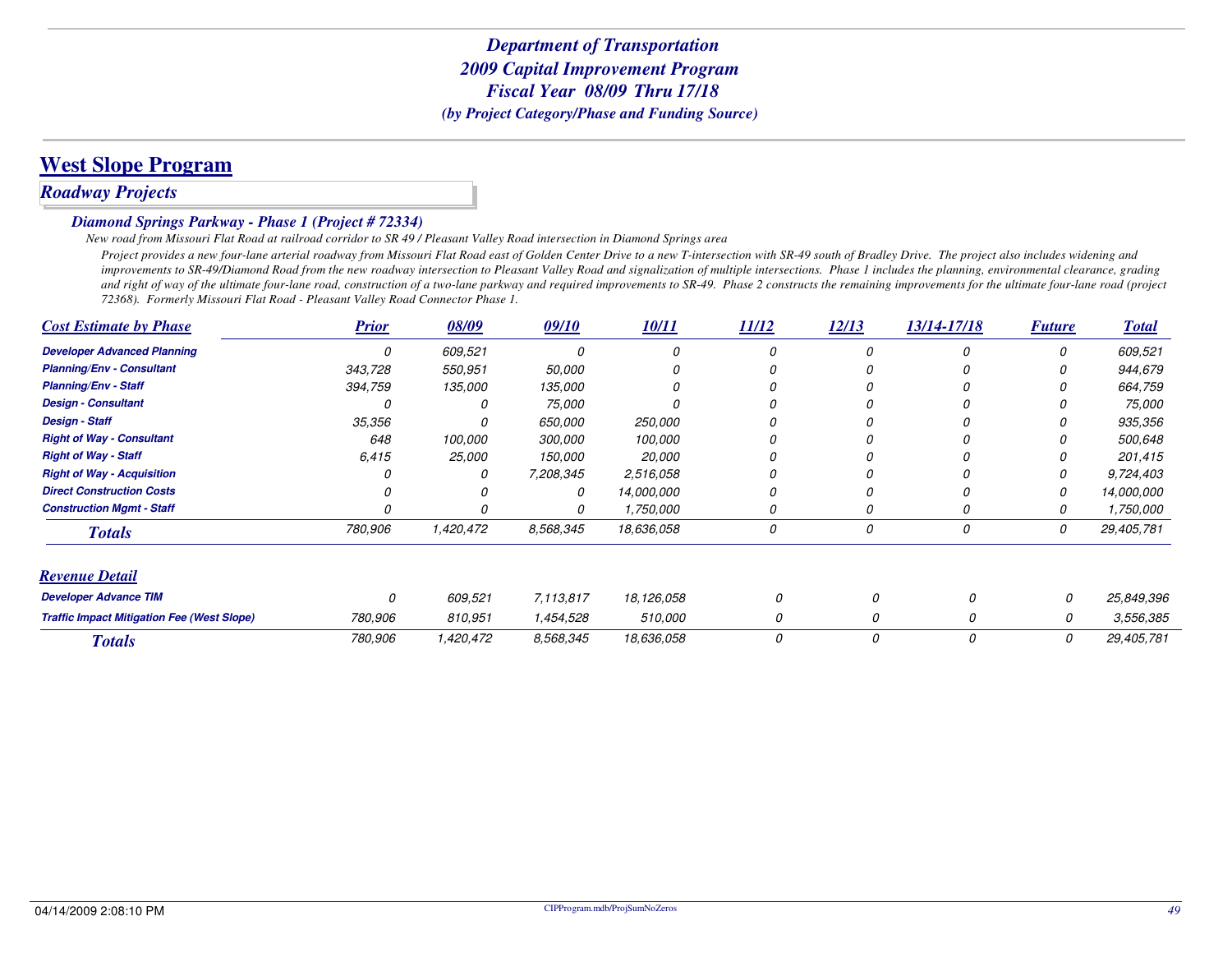# Department of Transportation
## 2009 Capital Improvement Program
## Fiscal Year 08/09 Thru 17/18
### *(by Project Category/Phase and Funding Source)*

## West Slope Program

### *Roadway Projects*

#### *Diamond Springs Parkway - Phase 1 (Project # 72334)*

*New road from Missouri Flat Road at railroad corridor to SR 49 / Pleasant Valley Road intersection in Diamond Springs area*

*Project provides a new four-lane arterial roadway from Missouri Flat Road east of Golden Center Drive to a new T-intersection with SR-49 south of Bradley Drive. The project also includes widening and improvements to SR-49/Diamond Road from the new roadway intersection to Pleasant Valley Road and signalization of multiple intersections. Phase 1 includes the planning, environmental clearance, grading and right of way of the ultimate four-lane road, construction of a two-lane parkway and required improvements to SR-49. Phase 2 constructs the remaining improvements for the ultimate four-lane road (project 72368). Formerly Missouri Flat Road - Pleasant Valley Road Connector Phase 1.*

| Cost Estimate by Phase | Prior | 08/09 | 09/10 | 10/11 | 11/12 | 12/13 | 13/14-17/18 | Future | Total |
|---|---|---|---|---|---|---|---|---|---|
| Developer Advanced Planning | 0 | 609,521 | 0 | 0 | 0 | 0 | 0 | 0 | 609,521 |
| Planning/Env - Consultant | 343,728 | 550,951 | 50,000 | 0 | 0 | 0 | 0 | 0 | 944,679 |
| Planning/Env - Staff | 394,759 | 135,000 | 135,000 | 0 | 0 | 0 | 0 | 0 | 664,759 |
| Design - Consultant | 0 | 0 | 75,000 | 0 | 0 | 0 | 0 | 0 | 75,000 |
| Design - Staff | 35,356 | 0 | 650,000 | 250,000 | 0 | 0 | 0 | 0 | 935,356 |
| Right of Way - Consultant | 648 | 100,000 | 300,000 | 100,000 | 0 | 0 | 0 | 0 | 500,648 |
| Right of Way - Staff | 6,415 | 25,000 | 150,000 | 20,000 | 0 | 0 | 0 | 0 | 201,415 |
| Right of Way - Acquisition | 0 | 0 | 7,208,345 | 2,516,058 | 0 | 0 | 0 | 0 | 9,724,403 |
| Direct Construction Costs | 0 | 0 | 0 | 14,000,000 | 0 | 0 | 0 | 0 | 14,000,000 |
| Construction Mgmt - Staff | 0 | 0 | 0 | 1,750,000 | 0 | 0 | 0 | 0 | 1,750,000 |
| **Totals** | 780,906 | 1,420,472 | 8,568,345 | 18,636,058 | 0 | 0 | 0 | 0 | 29,405,781 |

| Revenue Detail | Prior | 08/09 | 09/10 | 10/11 | 11/12 | 12/13 | 13/14-17/18 | Future | Total |
|---|---|---|---|---|---|---|---|---|---|
| Developer Advance TIM | 0 | 609,521 | 7,113,817 | 18,126,058 | 0 | 0 | 0 | 0 | 25,849,396 |
| Traffic Impact Mitigation Fee (West Slope) | 780,906 | 810,951 | 1,454,528 | 510,000 | 0 | 0 | 0 | 0 | 3,556,385 |
| **Totals** | 780,906 | 1,420,472 | 8,568,345 | 18,636,058 | 0 | 0 | 0 | 0 | 29,405,781 |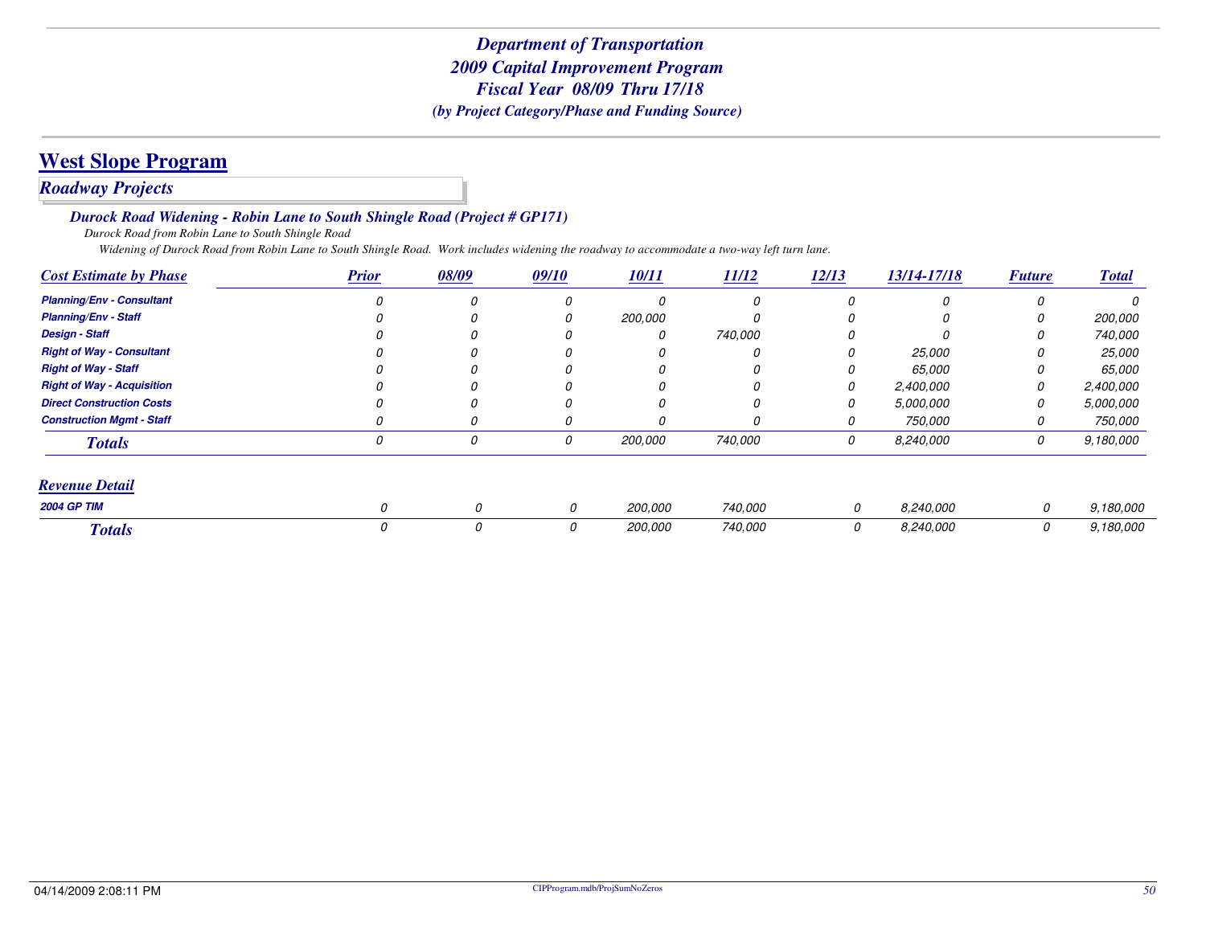*Department of Transportation*
*2009 Capital Improvement Program*
*Fiscal Year 08/09 Thru 17/18*
*(by Project Category/Phase and Funding Source)*

# West Slope Program

## *Roadway Projects*

### *Durock Road Widening - Robin Lane to South Shingle Road (Project # GP171)*

*Durock Road from Robin Lane to South Shingle Road*

*Widening of Durock Road from Robin Lane to South Shingle Road. Work includes widening the roadway to accommodate a two-way left turn lane.*

| Cost Estimate by Phase | Prior | 08/09 | 09/10 | 10/11 | 11/12 | 12/13 | 13/14-17/18 | Future | Total |
|---|---|---|---|---|---|---|---|---|---|
| Planning/Env - Consultant | 0 | 0 | 0 | 0 | 0 | 0 | 0 | 0 | 0 |
| Planning/Env - Staff | 0 | 0 | 0 | 200,000 | 0 | 0 | 0 | 0 | 200,000 |
| Design - Staff | 0 | 0 | 0 | 0 | 740,000 | 0 | 0 | 0 | 740,000 |
| Right of Way - Consultant | 0 | 0 | 0 | 0 | 0 | 0 | 25,000 | 0 | 25,000 |
| Right of Way - Staff | 0 | 0 | 0 | 0 | 0 | 0 | 65,000 | 0 | 65,000 |
| Right of Way - Acquisition | 0 | 0 | 0 | 0 | 0 | 0 | 2,400,000 | 0 | 2,400,000 |
| Direct Construction Costs | 0 | 0 | 0 | 0 | 0 | 0 | 5,000,000 | 0 | 5,000,000 |
| Construction Mgmt - Staff | 0 | 0 | 0 | 0 | 0 | 0 | 750,000 | 0 | 750,000 |
| **Totals** | 0 | 0 | 0 | 200,000 | 740,000 | 0 | 8,240,000 | 0 | 9,180,000 |

| Revenue Detail | Prior | 08/09 | 09/10 | 10/11 | 11/12 | 12/13 | 13/14-17/18 | Future | Total |
|---|---|---|---|---|---|---|---|---|---|
| 2004 GP TIM | 0 | 0 | 0 | 200,000 | 740,000 | 0 | 8,240,000 | 0 | 9,180,000 |
| **Totals** | 0 | 0 | 0 | 200,000 | 740,000 | 0 | 8,240,000 | 0 | 9,180,000 |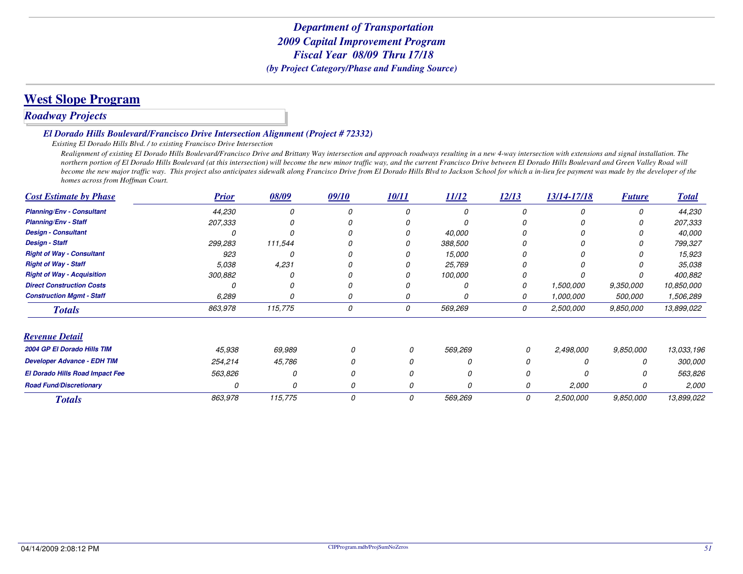# Department of Transportation
# 2009 Capital Improvement Program
# Fiscal Year 08/09 Thru 17/18
*(by Project Category/Phase and Funding Source)*

## West Slope Program

### *Roadway Projects*

#### *El Dorado Hills Boulevard/Francisco Drive Intersection Alignment (Project # 72332)*

*Existing El Dorado Hills Blvd. / to existing Francisco Drive Intersection*

*Realignment of existing El Dorado Hills Boulevard/Francisco Drive and Brittany Way intersection and approach roadways resulting in a new 4-way intersection with extensions and signal installation. The northern portion of El Dorado Hills Boulevard (at this intersection) will become the new minor traffic way, and the current Francisco Drive between El Dorado Hills Boulevard and Green Valley Road will become the new major traffic way. This project also anticipates sidewalk along Francisco Drive from El Dorado Hills Blvd to Jackson School for which a in-lieu fee payment was made by the developer of the homes across from Hoffman Court.*

| Cost Estimate by Phase | Prior | 08/09 | 09/10 | 10/11 | 11/12 | 12/13 | 13/14-17/18 | Future | Total |
|---|---|---|---|---|---|---|---|---|---|
| Planning/Env - Consultant | 44,230 | 0 | 0 | 0 | 0 | 0 | 0 | 0 | 44,230 |
| Planning/Env - Staff | 207,333 | 0 | 0 | 0 | 0 | 0 | 0 | 0 | 207,333 |
| Design - Consultant | 0 | 0 | 0 | 0 | 40,000 | 0 | 0 | 0 | 40,000 |
| Design - Staff | 299,283 | 111,544 | 0 | 0 | 388,500 | 0 | 0 | 0 | 799,327 |
| Right of Way - Consultant | 923 | 0 | 0 | 0 | 15,000 | 0 | 0 | 0 | 15,923 |
| Right of Way - Staff | 5,038 | 4,231 | 0 | 0 | 25,769 | 0 | 0 | 0 | 35,038 |
| Right of Way - Acquisition | 300,882 | 0 | 0 | 0 | 100,000 | 0 | 0 | 0 | 400,882 |
| Direct Construction Costs | 0 | 0 | 0 | 0 | 0 | 0 | 1,500,000 | 9,350,000 | 10,850,000 |
| Construction Mgmt - Staff | 6,289 | 0 | 0 | 0 | 0 | 0 | 1,000,000 | 500,000 | 1,506,289 |
| **Totals** | 863,978 | 115,775 | 0 | 0 | 569,269 | 0 | 2,500,000 | 9,850,000 | 13,899,022 |

| Revenue Detail | Prior | 08/09 | 09/10 | 10/11 | 11/12 | 12/13 | 13/14-17/18 | Future | Total |
|---|---|---|---|---|---|---|---|---|---|
| 2004 GP El Dorado Hills TIM | 45,938 | 69,989 | 0 | 0 | 569,269 | 0 | 2,498,000 | 9,850,000 | 13,033,196 |
| Developer Advance - EDH TIM | 254,214 | 45,786 | 0 | 0 | 0 | 0 | 0 | 0 | 300,000 |
| El Dorado Hills Road Impact Fee | 563,826 | 0 | 0 | 0 | 0 | 0 | 0 | 0 | 563,826 |
| Road Fund/Discretionary | 0 | 0 | 0 | 0 | 0 | 0 | 2,000 | 0 | 2,000 |
| **Totals** | 863,978 | 115,775 | 0 | 0 | 569,269 | 0 | 2,500,000 | 9,850,000 | 13,899,022 |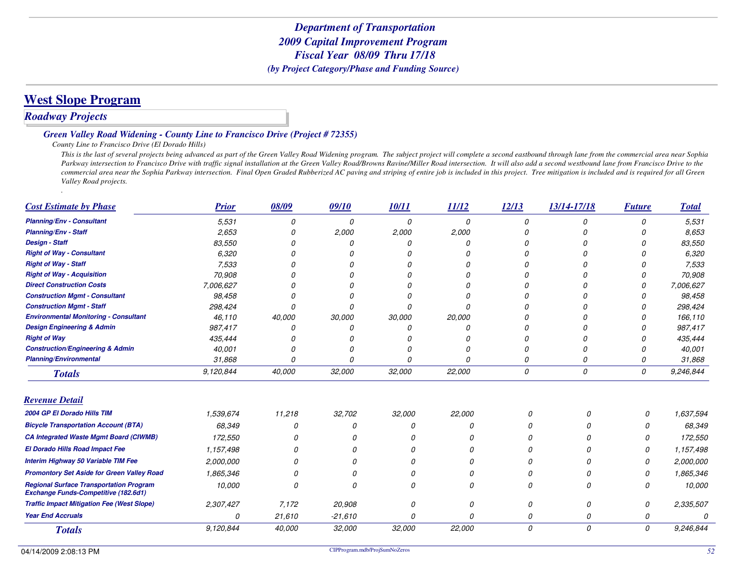*Department of Transportation*
*2009 Capital Improvement Program*
*Fiscal Year 08/09 Thru 17/18*
*(by Project Category/Phase and Funding Source)*

# West Slope Program

## Roadway Projects

### Green Valley Road Widening - County Line to Francisco Drive (Project # 72355)

*County Line to Francisco Drive (El Dorado Hills)*

*This is the last of several projects being advanced as part of the Green Valley Road Widening program. The subject project will complete a second eastbound through lane from the commercial area near Sophia Parkway intersection to Francisco Drive with traffic signal installation at the Green Valley Road/Browns Ravine/Miller Road intersection. It will also add a second westbound lane from Francisco Drive to the commercial area near the Sophia Parkway intersection. Final Open Graded Rubberized AC paving and striping of entire job is included in this project. Tree mitigation is included and is required for all Green Valley Road projects.*

*.*

| Cost Estimate by Phase | Prior | 08/09 | 09/10 | 10/11 | 11/12 | 12/13 | 13/14-17/18 | Future | Total |
|---|---|---|---|---|---|---|---|---|---|
| Planning/Env - Consultant | 5,531 | 0 | 0 | 0 | 0 | 0 | 0 | 0 | 5,531 |
| Planning/Env - Staff | 2,653 | 0 | 2,000 | 2,000 | 2,000 | 0 | 0 | 0 | 8,653 |
| Design - Staff | 83,550 | 0 | 0 | 0 | 0 | 0 | 0 | 0 | 83,550 |
| Right of Way - Consultant | 6,320 | 0 | 0 | 0 | 0 | 0 | 0 | 0 | 6,320 |
| Right of Way - Staff | 7,533 | 0 | 0 | 0 | 0 | 0 | 0 | 0 | 7,533 |
| Right of Way - Acquisition | 70,908 | 0 | 0 | 0 | 0 | 0 | 0 | 0 | 70,908 |
| Direct Construction Costs | 7,006,627 | 0 | 0 | 0 | 0 | 0 | 0 | 0 | 7,006,627 |
| Construction Mgmt - Consultant | 98,458 | 0 | 0 | 0 | 0 | 0 | 0 | 0 | 98,458 |
| Construction Mgmt - Staff | 298,424 | 0 | 0 | 0 | 0 | 0 | 0 | 0 | 298,424 |
| Environmental Monitoring - Consultant | 46,110 | 40,000 | 30,000 | 30,000 | 20,000 | 0 | 0 | 0 | 166,110 |
| Design Engineering & Admin | 987,417 | 0 | 0 | 0 | 0 | 0 | 0 | 0 | 987,417 |
| Right of Way | 435,444 | 0 | 0 | 0 | 0 | 0 | 0 | 0 | 435,444 |
| Construction/Engineering & Admin | 40,001 | 0 | 0 | 0 | 0 | 0 | 0 | 0 | 40,001 |
| Planning/Environmental | 31,868 | 0 | 0 | 0 | 0 | 0 | 0 | 0 | 31,868 |
| **Totals** | 9,120,844 | 40,000 | 32,000 | 32,000 | 22,000 | 0 | 0 | 0 | 9,246,844 |

| Revenue Detail | Prior | 08/09 | 09/10 | 10/11 | 11/12 | 12/13 | 13/14-17/18 | Future | Total |
|---|---|---|---|---|---|---|---|---|---|
| 2004 GP El Dorado Hills TIM | 1,539,674 | 11,218 | 32,702 | 32,000 | 22,000 | 0 | 0 | 0 | 1,637,594 |
| Bicycle Transportation Account (BTA) | 68,349 | 0 | 0 | 0 | 0 | 0 | 0 | 0 | 68,349 |
| CA Integrated Waste Mgmt Board (CIWMB) | 172,550 | 0 | 0 | 0 | 0 | 0 | 0 | 0 | 172,550 |
| El Dorado Hills Road Impact Fee | 1,157,498 | 0 | 0 | 0 | 0 | 0 | 0 | 0 | 1,157,498 |
| Interim Highway 50 Variable TIM Fee | 2,000,000 | 0 | 0 | 0 | 0 | 0 | 0 | 0 | 2,000,000 |
| Promontory Set Aside for Green Valley Road | 1,865,346 | 0 | 0 | 0 | 0 | 0 | 0 | 0 | 1,865,346 |
| Regional Surface Transportation Program Exchange Funds-Competitive (182.6d1) | 10,000 | 0 | 0 | 0 | 0 | 0 | 0 | 0 | 10,000 |
| Traffic Impact Mitigation Fee (West Slope) | 2,307,427 | 7,172 | 20,908 | 0 | 0 | 0 | 0 | 0 | 2,335,507 |
| Year End Accruals | 0 | 21,610 | -21,610 | 0 | 0 | 0 | 0 | 0 | 0 |
| **Totals** | 9,120,844 | 40,000 | 32,000 | 32,000 | 22,000 | 0 | 0 | 0 | 9,246,844 |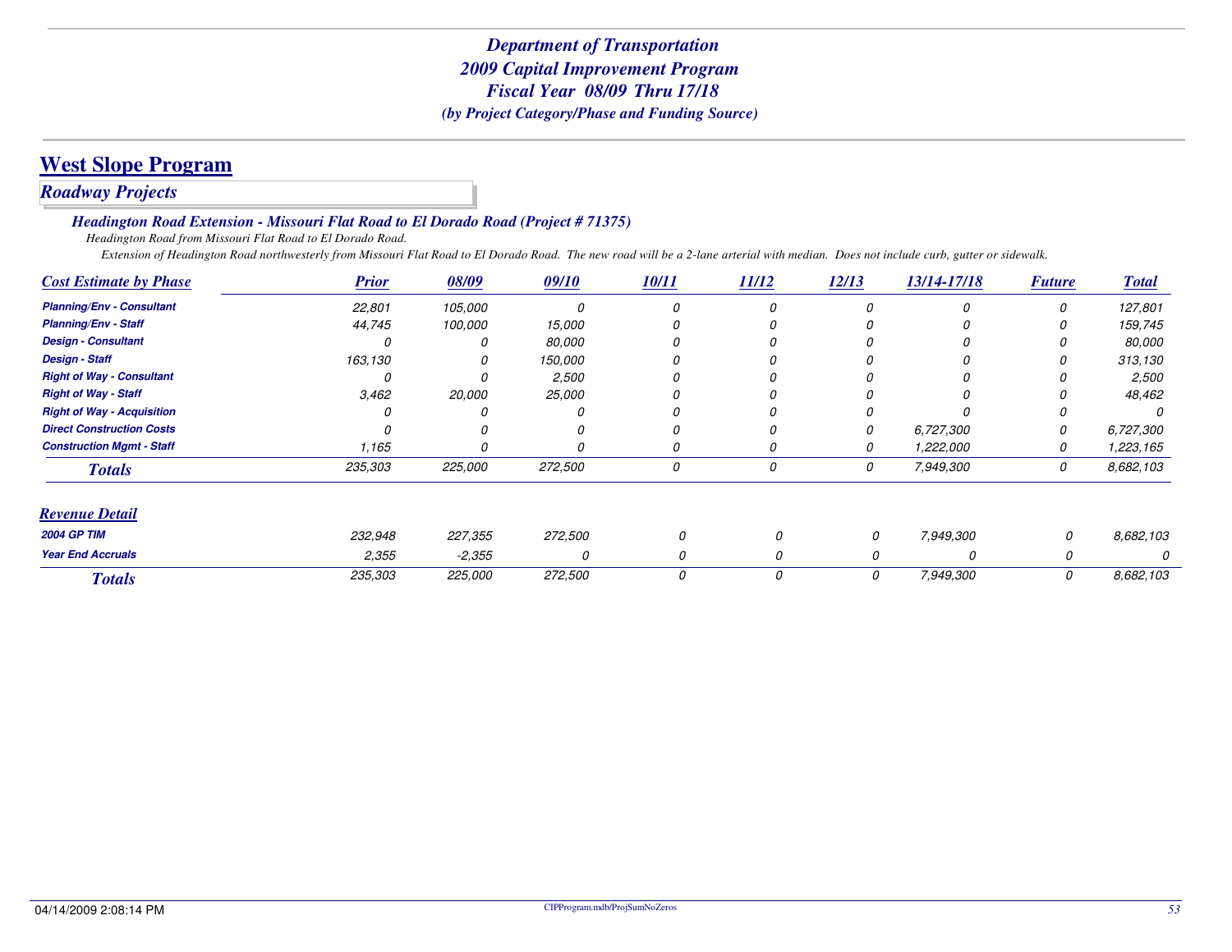*Department of Transportation*
*2009 Capital Improvement Program*
*Fiscal Year 08/09 Thru 17/18*
*(by Project Category/Phase and Funding Source)*

# West Slope Program

## *Roadway Projects*

### *Headington Road Extension - Missouri Flat Road to El Dorado Road (Project # 71375)*

*Headington Road from Missouri Flat Road to El Dorado Road.*

*Extension of Headington Road northwesterly from Missouri Flat Road to El Dorado Road. The new road will be a 2-lane arterial with median. Does not include curb, gutter or sidewalk.*

| Cost Estimate by Phase | Prior | 08/09 | 09/10 | 10/11 | 11/12 | 12/13 | 13/14-17/18 | Future | Total |
|---|---|---|---|---|---|---|---|---|---|
| Planning/Env - Consultant | 22,801 | 105,000 | 0 | 0 | 0 | 0 | 0 | 0 | 127,801 |
| Planning/Env - Staff | 44,745 | 100,000 | 15,000 | 0 | 0 | 0 | 0 | 0 | 159,745 |
| Design - Consultant | 0 | 0 | 80,000 | 0 | 0 | 0 | 0 | 0 | 80,000 |
| Design - Staff | 163,130 | 0 | 150,000 | 0 | 0 | 0 | 0 | 0 | 313,130 |
| Right of Way - Consultant | 0 | 0 | 2,500 | 0 | 0 | 0 | 0 | 0 | 2,500 |
| Right of Way - Staff | 3,462 | 20,000 | 25,000 | 0 | 0 | 0 | 0 | 0 | 48,462 |
| Right of Way - Acquisition | 0 | 0 | 0 | 0 | 0 | 0 | 0 | 0 | 0 |
| Direct Construction Costs | 0 | 0 | 0 | 0 | 0 | 0 | 6,727,300 | 0 | 6,727,300 |
| Construction Mgmt - Staff | 1,165 | 0 | 0 | 0 | 0 | 0 | 1,222,000 | 0 | 1,223,165 |
| **Totals** | 235,303 | 225,000 | 272,500 | 0 | 0 | 0 | 7,949,300 | 0 | 8,682,103 |

| Revenue Detail | Prior | 08/09 | 09/10 | 10/11 | 11/12 | 12/13 | 13/14-17/18 | Future | Total |
|---|---|---|---|---|---|---|---|---|---|
| 2004 GP TIM | 232,948 | 227,355 | 272,500 | 0 | 0 | 0 | 7,949,300 | 0 | 8,682,103 |
| Year End Accruals | 2,355 | -2,355 | 0 | 0 | 0 | 0 | 0 | 0 | 0 |
| **Totals** | 235,303 | 225,000 | 272,500 | 0 | 0 | 0 | 7,949,300 | 0 | 8,682,103 |

04/14/2009 2:08:14 PM CIPProgram.mdb/ProjSumNoZeros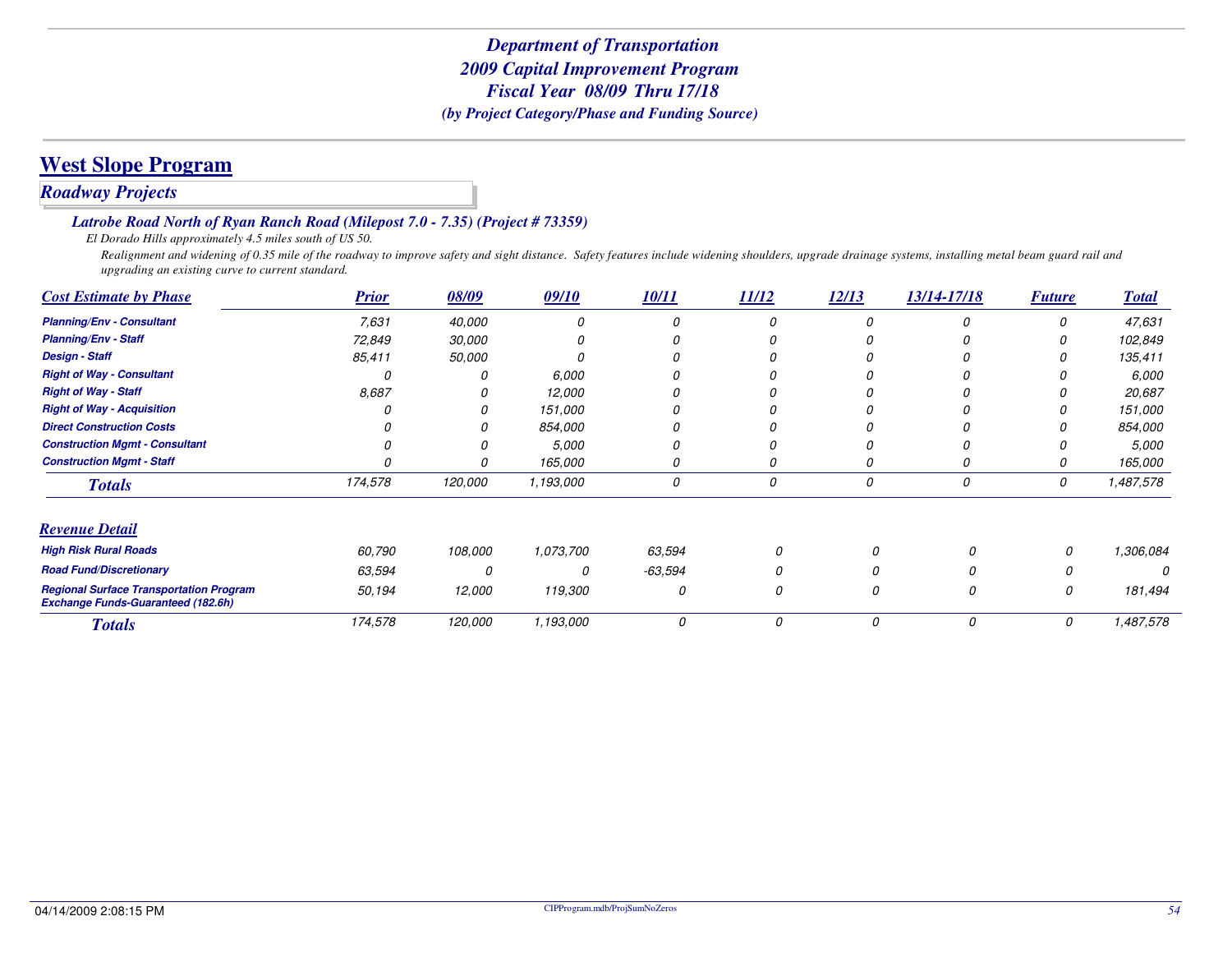*Department of Transportation*
*2009 Capital Improvement Program*
*Fiscal Year 08/09 Thru 17/18*
*(by Project Category/Phase and Funding Source)*

# West Slope Program

## *Roadway Projects*

### *Latrobe Road North of Ryan Ranch Road (Milepost 7.0 - 7.35) (Project # 73359)*

*El Dorado Hills approximately 4.5 miles south of US 50.*

*Realignment and widening of 0.35 mile of the roadway to improve safety and sight distance. Safety features include widening shoulders, upgrade drainage systems, installing metal beam guard rail and upgrading an existing curve to current standard.*

| Cost Estimate by Phase | Prior | 08/09 | 09/10 | 10/11 | 11/12 | 12/13 | 13/14-17/18 | Future | Total |
|---|---|---|---|---|---|---|---|---|---|
| Planning/Env - Consultant | 7,631 | 40,000 | 0 | 0 | 0 | 0 | 0 | 0 | 47,631 |
| Planning/Env - Staff | 72,849 | 30,000 | 0 | 0 | 0 | 0 | 0 | 0 | 102,849 |
| Design - Staff | 85,411 | 50,000 | 0 | 0 | 0 | 0 | 0 | 0 | 135,411 |
| Right of Way - Consultant | 0 | 0 | 6,000 | 0 | 0 | 0 | 0 | 0 | 6,000 |
| Right of Way - Staff | 8,687 | 0 | 12,000 | 0 | 0 | 0 | 0 | 0 | 20,687 |
| Right of Way - Acquisition | 0 | 0 | 151,000 | 0 | 0 | 0 | 0 | 0 | 151,000 |
| Direct Construction Costs | 0 | 0 | 854,000 | 0 | 0 | 0 | 0 | 0 | 854,000 |
| Construction Mgmt - Consultant | 0 | 0 | 5,000 | 0 | 0 | 0 | 0 | 0 | 5,000 |
| Construction Mgmt - Staff | 0 | 0 | 165,000 | 0 | 0 | 0 | 0 | 0 | 165,000 |
| **Totals** | 174,578 | 120,000 | 1,193,000 | 0 | 0 | 0 | 0 | 0 | 1,487,578 |

| Revenue Detail | Prior | 08/09 | 09/10 | 10/11 | 11/12 | 12/13 | 13/14-17/18 | Future | Total |
|---|---|---|---|---|---|---|---|---|---|
| High Risk Rural Roads | 60,790 | 108,000 | 1,073,700 | 63,594 | 0 | 0 | 0 | 0 | 1,306,084 |
| Road Fund/Discretionary | 63,594 | 0 | 0 | -63,594 | 0 | 0 | 0 | 0 | 0 |
| Regional Surface Transportation Program Exchange Funds-Guaranteed (182.6h) | 50,194 | 12,000 | 119,300 | 0 | 0 | 0 | 0 | 0 | 181,494 |
| **Totals** | 174,578 | 120,000 | 1,193,000 | 0 | 0 | 0 | 0 | 0 | 1,487,578 |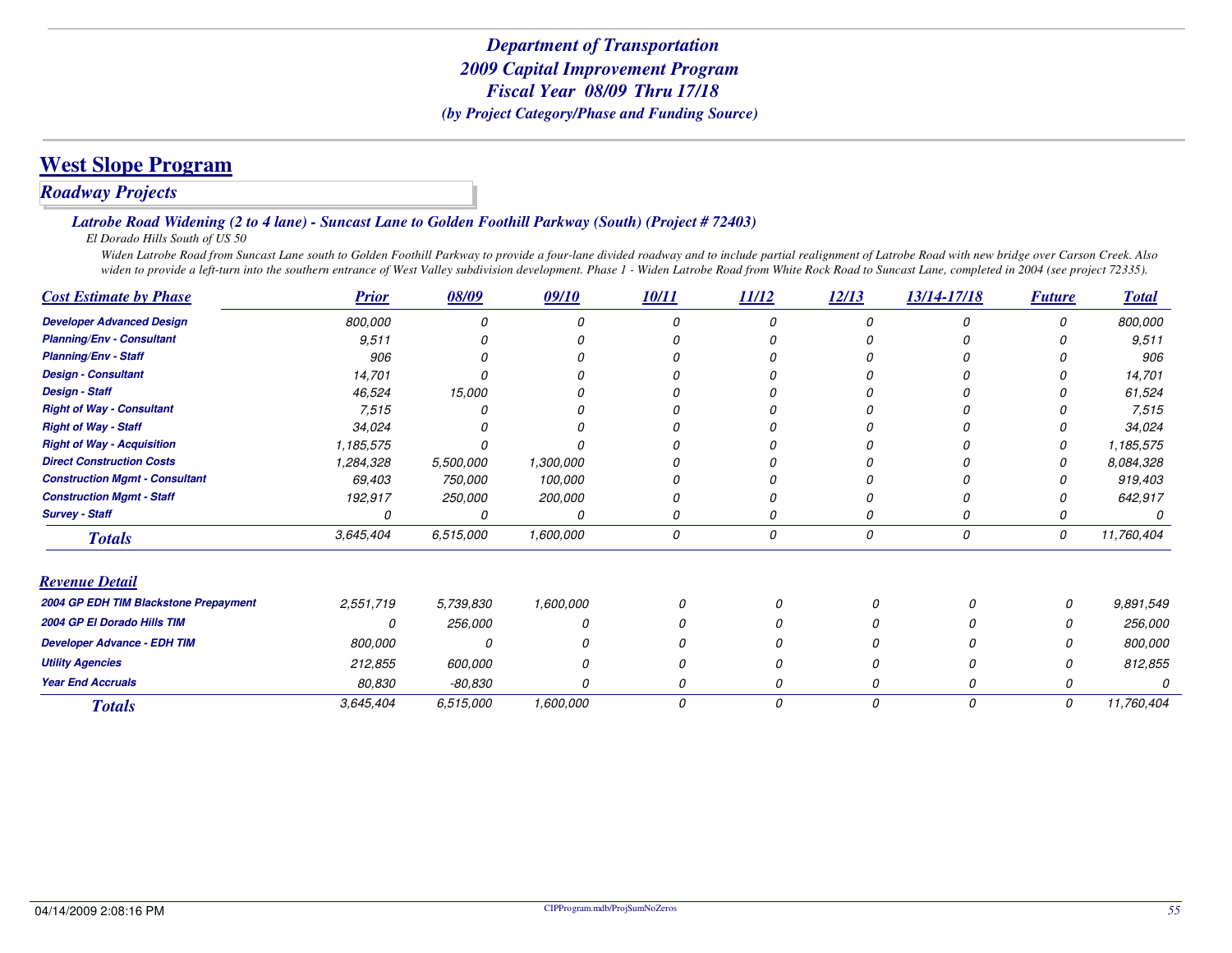# Department of Transportation
## 2009 Capital Improvement Program
## Fiscal Year 08/09 Thru 17/18
*(by Project Category/Phase and Funding Source)*

## West Slope Program

### *Roadway Projects*

#### *Latrobe Road Widening (2 to 4 lane) - Suncast Lane to Golden Foothill Parkway (South) (Project # 72403)*

*El Dorado Hills South of US 50*

*Widen Latrobe Road from Suncast Lane south to Golden Foothill Parkway to provide a four-lane divided roadway and to include partial realignment of Latrobe Road with new bridge over Carson Creek. Also widen to provide a left-turn into the southern entrance of West Valley subdivision development. Phase 1 - Widen Latrobe Road from White Rock Road to Suncast Lane, completed in 2004 (see project 72335).*

| Cost Estimate by Phase | Prior | 08/09 | 09/10 | 10/11 | 11/12 | 12/13 | 13/14-17/18 | Future | Total |
|---|---|---|---|---|---|---|---|---|---|
| Developer Advanced Design | 800,000 | 0 | 0 | 0 | 0 | 0 | 0 | 0 | 800,000 |
| Planning/Env - Consultant | 9,511 | 0 | 0 | 0 | 0 | 0 | 0 | 0 | 9,511 |
| Planning/Env - Staff | 906 | 0 | 0 | 0 | 0 | 0 | 0 | 0 | 906 |
| Design - Consultant | 14,701 | 0 | 0 | 0 | 0 | 0 | 0 | 0 | 14,701 |
| Design - Staff | 46,524 | 15,000 | 0 | 0 | 0 | 0 | 0 | 0 | 61,524 |
| Right of Way - Consultant | 7,515 | 0 | 0 | 0 | 0 | 0 | 0 | 0 | 7,515 |
| Right of Way - Staff | 34,024 | 0 | 0 | 0 | 0 | 0 | 0 | 0 | 34,024 |
| Right of Way - Acquisition | 1,185,575 | 0 | 0 | 0 | 0 | 0 | 0 | 0 | 1,185,575 |
| Direct Construction Costs | 1,284,328 | 5,500,000 | 1,300,000 | 0 | 0 | 0 | 0 | 0 | 8,084,328 |
| Construction Mgmt - Consultant | 69,403 | 750,000 | 100,000 | 0 | 0 | 0 | 0 | 0 | 919,403 |
| Construction Mgmt - Staff | 192,917 | 250,000 | 200,000 | 0 | 0 | 0 | 0 | 0 | 642,917 |
| Survey - Staff | 0 | 0 | 0 | 0 | 0 | 0 | 0 | 0 | 0 |
| **Totals** | 3,645,404 | 6,515,000 | 1,600,000 | 0 | 0 | 0 | 0 | 0 | 11,760,404 |

| Revenue Detail | Prior | 08/09 | 09/10 | 10/11 | 11/12 | 12/13 | 13/14-17/18 | Future | Total |
|---|---|---|---|---|---|---|---|---|---|
| 2004 GP EDH TIM Blackstone Prepayment | 2,551,719 | 5,739,830 | 1,600,000 | 0 | 0 | 0 | 0 | 0 | 9,891,549 |
| 2004 GP El Dorado Hills TIM | 0 | 256,000 | 0 | 0 | 0 | 0 | 0 | 0 | 256,000 |
| Developer Advance - EDH TIM | 800,000 | 0 | 0 | 0 | 0 | 0 | 0 | 0 | 800,000 |
| Utility Agencies | 212,855 | 600,000 | 0 | 0 | 0 | 0 | 0 | 0 | 812,855 |
| Year End Accruals | 80,830 | -80,830 | 0 | 0 | 0 | 0 | 0 | 0 | 0 |
| **Totals** | 3,645,404 | 6,515,000 | 1,600,000 | 0 | 0 | 0 | 0 | 0 | 11,760,404 |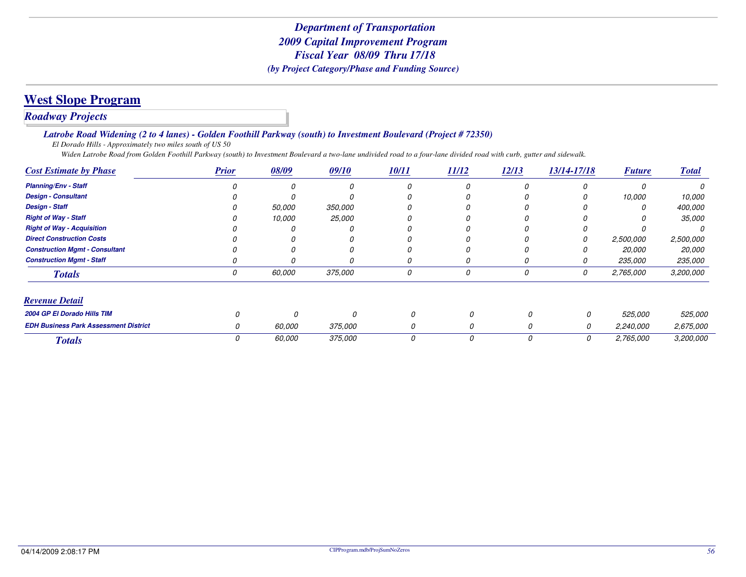*Department of Transportation*
*2009 Capital Improvement Program*
*Fiscal Year 08/09 Thru 17/18*
*(by Project Category/Phase and Funding Source)*

# West Slope Program

## *Roadway Projects*

### *Latrobe Road Widening (2 to 4 lanes) - Golden Foothill Parkway (south) to Investment Boulevard (Project # 72350)*

*El Dorado Hills - Approximately two miles south of US 50*

*Widen Latrobe Road from Golden Foothill Parkway (south) to Investment Boulevard a two-lane undivided road to a four-lane divided road with curb, gutter and sidewalk.*

| Cost Estimate by Phase | Prior | 08/09 | 09/10 | 10/11 | 11/12 | 12/13 | 13/14-17/18 | Future | Total |
|---|---|---|---|---|---|---|---|---|---|
| Planning/Env - Staff | 0 | 0 | 0 | 0 | 0 | 0 | 0 | 0 | 0 |
| Design - Consultant | 0 | 0 | 0 | 0 | 0 | 0 | 0 | 10,000 | 10,000 |
| Design - Staff | 0 | 50,000 | 350,000 | 0 | 0 | 0 | 0 | 0 | 400,000 |
| Right of Way - Staff | 0 | 10,000 | 25,000 | 0 | 0 | 0 | 0 | 0 | 35,000 |
| Right of Way - Acquisition | 0 | 0 | 0 | 0 | 0 | 0 | 0 | 0 | 0 |
| Direct Construction Costs | 0 | 0 | 0 | 0 | 0 | 0 | 0 | 2,500,000 | 2,500,000 |
| Construction Mgmt - Consultant | 0 | 0 | 0 | 0 | 0 | 0 | 0 | 20,000 | 20,000 |
| Construction Mgmt - Staff | 0 | 0 | 0 | 0 | 0 | 0 | 0 | 235,000 | 235,000 |
| **Totals** | 0 | 60,000 | 375,000 | 0 | 0 | 0 | 0 | 2,765,000 | 3,200,000 |

| Revenue Detail | Prior | 08/09 | 09/10 | 10/11 | 11/12 | 12/13 | 13/14-17/18 | Future | Total |
|---|---|---|---|---|---|---|---|---|---|
| 2004 GP El Dorado Hills TIM | 0 | 0 | 0 | 0 | 0 | 0 | 0 | 525,000 | 525,000 |
| EDH Business Park Assessment District | 0 | 60,000 | 375,000 | 0 | 0 | 0 | 0 | 2,240,000 | 2,675,000 |
| **Totals** | 0 | 60,000 | 375,000 | 0 | 0 | 0 | 0 | 2,765,000 | 3,200,000 |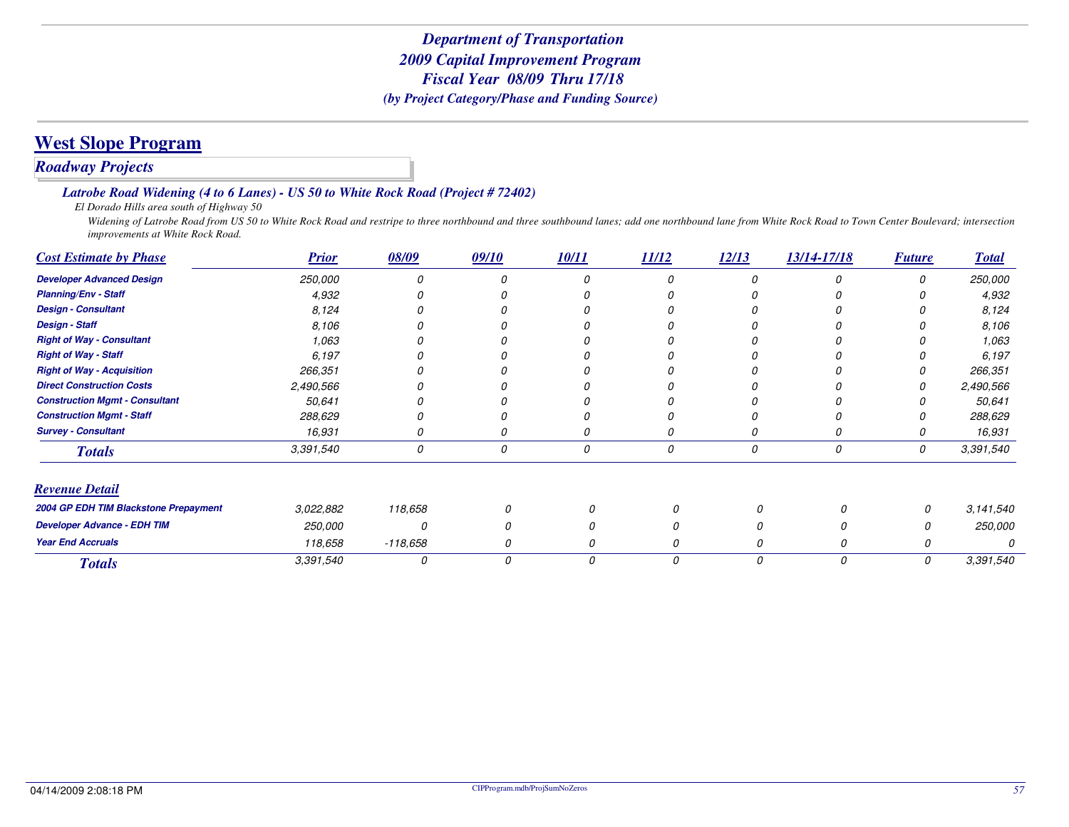*Department of Transportation*
*2009 Capital Improvement Program*
*Fiscal Year 08/09 Thru 17/18*
*(by Project Category/Phase and Funding Source)*

# West Slope Program

## *Roadway Projects*

### *Latrobe Road Widening (4 to 6 Lanes) - US 50 to White Rock Road (Project # 72402)*

*El Dorado Hills area south of Highway 50*

*Widening of Latrobe Road from US 50 to White Rock Road and restripe to three northbound and three southbound lanes; add one northbound lane from White Rock Road to Town Center Boulevard; intersection improvements at White Rock Road.*

| Cost Estimate by Phase | Prior | 08/09 | 09/10 | 10/11 | 11/12 | 12/13 | 13/14-17/18 | Future | Total |
|---|---|---|---|---|---|---|---|---|---|
| Developer Advanced Design | 250,000 | 0 | 0 | 0 | 0 | 0 | 0 | 0 | 250,000 |
| Planning/Env - Staff | 4,932 | 0 | 0 | 0 | 0 | 0 | 0 | 0 | 4,932 |
| Design - Consultant | 8,124 | 0 | 0 | 0 | 0 | 0 | 0 | 0 | 8,124 |
| Design - Staff | 8,106 | 0 | 0 | 0 | 0 | 0 | 0 | 0 | 8,106 |
| Right of Way - Consultant | 1,063 | 0 | 0 | 0 | 0 | 0 | 0 | 0 | 1,063 |
| Right of Way - Staff | 6,197 | 0 | 0 | 0 | 0 | 0 | 0 | 0 | 6,197 |
| Right of Way - Acquisition | 266,351 | 0 | 0 | 0 | 0 | 0 | 0 | 0 | 266,351 |
| Direct Construction Costs | 2,490,566 | 0 | 0 | 0 | 0 | 0 | 0 | 0 | 2,490,566 |
| Construction Mgmt - Consultant | 50,641 | 0 | 0 | 0 | 0 | 0 | 0 | 0 | 50,641 |
| Construction Mgmt - Staff | 288,629 | 0 | 0 | 0 | 0 | 0 | 0 | 0 | 288,629 |
| Survey - Consultant | 16,931 | 0 | 0 | 0 | 0 | 0 | 0 | 0 | 16,931 |
| **Totals** | 3,391,540 | 0 | 0 | 0 | 0 | 0 | 0 | 0 | 3,391,540 |

| Revenue Detail | Prior | 08/09 | 09/10 | 10/11 | 11/12 | 12/13 | 13/14-17/18 | Future | Total |
|---|---|---|---|---|---|---|---|---|---|
| 2004 GP EDH TIM Blackstone Prepayment | 3,022,882 | 118,658 | 0 | 0 | 0 | 0 | 0 | 0 | 3,141,540 |
| Developer Advance - EDH TIM | 250,000 | 0 | 0 | 0 | 0 | 0 | 0 | 0 | 250,000 |
| Year End Accruals | 118,658 | -118,658 | 0 | 0 | 0 | 0 | 0 | 0 | 0 |
| **Totals** | 3,391,540 | 0 | 0 | 0 | 0 | 0 | 0 | 0 | 3,391,540 |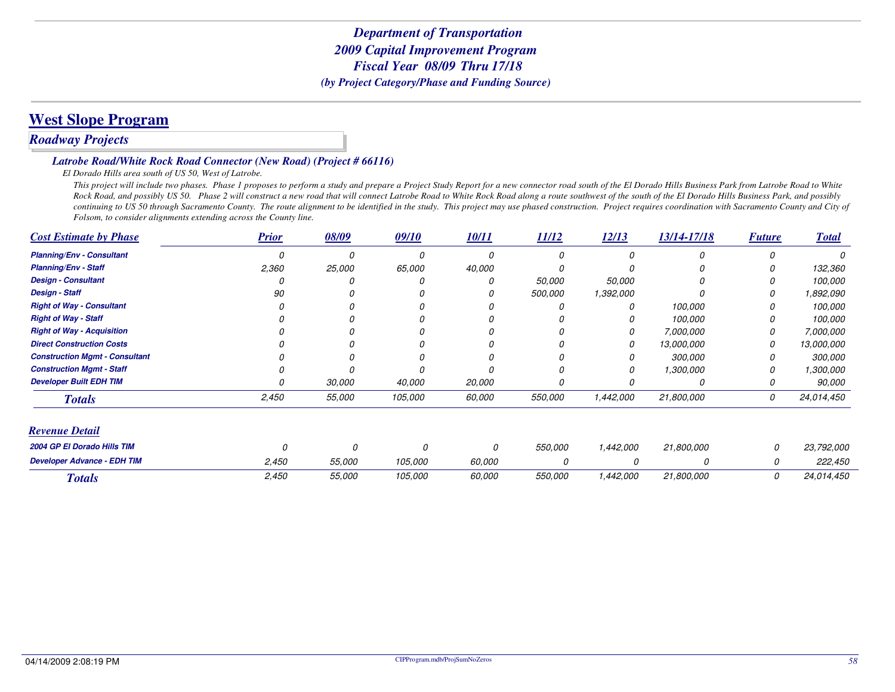# Department of Transportation
# 2009 Capital Improvement Program
# Fiscal Year 08/09 Thru 17/18
*(by Project Category/Phase and Funding Source)*

## West Slope Program

### *Roadway Projects*

#### *Latrobe Road/White Rock Road Connector (New Road) (Project # 66116)*

*El Dorado Hills area south of US 50, West of Latrobe.*

*This project will include two phases. Phase 1 proposes to perform a study and prepare a Project Study Report for a new connector road south of the El Dorado Hills Business Park from Latrobe Road to White Rock Road, and possibly US 50. Phase 2 will construct a new road that will connect Latrobe Road to White Rock Road along a route southwest of the south of the El Dorado Hills Business Park, and possibly continuing to US 50 through Sacramento County. The route alignment to be identified in the study. This project may use phased construction. Project requires coordination with Sacramento County and City of Folsom, to consider alignments extending across the County line.*

| Cost Estimate by Phase | Prior | 08/09 | 09/10 | 10/11 | 11/12 | 12/13 | 13/14-17/18 | Future | Total |
|---|---|---|---|---|---|---|---|---|---|
| Planning/Env - Consultant | 0 | 0 | 0 | 0 | 0 | 0 | 0 | 0 | 0 |
| Planning/Env - Staff | 2,360 | 25,000 | 65,000 | 40,000 | 0 | 0 | 0 | 0 | 132,360 |
| Design - Consultant | 0 | 0 | 0 | 0 | 50,000 | 50,000 | 0 | 0 | 100,000 |
| Design - Staff | 90 | 0 | 0 | 0 | 500,000 | 1,392,000 | 0 | 0 | 1,892,090 |
| Right of Way - Consultant | 0 | 0 | 0 | 0 | 0 | 0 | 100,000 | 0 | 100,000 |
| Right of Way - Staff | 0 | 0 | 0 | 0 | 0 | 0 | 100,000 | 0 | 100,000 |
| Right of Way - Acquisition | 0 | 0 | 0 | 0 | 0 | 0 | 7,000,000 | 0 | 7,000,000 |
| Direct Construction Costs | 0 | 0 | 0 | 0 | 0 | 0 | 13,000,000 | 0 | 13,000,000 |
| Construction Mgmt - Consultant | 0 | 0 | 0 | 0 | 0 | 0 | 300,000 | 0 | 300,000 |
| Construction Mgmt - Staff | 0 | 0 | 0 | 0 | 0 | 0 | 1,300,000 | 0 | 1,300,000 |
| Developer Built EDH TIM | 0 | 30,000 | 40,000 | 20,000 | 0 | 0 | 0 | 0 | 90,000 |
| **Totals** | 2,450 | 55,000 | 105,000 | 60,000 | 550,000 | 1,442,000 | 21,800,000 | 0 | 24,014,450 |

| Revenue Detail | Prior | 08/09 | 09/10 | 10/11 | 11/12 | 12/13 | 13/14-17/18 | Future | Total |
|---|---|---|---|---|---|---|---|---|---|
| 2004 GP El Dorado Hills TIM | 0 | 0 | 0 | 0 | 550,000 | 1,442,000 | 21,800,000 | 0 | 23,792,000 |
| Developer Advance - EDH TIM | 2,450 | 55,000 | 105,000 | 60,000 | 0 | 0 | 0 | 0 | 222,450 |
| **Totals** | 2,450 | 55,000 | 105,000 | 60,000 | 550,000 | 1,442,000 | 21,800,000 | 0 | 24,014,450 |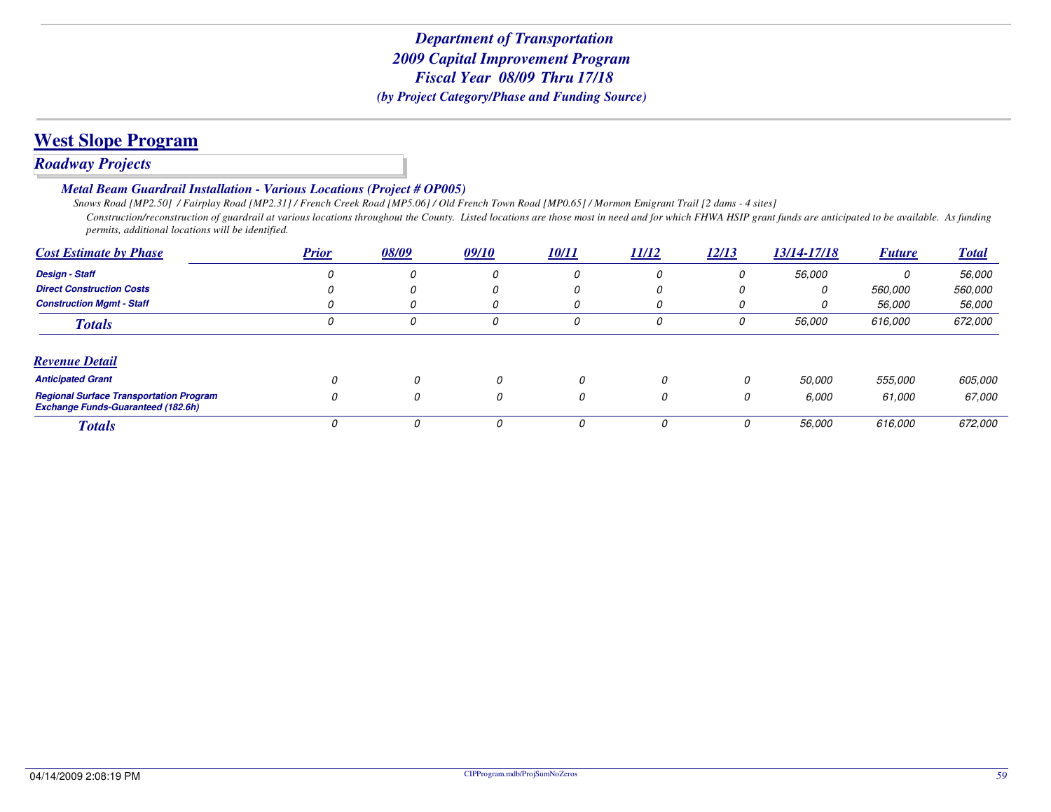*Department of Transportation*
*2009 Capital Improvement Program*
*Fiscal Year 08/09 Thru 17/18*
*(by Project Category/Phase and Funding Source)*

# West Slope Program

## *Roadway Projects*

### *Metal Beam Guardrail Installation - Various Locations (Project # OP005)*

*Snows Road [MP2.50] / Fairplay Road [MP2.31] / French Creek Road [MP5.06] / Old French Town Road [MP0.65] / Mormon Emigrant Trail [2 dams - 4 sites]*

*Construction/reconstruction of guardrail at various locations throughout the County. Listed locations are those most in need and for which FHWA HSIP grant funds are anticipated to be available. As funding permits, additional locations will be identified.*

| Cost Estimate by Phase | Prior | 08/09 | 09/10 | 10/11 | 11/12 | 12/13 | 13/14-17/18 | Future | Total |
|---|---|---|---|---|---|---|---|---|---|
| Design - Staff | 0 | 0 | 0 | 0 | 0 | 0 | 56,000 | 0 | 56,000 |
| Direct Construction Costs | 0 | 0 | 0 | 0 | 0 | 0 | 0 | 560,000 | 560,000 |
| Construction Mgmt - Staff | 0 | 0 | 0 | 0 | 0 | 0 | 0 | 56,000 | 56,000 |
| **Totals** | 0 | 0 | 0 | 0 | 0 | 0 | 56,000 | 616,000 | 672,000 |

| Revenue Detail | Prior | 08/09 | 09/10 | 10/11 | 11/12 | 12/13 | 13/14-17/18 | Future | Total |
|---|---|---|---|---|---|---|---|---|---|
| Anticipated Grant | 0 | 0 | 0 | 0 | 0 | 0 | 50,000 | 555,000 | 605,000 |
| Regional Surface Transportation Program Exchange Funds-Guaranteed (182.6h) | 0 | 0 | 0 | 0 | 0 | 0 | 6,000 | 61,000 | 67,000 |
| **Totals** | 0 | 0 | 0 | 0 | 0 | 0 | 56,000 | 616,000 | 672,000 |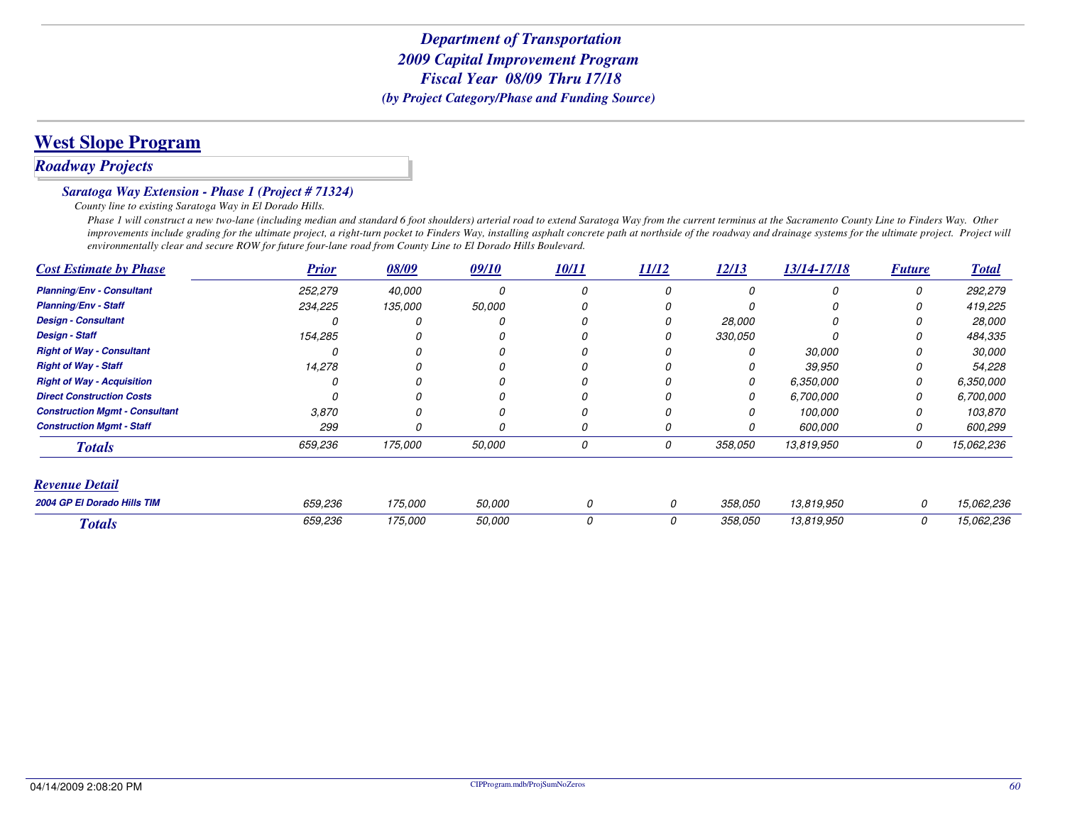# Department of Transportation
## 2009 Capital Improvement Program
## Fiscal Year 08/09 Thru 17/18
*(by Project Category/Phase and Funding Source)*

## West Slope Program

### *Roadway Projects*

#### *Saratoga Way Extension - Phase 1 (Project # 71324)*

*County line to existing Saratoga Way in El Dorado Hills.*

*Phase 1 will construct a new two-lane (including median and standard 6 foot shoulders) arterial road to extend Saratoga Way from the current terminus at the Sacramento County Line to Finders Way. Other improvements include grading for the ultimate project, a right-turn pocket to Finders Way, installing asphalt concrete path at northside of the roadway and drainage systems for the ultimate project. Project will environmentally clear and secure ROW for future four-lane road from County Line to El Dorado Hills Boulevard.*

| Cost Estimate by Phase | Prior | 08/09 | 09/10 | 10/11 | 11/12 | 12/13 | 13/14-17/18 | Future | Total |
|---|---|---|---|---|---|---|---|---|---|
| Planning/Env - Consultant | 252,279 | 40,000 | 0 | 0 | 0 | 0 | 0 | 0 | 292,279 |
| Planning/Env - Staff | 234,225 | 135,000 | 50,000 | 0 | 0 | 0 | 0 | 0 | 419,225 |
| Design - Consultant | 0 | 0 | 0 | 0 | 0 | 28,000 | 0 | 0 | 28,000 |
| Design - Staff | 154,285 | 0 | 0 | 0 | 0 | 330,050 | 0 | 0 | 484,335 |
| Right of Way - Consultant | 0 | 0 | 0 | 0 | 0 | 0 | 30,000 | 0 | 30,000 |
| Right of Way - Staff | 14,278 | 0 | 0 | 0 | 0 | 0 | 39,950 | 0 | 54,228 |
| Right of Way - Acquisition | 0 | 0 | 0 | 0 | 0 | 0 | 6,350,000 | 0 | 6,350,000 |
| Direct Construction Costs | 0 | 0 | 0 | 0 | 0 | 0 | 6,700,000 | 0 | 6,700,000 |
| Construction Mgmt - Consultant | 3,870 | 0 | 0 | 0 | 0 | 0 | 100,000 | 0 | 103,870 |
| Construction Mgmt - Staff | 299 | 0 | 0 | 0 | 0 | 0 | 600,000 | 0 | 600,299 |
| **Totals** | 659,236 | 175,000 | 50,000 | 0 | 0 | 358,050 | 13,819,950 | 0 | 15,062,236 |

| Revenue Detail | Prior | 08/09 | 09/10 | 10/11 | 11/12 | 12/13 | 13/14-17/18 | Future | Total |
|---|---|---|---|---|---|---|---|---|---|
| 2004 GP El Dorado Hills TIM | 659,236 | 175,000 | 50,000 | 0 | 0 | 358,050 | 13,819,950 | 0 | 15,062,236 |
| **Totals** | 659,236 | 175,000 | 50,000 | 0 | 0 | 358,050 | 13,819,950 | 0 | 15,062,236 |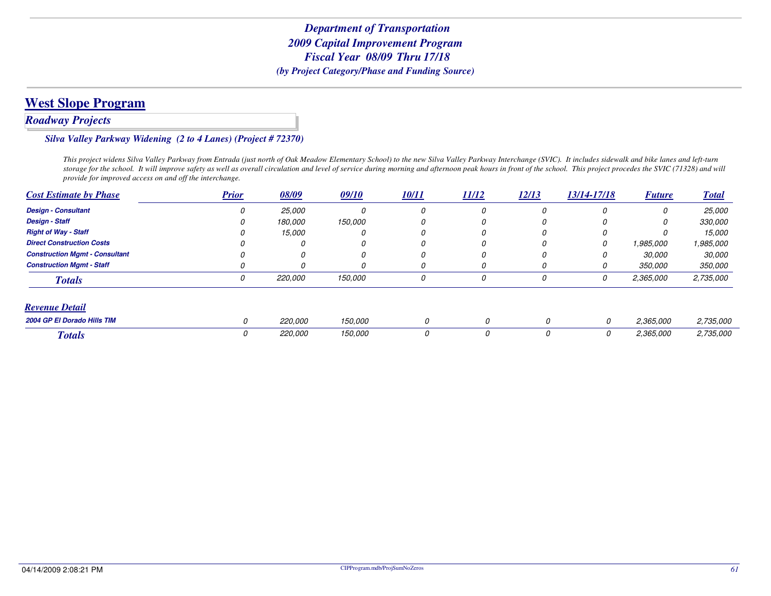*Department of Transportation*
*2009 Capital Improvement Program*
*Fiscal Year 08/09 Thru 17/18*
*(by Project Category/Phase and Funding Source)*

# West Slope Program

## *Roadway Projects*

### *Silva Valley Parkway Widening (2 to 4 Lanes) (Project # 72370)*

*This project widens Silva Valley Parkway from Entrada (just north of Oak Meadow Elementary School) to the new Silva Valley Parkway Interchange (SVIC). It includes sidewalk and bike lanes and left-turn storage for the school. It will improve safety as well as overall circulation and level of service during morning and afternoon peak hours in front of the school. This project procedes the SVIC (71328) and will provide for improved access on and off the interchange.*

| Cost Estimate by Phase | Prior | 08/09 | 09/10 | 10/11 | 11/12 | 12/13 | 13/14-17/18 | Future | Total |
|---|---|---|---|---|---|---|---|---|---|
| Design - Consultant | 0 | 25,000 | 0 | 0 | 0 | 0 | 0 | 0 | 25,000 |
| Design - Staff | 0 | 180,000 | 150,000 | 0 | 0 | 0 | 0 | 0 | 330,000 |
| Right of Way - Staff | 0 | 15,000 | 0 | 0 | 0 | 0 | 0 | 0 | 15,000 |
| Direct Construction Costs | 0 | 0 | 0 | 0 | 0 | 0 | 0 | 1,985,000 | 1,985,000 |
| Construction Mgmt - Consultant | 0 | 0 | 0 | 0 | 0 | 0 | 0 | 30,000 | 30,000 |
| Construction Mgmt - Staff | 0 | 0 | 0 | 0 | 0 | 0 | 0 | 350,000 | 350,000 |
| **Totals** | 0 | 220,000 | 150,000 | 0 | 0 | 0 | 0 | 2,365,000 | 2,735,000 |

| Revenue Detail | Prior | 08/09 | 09/10 | 10/11 | 11/12 | 12/13 | 13/14-17/18 | Future | Total |
|---|---|---|---|---|---|---|---|---|---|
| 2004 GP El Dorado Hills TIM | 0 | 220,000 | 150,000 | 0 | 0 | 0 | 0 | 2,365,000 | 2,735,000 |
| **Totals** | 0 | 220,000 | 150,000 | 0 | 0 | 0 | 0 | 2,365,000 | 2,735,000 |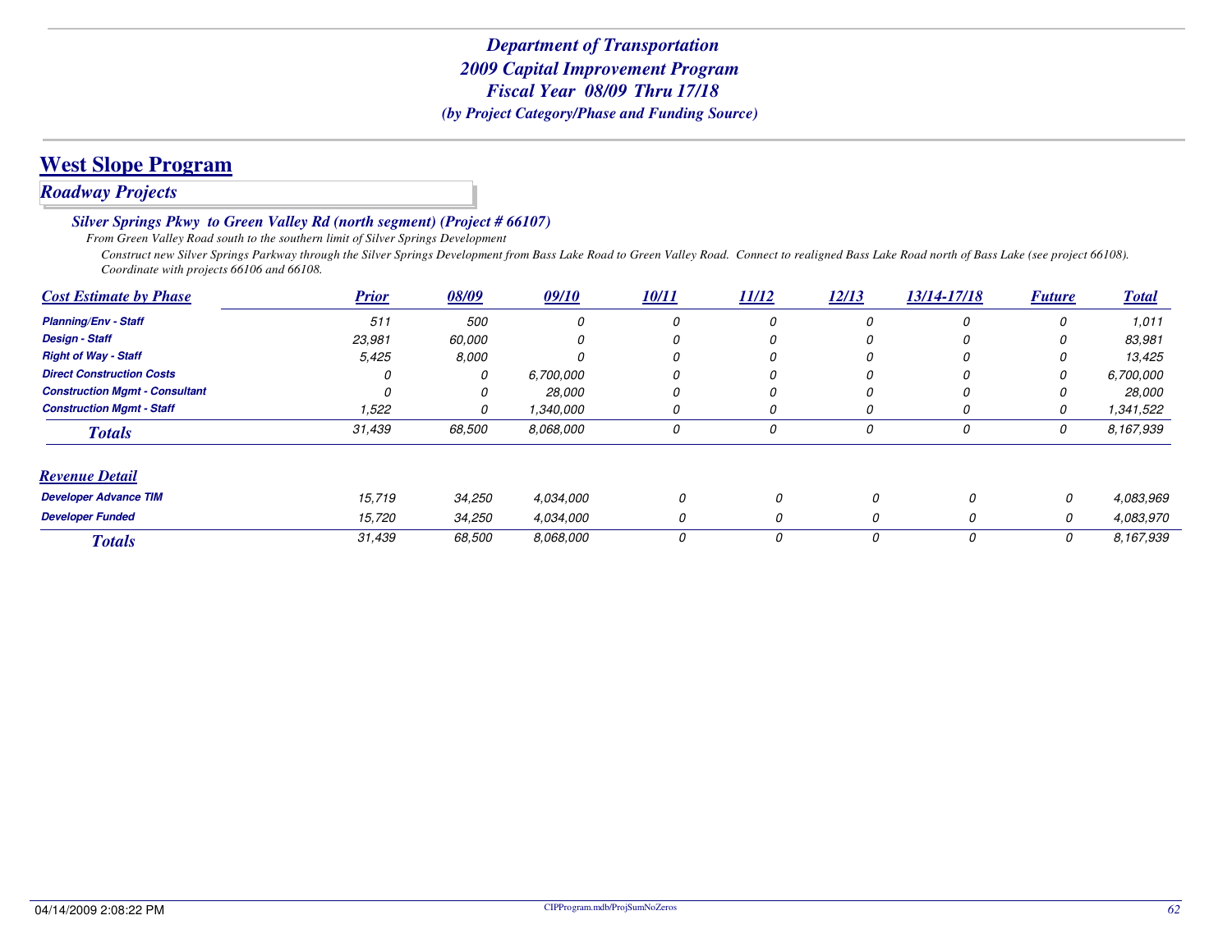# *Department of Transportation*
# *2009 Capital Improvement Program*
# *Fiscal Year 08/09 Thru 17/18*
### *(by Project Category/Phase and Funding Source)*

## West Slope Program

### *Roadway Projects*

#### *Silver Springs Pkwy to Green Valley Rd (north segment) (Project # 66107)*

*From Green Valley Road south to the southern limit of Silver Springs Development*

*Construct new Silver Springs Parkway through the Silver Springs Development from Bass Lake Road to Green Valley Road. Connect to realigned Bass Lake Road north of Bass Lake (see project 66108). Coordinate with projects 66106 and 66108.*

| Cost Estimate by Phase | Prior | 08/09 | 09/10 | 10/11 | 11/12 | 12/13 | 13/14-17/18 | Future | Total |
|---|---|---|---|---|---|---|---|---|---|
| **Planning/Env - Staff** | 511 | 500 | 0 | 0 | 0 | 0 | 0 | 0 | 1,011 |
| **Design - Staff** | 23,981 | 60,000 | 0 | 0 | 0 | 0 | 0 | 0 | 83,981 |
| **Right of Way - Staff** | 5,425 | 8,000 | 0 | 0 | 0 | 0 | 0 | 0 | 13,425 |
| **Direct Construction Costs** | 0 | 0 | 6,700,000 | 0 | 0 | 0 | 0 | 0 | 6,700,000 |
| **Construction Mgmt - Consultant** | 0 | 0 | 28,000 | 0 | 0 | 0 | 0 | 0 | 28,000 |
| **Construction Mgmt - Staff** | 1,522 | 0 | 1,340,000 | 0 | 0 | 0 | 0 | 0 | 1,341,522 |
| ***Totals*** | 31,439 | 68,500 | 8,068,000 | 0 | 0 | 0 | 0 | 0 | 8,167,939 |

| Revenue Detail | Prior | 08/09 | 09/10 | 10/11 | 11/12 | 12/13 | 13/14-17/18 | Future | Total |
|---|---|---|---|---|---|---|---|---|---|
| **Developer Advance TIM** | 15,719 | 34,250 | 4,034,000 | 0 | 0 | 0 | 0 | 0 | 4,083,969 |
| **Developer Funded** | 15,720 | 34,250 | 4,034,000 | 0 | 0 | 0 | 0 | 0 | 4,083,970 |
| ***Totals*** | 31,439 | 68,500 | 8,068,000 | 0 | 0 | 0 | 0 | 0 | 8,167,939 |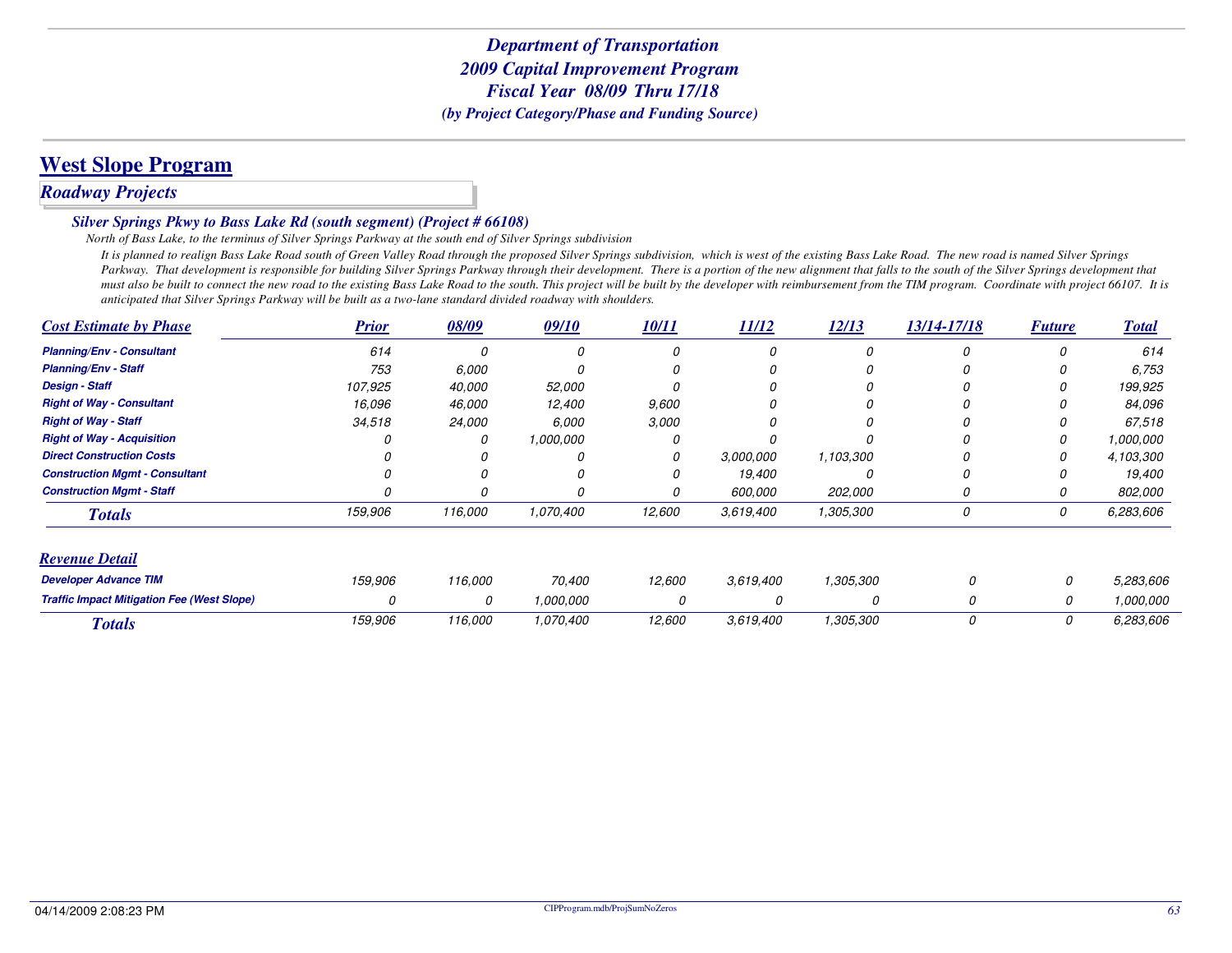# Department of Transportation
## 2009 Capital Improvement Program
## Fiscal Year 08/09 Thru 17/18
*(by Project Category/Phase and Funding Source)*

## West Slope Program

### Roadway Projects

#### Silver Springs Pkwy to Bass Lake Rd (south segment) (Project # 66108)

*North of Bass Lake, to the terminus of Silver Springs Parkway at the south end of Silver Springs subdivision*

*It is planned to realign Bass Lake Road south of Green Valley Road through the proposed Silver Springs subdivision, which is west of the existing Bass Lake Road. The new road is named Silver Springs Parkway. That development is responsible for building Silver Springs Parkway through their development. There is a portion of the new alignment that falls to the south of the Silver Springs development that must also be built to connect the new road to the existing Bass Lake Road to the south. This project will be built by the developer with reimbursement from the TIM program. Coordinate with project 66107. It is anticipated that Silver Springs Parkway will be built as a two-lane standard divided roadway with shoulders.*

| Cost Estimate by Phase | Prior | 08/09 | 09/10 | 10/11 | 11/12 | 12/13 | 13/14-17/18 | Future | Total |
|---|---|---|---|---|---|---|---|---|---|
| Planning/Env - Consultant | 614 | 0 | 0 | 0 | 0 | 0 | 0 | 0 | 614 |
| Planning/Env - Staff | 753 | 6,000 | 0 | 0 | 0 | 0 | 0 | 0 | 6,753 |
| Design - Staff | 107,925 | 40,000 | 52,000 | 0 | 0 | 0 | 0 | 0 | 199,925 |
| Right of Way - Consultant | 16,096 | 46,000 | 12,400 | 9,600 | 0 | 0 | 0 | 0 | 84,096 |
| Right of Way - Staff | 34,518 | 24,000 | 6,000 | 3,000 | 0 | 0 | 0 | 0 | 67,518 |
| Right of Way - Acquisition | 0 | 0 | 1,000,000 | 0 | 0 | 0 | 0 | 0 | 1,000,000 |
| Direct Construction Costs | 0 | 0 | 0 | 0 | 3,000,000 | 1,103,300 | 0 | 0 | 4,103,300 |
| Construction Mgmt - Consultant | 0 | 0 | 0 | 0 | 19,400 | 0 | 0 | 0 | 19,400 |
| Construction Mgmt - Staff | 0 | 0 | 0 | 0 | 600,000 | 202,000 | 0 | 0 | 802,000 |
| **Totals** | 159,906 | 116,000 | 1,070,400 | 12,600 | 3,619,400 | 1,305,300 | 0 | 0 | 6,283,606 |

| Revenue Detail | Prior | 08/09 | 09/10 | 10/11 | 11/12 | 12/13 | 13/14-17/18 | Future | Total |
|---|---|---|---|---|---|---|---|---|---|
| Developer Advance TIM | 159,906 | 116,000 | 70,400 | 12,600 | 3,619,400 | 1,305,300 | 0 | 0 | 5,283,606 |
| Traffic Impact Mitigation Fee (West Slope) | 0 | 0 | 1,000,000 | 0 | 0 | 0 | 0 | 0 | 1,000,000 |
| **Totals** | 159,906 | 116,000 | 1,070,400 | 12,600 | 3,619,400 | 1,305,300 | 0 | 0 | 6,283,606 |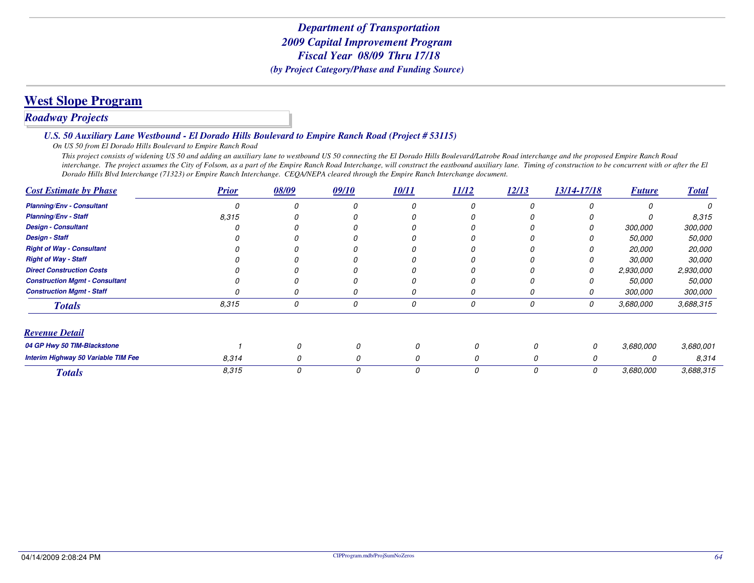# Department of Transportation
## 2009 Capital Improvement Program
## Fiscal Year 08/09 Thru 17/18
### (by Project Category/Phase and Funding Source)

## West Slope Program

### Roadway Projects

#### U.S. 50 Auxiliary Lane Westbound - El Dorado Hills Boulevard to Empire Ranch Road (Project # 53115)

*On US 50 from El Dorado Hills Boulevard to Empire Ranch Road*

*This project consists of widening US 50 and adding an auxiliary lane to westbound US 50 connecting the El Dorado Hills Boulevard/Latrobe Road interchange and the proposed Empire Ranch Road interchange. The project assumes the City of Folsom, as a part of the Empire Ranch Road Interchange, will construct the eastbound auxiliary lane. Timing of construction to be concurrent with or after the El Dorado Hills Blvd Interchange (71323) or Empire Ranch Interchange. CEQA/NEPA cleared through the Empire Ranch Interchange document.*

| Cost Estimate by Phase | Prior | 08/09 | 09/10 | 10/11 | 11/12 | 12/13 | 13/14-17/18 | Future | Total |
|---|---|---|---|---|---|---|---|---|---|
| Planning/Env - Consultant | 0 | 0 | 0 | 0 | 0 | 0 | 0 | 0 | 0 |
| Planning/Env - Staff | 8,315 | 0 | 0 | 0 | 0 | 0 | 0 | 0 | 8,315 |
| Design - Consultant | 0 | 0 | 0 | 0 | 0 | 0 | 0 | 300,000 | 300,000 |
| Design - Staff | 0 | 0 | 0 | 0 | 0 | 0 | 0 | 50,000 | 50,000 |
| Right of Way - Consultant | 0 | 0 | 0 | 0 | 0 | 0 | 0 | 20,000 | 20,000 |
| Right of Way - Staff | 0 | 0 | 0 | 0 | 0 | 0 | 0 | 30,000 | 30,000 |
| Direct Construction Costs | 0 | 0 | 0 | 0 | 0 | 0 | 0 | 2,930,000 | 2,930,000 |
| Construction Mgmt - Consultant | 0 | 0 | 0 | 0 | 0 | 0 | 0 | 50,000 | 50,000 |
| Construction Mgmt - Staff | 0 | 0 | 0 | 0 | 0 | 0 | 0 | 300,000 | 300,000 |
| **Totals** | 8,315 | 0 | 0 | 0 | 0 | 0 | 0 | 3,680,000 | 3,688,315 |

| Revenue Detail | Prior | 08/09 | 09/10 | 10/11 | 11/12 | 12/13 | 13/14-17/18 | Future | Total |
|---|---|---|---|---|---|---|---|---|---|
| 04 GP Hwy 50 TIM-Blackstone | 1 | 0 | 0 | 0 | 0 | 0 | 0 | 3,680,000 | 3,680,001 |
| Interim Highway 50 Variable TIM Fee | 8,314 | 0 | 0 | 0 | 0 | 0 | 0 | 0 | 8,314 |
| **Totals** | 8,315 | 0 | 0 | 0 | 0 | 0 | 0 | 3,680,000 | 3,688,315 |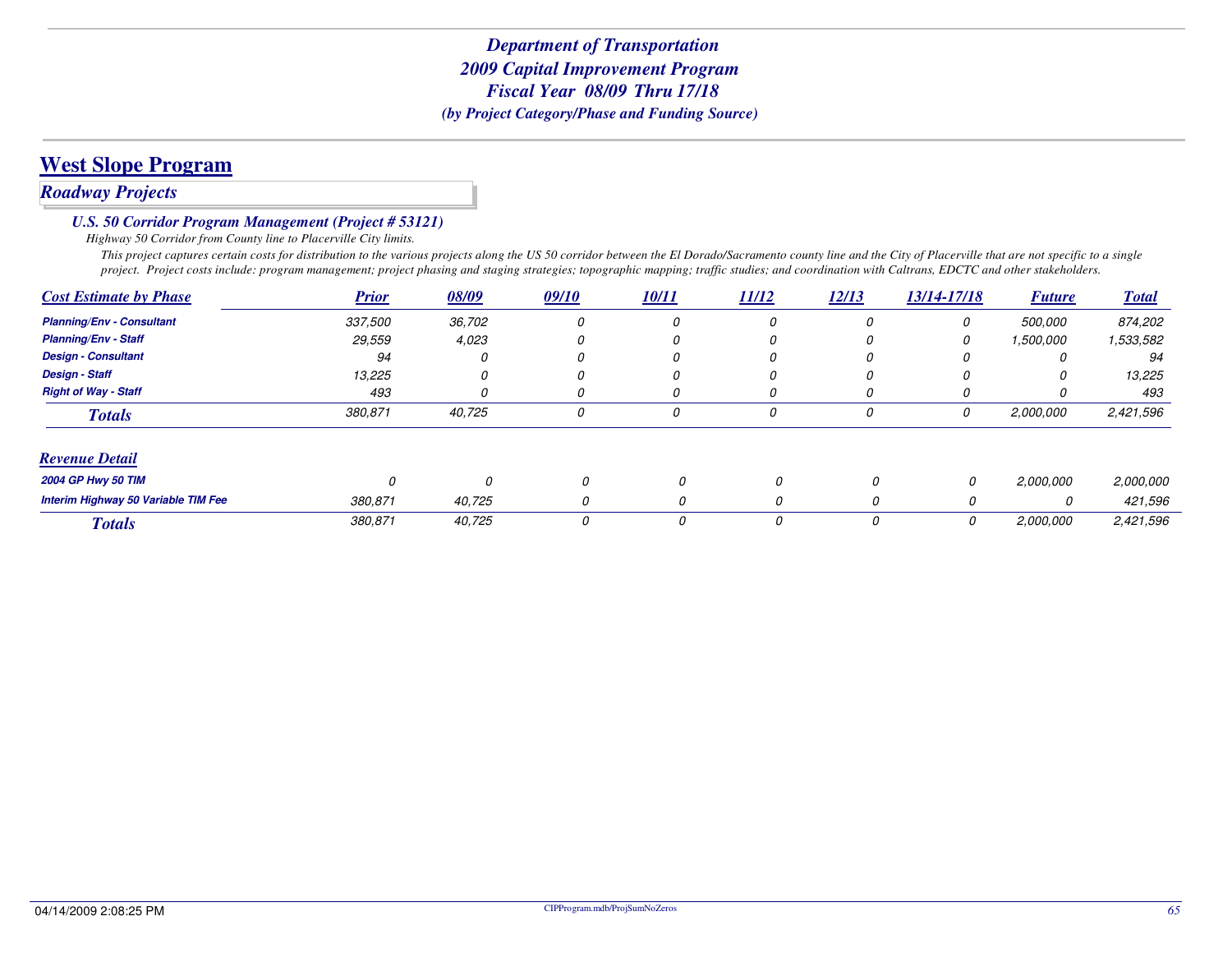# Department of Transportation
## 2009 Capital Improvement Program
## Fiscal Year 08/09 Thru 17/18
*(by Project Category/Phase and Funding Source)*

## West Slope Program

### Roadway Projects

#### U.S. 50 Corridor Program Management (Project # 53121)

*Highway 50 Corridor from County line to Placerville City limits.*

*This project captures certain costs for distribution to the various projects along the US 50 corridor between the El Dorado/Sacramento county line and the City of Placerville that are not specific to a single project. Project costs include: program management; project phasing and staging strategies; topographic mapping; traffic studies; and coordination with Caltrans, EDCTC and other stakeholders.*

| Cost Estimate by Phase | Prior | 08/09 | 09/10 | 10/11 | 11/12 | 12/13 | 13/14-17/18 | Future | Total |
|---|---|---|---|---|---|---|---|---|---|
| Planning/Env - Consultant | 337,500 | 36,702 | 0 | 0 | 0 | 0 | 0 | 500,000 | 874,202 |
| Planning/Env - Staff | 29,559 | 4,023 | 0 | 0 | 0 | 0 | 0 | 1,500,000 | 1,533,582 |
| Design - Consultant | 94 | 0 | 0 | 0 | 0 | 0 | 0 | 0 | 94 |
| Design - Staff | 13,225 | 0 | 0 | 0 | 0 | 0 | 0 | 0 | 13,225 |
| Right of Way - Staff | 493 | 0 | 0 | 0 | 0 | 0 | 0 | 0 | 493 |
| **Totals** | 380,871 | 40,725 | 0 | 0 | 0 | 0 | 0 | 2,000,000 | 2,421,596 |

| Revenue Detail | Prior | 08/09 | 09/10 | 10/11 | 11/12 | 12/13 | 13/14-17/18 | Future | Total |
|---|---|---|---|---|---|---|---|---|---|
| 2004 GP Hwy 50 TIM | 0 | 0 | 0 | 0 | 0 | 0 | 0 | 2,000,000 | 2,000,000 |
| Interim Highway 50 Variable TIM Fee | 380,871 | 40,725 | 0 | 0 | 0 | 0 | 0 | 0 | 421,596 |
| **Totals** | 380,871 | 40,725 | 0 | 0 | 0 | 0 | 0 | 2,000,000 | 2,421,596 |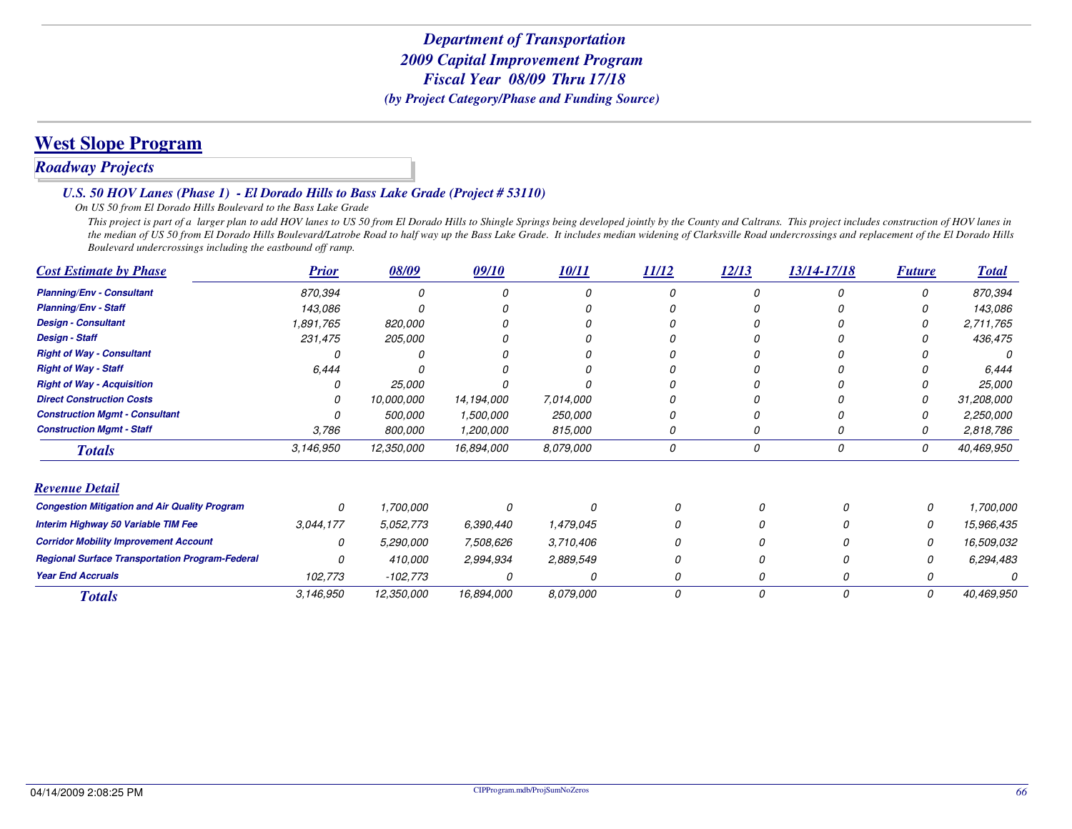# Department of Transportation
# 2009 Capital Improvement Program
# Fiscal Year 08/09 Thru 17/18
### *(by Project Category/Phase and Funding Source)*

## West Slope Program

### *Roadway Projects*

#### *U.S. 50 HOV Lanes (Phase 1) - El Dorado Hills to Bass Lake Grade (Project # 53110)*

*On US 50 from El Dorado Hills Boulevard to the Bass Lake Grade*

*This project is part of a larger plan to add HOV lanes to US 50 from El Dorado Hills to Shingle Springs being developed jointly by the County and Caltrans. This project includes construction of HOV lanes in the median of US 50 from El Dorado Hills Boulevard/Latrobe Road to half way up the Bass Lake Grade. It includes median widening of Clarksville Road undercrossings and replacement of the El Dorado Hills Boulevard undercrossings including the eastbound off ramp.*

| Cost Estimate by Phase | Prior | 08/09 | 09/10 | 10/11 | 11/12 | 12/13 | 13/14-17/18 | Future | Total |
|---|---|---|---|---|---|---|---|---|---|
| Planning/Env - Consultant | 870,394 | 0 | 0 | 0 | 0 | 0 | 0 | 0 | 870,394 |
| Planning/Env - Staff | 143,086 | 0 | 0 | 0 | 0 | 0 | 0 | 0 | 143,086 |
| Design - Consultant | 1,891,765 | 820,000 | 0 | 0 | 0 | 0 | 0 | 0 | 2,711,765 |
| Design - Staff | 231,475 | 205,000 | 0 | 0 | 0 | 0 | 0 | 0 | 436,475 |
| Right of Way - Consultant | 0 | 0 | 0 | 0 | 0 | 0 | 0 | 0 | 0 |
| Right of Way - Staff | 6,444 | 0 | 0 | 0 | 0 | 0 | 0 | 0 | 6,444 |
| Right of Way - Acquisition | 0 | 25,000 | 0 | 0 | 0 | 0 | 0 | 0 | 25,000 |
| Direct Construction Costs | 0 | 10,000,000 | 14,194,000 | 7,014,000 | 0 | 0 | 0 | 0 | 31,208,000 |
| Construction Mgmt - Consultant | 0 | 500,000 | 1,500,000 | 250,000 | 0 | 0 | 0 | 0 | 2,250,000 |
| Construction Mgmt - Staff | 3,786 | 800,000 | 1,200,000 | 815,000 | 0 | 0 | 0 | 0 | 2,818,786 |
| **Totals** | 3,146,950 | 12,350,000 | 16,894,000 | 8,079,000 | 0 | 0 | 0 | 0 | 40,469,950 |

| Revenue Detail | Prior | 08/09 | 09/10 | 10/11 | 11/12 | 12/13 | 13/14-17/18 | Future | Total |
|---|---|---|---|---|---|---|---|---|---|
| Congestion Mitigation and Air Quality Program | 0 | 1,700,000 | 0 | 0 | 0 | 0 | 0 | 0 | 1,700,000 |
| Interim Highway 50 Variable TIM Fee | 3,044,177 | 5,052,773 | 6,390,440 | 1,479,045 | 0 | 0 | 0 | 0 | 15,966,435 |
| Corridor Mobility Improvement Account | 0 | 5,290,000 | 7,508,626 | 3,710,406 | 0 | 0 | 0 | 0 | 16,509,032 |
| Regional Surface Transportation Program-Federal | 0 | 410,000 | 2,994,934 | 2,889,549 | 0 | 0 | 0 | 0 | 6,294,483 |
| Year End Accruals | 102,773 | -102,773 | 0 | 0 | 0 | 0 | 0 | 0 | 0 |
| **Totals** | 3,146,950 | 12,350,000 | 16,894,000 | 8,079,000 | 0 | 0 | 0 | 0 | 40,469,950 |

04/14/2009 2:08:25 PM CIPProgram.mdb/ProjSumNoZeros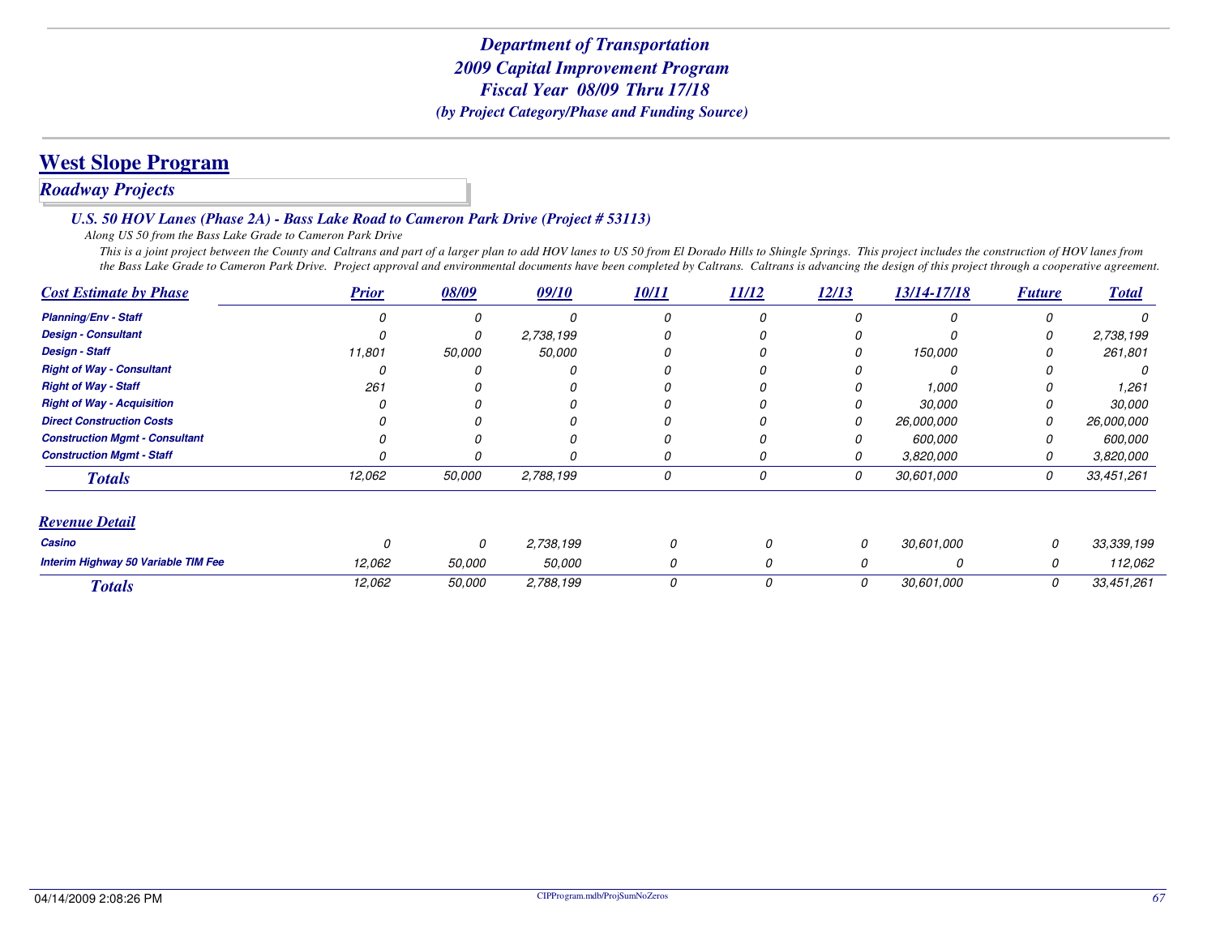# Department of Transportation
## 2009 Capital Improvement Program
## Fiscal Year 08/09 Thru 17/18
### (by Project Category/Phase and Funding Source)

## West Slope Program

### *Roadway Projects*

#### *U.S. 50 HOV Lanes (Phase 2A) - Bass Lake Road to Cameron Park Drive (Project # 53113)*

*Along US 50 from the Bass Lake Grade to Cameron Park Drive*

*This is a joint project between the County and Caltrans and part of a larger plan to add HOV lanes to US 50 from El Dorado Hills to Shingle Springs. This project includes the construction of HOV lanes from the Bass Lake Grade to Cameron Park Drive. Project approval and environmental documents have been completed by Caltrans. Caltrans is advancing the design of this project through a cooperative agreement.*

| Cost Estimate by Phase | Prior | 08/09 | 09/10 | 10/11 | 11/12 | 12/13 | 13/14-17/18 | Future | Total |
|---|---|---|---|---|---|---|---|---|---|
| Planning/Env - Staff | 0 | 0 | 0 | 0 | 0 | 0 | 0 | 0 | 0 |
| Design - Consultant | 0 | 0 | 2,738,199 | 0 | 0 | 0 | 0 | 0 | 2,738,199 |
| Design - Staff | 11,801 | 50,000 | 50,000 | 0 | 0 | 0 | 150,000 | 0 | 261,801 |
| Right of Way - Consultant | 0 | 0 | 0 | 0 | 0 | 0 | 0 | 0 | 0 |
| Right of Way - Staff | 261 | 0 | 0 | 0 | 0 | 0 | 1,000 | 0 | 1,261 |
| Right of Way - Acquisition | 0 | 0 | 0 | 0 | 0 | 0 | 30,000 | 0 | 30,000 |
| Direct Construction Costs | 0 | 0 | 0 | 0 | 0 | 0 | 26,000,000 | 0 | 26,000,000 |
| Construction Mgmt - Consultant | 0 | 0 | 0 | 0 | 0 | 0 | 600,000 | 0 | 600,000 |
| Construction Mgmt - Staff | 0 | 0 | 0 | 0 | 0 | 0 | 3,820,000 | 0 | 3,820,000 |
| **Totals** | 12,062 | 50,000 | 2,788,199 | 0 | 0 | 0 | 30,601,000 | 0 | 33,451,261 |

| Revenue Detail | Prior | 08/09 | 09/10 | 10/11 | 11/12 | 12/13 | 13/14-17/18 | Future | Total |
|---|---|---|---|---|---|---|---|---|---|
| Casino | 0 | 0 | 2,738,199 | 0 | 0 | 0 | 30,601,000 | 0 | 33,339,199 |
| Interim Highway 50 Variable TIM Fee | 12,062 | 50,000 | 50,000 | 0 | 0 | 0 | 0 | 0 | 112,062 |
| **Totals** | 12,062 | 50,000 | 2,788,199 | 0 | 0 | 0 | 30,601,000 | 0 | 33,451,261 |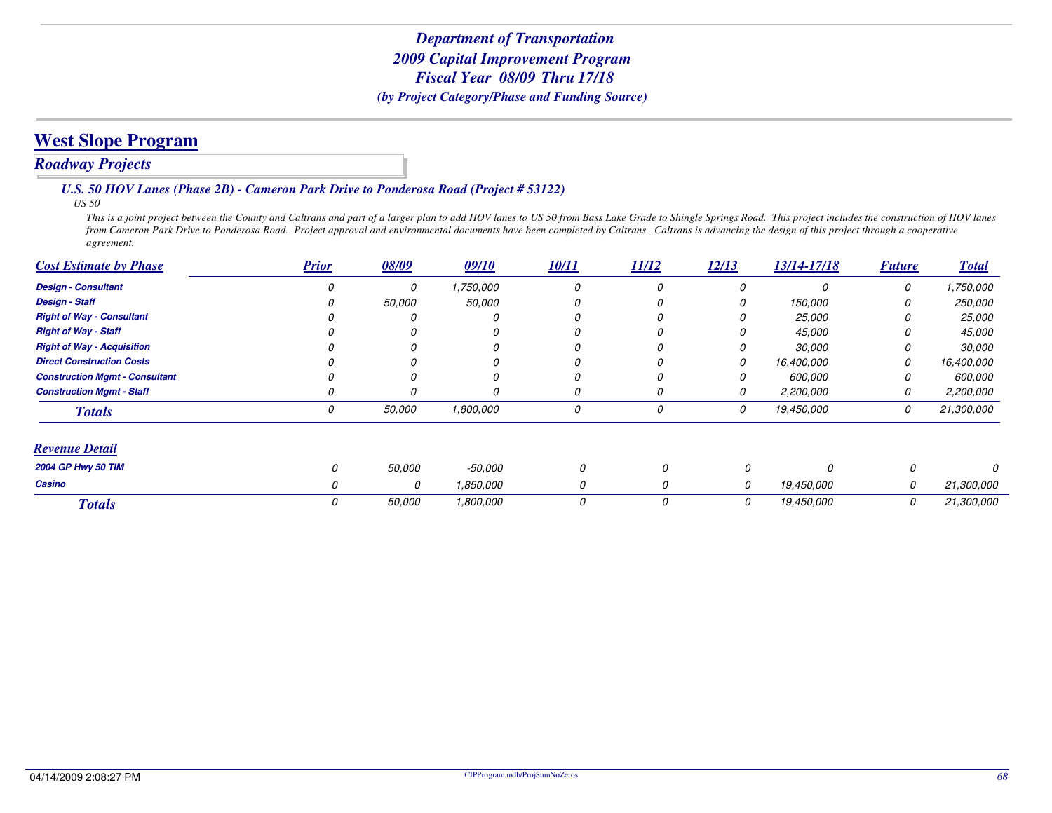# Department of Transportation
## 2009 Capital Improvement Program
## Fiscal Year 08/09 Thru 17/18
*(by Project Category/Phase and Funding Source)*

## West Slope Program

### *Roadway Projects*

#### *U.S. 50 HOV Lanes (Phase 2B) - Cameron Park Drive to Ponderosa Road (Project # 53122)*

*US 50*

*This is a joint project between the County and Caltrans and part of a larger plan to add HOV lanes to US 50 from Bass Lake Grade to Shingle Springs Road. This project includes the construction of HOV lanes from Cameron Park Drive to Ponderosa Road. Project approval and environmental documents have been completed by Caltrans. Caltrans is advancing the design of this project through a cooperative agreement.*

| Cost Estimate by Phase | Prior | 08/09 | 09/10 | 10/11 | 11/12 | 12/13 | 13/14-17/18 | Future | Total |
|---|---|---|---|---|---|---|---|---|---|
| Design - Consultant | 0 | 0 | 1,750,000 | 0 | 0 | 0 | 0 | 0 | 1,750,000 |
| Design - Staff | 0 | 50,000 | 50,000 | 0 | 0 | 0 | 150,000 | 0 | 250,000 |
| Right of Way - Consultant | 0 | 0 | 0 | 0 | 0 | 0 | 25,000 | 0 | 25,000 |
| Right of Way - Staff | 0 | 0 | 0 | 0 | 0 | 0 | 45,000 | 0 | 45,000 |
| Right of Way - Acquisition | 0 | 0 | 0 | 0 | 0 | 0 | 30,000 | 0 | 30,000 |
| Direct Construction Costs | 0 | 0 | 0 | 0 | 0 | 0 | 16,400,000 | 0 | 16,400,000 |
| Construction Mgmt - Consultant | 0 | 0 | 0 | 0 | 0 | 0 | 600,000 | 0 | 600,000 |
| Construction Mgmt - Staff | 0 | 0 | 0 | 0 | 0 | 0 | 2,200,000 | 0 | 2,200,000 |
| **Totals** | 0 | 50,000 | 1,800,000 | 0 | 0 | 0 | 19,450,000 | 0 | 21,300,000 |

| Revenue Detail | Prior | 08/09 | 09/10 | 10/11 | 11/12 | 12/13 | 13/14-17/18 | Future | Total |
|---|---|---|---|---|---|---|---|---|---|
| 2004 GP Hwy 50 TIM | 0 | 50,000 | -50,000 | 0 | 0 | 0 | 0 | 0 | 0 |
| Casino | 0 | 0 | 1,850,000 | 0 | 0 | 0 | 19,450,000 | 0 | 21,300,000 |
| **Totals** | 0 | 50,000 | 1,800,000 | 0 | 0 | 0 | 19,450,000 | 0 | 21,300,000 |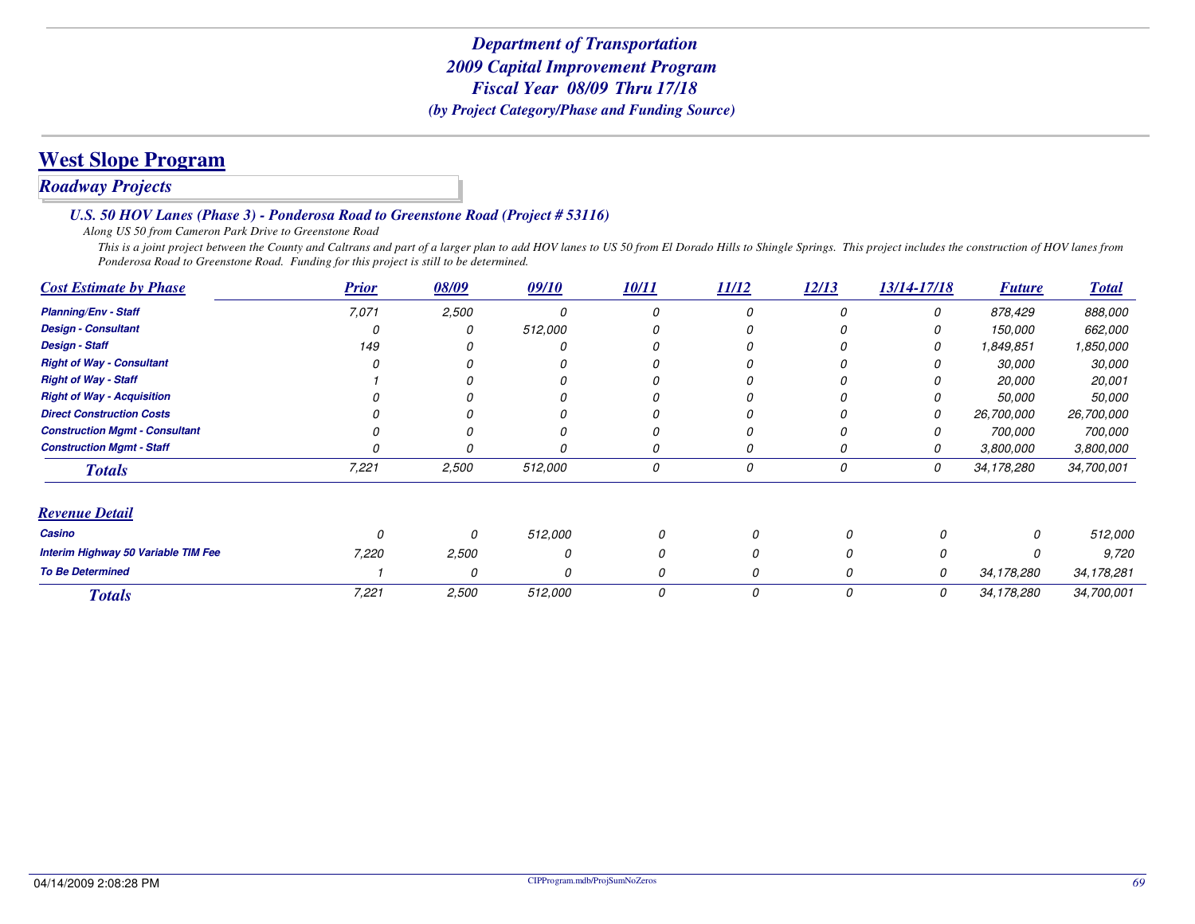# *Department of Transportation*
# *2009 Capital Improvement Program*
# *Fiscal Year 08/09 Thru 17/18*
### *(by Project Category/Phase and Funding Source)*

## West Slope Program

### *Roadway Projects*

#### *U.S. 50 HOV Lanes (Phase 3) - Ponderosa Road to Greenstone Road (Project # 53116)*

*Along US 50 from Cameron Park Drive to Greenstone Road*

*This is a joint project between the County and Caltrans and part of a larger plan to add HOV lanes to US 50 from El Dorado Hills to Shingle Springs. This project includes the construction of HOV lanes from Ponderosa Road to Greenstone Road. Funding for this project is still to be determined.*

| Cost Estimate by Phase | Prior | 08/09 | 09/10 | 10/11 | 11/12 | 12/13 | 13/14-17/18 | Future | Total |
|---|---|---|---|---|---|---|---|---|---|
| Planning/Env - Staff | 7,071 | 2,500 | 0 | 0 | 0 | 0 | 0 | 878,429 | 888,000 |
| Design - Consultant | 0 | 0 | 512,000 | 0 | 0 | 0 | 0 | 150,000 | 662,000 |
| Design - Staff | 149 | 0 | 0 | 0 | 0 | 0 | 0 | 1,849,851 | 1,850,000 |
| Right of Way - Consultant | 0 | 0 | 0 | 0 | 0 | 0 | 0 | 30,000 | 30,000 |
| Right of Way - Staff | 1 | 0 | 0 | 0 | 0 | 0 | 0 | 20,000 | 20,001 |
| Right of Way - Acquisition | 0 | 0 | 0 | 0 | 0 | 0 | 0 | 50,000 | 50,000 |
| Direct Construction Costs | 0 | 0 | 0 | 0 | 0 | 0 | 0 | 26,700,000 | 26,700,000 |
| Construction Mgmt - Consultant | 0 | 0 | 0 | 0 | 0 | 0 | 0 | 700,000 | 700,000 |
| Construction Mgmt - Staff | 0 | 0 | 0 | 0 | 0 | 0 | 0 | 3,800,000 | 3,800,000 |
| **Totals** | 7,221 | 2,500 | 512,000 | 0 | 0 | 0 | 0 | 34,178,280 | 34,700,001 |

| Revenue Detail | Prior | 08/09 | 09/10 | 10/11 | 11/12 | 12/13 | 13/14-17/18 | Future | Total |
|---|---|---|---|---|---|---|---|---|---|
| Casino | 0 | 0 | 512,000 | 0 | 0 | 0 | 0 | 0 | 512,000 |
| Interim Highway 50 Variable TIM Fee | 7,220 | 2,500 | 0 | 0 | 0 | 0 | 0 | 0 | 9,720 |
| To Be Determined | 1 | 0 | 0 | 0 | 0 | 0 | 0 | 34,178,280 | 34,178,281 |
| **Totals** | 7,221 | 2,500 | 512,000 | 0 | 0 | 0 | 0 | 34,178,280 | 34,700,001 |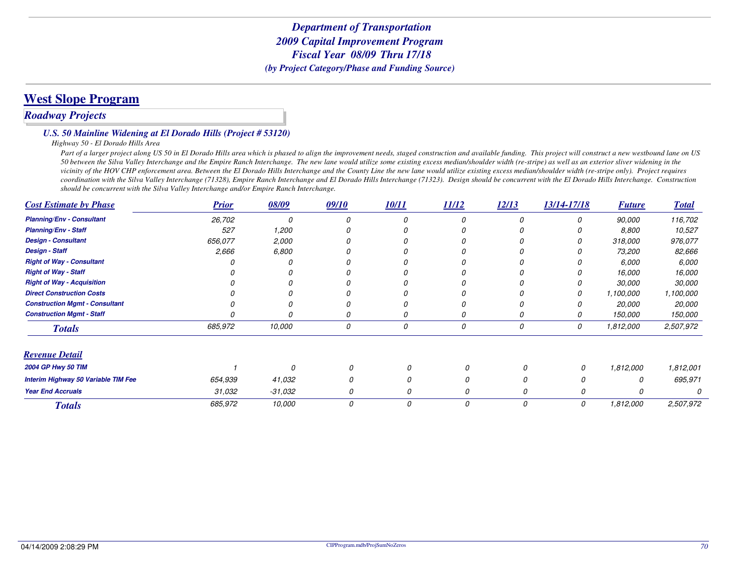*Department of Transportation*
*2009 Capital Improvement Program*
*Fiscal Year 08/09 Thru 17/18*
*(by Project Category/Phase and Funding Source)*

# West Slope Program

## *Roadway Projects*

### *U.S. 50 Mainline Widening at El Dorado Hills (Project # 53120)*

*Highway 50 - El Dorado Hills Area*

*Part of a larger project along US 50 in El Dorado Hills area which is phased to align the improvement needs, staged construction and available funding. This project will construct a new westbound lane on US 50 between the Silva Valley Interchange and the Empire Ranch Interchange. The new lane would utilize some existing excess median/shoulder width (re-stripe) as well as an exterior sliver widening in the vicinity of the HOV CHP enforcement area. Between the El Dorado Hills Interchange and the County Line the new lane would utilize existing excess median/shoulder width (re-stripe only). Project requires coordination with the Silva Valley Interchange (71328), Empire Ranch Interchange and El Dorado Hills Interchange (71323). Design should be concurrent with the El Dorado Hills Interchange. Construction should be concurrent with the Silva Valley Interchange and/or Empire Ranch Interchange.*

| Cost Estimate by Phase | Prior | 08/09 | 09/10 | 10/11 | 11/12 | 12/13 | 13/14-17/18 | Future | Total |
|---|---|---|---|---|---|---|---|---|---|
| Planning/Env - Consultant | 26,702 | 0 | 0 | 0 | 0 | 0 | 0 | 90,000 | 116,702 |
| Planning/Env - Staff | 527 | 1,200 | 0 | 0 | 0 | 0 | 0 | 8,800 | 10,527 |
| Design - Consultant | 656,077 | 2,000 | 0 | 0 | 0 | 0 | 0 | 318,000 | 976,077 |
| Design - Staff | 2,666 | 6,800 | 0 | 0 | 0 | 0 | 0 | 73,200 | 82,666 |
| Right of Way - Consultant | 0 | 0 | 0 | 0 | 0 | 0 | 0 | 6,000 | 6,000 |
| Right of Way - Staff | 0 | 0 | 0 | 0 | 0 | 0 | 0 | 16,000 | 16,000 |
| Right of Way - Acquisition | 0 | 0 | 0 | 0 | 0 | 0 | 0 | 30,000 | 30,000 |
| Direct Construction Costs | 0 | 0 | 0 | 0 | 0 | 0 | 0 | 1,100,000 | 1,100,000 |
| Construction Mgmt - Consultant | 0 | 0 | 0 | 0 | 0 | 0 | 0 | 20,000 | 20,000 |
| Construction Mgmt - Staff | 0 | 0 | 0 | 0 | 0 | 0 | 0 | 150,000 | 150,000 |
| **Totals** | 685,972 | 10,000 | 0 | 0 | 0 | 0 | 0 | 1,812,000 | 2,507,972 |

| Revenue Detail | Prior | 08/09 | 09/10 | 10/11 | 11/12 | 12/13 | 13/14-17/18 | Future | Total |
|---|---|---|---|---|---|---|---|---|---|
| 2004 GP Hwy 50 TIM | 1 | 0 | 0 | 0 | 0 | 0 | 0 | 1,812,000 | 1,812,001 |
| Interim Highway 50 Variable TIM Fee | 654,939 | 41,032 | 0 | 0 | 0 | 0 | 0 | 0 | 695,971 |
| Year End Accruals | 31,032 | -31,032 | 0 | 0 | 0 | 0 | 0 | 0 | 0 |
| **Totals** | 685,972 | 10,000 | 0 | 0 | 0 | 0 | 0 | 1,812,000 | 2,507,972 |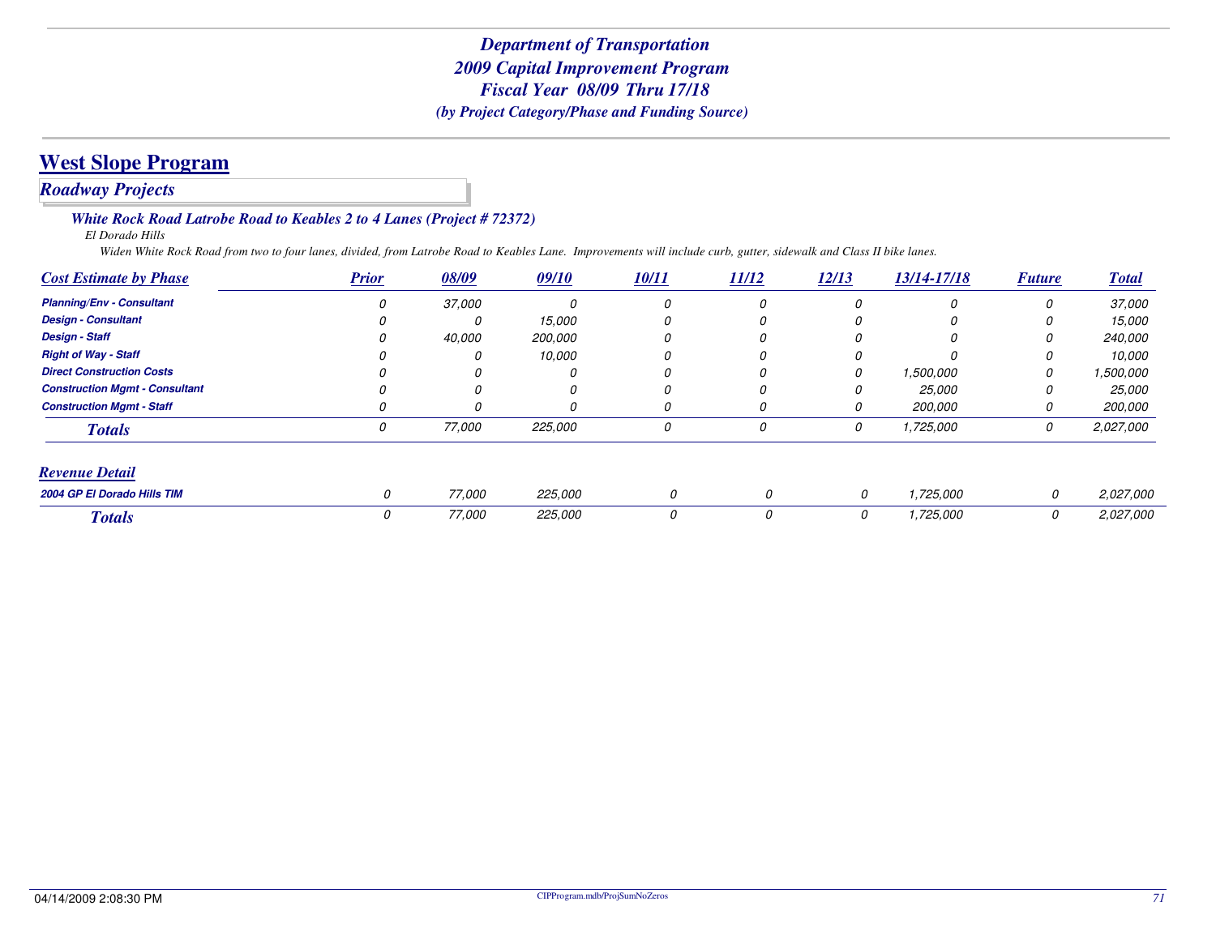# Department of Transportation
## 2009 Capital Improvement Program
## Fiscal Year 08/09 Thru 17/18
*(by Project Category/Phase and Funding Source)*

## West Slope Program

### *Roadway Projects*

#### *White Rock Road Latrobe Road to Keables 2 to 4 Lanes (Project # 72372)*

*El Dorado Hills*

*Widen White Rock Road from two to four lanes, divided, from Latrobe Road to Keables Lane. Improvements will include curb, gutter, sidewalk and Class II bike lanes.*

| Cost Estimate by Phase | Prior | 08/09 | 09/10 | 10/11 | 11/12 | 12/13 | 13/14-17/18 | Future | Total |
|---|---|---|---|---|---|---|---|---|---|
| Planning/Env - Consultant | 0 | 37,000 | 0 | 0 | 0 | 0 | 0 | 0 | 37,000 |
| Design - Consultant | 0 | 0 | 15,000 | 0 | 0 | 0 | 0 | 0 | 15,000 |
| Design - Staff | 0 | 40,000 | 200,000 | 0 | 0 | 0 | 0 | 0 | 240,000 |
| Right of Way - Staff | 0 | 0 | 10,000 | 0 | 0 | 0 | 0 | 0 | 10,000 |
| Direct Construction Costs | 0 | 0 | 0 | 0 | 0 | 0 | 1,500,000 | 0 | 1,500,000 |
| Construction Mgmt - Consultant | 0 | 0 | 0 | 0 | 0 | 0 | 25,000 | 0 | 25,000 |
| Construction Mgmt - Staff | 0 | 0 | 0 | 0 | 0 | 0 | 200,000 | 0 | 200,000 |
| **Totals** | 0 | 77,000 | 225,000 | 0 | 0 | 0 | 1,725,000 | 0 | 2,027,000 |

| Revenue Detail | Prior | 08/09 | 09/10 | 10/11 | 11/12 | 12/13 | 13/14-17/18 | Future | Total |
|---|---|---|---|---|---|---|---|---|---|
| 2004 GP El Dorado Hills TIM | 0 | 77,000 | 225,000 | 0 | 0 | 0 | 1,725,000 | 0 | 2,027,000 |
| **Totals** | 0 | 77,000 | 225,000 | 0 | 0 | 0 | 1,725,000 | 0 | 2,027,000 |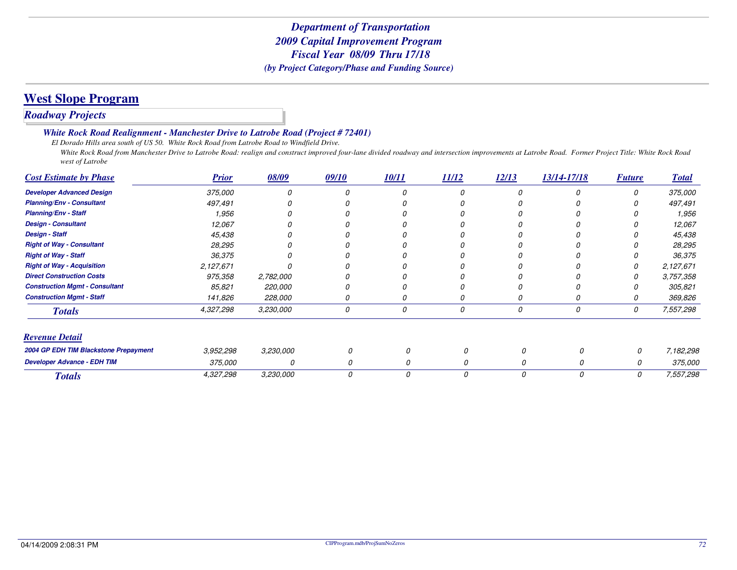# Department of Transportation
## 2009 Capital Improvement Program
## Fiscal Year 08/09 Thru 17/18
### (by Project Category/Phase and Funding Source)

## West Slope Program

### *Roadway Projects*

#### *White Rock Road Realignment - Manchester Drive to Latrobe Road (Project # 72401)*

*El Dorado Hills area south of US 50. White Rock Road from Latrobe Road to Windfield Drive.*

*White Rock Road from Manchester Drive to Latrobe Road: realign and construct improved four-lane divided roadway and intersection improvements at Latrobe Road. Former Project Title: White Rock Road west of Latrobe*

| Cost Estimate by Phase | Prior | 08/09 | 09/10 | 10/11 | 11/12 | 12/13 | 13/14-17/18 | Future | Total |
|---|---|---|---|---|---|---|---|---|---|
| Developer Advanced Design | 375,000 | 0 | 0 | 0 | 0 | 0 | 0 | 0 | 375,000 |
| Planning/Env - Consultant | 497,491 | 0 | 0 | 0 | 0 | 0 | 0 | 0 | 497,491 |
| Planning/Env - Staff | 1,956 | 0 | 0 | 0 | 0 | 0 | 0 | 0 | 1,956 |
| Design - Consultant | 12,067 | 0 | 0 | 0 | 0 | 0 | 0 | 0 | 12,067 |
| Design - Staff | 45,438 | 0 | 0 | 0 | 0 | 0 | 0 | 0 | 45,438 |
| Right of Way - Consultant | 28,295 | 0 | 0 | 0 | 0 | 0 | 0 | 0 | 28,295 |
| Right of Way - Staff | 36,375 | 0 | 0 | 0 | 0 | 0 | 0 | 0 | 36,375 |
| Right of Way - Acquisition | 2,127,671 | 0 | 0 | 0 | 0 | 0 | 0 | 0 | 2,127,671 |
| Direct Construction Costs | 975,358 | 2,782,000 | 0 | 0 | 0 | 0 | 0 | 0 | 3,757,358 |
| Construction Mgmt - Consultant | 85,821 | 220,000 | 0 | 0 | 0 | 0 | 0 | 0 | 305,821 |
| Construction Mgmt - Staff | 141,826 | 228,000 | 0 | 0 | 0 | 0 | 0 | 0 | 369,826 |
| **Totals** | 4,327,298 | 3,230,000 | 0 | 0 | 0 | 0 | 0 | 0 | 7,557,298 |

| Revenue Detail | Prior | 08/09 | 09/10 | 10/11 | 11/12 | 12/13 | 13/14-17/18 | Future | Total |
|---|---|---|---|---|---|---|---|---|---|
| 2004 GP EDH TIM Blackstone Prepayment | 3,952,298 | 3,230,000 | 0 | 0 | 0 | 0 | 0 | 0 | 7,182,298 |
| Developer Advance - EDH TIM | 375,000 | 0 | 0 | 0 | 0 | 0 | 0 | 0 | 375,000 |
| **Totals** | 4,327,298 | 3,230,000 | 0 | 0 | 0 | 0 | 0 | 0 | 7,557,298 |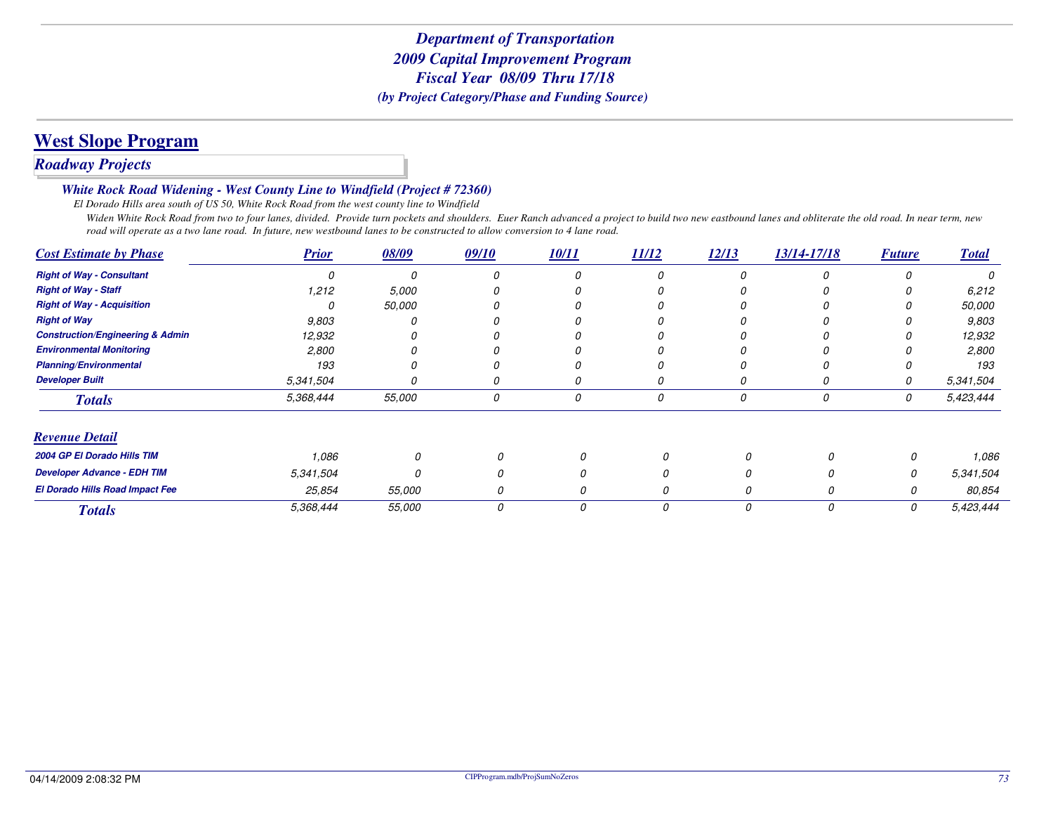# Department of Transportation
# 2009 Capital Improvement Program
# Fiscal Year 08/09 Thru 17/18
### (by Project Category/Phase and Funding Source)

## West Slope Program

### Roadway Projects

#### White Rock Road Widening - West County Line to Windfield (Project # 72360)

*El Dorado Hills area south of US 50, White Rock Road from the west county line to Windfield*

*Widen White Rock Road from two to four lanes, divided. Provide turn pockets and shoulders. Euer Ranch advanced a project to build two new eastbound lanes and obliterate the old road. In near term, new road will operate as a two lane road. In future, new westbound lanes to be constructed to allow conversion to 4 lane road.*

| Cost Estimate by Phase | Prior | 08/09 | 09/10 | 10/11 | 11/12 | 12/13 | 13/14-17/18 | Future | Total |
|---|---|---|---|---|---|---|---|---|---|
| Right of Way - Consultant | 0 | 0 | 0 | 0 | 0 | 0 | 0 | 0 | 0 |
| Right of Way - Staff | 1,212 | 5,000 | 0 | 0 | 0 | 0 | 0 | 0 | 6,212 |
| Right of Way - Acquisition | 0 | 50,000 | 0 | 0 | 0 | 0 | 0 | 0 | 50,000 |
| Right of Way | 9,803 | 0 | 0 | 0 | 0 | 0 | 0 | 0 | 9,803 |
| Construction/Engineering & Admin | 12,932 | 0 | 0 | 0 | 0 | 0 | 0 | 0 | 12,932 |
| Environmental Monitoring | 2,800 | 0 | 0 | 0 | 0 | 0 | 0 | 0 | 2,800 |
| Planning/Environmental | 193 | 0 | 0 | 0 | 0 | 0 | 0 | 0 | 193 |
| Developer Built | 5,341,504 | 0 | 0 | 0 | 0 | 0 | 0 | 0 | 5,341,504 |
| **Totals** | 5,368,444 | 55,000 | 0 | 0 | 0 | 0 | 0 | 0 | 5,423,444 |

| Revenue Detail | Prior | 08/09 | 09/10 | 10/11 | 11/12 | 12/13 | 13/14-17/18 | Future | Total |
|---|---|---|---|---|---|---|---|---|---|
| 2004 GP El Dorado Hills TIM | 1,086 | 0 | 0 | 0 | 0 | 0 | 0 | 0 | 1,086 |
| Developer Advance - EDH TIM | 5,341,504 | 0 | 0 | 0 | 0 | 0 | 0 | 0 | 5,341,504 |
| El Dorado Hills Road Impact Fee | 25,854 | 55,000 | 0 | 0 | 0 | 0 | 0 | 0 | 80,854 |
| **Totals** | 5,368,444 | 55,000 | 0 | 0 | 0 | 0 | 0 | 0 | 5,423,444 |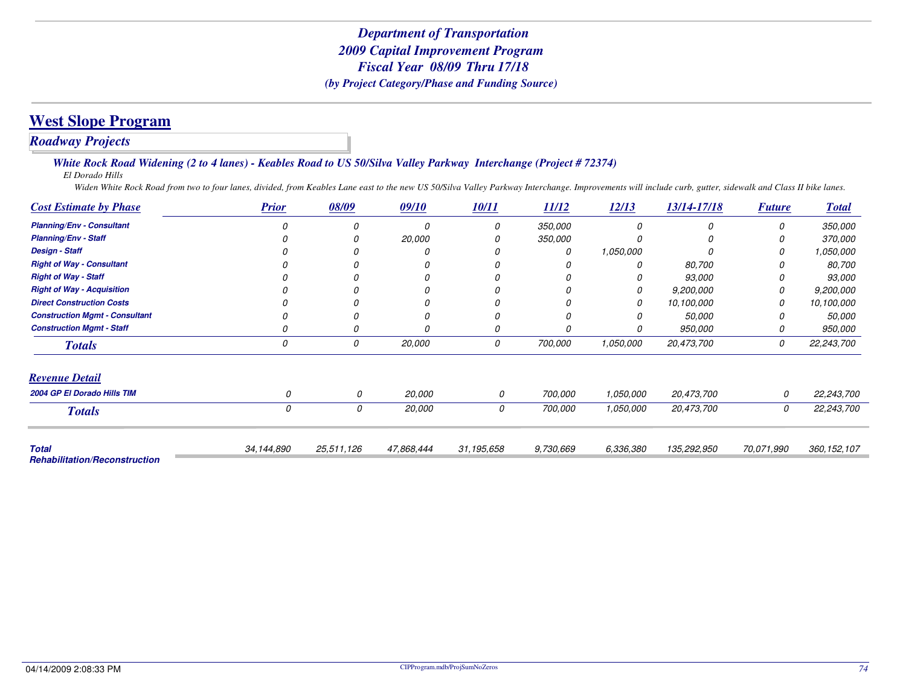# Department of Transportation
# 2009 Capital Improvement Program
# Fiscal Year 08/09 Thru 17/18
### *(by Project Category/Phase and Funding Source)*

## West Slope Program

### *Roadway Projects*

#### *White Rock Road Widening (2 to 4 lanes) - Keables Road to US 50/Silva Valley Parkway Interchange (Project # 72374)*

*El Dorado Hills*

*Widen White Rock Road from two to four lanes, divided, from Keables Lane east to the new US 50/Silva Valley Parkway Interchange. Improvements will include curb, gutter, sidewalk and Class II bike lanes.*

| Cost Estimate by Phase | Prior | 08/09 | 09/10 | 10/11 | 11/12 | 12/13 | 13/14-17/18 | Future | Total |
|---|---|---|---|---|---|---|---|---|---|
| Planning/Env - Consultant | 0 | 0 | 0 | 0 | 350,000 | 0 | 0 | 0 | 350,000 |
| Planning/Env - Staff | 0 | 0 | 20,000 | 0 | 350,000 | 0 | 0 | 0 | 370,000 |
| Design - Staff | 0 | 0 | 0 | 0 | 0 | 1,050,000 | 0 | 0 | 1,050,000 |
| Right of Way - Consultant | 0 | 0 | 0 | 0 | 0 | 0 | 80,700 | 0 | 80,700 |
| Right of Way - Staff | 0 | 0 | 0 | 0 | 0 | 0 | 93,000 | 0 | 93,000 |
| Right of Way - Acquisition | 0 | 0 | 0 | 0 | 0 | 0 | 9,200,000 | 0 | 9,200,000 |
| Direct Construction Costs | 0 | 0 | 0 | 0 | 0 | 0 | 10,100,000 | 0 | 10,100,000 |
| Construction Mgmt - Consultant | 0 | 0 | 0 | 0 | 0 | 0 | 50,000 | 0 | 50,000 |
| Construction Mgmt - Staff | 0 | 0 | 0 | 0 | 0 | 0 | 950,000 | 0 | 950,000 |
| **Totals** | 0 | 0 | 20,000 | 0 | 700,000 | 1,050,000 | 20,473,700 | 0 | 22,243,700 |

| Revenue Detail | Prior | 08/09 | 09/10 | 10/11 | 11/12 | 12/13 | 13/14-17/18 | Future | Total |
|---|---|---|---|---|---|---|---|---|---|
| 2004 GP El Dorado Hills TIM | 0 | 0 | 20,000 | 0 | 700,000 | 1,050,000 | 20,473,700 | 0 | 22,243,700 |
| **Totals** | 0 | 0 | 20,000 | 0 | 700,000 | 1,050,000 | 20,473,700 | 0 | 22,243,700 |

| | Prior | 08/09 | 09/10 | 10/11 | 11/12 | 12/13 | 13/14-17/18 | Future | Total |
|---|---|---|---|---|---|---|---|---|---|
| **Total Rehabilitation/Reconstruction** | 34,144,890 | 25,511,126 | 47,868,444 | 31,195,658 | 9,730,669 | 6,336,380 | 135,292,950 | 70,071,990 | 360,152,107 |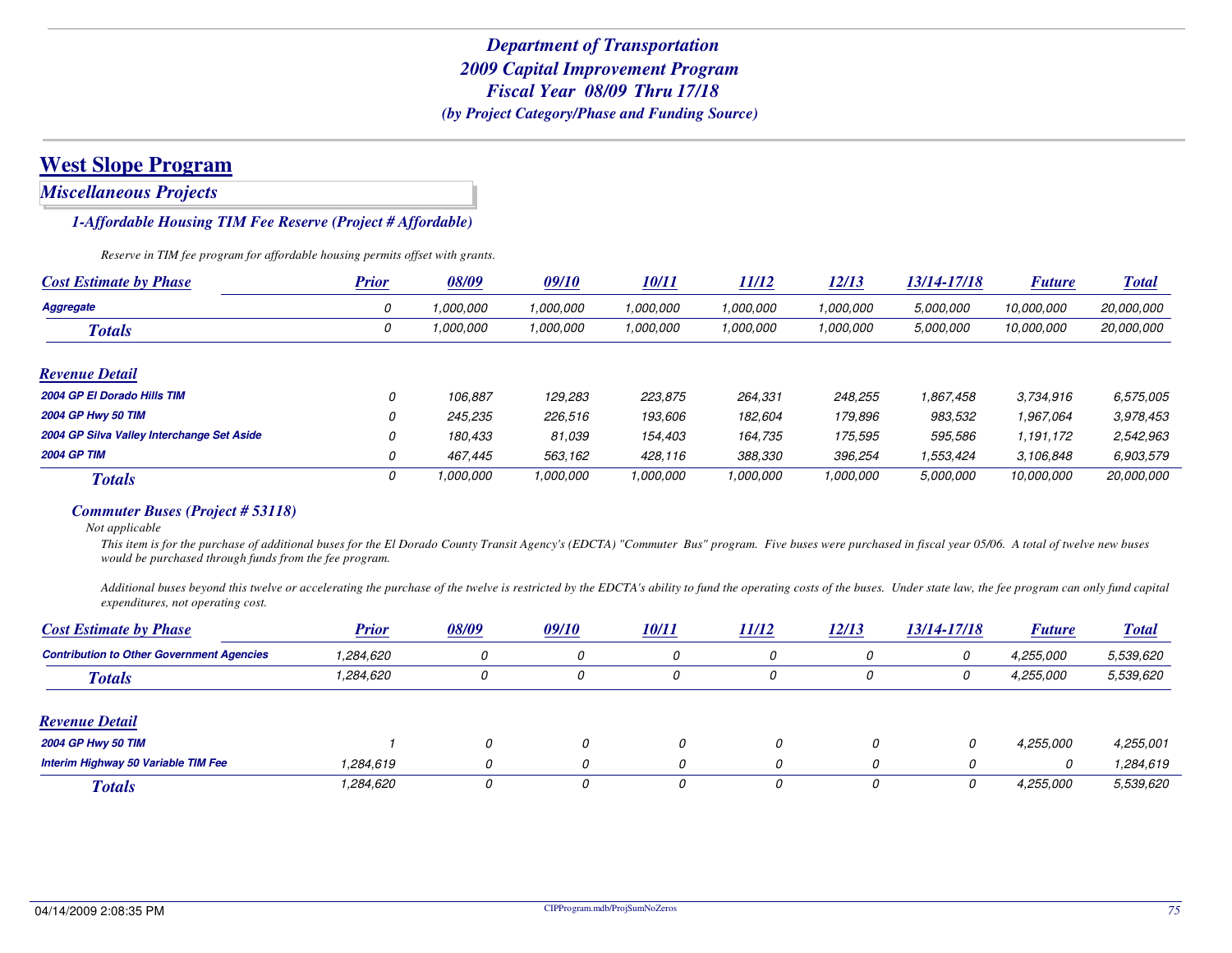*Department of Transportation*
*2009 Capital Improvement Program*
*Fiscal Year 08/09 Thru 17/18*
*(by Project Category/Phase and Funding Source)*

# West Slope Program

## *Miscellaneous Projects*

### *1-Affordable Housing TIM Fee Reserve (Project # Affordable)*

*Reserve in TIM fee program for affordable housing permits offset with grants.*

| Cost Estimate by Phase | Prior | 08/09 | 09/10 | 10/11 | 11/12 | 12/13 | 13/14-17/18 | Future | Total |
|---|---|---|---|---|---|---|---|---|---|
| Aggregate | 0 | 1,000,000 | 1,000,000 | 1,000,000 | 1,000,000 | 1,000,000 | 5,000,000 | 10,000,000 | 20,000,000 |
| **Totals** | 0 | 1,000,000 | 1,000,000 | 1,000,000 | 1,000,000 | 1,000,000 | 5,000,000 | 10,000,000 | 20,000,000 |

| Revenue Detail | Prior | 08/09 | 09/10 | 10/11 | 11/12 | 12/13 | 13/14-17/18 | Future | Total |
|---|---|---|---|---|---|---|---|---|---|
| 2004 GP El Dorado Hills TIM | 0 | 106,887 | 129,283 | 223,875 | 264,331 | 248,255 | 1,867,458 | 3,734,916 | 6,575,005 |
| 2004 GP Hwy 50 TIM | 0 | 245,235 | 226,516 | 193,606 | 182,604 | 179,896 | 983,532 | 1,967,064 | 3,978,453 |
| 2004 GP Silva Valley Interchange Set Aside | 0 | 180,433 | 81,039 | 154,403 | 164,735 | 175,595 | 595,586 | 1,191,172 | 2,542,963 |
| 2004 GP TIM | 0 | 467,445 | 563,162 | 428,116 | 388,330 | 396,254 | 1,553,424 | 3,106,848 | 6,903,579 |
| **Totals** | 0 | 1,000,000 | 1,000,000 | 1,000,000 | 1,000,000 | 1,000,000 | 5,000,000 | 10,000,000 | 20,000,000 |

### *Commuter Buses (Project # 53118)*

*Not applicable*

*This item is for the purchase of additional buses for the El Dorado County Transit Agency's (EDCTA) "Commuter Bus" program. Five buses were purchased in fiscal year 05/06. A total of twelve new buses would be purchased through funds from the fee program.*

*Additional buses beyond this twelve or accelerating the purchase of the twelve is restricted by the EDCTA's ability to fund the operating costs of the buses. Under state law, the fee program can only fund capital expenditures, not operating cost.*

| Cost Estimate by Phase | Prior | 08/09 | 09/10 | 10/11 | 11/12 | 12/13 | 13/14-17/18 | Future | Total |
|---|---|---|---|---|---|---|---|---|---|
| Contribution to Other Government Agencies | 1,284,620 | 0 | 0 | 0 | 0 | 0 | 0 | 4,255,000 | 5,539,620 |
| **Totals** | 1,284,620 | 0 | 0 | 0 | 0 | 0 | 0 | 4,255,000 | 5,539,620 |

| Revenue Detail | Prior | 08/09 | 09/10 | 10/11 | 11/12 | 12/13 | 13/14-17/18 | Future | Total |
|---|---|---|---|---|---|---|---|---|---|
| 2004 GP Hwy 50 TIM | 1 | 0 | 0 | 0 | 0 | 0 | 0 | 4,255,000 | 4,255,001 |
| Interim Highway 50 Variable TIM Fee | 1,284,619 | 0 | 0 | 0 | 0 | 0 | 0 | 0 | 1,284,619 |
| **Totals** | 1,284,620 | 0 | 0 | 0 | 0 | 0 | 0 | 4,255,000 | 5,539,620 |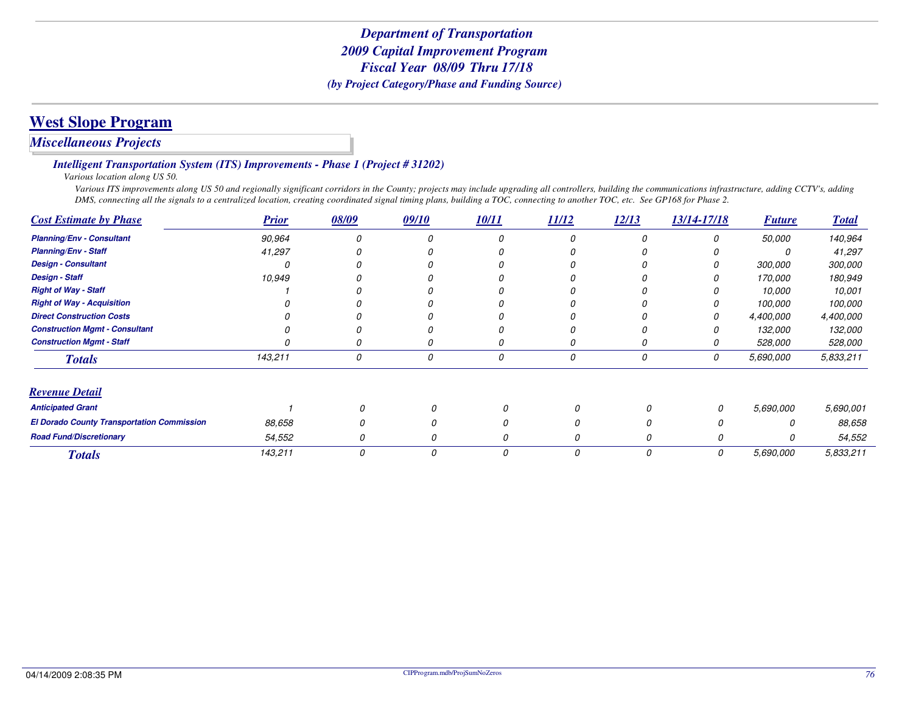# Department of Transportation
## 2009 Capital Improvement Program
## Fiscal Year 08/09 Thru 17/18
*(by Project Category/Phase and Funding Source)*

## West Slope Program

### *Miscellaneous Projects*

#### *Intelligent Transportation System (ITS) Improvements - Phase 1 (Project # 31202)*

*Various location along US 50.*

*Various ITS improvements along US 50 and regionally significant corridors in the County; projects may include upgrading all controllers, building the communications infrastructure, adding CCTV's, adding DMS, connecting all the signals to a centralized location, creating coordinated signal timing plans, building a TOC, connecting to another TOC, etc. See GP168 for Phase 2.*

| Cost Estimate by Phase | Prior | 08/09 | 09/10 | 10/11 | 11/12 | 12/13 | 13/14-17/18 | Future | Total |
|---|---|---|---|---|---|---|---|---|---|
| Planning/Env - Consultant | 90,964 | 0 | 0 | 0 | 0 | 0 | 0 | 50,000 | 140,964 |
| Planning/Env - Staff | 41,297 | 0 | 0 | 0 | 0 | 0 | 0 | 0 | 41,297 |
| Design - Consultant | 0 | 0 | 0 | 0 | 0 | 0 | 0 | 300,000 | 300,000 |
| Design - Staff | 10,949 | 0 | 0 | 0 | 0 | 0 | 0 | 170,000 | 180,949 |
| Right of Way - Staff | 1 | 0 | 0 | 0 | 0 | 0 | 0 | 10,000 | 10,001 |
| Right of Way - Acquisition | 0 | 0 | 0 | 0 | 0 | 0 | 0 | 100,000 | 100,000 |
| Direct Construction Costs | 0 | 0 | 0 | 0 | 0 | 0 | 0 | 4,400,000 | 4,400,000 |
| Construction Mgmt - Consultant | 0 | 0 | 0 | 0 | 0 | 0 | 0 | 132,000 | 132,000 |
| Construction Mgmt - Staff | 0 | 0 | 0 | 0 | 0 | 0 | 0 | 528,000 | 528,000 |
| **Totals** | 143,211 | 0 | 0 | 0 | 0 | 0 | 0 | 5,690,000 | 5,833,211 |

| Revenue Detail | Prior | 08/09 | 09/10 | 10/11 | 11/12 | 12/13 | 13/14-17/18 | Future | Total |
|---|---|---|---|---|---|---|---|---|---|
| Anticipated Grant | 1 | 0 | 0 | 0 | 0 | 0 | 0 | 5,690,000 | 5,690,001 |
| El Dorado County Transportation Commission | 88,658 | 0 | 0 | 0 | 0 | 0 | 0 | 0 | 88,658 |
| Road Fund/Discretionary | 54,552 | 0 | 0 | 0 | 0 | 0 | 0 | 0 | 54,552 |
| **Totals** | 143,211 | 0 | 0 | 0 | 0 | 0 | 0 | 5,690,000 | 5,833,211 |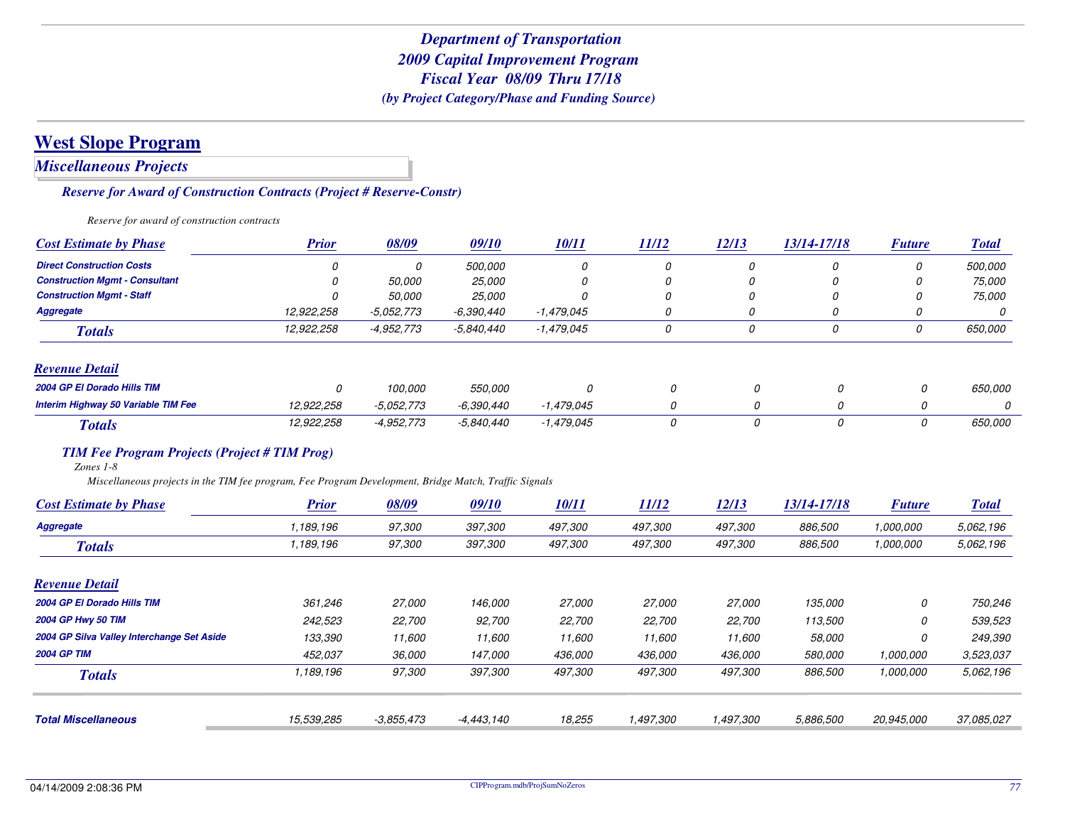*Department of Transportation*
*2009 Capital Improvement Program*
*Fiscal Year 08/09 Thru 17/18*
*(by Project Category/Phase and Funding Source)*

# West Slope Program

## Miscellaneous Projects

### Reserve for Award of Construction Contracts (Project # Reserve-Constr)

*Reserve for award of construction contracts*

| Cost Estimate by Phase | Prior | 08/09 | 09/10 | 10/11 | 11/12 | 12/13 | 13/14-17/18 | Future | Total |
|---|---|---|---|---|---|---|---|---|---|
| Direct Construction Costs | 0 | 0 | 500,000 | 0 | 0 | 0 | 0 | 0 | 500,000 |
| Construction Mgmt - Consultant | 0 | 50,000 | 25,000 | 0 | 0 | 0 | 0 | 0 | 75,000 |
| Construction Mgmt - Staff | 0 | 50,000 | 25,000 | 0 | 0 | 0 | 0 | 0 | 75,000 |
| Aggregate | 12,922,258 | -5,052,773 | -6,390,440 | -1,479,045 | 0 | 0 | 0 | 0 | 0 |
| **Totals** | 12,922,258 | -4,952,773 | -5,840,440 | -1,479,045 | 0 | 0 | 0 | 0 | 650,000 |

| Revenue Detail | Prior | 08/09 | 09/10 | 10/11 | 11/12 | 12/13 | 13/14-17/18 | Future | Total |
|---|---|---|---|---|---|---|---|---|---|
| 2004 GP El Dorado Hills TIM | 0 | 100,000 | 550,000 | 0 | 0 | 0 | 0 | 0 | 650,000 |
| Interim Highway 50 Variable TIM Fee | 12,922,258 | -5,052,773 | -6,390,440 | -1,479,045 | 0 | 0 | 0 | 0 | 0 |
| **Totals** | 12,922,258 | -4,952,773 | -5,840,440 | -1,479,045 | 0 | 0 | 0 | 0 | 650,000 |

### TIM Fee Program Projects (Project # TIM Prog)

*Zones 1-8*

*Miscellaneous projects in the TIM fee program, Fee Program Development, Bridge Match, Traffic Signals*

| Cost Estimate by Phase | Prior | 08/09 | 09/10 | 10/11 | 11/12 | 12/13 | 13/14-17/18 | Future | Total |
|---|---|---|---|---|---|---|---|---|---|
| Aggregate | 1,189,196 | 97,300 | 397,300 | 497,300 | 497,300 | 497,300 | 886,500 | 1,000,000 | 5,062,196 |
| **Totals** | 1,189,196 | 97,300 | 397,300 | 497,300 | 497,300 | 497,300 | 886,500 | 1,000,000 | 5,062,196 |

| Revenue Detail | Prior | 08/09 | 09/10 | 10/11 | 11/12 | 12/13 | 13/14-17/18 | Future | Total |
|---|---|---|---|---|---|---|---|---|---|
| 2004 GP El Dorado Hills TIM | 361,246 | 27,000 | 146,000 | 27,000 | 27,000 | 27,000 | 135,000 | 0 | 750,246 |
| 2004 GP Hwy 50 TIM | 242,523 | 22,700 | 92,700 | 22,700 | 22,700 | 22,700 | 113,500 | 0 | 539,523 |
| 2004 GP Silva Valley Interchange Set Aside | 133,390 | 11,600 | 11,600 | 11,600 | 11,600 | 11,600 | 58,000 | 0 | 249,390 |
| 2004 GP TIM | 452,037 | 36,000 | 147,000 | 436,000 | 436,000 | 436,000 | 580,000 | 1,000,000 | 3,523,037 |
| **Totals** | 1,189,196 | 97,300 | 397,300 | 497,300 | 497,300 | 497,300 | 886,500 | 1,000,000 | 5,062,196 |

| | Prior | 08/09 | 09/10 | 10/11 | 11/12 | 12/13 | 13/14-17/18 | Future | Total |
|---|---|---|---|---|---|---|---|---|---|
| **Total Miscellaneous** | 15,539,285 | -3,855,473 | -4,443,140 | 18,255 | 1,497,300 | 1,497,300 | 5,886,500 | 20,945,000 | 37,085,027 |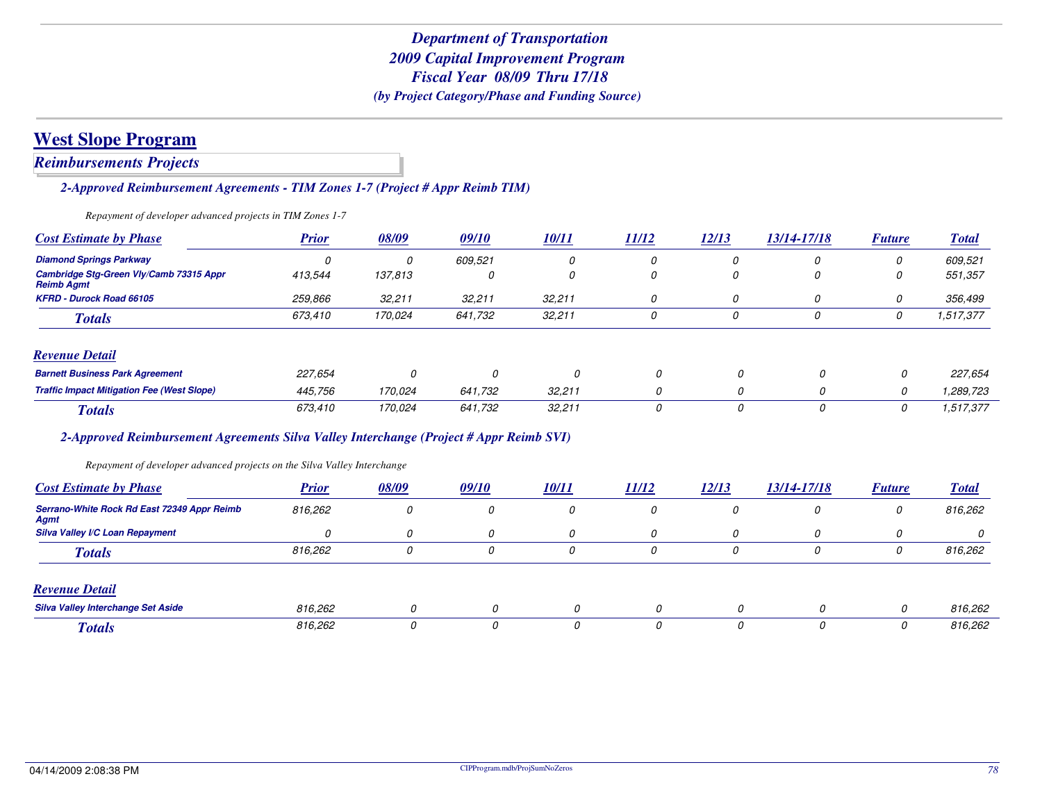*Department of Transportation*
*2009 Capital Improvement Program*
*Fiscal Year 08/09 Thru 17/18*
*(by Project Category/Phase and Funding Source)*

# West Slope Program

## *Reimbursements Projects*

### *2-Approved Reimbursement Agreements - TIM Zones 1-7 (Project # Appr Reimb TIM)*

*Repayment of developer advanced projects in TIM Zones 1-7*

| Cost Estimate by Phase | Prior | 08/09 | 09/10 | 10/11 | 11/12 | 12/13 | 13/14-17/18 | Future | Total |
|---|---|---|---|---|---|---|---|---|---|
| Diamond Springs Parkway | 0 | 0 | 609,521 | 0 | 0 | 0 | 0 | 0 | 609,521 |
| Cambridge Stg-Green Vly/Camb 73315 Appr Reimb Agmt | 413,544 | 137,813 | 0 | 0 | 0 | 0 | 0 | 0 | 551,357 |
| KFRD - Durock Road 66105 | 259,866 | 32,211 | 32,211 | 32,211 | 0 | 0 | 0 | 0 | 356,499 |
| **Totals** | 673,410 | 170,024 | 641,732 | 32,211 | 0 | 0 | 0 | 0 | 1,517,377 |

| Revenue Detail | Prior | 08/09 | 09/10 | 10/11 | 11/12 | 12/13 | 13/14-17/18 | Future | Total |
|---|---|---|---|---|---|---|---|---|---|
| Barnett Business Park Agreement | 227,654 | 0 | 0 | 0 | 0 | 0 | 0 | 0 | 227,654 |
| Traffic Impact Mitigation Fee (West Slope) | 445,756 | 170,024 | 641,732 | 32,211 | 0 | 0 | 0 | 0 | 1,289,723 |
| **Totals** | 673,410 | 170,024 | 641,732 | 32,211 | 0 | 0 | 0 | 0 | 1,517,377 |

### *2-Approved Reimbursement Agreements Silva Valley Interchange (Project # Appr Reimb SVI)*

*Repayment of developer advanced projects on the Silva Valley Interchange*

| Cost Estimate by Phase | Prior | 08/09 | 09/10 | 10/11 | 11/12 | 12/13 | 13/14-17/18 | Future | Total |
|---|---|---|---|---|---|---|---|---|---|
| Serrano-White Rock Rd East 72349 Appr Reimb Agmt | 816,262 | 0 | 0 | 0 | 0 | 0 | 0 | 0 | 816,262 |
| Silva Valley I/C Loan Repayment | 0 | 0 | 0 | 0 | 0 | 0 | 0 | 0 | 0 |
| **Totals** | 816,262 | 0 | 0 | 0 | 0 | 0 | 0 | 0 | 816,262 |

| Revenue Detail | Prior | 08/09 | 09/10 | 10/11 | 11/12 | 12/13 | 13/14-17/18 | Future | Total |
|---|---|---|---|---|---|---|---|---|---|
| Silva Valley Interchange Set Aside | 816,262 | 0 | 0 | 0 | 0 | 0 | 0 | 0 | 816,262 |
| **Totals** | 816,262 | 0 | 0 | 0 | 0 | 0 | 0 | 0 | 816,262 |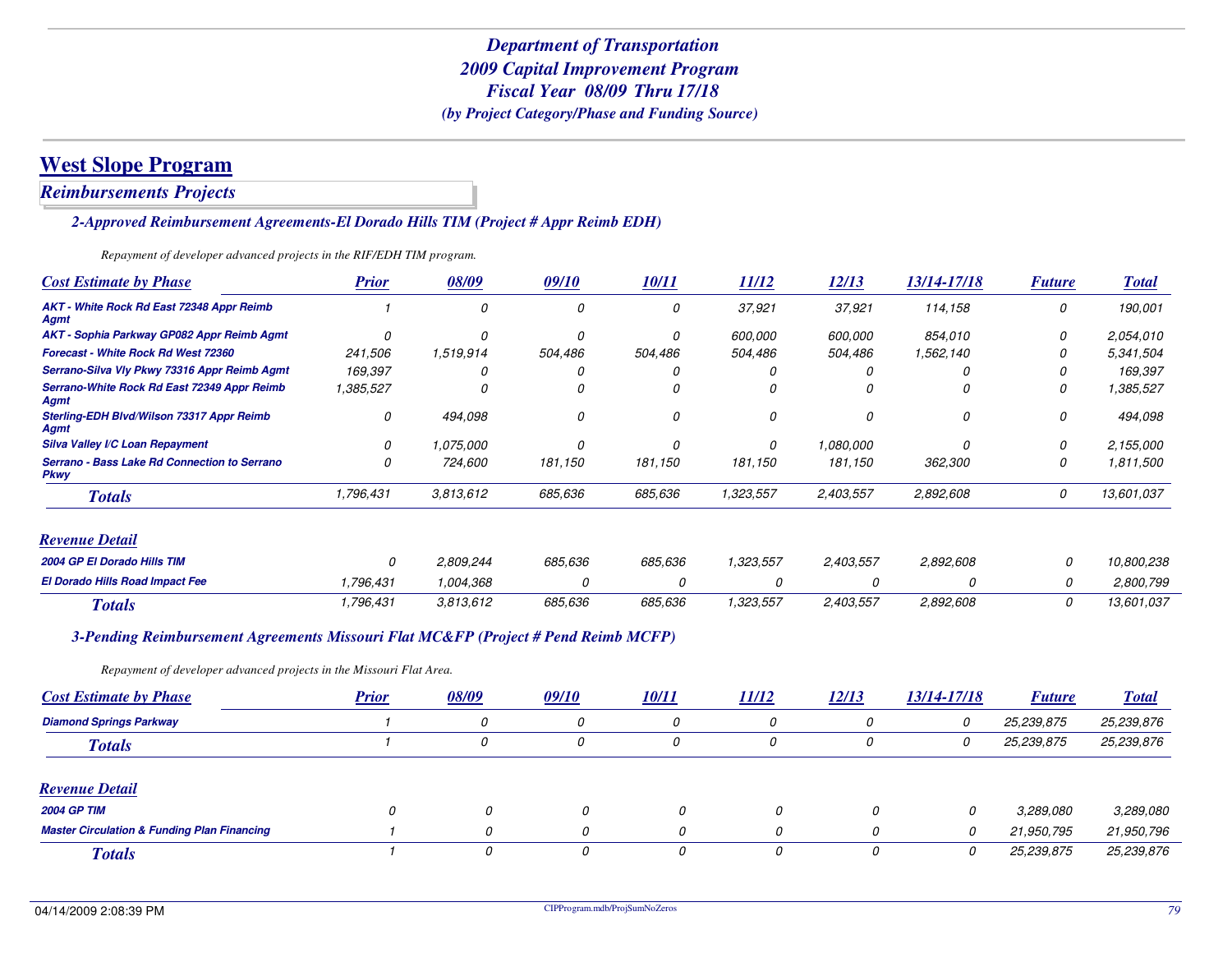# Department of Transportation
## 2009 Capital Improvement Program
## Fiscal Year 08/09 Thru 17/18
*(by Project Category/Phase and Funding Source)*

## West Slope Program

### *Reimbursements Projects*

#### *2-Approved Reimbursement Agreements-El Dorado Hills TIM (Project # Appr Reimb EDH)*

*Repayment of developer advanced projects in the RIF/EDH TIM program.*

| Cost Estimate by Phase | Prior | 08/09 | 09/10 | 10/11 | 11/12 | 12/13 | 13/14-17/18 | Future | Total |
|---|---|---|---|---|---|---|---|---|---|
| AKT - White Rock Rd East 72348 Appr Reimb Agmt | 1 | 0 | 0 | 0 | 37,921 | 37,921 | 114,158 | 0 | 190,001 |
| AKT - Sophia Parkway GP082 Appr Reimb Agmt | 0 | 0 | 0 | 0 | 600,000 | 600,000 | 854,010 | 0 | 2,054,010 |
| Forecast - White Rock Rd West 72360 | 241,506 | 1,519,914 | 504,486 | 504,486 | 504,486 | 504,486 | 1,562,140 | 0 | 5,341,504 |
| Serrano-Silva Vly Pkwy 73316 Appr Reimb Agmt | 169,397 | 0 | 0 | 0 | 0 | 0 | 0 | 0 | 169,397 |
| Serrano-White Rock Rd East 72349 Appr Reimb Agmt | 1,385,527 | 0 | 0 | 0 | 0 | 0 | 0 | 0 | 1,385,527 |
| Sterling-EDH Blvd/Wilson 73317 Appr Reimb Agmt | 0 | 494,098 | 0 | 0 | 0 | 0 | 0 | 0 | 494,098 |
| Silva Valley I/C Loan Repayment | 0 | 1,075,000 | 0 | 0 | 0 | 1,080,000 | 0 | 0 | 2,155,000 |
| Serrano - Bass Lake Rd Connection to Serrano Pkwy | 0 | 724,600 | 181,150 | 181,150 | 181,150 | 181,150 | 362,300 | 0 | 1,811,500 |
| **Totals** | 1,796,431 | 3,813,612 | 685,636 | 685,636 | 1,323,557 | 2,403,557 | 2,892,608 | 0 | 13,601,037 |

| Revenue Detail | Prior | 08/09 | 09/10 | 10/11 | 11/12 | 12/13 | 13/14-17/18 | Future | Total |
|---|---|---|---|---|---|---|---|---|---|
| 2004 GP El Dorado Hills TIM | 0 | 2,809,244 | 685,636 | 685,636 | 1,323,557 | 2,403,557 | 2,892,608 | 0 | 10,800,238 |
| El Dorado Hills Road Impact Fee | 1,796,431 | 1,004,368 | 0 | 0 | 0 | 0 | 0 | 0 | 2,800,799 |
| **Totals** | 1,796,431 | 3,813,612 | 685,636 | 685,636 | 1,323,557 | 2,403,557 | 2,892,608 | 0 | 13,601,037 |

#### *3-Pending Reimbursement Agreements Missouri Flat MC&FP (Project # Pend Reimb MCFP)*

*Repayment of developer advanced projects in the Missouri Flat Area.*

| Cost Estimate by Phase | Prior | 08/09 | 09/10 | 10/11 | 11/12 | 12/13 | 13/14-17/18 | Future | Total |
|---|---|---|---|---|---|---|---|---|---|
| Diamond Springs Parkway | 1 | 0 | 0 | 0 | 0 | 0 | 0 | 25,239,875 | 25,239,876 |
| **Totals** | 1 | 0 | 0 | 0 | 0 | 0 | 0 | 25,239,875 | 25,239,876 |

| Revenue Detail | Prior | 08/09 | 09/10 | 10/11 | 11/12 | 12/13 | 13/14-17/18 | Future | Total |
|---|---|---|---|---|---|---|---|---|---|
| 2004 GP TIM | 0 | 0 | 0 | 0 | 0 | 0 | 0 | 3,289,080 | 3,289,080 |
| Master Circulation & Funding Plan Financing | 1 | 0 | 0 | 0 | 0 | 0 | 0 | 21,950,795 | 21,950,796 |
| **Totals** | 1 | 0 | 0 | 0 | 0 | 0 | 0 | 25,239,875 | 25,239,876 |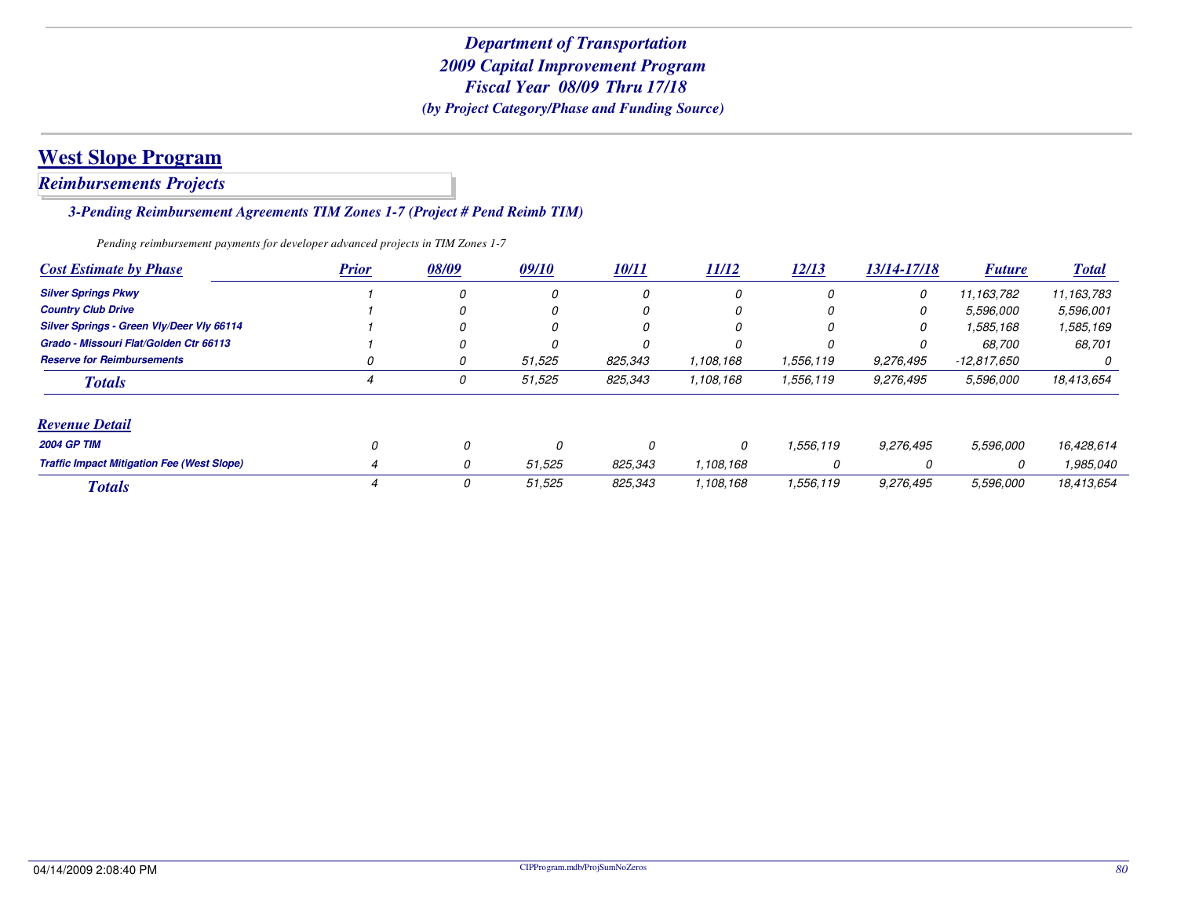# Department of Transportation
## 2009 Capital Improvement Program
## Fiscal Year 08/09 Thru 17/18
### (by Project Category/Phase and Funding Source)

## West Slope Program

### Reimbursements Projects

#### 3-Pending Reimbursement Agreements TIM Zones 1-7 (Project # Pend Reimb TIM)

*Pending reimbursement payments for developer advanced projects in TIM Zones 1-7*

| Cost Estimate by Phase | Prior | 08/09 | 09/10 | 10/11 | 11/12 | 12/13 | 13/14-17/18 | Future | Total |
|---|---|---|---|---|---|---|---|---|---|
| **Silver Springs Pkwy** | 1 | 0 | 0 | 0 | 0 | 0 | 0 | 11,163,782 | 11,163,783 |
| **Country Club Drive** | 1 | 0 | 0 | 0 | 0 | 0 | 0 | 5,596,000 | 5,596,001 |
| **Silver Springs - Green Vly/Deer Vly 66114** | 1 | 0 | 0 | 0 | 0 | 0 | 0 | 1,585,168 | 1,585,169 |
| **Grado - Missouri Flat/Golden Ctr 66113** | 1 | 0 | 0 | 0 | 0 | 0 | 0 | 68,700 | 68,701 |
| **Reserve for Reimbursements** | 0 | 0 | 51,525 | 825,343 | 1,108,168 | 1,556,119 | 9,276,495 | -12,817,650 | 0 |
| **Totals** | 4 | 0 | 51,525 | 825,343 | 1,108,168 | 1,556,119 | 9,276,495 | 5,596,000 | 18,413,654 |

| Revenue Detail | Prior | 08/09 | 09/10 | 10/11 | 11/12 | 12/13 | 13/14-17/18 | Future | Total |
|---|---|---|---|---|---|---|---|---|---|
| **2004 GP TIM** | 0 | 0 | 0 | 0 | 0 | 1,556,119 | 9,276,495 | 5,596,000 | 16,428,614 |
| **Traffic Impact Mitigation Fee (West Slope)** | 4 | 0 | 51,525 | 825,343 | 1,108,168 | 0 | 0 | 0 | 1,985,040 |
| **Totals** | 4 | 0 | 51,525 | 825,343 | 1,108,168 | 1,556,119 | 9,276,495 | 5,596,000 | 18,413,654 |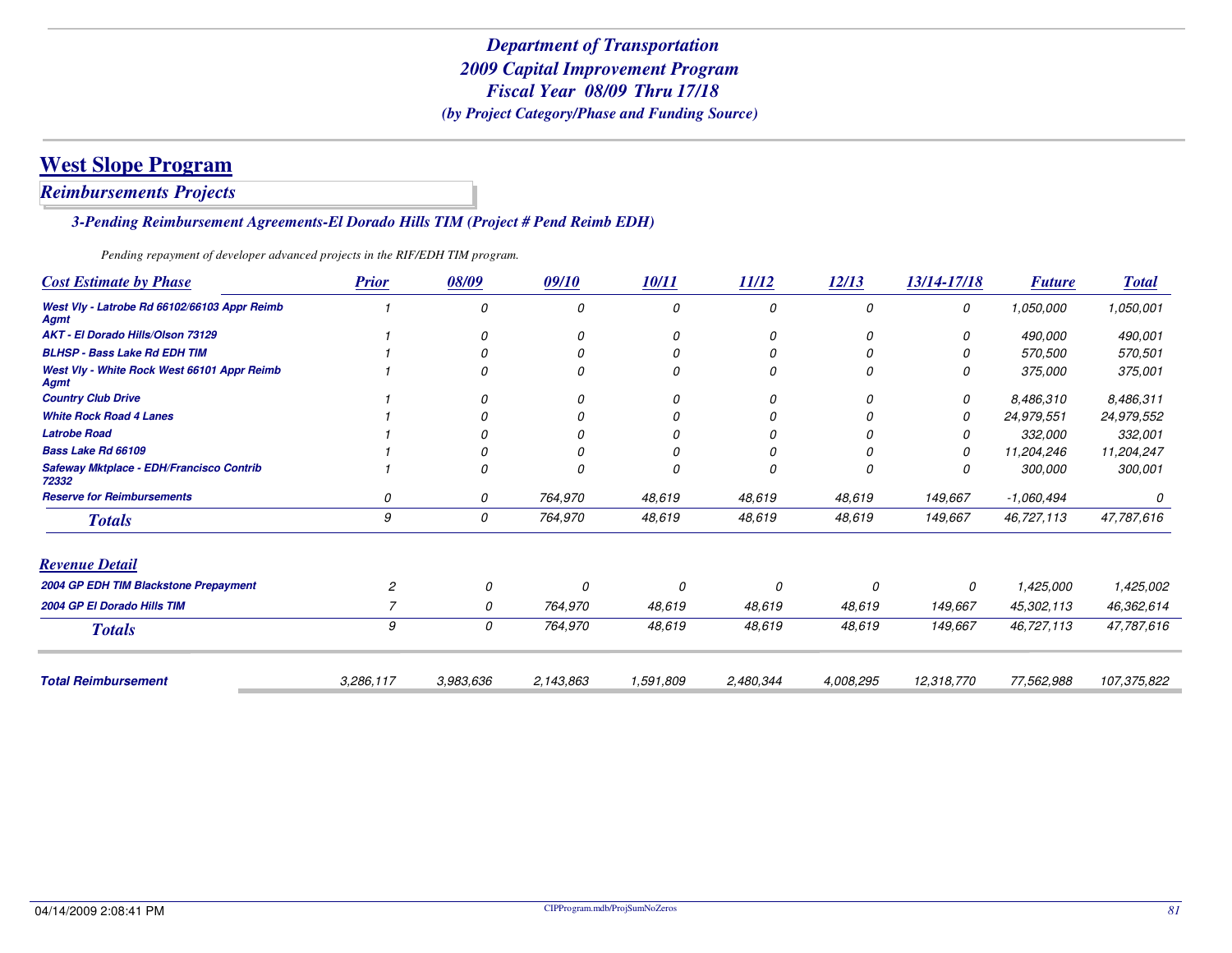# Department of Transportation
## 2009 Capital Improvement Program
## Fiscal Year 08/09 Thru 17/18
*(by Project Category/Phase and Funding Source)*

## West Slope Program

### *Reimbursements Projects*

#### *3-Pending Reimbursement Agreements-El Dorado Hills TIM (Project # Pend Reimb EDH)*

*Pending repayment of developer advanced projects in the RIF/EDH TIM program.*

| Cost Estimate by Phase | Prior | 08/09 | 09/10 | 10/11 | 11/12 | 12/13 | 13/14-17/18 | Future | Total |
|---|---|---|---|---|---|---|---|---|---|
| West Vly - Latrobe Rd 66102/66103 Appr Reimb Agmt | 1 | 0 | 0 | 0 | 0 | 0 | 0 | 1,050,000 | 1,050,001 |
| AKT - El Dorado Hills/Olson 73129 | 1 | 0 | 0 | 0 | 0 | 0 | 0 | 490,000 | 490,001 |
| BLHSP - Bass Lake Rd EDH TIM | 1 | 0 | 0 | 0 | 0 | 0 | 0 | 570,500 | 570,501 |
| West Vly - White Rock West 66101 Appr Reimb Agmt | 1 | 0 | 0 | 0 | 0 | 0 | 0 | 375,000 | 375,001 |
| Country Club Drive | 1 | 0 | 0 | 0 | 0 | 0 | 0 | 8,486,310 | 8,486,311 |
| White Rock Road 4 Lanes | 1 | 0 | 0 | 0 | 0 | 0 | 0 | 24,979,551 | 24,979,552 |
| Latrobe Road | 1 | 0 | 0 | 0 | 0 | 0 | 0 | 332,000 | 332,001 |
| Bass Lake Rd 66109 | 1 | 0 | 0 | 0 | 0 | 0 | 0 | 11,204,246 | 11,204,247 |
| Safeway Mktplace - EDH/Francisco Contrib 72332 | 1 | 0 | 0 | 0 | 0 | 0 | 0 | 300,000 | 300,001 |
| Reserve for Reimbursements | 0 | 0 | 764,970 | 48,619 | 48,619 | 48,619 | 149,667 | -1,060,494 | 0 |
| **Totals** | 9 | 0 | 764,970 | 48,619 | 48,619 | 48,619 | 149,667 | 46,727,113 | 47,787,616 |

| Revenue Detail | Prior | 08/09 | 09/10 | 10/11 | 11/12 | 12/13 | 13/14-17/18 | Future | Total |
|---|---|---|---|---|---|---|---|---|---|
| 2004 GP EDH TIM Blackstone Prepayment | 2 | 0 | 0 | 0 | 0 | 0 | 0 | 1,425,000 | 1,425,002 |
| 2004 GP El Dorado Hills TIM | 7 | 0 | 764,970 | 48,619 | 48,619 | 48,619 | 149,667 | 45,302,113 | 46,362,614 |
| **Totals** | 9 | 0 | 764,970 | 48,619 | 48,619 | 48,619 | 149,667 | 46,727,113 | 47,787,616 |

| | Prior | 08/09 | 09/10 | 10/11 | 11/12 | 12/13 | 13/14-17/18 | Future | Total |
|---|---|---|---|---|---|---|---|---|---|
| **Total Reimbursement** | 3,286,117 | 3,983,636 | 2,143,863 | 1,591,809 | 2,480,344 | 4,008,295 | 12,318,770 | 77,562,988 | 107,375,822 |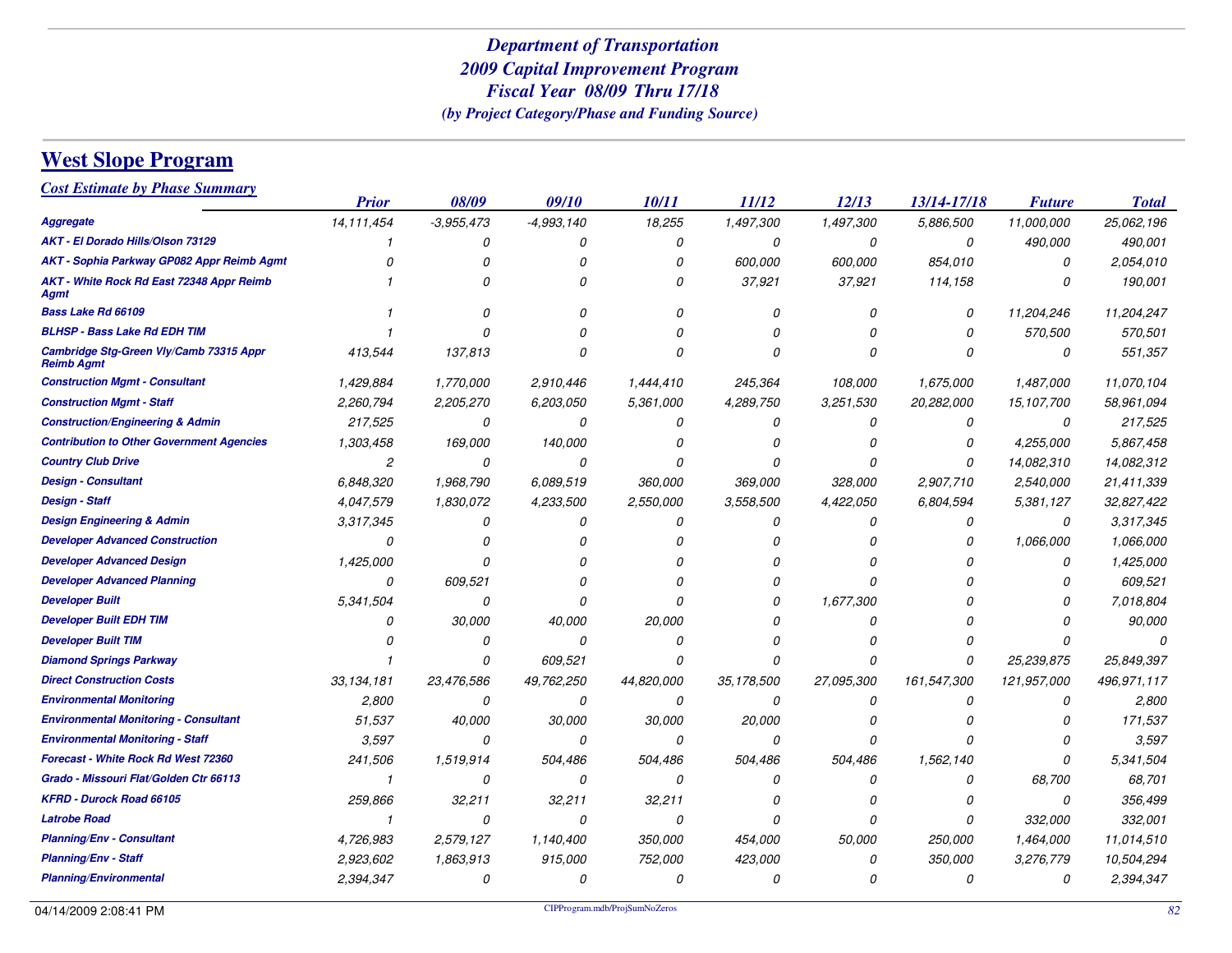# Department of Transportation
# 2009 Capital Improvement Program
# Fiscal Year 08/09 Thru 17/18
*(by Project Category/Phase and Funding Source)*

## West Slope Program

### Cost Estimate by Phase Summary

| | Prior | 08/09 | 09/10 | 10/11 | 11/12 | 12/13 | 13/14-17/18 | Future | Total |
|---|---|---|---|---|---|---|---|---|---|
| **Aggregate** | 14,111,454 | -3,955,473 | -4,993,140 | 18,255 | 1,497,300 | 1,497,300 | 5,886,500 | 11,000,000 | 25,062,196 |
| **AKT - El Dorado Hills/Olson 73129** | 1 | 0 | 0 | 0 | 0 | 0 | 0 | 490,000 | 490,001 |
| **AKT - Sophia Parkway GP082 Appr Reimb Agmt** | 0 | 0 | 0 | 0 | 600,000 | 600,000 | 854,010 | 0 | 2,054,010 |
| **AKT - White Rock Rd East 72348 Appr Reimb Agmt** | 1 | 0 | 0 | 0 | 37,921 | 37,921 | 114,158 | 0 | 190,001 |
| **Bass Lake Rd 66109** | 1 | 0 | 0 | 0 | 0 | 0 | 0 | 11,204,246 | 11,204,247 |
| **BLHSP - Bass Lake Rd EDH TIM** | 1 | 0 | 0 | 0 | 0 | 0 | 0 | 570,500 | 570,501 |
| **Cambridge Stg-Green Vly/Camb 73315 Appr Reimb Agmt** | 413,544 | 137,813 | 0 | 0 | 0 | 0 | 0 | 0 | 551,357 |
| **Construction Mgmt - Consultant** | 1,429,884 | 1,770,000 | 2,910,446 | 1,444,410 | 245,364 | 108,000 | 1,675,000 | 1,487,000 | 11,070,104 |
| **Construction Mgmt - Staff** | 2,260,794 | 2,205,270 | 6,203,050 | 5,361,000 | 4,289,750 | 3,251,530 | 20,282,000 | 15,107,700 | 58,961,094 |
| **Construction/Engineering & Admin** | 217,525 | 0 | 0 | 0 | 0 | 0 | 0 | 0 | 217,525 |
| **Contribution to Other Government Agencies** | 1,303,458 | 169,000 | 140,000 | 0 | 0 | 0 | 0 | 4,255,000 | 5,867,458 |
| **Country Club Drive** | 2 | 0 | 0 | 0 | 0 | 0 | 0 | 14,082,310 | 14,082,312 |
| **Design - Consultant** | 6,848,320 | 1,968,790 | 6,089,519 | 360,000 | 369,000 | 328,000 | 2,907,710 | 2,540,000 | 21,411,339 |
| **Design - Staff** | 4,047,579 | 1,830,072 | 4,233,500 | 2,550,000 | 3,558,500 | 4,422,050 | 6,804,594 | 5,381,127 | 32,827,422 |
| **Design Engineering & Admin** | 3,317,345 | 0 | 0 | 0 | 0 | 0 | 0 | 0 | 3,317,345 |
| **Developer Advanced Construction** | 0 | 0 | 0 | 0 | 0 | 0 | 0 | 1,066,000 | 1,066,000 |
| **Developer Advanced Design** | 1,425,000 | 0 | 0 | 0 | 0 | 0 | 0 | 0 | 1,425,000 |
| **Developer Advanced Planning** | 0 | 609,521 | 0 | 0 | 0 | 0 | 0 | 0 | 609,521 |
| **Developer Built** | 5,341,504 | 0 | 0 | 0 | 0 | 1,677,300 | 0 | 0 | 7,018,804 |
| **Developer Built EDH TIM** | 0 | 30,000 | 40,000 | 20,000 | 0 | 0 | 0 | 0 | 90,000 |
| **Developer Built TIM** | 0 | 0 | 0 | 0 | 0 | 0 | 0 | 0 | 0 |
| **Diamond Springs Parkway** | 1 | 0 | 609,521 | 0 | 0 | 0 | 0 | 25,239,875 | 25,849,397 |
| **Direct Construction Costs** | 33,134,181 | 23,476,586 | 49,762,250 | 44,820,000 | 35,178,500 | 27,095,300 | 161,547,300 | 121,957,000 | 496,971,117 |
| **Environmental Monitoring** | 2,800 | 0 | 0 | 0 | 0 | 0 | 0 | 0 | 2,800 |
| **Environmental Monitoring - Consultant** | 51,537 | 40,000 | 30,000 | 30,000 | 20,000 | 0 | 0 | 0 | 171,537 |
| **Environmental Monitoring - Staff** | 3,597 | 0 | 0 | 0 | 0 | 0 | 0 | 0 | 3,597 |
| **Forecast - White Rock Rd West 72360** | 241,506 | 1,519,914 | 504,486 | 504,486 | 504,486 | 504,486 | 1,562,140 | 0 | 5,341,504 |
| **Grado - Missouri Flat/Golden Ctr 66113** | 1 | 0 | 0 | 0 | 0 | 0 | 0 | 68,700 | 68,701 |
| **KFRD - Durock Road 66105** | 259,866 | 32,211 | 32,211 | 32,211 | 0 | 0 | 0 | 0 | 356,499 |
| **Latrobe Road** | 1 | 0 | 0 | 0 | 0 | 0 | 0 | 332,000 | 332,001 |
| **Planning/Env - Consultant** | 4,726,983 | 2,579,127 | 1,140,400 | 350,000 | 454,000 | 50,000 | 250,000 | 1,464,000 | 11,014,510 |
| **Planning/Env - Staff** | 2,923,602 | 1,863,913 | 915,000 | 752,000 | 423,000 | 0 | 350,000 | 3,276,779 | 10,504,294 |
| **Planning/Environmental** | 2,394,347 | 0 | 0 | 0 | 0 | 0 | 0 | 0 | 2,394,347 |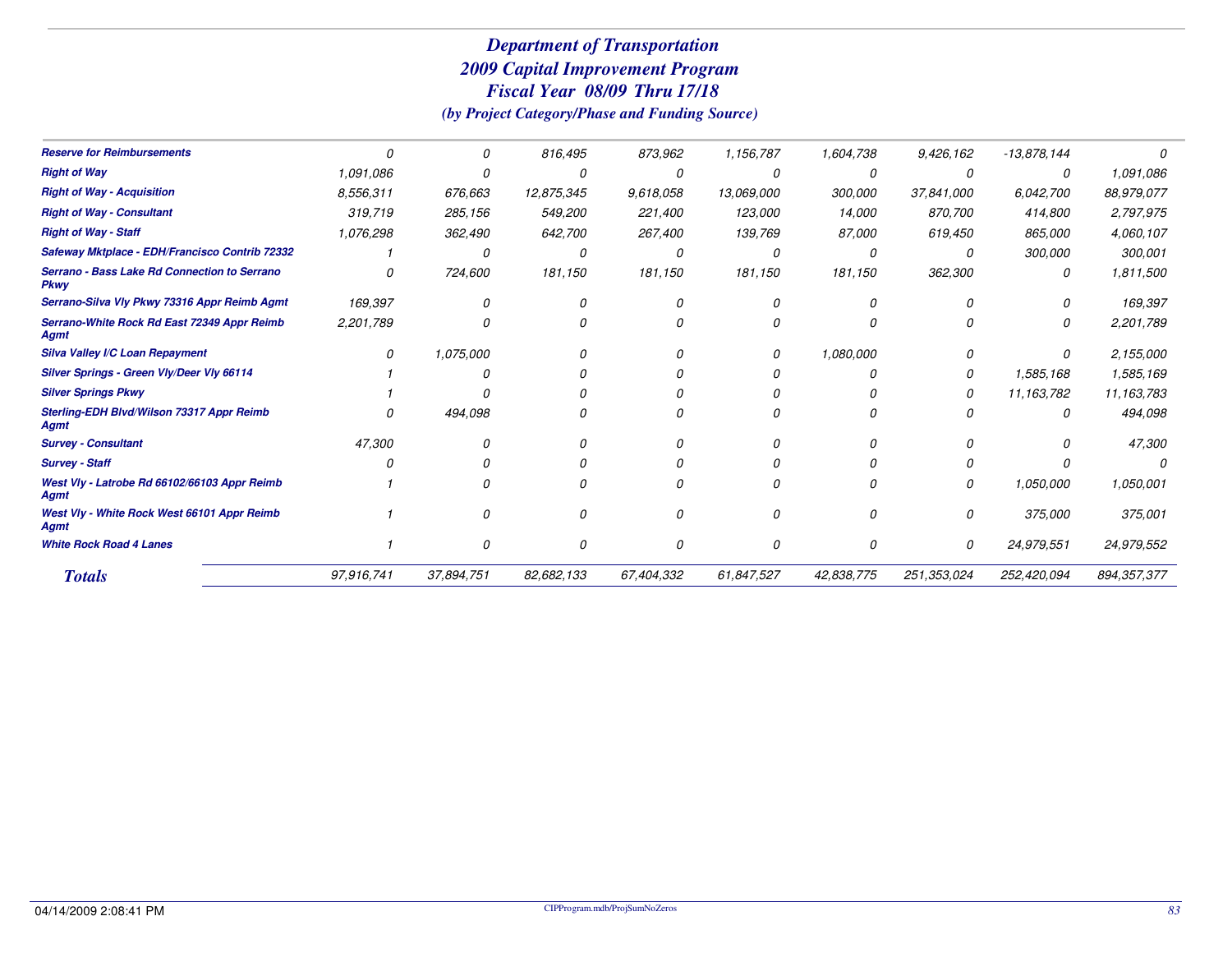# Department of Transportation
## 2009 Capital Improvement Program
## Fiscal Year 08/09 Thru 17/18
### *(by Project Category/Phase and Funding Source)*

| | | | | | | | | | |
|---|---|---|---|---|---|---|---|---|---|
| **Reserve for Reimbursements** | 0 | 0 | 816,495 | 873,962 | 1,156,787 | 1,604,738 | 9,426,162 | -13,878,144 | 0 |
| **Right of Way** | 1,091,086 | 0 | 0 | 0 | 0 | 0 | 0 | 0 | 1,091,086 |
| **Right of Way - Acquisition** | 8,556,311 | 676,663 | 12,875,345 | 9,618,058 | 13,069,000 | 300,000 | 37,841,000 | 6,042,700 | 88,979,077 |
| **Right of Way - Consultant** | 319,719 | 285,156 | 549,200 | 221,400 | 123,000 | 14,000 | 870,700 | 414,800 | 2,797,975 |
| **Right of Way - Staff** | 1,076,298 | 362,490 | 642,700 | 267,400 | 139,769 | 87,000 | 619,450 | 865,000 | 4,060,107 |
| **Safeway Mktplace - EDH/Francisco Contrib 72332** | 1 | 0 | 0 | 0 | 0 | 0 | 0 | 300,000 | 300,001 |
| **Serrano - Bass Lake Rd Connection to Serrano Pkwy** | 0 | 724,600 | 181,150 | 181,150 | 181,150 | 181,150 | 362,300 | 0 | 1,811,500 |
| **Serrano-Silva Vly Pkwy 73316 Appr Reimb Agmt** | 169,397 | 0 | 0 | 0 | 0 | 0 | 0 | 0 | 169,397 |
| **Serrano-White Rock Rd East 72349 Appr Reimb Agmt** | 2,201,789 | 0 | 0 | 0 | 0 | 0 | 0 | 0 | 2,201,789 |
| **Silva Valley I/C Loan Repayment** | 0 | 1,075,000 | 0 | 0 | 0 | 1,080,000 | 0 | 0 | 2,155,000 |
| **Silver Springs - Green Vly/Deer Vly 66114** | 1 | 0 | 0 | 0 | 0 | 0 | 0 | 1,585,168 | 1,585,169 |
| **Silver Springs Pkwy** | 1 | 0 | 0 | 0 | 0 | 0 | 0 | 11,163,782 | 11,163,783 |
| **Sterling-EDH Blvd/Wilson 73317 Appr Reimb Agmt** | 0 | 494,098 | 0 | 0 | 0 | 0 | 0 | 0 | 494,098 |
| **Survey - Consultant** | 47,300 | 0 | 0 | 0 | 0 | 0 | 0 | 0 | 47,300 |
| **Survey - Staff** | 0 | 0 | 0 | 0 | 0 | 0 | 0 | 0 | 0 |
| **West Vly - Latrobe Rd 66102/66103 Appr Reimb Agmt** | 1 | 0 | 0 | 0 | 0 | 0 | 0 | 1,050,000 | 1,050,001 |
| **West Vly - White Rock West 66101 Appr Reimb Agmt** | 1 | 0 | 0 | 0 | 0 | 0 | 0 | 375,000 | 375,001 |
| **White Rock Road 4 Lanes** | 1 | 0 | 0 | 0 | 0 | 0 | 0 | 24,979,551 | 24,979,552 |
| ***Totals*** | 97,916,741 | 37,894,751 | 82,682,133 | 67,404,332 | 61,847,527 | 42,838,775 | 251,353,024 | 252,420,094 | 894,357,377 |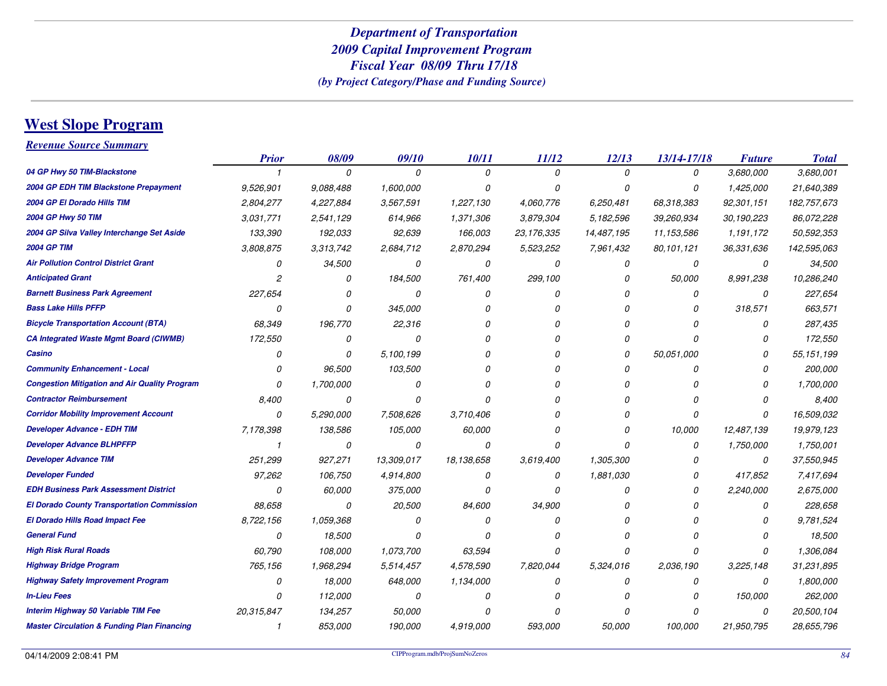*Department of Transportation*
*2009 Capital Improvement Program*
*Fiscal Year 08/09 Thru 17/18*
*(by Project Category/Phase and Funding Source)*

# West Slope Program

## *Revenue Source Summary*

| | *Prior* | *08/09* | *09/10* | *10/11* | *11/12* | *12/13* | *13/14-17/18* | *Future* | *Total* |
|---|---|---|---|---|---|---|---|---|---|
| **04 GP Hwy 50 TIM-Blackstone** | 1 | 0 | 0 | 0 | 0 | 0 | 0 | 3,680,000 | 3,680,001 |
| **2004 GP EDH TIM Blackstone Prepayment** | 9,526,901 | 9,088,488 | 1,600,000 | 0 | 0 | 0 | 0 | 1,425,000 | 21,640,389 |
| **2004 GP El Dorado Hills TIM** | 2,804,277 | 4,227,884 | 3,567,591 | 1,227,130 | 4,060,776 | 6,250,481 | 68,318,383 | 92,301,151 | 182,757,673 |
| **2004 GP Hwy 50 TIM** | 3,031,771 | 2,541,129 | 614,966 | 1,371,306 | 3,879,304 | 5,182,596 | 39,260,934 | 30,190,223 | 86,072,228 |
| **2004 GP Silva Valley Interchange Set Aside** | 133,390 | 192,033 | 92,639 | 166,003 | 23,176,335 | 14,487,195 | 11,153,586 | 1,191,172 | 50,592,353 |
| **2004 GP TIM** | 3,808,875 | 3,313,742 | 2,684,712 | 2,870,294 | 5,523,252 | 7,961,432 | 80,101,121 | 36,331,636 | 142,595,063 |
| **Air Pollution Control District Grant** | 0 | 34,500 | 0 | 0 | 0 | 0 | 0 | 0 | 34,500 |
| **Anticipated Grant** | 2 | 0 | 184,500 | 761,400 | 299,100 | 0 | 50,000 | 8,991,238 | 10,286,240 |
| **Barnett Business Park Agreement** | 227,654 | 0 | 0 | 0 | 0 | 0 | 0 | 0 | 227,654 |
| **Bass Lake Hills PFFP** | 0 | 0 | 345,000 | 0 | 0 | 0 | 0 | 318,571 | 663,571 |
| **Bicycle Transportation Account (BTA)** | 68,349 | 196,770 | 22,316 | 0 | 0 | 0 | 0 | 0 | 287,435 |
| **CA Integrated Waste Mgmt Board (CIWMB)** | 172,550 | 0 | 0 | 0 | 0 | 0 | 0 | 0 | 172,550 |
| **Casino** | 0 | 0 | 5,100,199 | 0 | 0 | 0 | 50,051,000 | 0 | 55,151,199 |
| **Community Enhancement - Local** | 0 | 96,500 | 103,500 | 0 | 0 | 0 | 0 | 0 | 200,000 |
| **Congestion Mitigation and Air Quality Program** | 0 | 1,700,000 | 0 | 0 | 0 | 0 | 0 | 0 | 1,700,000 |
| **Contractor Reimbursement** | 8,400 | 0 | 0 | 0 | 0 | 0 | 0 | 0 | 8,400 |
| **Corridor Mobility Improvement Account** | 0 | 5,290,000 | 7,508,626 | 3,710,406 | 0 | 0 | 0 | 0 | 16,509,032 |
| **Developer Advance - EDH TIM** | 7,178,398 | 138,586 | 105,000 | 60,000 | 0 | 0 | 10,000 | 12,487,139 | 19,979,123 |
| **Developer Advance BLHPFFP** | 1 | 0 | 0 | 0 | 0 | 0 | 0 | 1,750,000 | 1,750,001 |
| **Developer Advance TIM** | 251,299 | 927,271 | 13,309,017 | 18,138,658 | 3,619,400 | 1,305,300 | 0 | 0 | 37,550,945 |
| **Developer Funded** | 97,262 | 106,750 | 4,914,800 | 0 | 0 | 1,881,030 | 0 | 417,852 | 7,417,694 |
| **EDH Business Park Assessment District** | 0 | 60,000 | 375,000 | 0 | 0 | 0 | 0 | 2,240,000 | 2,675,000 |
| **El Dorado County Transportation Commission** | 88,658 | 0 | 20,500 | 84,600 | 34,900 | 0 | 0 | 0 | 228,658 |
| **El Dorado Hills Road Impact Fee** | 8,722,156 | 1,059,368 | 0 | 0 | 0 | 0 | 0 | 0 | 9,781,524 |
| **General Fund** | 0 | 18,500 | 0 | 0 | 0 | 0 | 0 | 0 | 18,500 |
| **High Risk Rural Roads** | 60,790 | 108,000 | 1,073,700 | 63,594 | 0 | 0 | 0 | 0 | 1,306,084 |
| **Highway Bridge Program** | 765,156 | 1,968,294 | 5,514,457 | 4,578,590 | 7,820,044 | 5,324,016 | 2,036,190 | 3,225,148 | 31,231,895 |
| **Highway Safety Improvement Program** | 0 | 18,000 | 648,000 | 1,134,000 | 0 | 0 | 0 | 0 | 1,800,000 |
| **In-Lieu Fees** | 0 | 112,000 | 0 | 0 | 0 | 0 | 0 | 150,000 | 262,000 |
| **Interim Highway 50 Variable TIM Fee** | 20,315,847 | 134,257 | 50,000 | 0 | 0 | 0 | 0 | 0 | 20,500,104 |
| **Master Circulation & Funding Plan Financing** | 1 | 853,000 | 190,000 | 4,919,000 | 593,000 | 50,000 | 100,000 | 21,950,795 | 28,655,796 |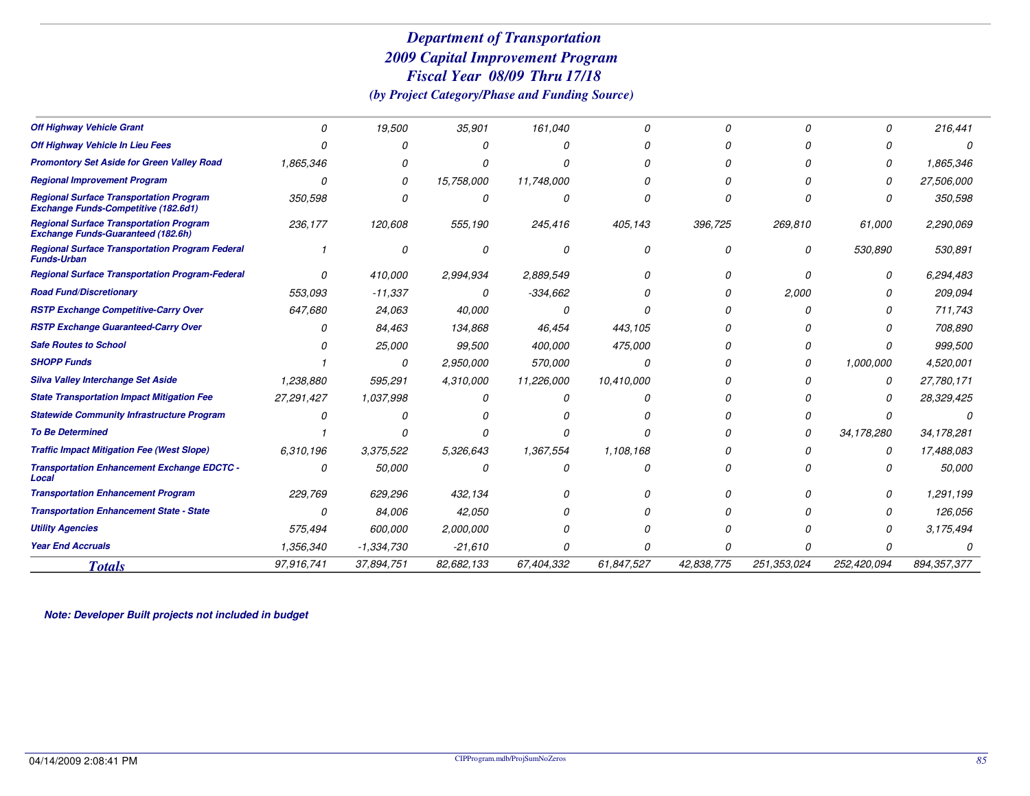# *Department of Transportation*
# *2009 Capital Improvement Program*
# *Fiscal Year 08/09 Thru 17/18*
### *(by Project Category/Phase and Funding Source)*

| | | | | | | | | | |
|---|---|---|---|---|---|---|---|---|---|
| **Off Highway Vehicle Grant** | 0 | 19,500 | 35,901 | 161,040 | 0 | 0 | 0 | 0 | 216,441 |
| **Off Highway Vehicle In Lieu Fees** | 0 | 0 | 0 | 0 | 0 | 0 | 0 | 0 | 0 |
| **Promontory Set Aside for Green Valley Road** | 1,865,346 | 0 | 0 | 0 | 0 | 0 | 0 | 0 | 1,865,346 |
| **Regional Improvement Program** | 0 | 0 | 15,758,000 | 11,748,000 | 0 | 0 | 0 | 0 | 27,506,000 |
| **Regional Surface Transportation Program Exchange Funds-Competitive (182.6d1)** | 350,598 | 0 | 0 | 0 | 0 | 0 | 0 | 0 | 350,598 |
| **Regional Surface Transportation Program Exchange Funds-Guaranteed (182.6h)** | 236,177 | 120,608 | 555,190 | 245,416 | 405,143 | 396,725 | 269,810 | 61,000 | 2,290,069 |
| **Regional Surface Transportation Program Federal Funds-Urban** | 1 | 0 | 0 | 0 | 0 | 0 | 0 | 530,890 | 530,891 |
| **Regional Surface Transportation Program-Federal** | 0 | 410,000 | 2,994,934 | 2,889,549 | 0 | 0 | 0 | 0 | 6,294,483 |
| **Road Fund/Discretionary** | 553,093 | -11,337 | 0 | -334,662 | 0 | 0 | 2,000 | 0 | 209,094 |
| **RSTP Exchange Competitive-Carry Over** | 647,680 | 24,063 | 40,000 | 0 | 0 | 0 | 0 | 0 | 711,743 |
| **RSTP Exchange Guaranteed-Carry Over** | 0 | 84,463 | 134,868 | 46,454 | 443,105 | 0 | 0 | 0 | 708,890 |
| **Safe Routes to School** | 0 | 25,000 | 99,500 | 400,000 | 475,000 | 0 | 0 | 0 | 999,500 |
| **SHOPP Funds** | 1 | 0 | 2,950,000 | 570,000 | 0 | 0 | 0 | 1,000,000 | 4,520,001 |
| **Silva Valley Interchange Set Aside** | 1,238,880 | 595,291 | 4,310,000 | 11,226,000 | 10,410,000 | 0 | 0 | 0 | 27,780,171 |
| **State Transportation Impact Mitigation Fee** | 27,291,427 | 1,037,998 | 0 | 0 | 0 | 0 | 0 | 0 | 28,329,425 |
| **Statewide Community Infrastructure Program** | 0 | 0 | 0 | 0 | 0 | 0 | 0 | 0 | 0 |
| **To Be Determined** | 1 | 0 | 0 | 0 | 0 | 0 | 0 | 34,178,280 | 34,178,281 |
| **Traffic Impact Mitigation Fee (West Slope)** | 6,310,196 | 3,375,522 | 5,326,643 | 1,367,554 | 1,108,168 | 0 | 0 | 0 | 17,488,083 |
| **Transportation Enhancement Exchange EDCTC - Local** | 0 | 50,000 | 0 | 0 | 0 | 0 | 0 | 0 | 50,000 |
| **Transportation Enhancement Program** | 229,769 | 629,296 | 432,134 | 0 | 0 | 0 | 0 | 0 | 1,291,199 |
| **Transportation Enhancement State - State** | 0 | 84,006 | 42,050 | 0 | 0 | 0 | 0 | 0 | 126,056 |
| **Utility Agencies** | 575,494 | 600,000 | 2,000,000 | 0 | 0 | 0 | 0 | 0 | 3,175,494 |
| **Year End Accruals** | 1,356,340 | -1,334,730 | -21,610 | 0 | 0 | 0 | 0 | 0 | 0 |
| ***Totals*** | 97,916,741 | 37,894,751 | 82,682,133 | 67,404,332 | 61,847,527 | 42,838,775 | 251,353,024 | 252,420,094 | 894,357,377 |

***Note: Developer Built projects not included in budget***